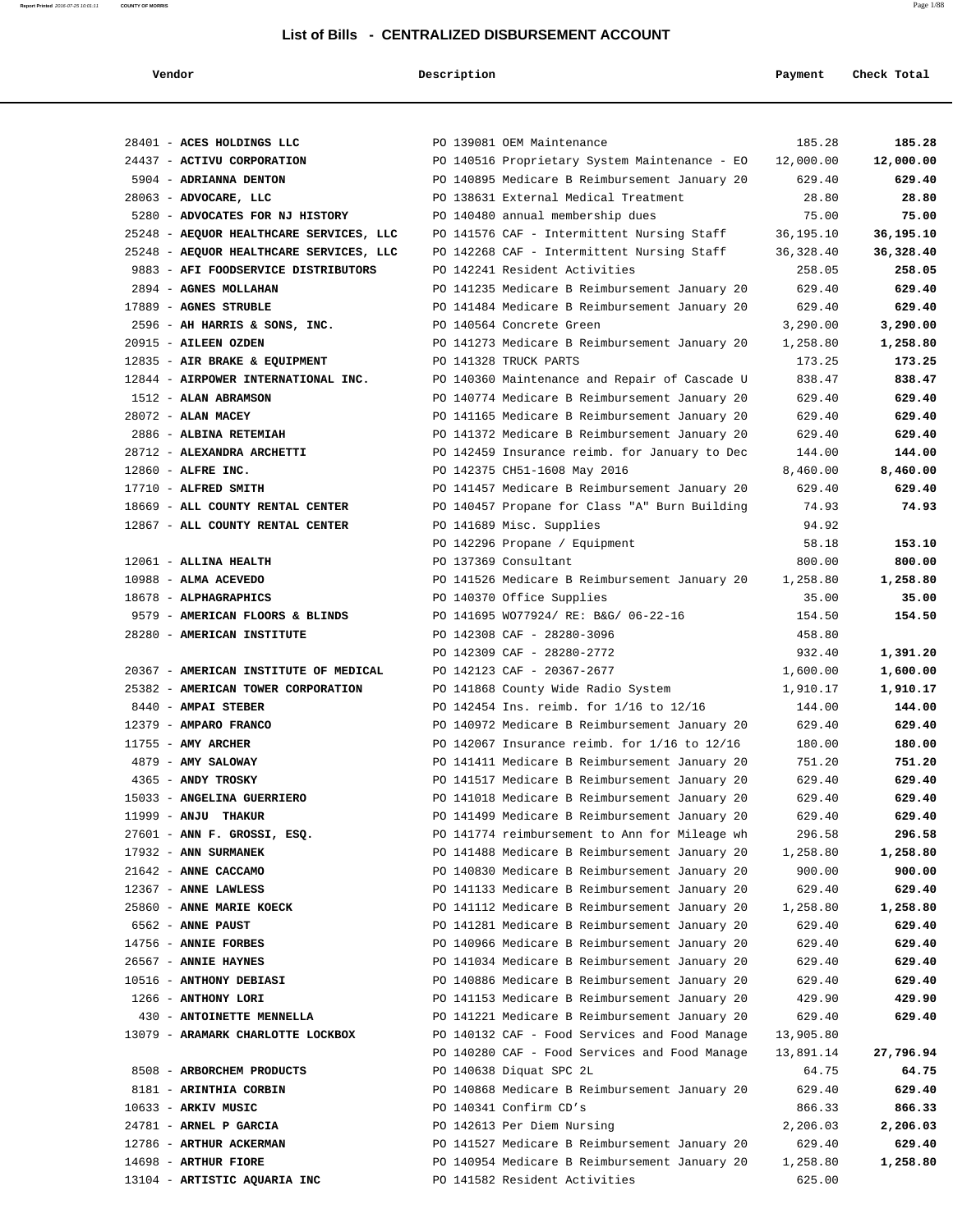# List of Bills - CENTRALIZED DISBURSEMENT ACCOUNT

| Vendor | Description | Payment | Check Total |
|---|---|---|---|
| 28401 - **ACES HOLDINGS LLC** | PO 139081 OEM Maintenance | 185.28 | **185.28** |
| 24437 - **ACTIVU CORPORATION** | PO 140516 Proprietary System Maintenance - EO | 12,000.00 | **12,000.00** |
| 5904 - **ADRIANNA DENTON** | PO 140895 Medicare B Reimbursement January 20 | 629.40 | **629.40** |
| 28063 - **ADVOCARE, LLC** | PO 138631 External Medical Treatment | 28.80 | **28.80** |
| 5280 - **ADVOCATES FOR NJ HISTORY** | PO 140480 annual membership dues | 75.00 | **75.00** |
| 25248 - **AEQUOR HEALTHCARE SERVICES, LLC** | PO 141576 CAF - Intermittent Nursing Staff | 36,195.10 | **36,195.10** |
| 25248 - **AEQUOR HEALTHCARE SERVICES, LLC** | PO 142268 CAF - Intermittent Nursing Staff | 36,328.40 | **36,328.40** |
| 9883 - **AFI FOODSERVICE DISTRIBUTORS** | PO 142241 Resident Activities | 258.05 | **258.05** |
| 2894 - **AGNES MOLLAHAN** | PO 141235 Medicare B Reimbursement January 20 | 629.40 | **629.40** |
| 17889 - **AGNES STRUBLE** | PO 141484 Medicare B Reimbursement January 20 | 629.40 | **629.40** |
| 2596 - **AH HARRIS & SONS, INC.** | PO 140564 Concrete Green | 3,290.00 | **3,290.00** |
| 20915 - **AILEEN OZDEN** | PO 141273 Medicare B Reimbursement January 20 | 1,258.80 | **1,258.80** |
| 12835 - **AIR BRAKE & EQUIPMENT** | PO 141328 TRUCK PARTS | 173.25 | **173.25** |
| 12844 - **AIRPOWER INTERNATIONAL INC.** | PO 140360 Maintenance and Repair of Cascade U | 838.47 | **838.47** |
| 1512 - **ALAN ABRAMSON** | PO 140774 Medicare B Reimbursement January 20 | 629.40 | **629.40** |
| 28072 - **ALAN MACEY** | PO 141165 Medicare B Reimbursement January 20 | 629.40 | **629.40** |
| 2886 - **ALBINA RETEMIAH** | PO 141372 Medicare B Reimbursement January 20 | 629.40 | **629.40** |
| 28712 - **ALEXANDRA ARCHETTI** | PO 142459 Insurance reimb. for January to Dec | 144.00 | **144.00** |
| 12860 - **ALFRE INC.** | PO 142375 CH51-1608 May 2016 | 8,460.00 | **8,460.00** |
| 17710 - **ALFRED SMITH** | PO 141457 Medicare B Reimbursement January 20 | 629.40 | **629.40** |
| 18669 - **ALL COUNTY RENTAL CENTER** | PO 140457 Propane for Class "A" Burn Building | 74.93 | **74.93** |
| 12867 - **ALL COUNTY RENTAL CENTER** | PO 141689 Misc. Supplies | 94.92 | |
| | PO 142296 Propane / Equipment | 58.18 | **153.10** |
| 12061 - **ALLINA HEALTH** | PO 137369 Consultant | 800.00 | **800.00** |
| 10988 - **ALMA ACEVEDO** | PO 141526 Medicare B Reimbursement January 20 | 1,258.80 | **1,258.80** |
| 18678 - **ALPHAGRAPHICS** | PO 140370 Office Supplies | 35.00 | **35.00** |
| 9579 - **AMERICAN FLOORS & BLINDS** | PO 141695 WO77924/ RE: B&G/ 06-22-16 | 154.50 | **154.50** |
| 28280 - **AMERICAN INSTITUTE** | PO 142308 CAF - 28280-3096 | 458.80 | |
| | PO 142309 CAF - 28280-2772 | 932.40 | **1,391.20** |
| 20367 - **AMERICAN INSTITUTE OF MEDICAL** | PO 142123 CAF - 20367-2677 | 1,600.00 | **1,600.00** |
| 25382 - **AMERICAN TOWER CORPORATION** | PO 141868 County Wide Radio System | 1,910.17 | **1,910.17** |
| 8440 - **AMPAI STEBER** | PO 142454 Ins. reimb. for 1/16 to 12/16 | 144.00 | **144.00** |
| 12379 - **AMPARO FRANCO** | PO 140972 Medicare B Reimbursement January 20 | 629.40 | **629.40** |
| 11755 - **AMY ARCHER** | PO 142067 Insurance reimb. for 1/16 to 12/16 | 180.00 | **180.00** |
| 4879 - **AMY SALOWAY** | PO 141411 Medicare B Reimbursement January 20 | 751.20 | **751.20** |
| 4365 - **ANDY TROSKY** | PO 141517 Medicare B Reimbursement January 20 | 629.40 | **629.40** |
| 15033 - **ANGELINA GUERRIERO** | PO 141018 Medicare B Reimbursement January 20 | 629.40 | **629.40** |
| 11999 - **ANJU THAKUR** | PO 141499 Medicare B Reimbursement January 20 | 629.40 | **629.40** |
| 27601 - **ANN F. GROSSI, ESQ.** | PO 141774 reimbursement to Ann for Mileage wh | 296.58 | **296.58** |
| 17932 - **ANN SURMANEK** | PO 141488 Medicare B Reimbursement January 20 | 1,258.80 | **1,258.80** |
| 21642 - **ANNE CACCAMO** | PO 140830 Medicare B Reimbursement January 20 | 900.00 | **900.00** |
| 12367 - **ANNE LAWLESS** | PO 141133 Medicare B Reimbursement January 20 | 629.40 | **629.40** |
| 25860 - **ANNE MARIE KOECK** | PO 141112 Medicare B Reimbursement January 20 | 1,258.80 | **1,258.80** |
| 6562 - **ANNE PAUST** | PO 141281 Medicare B Reimbursement January 20 | 629.40 | **629.40** |
| 14756 - **ANNIE FORBES** | PO 140966 Medicare B Reimbursement January 20 | 629.40 | **629.40** |
| 26567 - **ANNIE HAYNES** | PO 141034 Medicare B Reimbursement January 20 | 629.40 | **629.40** |
| 10516 - **ANTHONY DEBIASI** | PO 140886 Medicare B Reimbursement January 20 | 629.40 | **629.40** |
| 1266 - **ANTHONY LORI** | PO 141153 Medicare B Reimbursement January 20 | 429.90 | **429.90** |
| 430 - **ANTOINETTE MENNELLA** | PO 141221 Medicare B Reimbursement January 20 | 629.40 | **629.40** |
| 13079 - **ARAMARK CHARLOTTE LOCKBOX** | PO 140132 CAF - Food Services and Food Manage | 13,905.80 | |
| | PO 140280 CAF - Food Services and Food Manage | 13,891.14 | **27,796.94** |
| 8508 - **ARBORCHEM PRODUCTS** | PO 140638 Diquat SPC 2L | 64.75 | **64.75** |
| 8181 - **ARINTHIA CORBIN** | PO 140868 Medicare B Reimbursement January 20 | 629.40 | **629.40** |
| 10633 - **ARKIV MUSIC** | PO 140341 Confirm CD's | 866.33 | **866.33** |
| 24781 - **ARNEL P GARCIA** | PO 142613 Per Diem Nursing | 2,206.03 | **2,206.03** |
| 12786 - **ARTHUR ACKERMAN** | PO 141527 Medicare B Reimbursement January 20 | 629.40 | **629.40** |
| 14698 - **ARTHUR FIORE** | PO 140954 Medicare B Reimbursement January 20 | 1,258.80 | **1,258.80** |
| 13104 - **ARTISTIC AQUARIA INC** | PO 141582 Resident Activities | 625.00 | |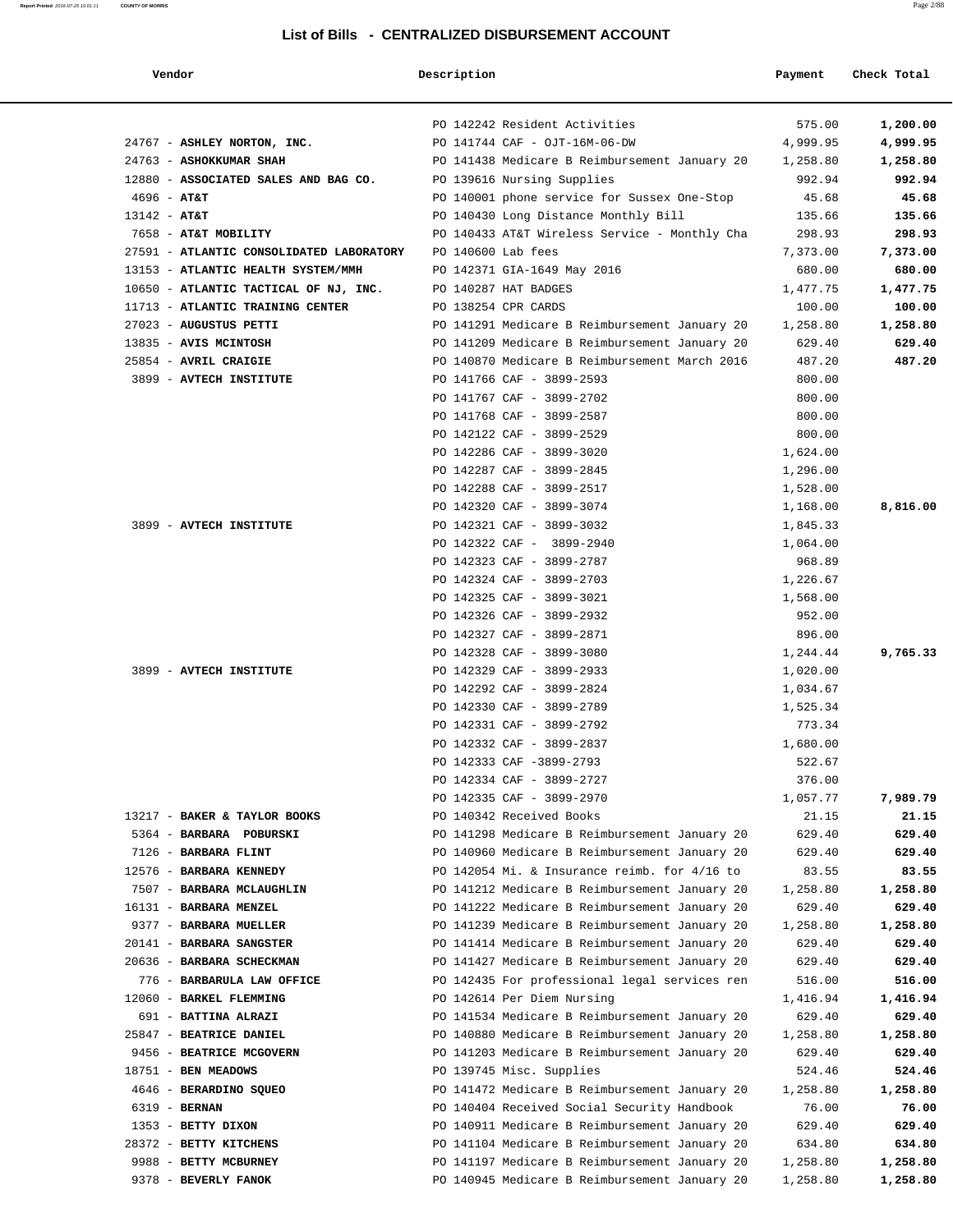## List of Bills - CENTRALIZED DISBURSEMENT ACCOUNT

| Vendor | Description | Payment | Check Total |
|---|---|---|---|
| | PO 142242 Resident Activities | 575.00 | **1,200.00** |
| 24767 - **ASHLEY NORTON, INC.** | PO 141744 CAF - OJT-16M-06-DW | 4,999.95 | **4,999.95** |
| 24763 - **ASHOKKUMAR SHAH** | PO 141438 Medicare B Reimbursement January 20 | 1,258.80 | **1,258.80** |
| 12880 - **ASSOCIATED SALES AND BAG CO.** | PO 139616 Nursing Supplies | 992.94 | **992.94** |
| 4696 - **AT&T** | PO 140001 phone service for Sussex One-Stop | 45.68 | **45.68** |
| 13142 - **AT&T** | PO 140430 Long Distance Monthly Bill | 135.66 | **135.66** |
| 7658 - **AT&T MOBILITY** | PO 140433 AT&T Wireless Service - Monthly Cha | 298.93 | **298.93** |
| 27591 - **ATLANTIC CONSOLIDATED LABORATORY** | PO 140600 Lab fees | 7,373.00 | **7,373.00** |
| 13153 - **ATLANTIC HEALTH SYSTEM/MMH** | PO 142371 GIA-1649 May 2016 | 680.00 | **680.00** |
| 10650 - **ATLANTIC TACTICAL OF NJ, INC.** | PO 140287 HAT BADGES | 1,477.75 | **1,477.75** |
| 11713 - **ATLANTIC TRAINING CENTER** | PO 138254 CPR CARDS | 100.00 | **100.00** |
| 27023 - **AUGUSTUS PETTI** | PO 141291 Medicare B Reimbursement January 20 | 1,258.80 | **1,258.80** |
| 13835 - **AVIS MCINTOSH** | PO 141209 Medicare B Reimbursement January 20 | 629.40 | **629.40** |
| 25854 - **AVRIL CRAIGIE** | PO 140870 Medicare B Reimbursement March 2016 | 487.20 | **487.20** |
| 3899 - **AVTECH INSTITUTE** | PO 141766 CAF - 3899-2593 | 800.00 | |
| | PO 141767 CAF - 3899-2702 | 800.00 | |
| | PO 141768 CAF - 3899-2587 | 800.00 | |
| | PO 142122 CAF - 3899-2529 | 800.00 | |
| | PO 142286 CAF - 3899-3020 | 1,624.00 | |
| | PO 142287 CAF - 3899-2845 | 1,296.00 | |
| | PO 142288 CAF - 3899-2517 | 1,528.00 | |
| | PO 142320 CAF - 3899-3074 | 1,168.00 | **8,816.00** |
| 3899 - **AVTECH INSTITUTE** | PO 142321 CAF - 3899-3032 | 1,845.33 | |
| | PO 142322 CAF - 3899-2940 | 1,064.00 | |
| | PO 142323 CAF - 3899-2787 | 968.89 | |
| | PO 142324 CAF - 3899-2703 | 1,226.67 | |
| | PO 142325 CAF - 3899-3021 | 1,568.00 | |
| | PO 142326 CAF - 3899-2932 | 952.00 | |
| | PO 142327 CAF - 3899-2871 | 896.00 | |
| | PO 142328 CAF - 3899-3080 | 1,244.44 | **9,765.33** |
| 3899 - **AVTECH INSTITUTE** | PO 142329 CAF - 3899-2933 | 1,020.00 | |
| | PO 142292 CAF - 3899-2824 | 1,034.67 | |
| | PO 142330 CAF - 3899-2789 | 1,525.34 | |
| | PO 142331 CAF - 3899-2792 | 773.34 | |
| | PO 142332 CAF - 3899-2837 | 1,680.00 | |
| | PO 142333 CAF -3899-2793 | 522.67 | |
| | PO 142334 CAF - 3899-2727 | 376.00 | |
| | PO 142335 CAF - 3899-2970 | 1,057.77 | **7,989.79** |
| 13217 - **BAKER & TAYLOR BOOKS** | PO 140342 Received Books | 21.15 | **21.15** |
| 5364 - **BARBARA POBURSKI** | PO 141298 Medicare B Reimbursement January 20 | 629.40 | **629.40** |
| 7126 - **BARBARA FLINT** | PO 140960 Medicare B Reimbursement January 20 | 629.40 | **629.40** |
| 12576 - **BARBARA KENNEDY** | PO 142054 Mi. & Insurance reimb. for 4/16 to | 83.55 | **83.55** |
| 7507 - **BARBARA MCLAUGHLIN** | PO 141212 Medicare B Reimbursement January 20 | 1,258.80 | **1,258.80** |
| 16131 - **BARBARA MENZEL** | PO 141222 Medicare B Reimbursement January 20 | 629.40 | **629.40** |
| 9377 - **BARBARA MUELLER** | PO 141239 Medicare B Reimbursement January 20 | 1,258.80 | **1,258.80** |
| 20141 - **BARBARA SANGSTER** | PO 141414 Medicare B Reimbursement January 20 | 629.40 | **629.40** |
| 20636 - **BARBARA SCHECKMAN** | PO 141427 Medicare B Reimbursement January 20 | 629.40 | **629.40** |
| 776 - **BARBARULA LAW OFFICE** | PO 142435 For professional legal services ren | 516.00 | **516.00** |
| 12060 - **BARKEL FLEMMING** | PO 142614 Per Diem Nursing | 1,416.94 | **1,416.94** |
| 691 - **BATTINA ALRAZI** | PO 141534 Medicare B Reimbursement January 20 | 629.40 | **629.40** |
| 25847 - **BEATRICE DANIEL** | PO 140880 Medicare B Reimbursement January 20 | 1,258.80 | **1,258.80** |
| 9456 - **BEATRICE MCGOVERN** | PO 141203 Medicare B Reimbursement January 20 | 629.40 | **629.40** |
| 18751 - **BEN MEADOWS** | PO 139745 Misc. Supplies | 524.46 | **524.46** |
| 4646 - **BERARDINO SQUEO** | PO 141472 Medicare B Reimbursement January 20 | 1,258.80 | **1,258.80** |
| 6319 - **BERNAN** | PO 140404 Received Social Security Handbook | 76.00 | **76.00** |
| 1353 - **BETTY DIXON** | PO 140911 Medicare B Reimbursement January 20 | 629.40 | **629.40** |
| 28372 - **BETTY KITCHENS** | PO 141104 Medicare B Reimbursement January 20 | 634.80 | **634.80** |
| 9988 - **BETTY MCBURNEY** | PO 141197 Medicare B Reimbursement January 20 | 1,258.80 | **1,258.80** |
| 9378 - **BEVERLY FANOK** | PO 140945 Medicare B Reimbursement January 20 | 1,258.80 | **1,258.80** |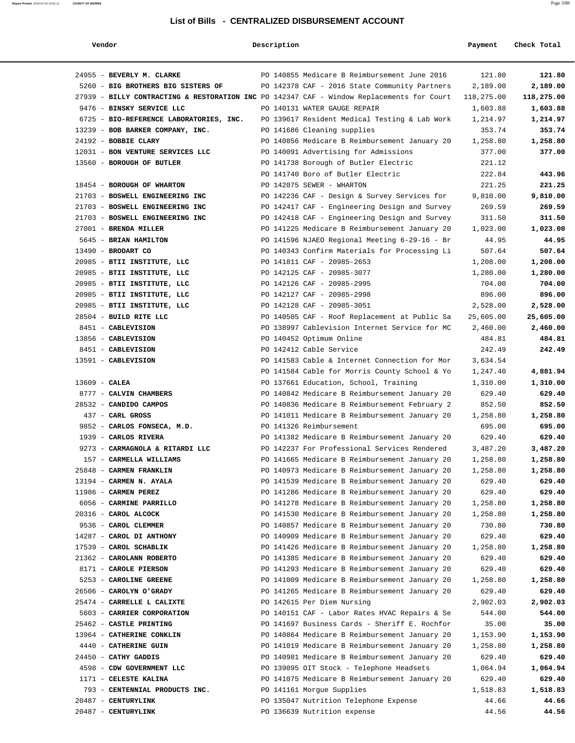# List of Bills - CENTRALIZED DISBURSEMENT ACCOUNT

| Vendor | Description | Payment | Check Total |
|---|---|---|---|
| 24955 - **BEVERLY M. CLARKE** | PO 140855 Medicare B Reimbursement June 2016 | 121.80 | **121.80** |
| 5260 - **BIG BROTHERS BIG SISTERS OF** | PO 142378 CAF - 2016 State Community Partners | 2,189.00 | **2,189.00** |
| 27939 - **BILLY CONTRACTING & RESTORATION INC** | PO 142347 CAF - Window Replacements for Court | 118,275.00 | **118,275.00** |
| 9476 - **BINSKY SERVICE LLC** | PO 140131 WATER GAUGE REPAIR | 1,603.88 | **1,603.88** |
| 6725 - **BIO-REFERENCE LABORATORIES, INC.** | PO 139617 Resident Medical Testing & Lab Work | 1,214.97 | **1,214.97** |
| 13239 - **BOB BARKER COMPANY, INC.** | PO 141686 Cleaning supplies | 353.74 | **353.74** |
| 24192 - **BOBBIE CLARY** | PO 140856 Medicare B Reimbursement January 20 | 1,258.80 | **1,258.80** |
| 12031 - **BON VENTURE SERVICES LLC** | PO 140091 Advertising for Admissions | 377.00 | **377.00** |
| 13560 - **BOROUGH OF BUTLER** | PO 141738 Borough of Butler Electric | 221.12 | |
| | PO 141740 Boro of Butler Electric | 222.84 | **443.96** |
| 18454 - **BOROUGH OF WHARTON** | PO 142075 SEWER - WHARTON | 221.25 | **221.25** |
| 21703 - **BOSWELL ENGINEERING INC** | PO 142236 CAF - Design & Survey Services for | 9,810.00 | **9,810.00** |
| 21703 - **BOSWELL ENGINEERING INC** | PO 142417 CAF - Engineering Design and Survey | 269.59 | **269.59** |
| 21703 - **BOSWELL ENGINEERING INC** | PO 142418 CAF - Engineering Design and Survey | 311.50 | **311.50** |
| 27001 - **BRENDA MILLER** | PO 141225 Medicare B Reimbursement January 20 | 1,023.00 | **1,023.00** |
| 5645 - **BRIAN HAMILTON** | PO 141596 NJAEO Regional Meeting 6-29-16 - Br | 44.95 | **44.95** |
| 13490 - **BRODART CO** | PO 140343 Confirm Materials for Processing Li | 507.64 | **507.64** |
| 20985 - **BTII INSTITUTE, LLC** | PO 141811 CAF - 20985-2653 | 1,208.00 | **1,208.00** |
| 20985 - **BTII INSTITUTE, LLC** | PO 142125 CAF - 20985-3077 | 1,280.00 | **1,280.00** |
| 20985 - **BTII INSTITUTE, LLC** | PO 142126 CAF - 20985-2995 | 704.00 | **704.00** |
| 20985 - **BTII INSTITUTE, LLC** | PO 142127 CAF - 20985-2998 | 896.00 | **896.00** |
| 20985 - **BTII INSTITUTE, LLC** | PO 142128 CAF - 20985-3051 | 2,528.00 | **2,528.00** |
| 28504 - **BUILD RITE LLC** | PO 140505 CAF - Roof Replacement at Public Sa | 25,605.00 | **25,605.00** |
| 8451 - **CABLEVISION** | PO 138997 Cablevision Internet Service for MC | 2,460.00 | **2,460.00** |
| 13856 - **CABLEVISION** | PO 140452 Optimum Online | 484.81 | **484.81** |
| 8451 - **CABLEVISION** | PO 142412 Cable Service | 242.49 | **242.49** |
| 13591 - **CABLEVISION** | PO 141583 Cable & Internet Connection for Mor | 3,634.54 | |
| | PO 141584 Cable for Morris County School & Yo | 1,247.40 | **4,881.94** |
| 13609 - **CALEA** | PO 137661 Education, School, Training | 1,310.00 | **1,310.00** |
| 8777 - **CALVIN CHAMBERS** | PO 140842 Medicare B Reimbursement January 20 | 629.40 | **629.40** |
| 28532 - **CANDIDO CAMPOS** | PO 140836 Medicare B Reimbursement February 2 | 852.50 | **852.50** |
| 437 - **CARL GROSS** | PO 141011 Medicare B Reimbursement January 20 | 1,258.80 | **1,258.80** |
| 9852 - **CARLOS FONSECA, M.D.** | PO 141326 Reimbursement | 695.00 | **695.00** |
| 1939 - **CARLOS RIVERA** | PO 141382 Medicare B Reimbursement January 20 | 629.40 | **629.40** |
| 9273 - **CARMAGNOLA & RITARDI LLC** | PO 142237 For Professional Services Rendered | 3,487.20 | **3,487.20** |
| 157 - **CARMELLA WILLIAMS** | PO 141665 Medicare B Reimbursement January 20 | 1,258.80 | **1,258.80** |
| 25848 - **CARMEN FRANKLIN** | PO 140973 Medicare B Reimbursement January 20 | 1,258.80 | **1,258.80** |
| 13194 - **CARMEN N. AYALA** | PO 141539 Medicare B Reimbursement January 20 | 629.40 | **629.40** |
| 11986 - **CARMEN PEREZ** | PO 141286 Medicare B Reimbursement January 20 | 629.40 | **629.40** |
| 6056 - **CARMINE PARRILLO** | PO 141278 Medicare B Reimbursement January 20 | 1,258.80 | **1,258.80** |
| 20316 - **CAROL ALCOCK** | PO 141530 Medicare B Reimbursement January 20 | 1,258.80 | **1,258.80** |
| 9536 - **CAROL CLEMMER** | PO 140857 Medicare B Reimbursement January 20 | 730.80 | **730.80** |
| 14287 - **CAROL DI ANTHONY** | PO 140909 Medicare B Reimbursement January 20 | 629.40 | **629.40** |
| 17539 - **CAROL SCHABLIK** | PO 141426 Medicare B Reimbursement January 20 | 1,258.80 | **1,258.80** |
| 21362 - **CAROLANN ROBERTO** | PO 141385 Medicare B Reimbursement January 20 | 629.40 | **629.40** |
| 8171 - **CAROLE PIERSON** | PO 141293 Medicare B Reimbursement January 20 | 629.40 | **629.40** |
| 5253 - **CAROLINE GREENE** | PO 141009 Medicare B Reimbursement January 20 | 1,258.80 | **1,258.80** |
| 26506 - **CAROLYN O'GRADY** | PO 141265 Medicare B Reimbursement January 20 | 629.40 | **629.40** |
| 25474 - **CARRELLE L CALIXTE** | PO 142615 Per Diem Nursing | 2,902.03 | **2,902.03** |
| 5603 - **CARRIER CORPORATION** | PO 140151 CAF - Labor Rates HVAC Repairs & Se | 544.00 | **544.00** |
| 25462 - **CASTLE PRINTING** | PO 141697 Business Cards - Sheriff E. Rochfor | 35.00 | **35.00** |
| 13964 - **CATHERINE CONKLIN** | PO 140864 Medicare B Reimbursement January 20 | 1,153.90 | **1,153.90** |
| 4440 - **CATHERINE GUIN** | PO 141019 Medicare B Reimbursement January 20 | 1,258.80 | **1,258.80** |
| 24450 - **CATHY GADDIS** | PO 140981 Medicare B Reimbursement January 20 | 629.40 | **629.40** |
| 4598 - **CDW GOVERNMENT LLC** | PO 139095 OIT Stock - Telephone Headsets | 1,064.94 | **1,064.94** |
| 1171 - **CELESTE KALINA** | PO 141075 Medicare B Reimbursement January 20 | 629.40 | **629.40** |
| 793 - **CENTENNIAL PRODUCTS INC.** | PO 141161 Morgue Supplies | 1,518.83 | **1,518.83** |
| 20487 - **CENTURYLINK** | PO 135047 Nutrition Telephone Expense | 44.66 | **44.66** |
| 20487 - **CENTURYLINK** | PO 136639 Nutrition expense | 44.56 | **44.56** |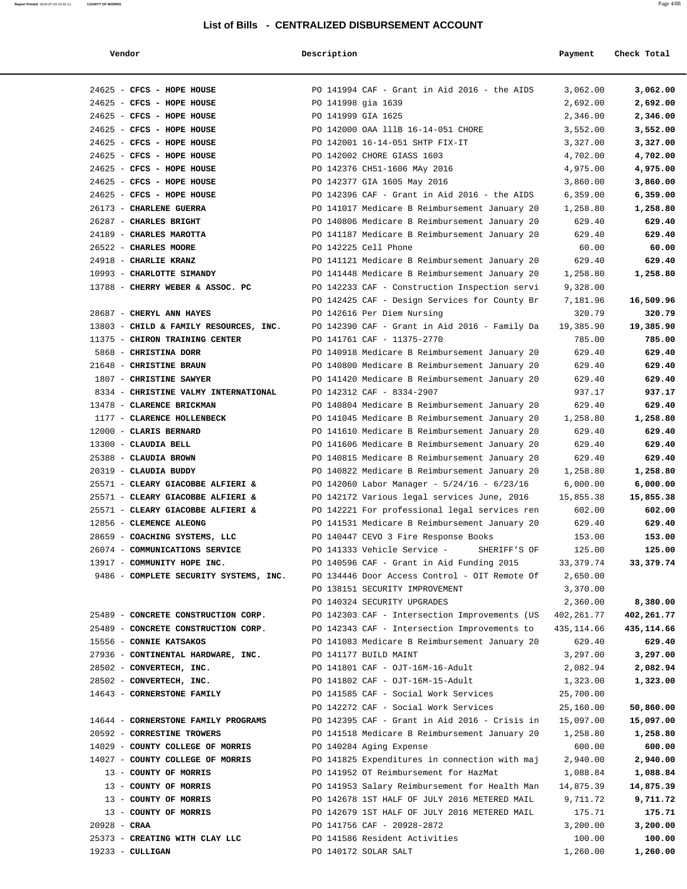# List of Bills - CENTRALIZED DISBURSEMENT ACCOUNT

| Vendor | Description | Payment | Check Total |
|---|---|---|---|
| 24625 - **CFCS - HOPE HOUSE** | PO 141994 CAF - Grant in Aid 2016 - the AIDS | 3,062.00 | **3,062.00** |
| 24625 - **CFCS - HOPE HOUSE** | PO 141998 gia 1639 | 2,692.00 | **2,692.00** |
| 24625 - **CFCS - HOPE HOUSE** | PO 141999 GIA 1625 | 2,346.00 | **2,346.00** |
| 24625 - **CFCS - HOPE HOUSE** | PO 142000 OAA 111B 16-14-051 CHORE | 3,552.00 | **3,552.00** |
| 24625 - **CFCS - HOPE HOUSE** | PO 142001 16-14-051 SHTP FIX-IT | 3,327.00 | **3,327.00** |
| 24625 - **CFCS - HOPE HOUSE** | PO 142002 CHORE GIASS 1603 | 4,702.00 | **4,702.00** |
| 24625 - **CFCS - HOPE HOUSE** | PO 142376 CH51-1606 MAy 2016 | 4,975.00 | **4,975.00** |
| 24625 - **CFCS - HOPE HOUSE** | PO 142377 GIA 1605 May 2016 | 3,860.00 | **3,860.00** |
| 24625 - **CFCS - HOPE HOUSE** | PO 142396 CAF - Grant in Aid 2016 - the AIDS | 6,359.00 | **6,359.00** |
| 26173 - **CHARLENE GUERRA** | PO 141017 Medicare B Reimbursement January 20 | 1,258.80 | **1,258.80** |
| 26287 - **CHARLES BRIGHT** | PO 140806 Medicare B Reimbursement January 20 | 629.40 | **629.40** |
| 24189 - **CHARLES MAROTTA** | PO 141187 Medicare B Reimbursement January 20 | 629.40 | **629.40** |
| 26522 - **CHARLES MOORE** | PO 142225 Cell Phone | 60.00 | **60.00** |
| 24918 - **CHARLIE KRANZ** | PO 141121 Medicare B Reimbursement January 20 | 629.40 | **629.40** |
| 10993 - **CHARLOTTE SIMANDY** | PO 141448 Medicare B Reimbursement January 20 | 1,258.80 | **1,258.80** |
| 13788 - **CHERRY WEBER & ASSOC. PC** | PO 142233 CAF - Construction Inspection servi | 9,328.00 | |
| | PO 142425 CAF - Design Services for County Br | 7,181.96 | **16,509.96** |
| 28687 - **CHERYL ANN HAYES** | PO 142616 Per Diem Nursing | 320.79 | **320.79** |
| 13803 - **CHILD & FAMILY RESOURCES, INC.** | PO 142390 CAF - Grant in Aid 2016 - Family Da | 19,385.90 | **19,385.90** |
| 11375 - **CHIRON TRAINING CENTER** | PO 141761 CAF - 11375-2770 | 785.00 | **785.00** |
| 5868 - **CHRISTINA DORR** | PO 140918 Medicare B Reimbursement January 20 | 629.40 | **629.40** |
| 21648 - **CHRISTINE BRAUN** | PO 140800 Medicare B Reimbursement January 20 | 629.40 | **629.40** |
| 1807 - **CHRISTINE SAWYER** | PO 141420 Medicare B Reimbursement January 20 | 629.40 | **629.40** |
| 8334 - **CHRISTINE VALMY INTERNATIONAL** | PO 142312 CAF - 8334-2907 | 937.17 | **937.17** |
| 13478 - **CLARENCE BRICKMAN** | PO 140804 Medicare B Reimbursement January 20 | 629.40 | **629.40** |
| 1177 - **CLARENCE HOLLENBECK** | PO 141045 Medicare B Reimbursement January 20 | 1,258.80 | **1,258.80** |
| 12000 - **CLARIS BERNARD** | PO 141610 Medicare B Reimbursement January 20 | 629.40 | **629.40** |
| 13300 - **CLAUDIA BELL** | PO 141606 Medicare B Reimbursement January 20 | 629.40 | **629.40** |
| 25388 - **CLAUDIA BROWN** | PO 140815 Medicare B Reimbursement January 20 | 629.40 | **629.40** |
| 20319 - **CLAUDIA BUDDY** | PO 140822 Medicare B Reimbursement January 20 | 1,258.80 | **1,258.80** |
| 25571 - **CLEARY GIACOBBE ALFIERI &** | PO 142060 Labor Manager - 5/24/16 - 6/23/16 | 6,000.00 | **6,000.00** |
| 25571 - **CLEARY GIACOBBE ALFIERI &** | PO 142172 Various legal services June, 2016 | 15,855.38 | **15,855.38** |
| 25571 - **CLEARY GIACOBBE ALFIERI &** | PO 142221 For professional legal services ren | 602.00 | **602.00** |
| 12856 - **CLEMENCE ALEONG** | PO 141531 Medicare B Reimbursement January 20 | 629.40 | **629.40** |
| 28659 - **COACHING SYSTEMS, LLC** | PO 140447 CEVO 3 Fire Response Books | 153.00 | **153.00** |
| 26074 - **COMMUNICATIONS SERVICE** | PO 141333 Vehicle Service - SHERIFF'S OF | 125.00 | **125.00** |
| 13917 - **COMMUNITY HOPE INC.** | PO 140596 CAF - Grant in Aid Funding 2015 | 33,379.74 | **33,379.74** |
| 9486 - **COMPLETE SECURITY SYSTEMS, INC.** | PO 134446 Door Access Control - OIT Remote Of | 2,650.00 | |
| | PO 138151 SECURITY IMPROVEMENT | 3,370.00 | |
| | PO 140324 SECURITY UPGRADES | 2,360.00 | **8,380.00** |
| 25489 - **CONCRETE CONSTRUCTION CORP.** | PO 142303 CAF - Intersection Improvements (US | 402,261.77 | **402,261.77** |
| 25489 - **CONCRETE CONSTRUCTION CORP.** | PO 142343 CAF - Intersection Improvements to | 435,114.66 | **435,114.66** |
| 15556 - **CONNIE KATSAKOS** | PO 141083 Medicare B Reimbursement January 20 | 629.40 | **629.40** |
| 27936 - **CONTINENTAL HARDWARE, INC.** | PO 141177 BUILD MAINT | 3,297.00 | **3,297.00** |
| 28502 - **CONVERTECH, INC.** | PO 141801 CAF - OJT-16M-16-Adult | 2,082.94 | **2,082.94** |
| 28502 - **CONVERTECH, INC.** | PO 141802 CAF - OJT-16M-15-Adult | 1,323.00 | **1,323.00** |
| 14643 - **CORNERSTONE FAMILY** | PO 141585 CAF - Social Work Services | 25,700.00 | |
| | PO 142272 CAF - Social Work Services | 25,160.00 | **50,860.00** |
| 14644 - **CORNERSTONE FAMILY PROGRAMS** | PO 142395 CAF - Grant in Aid 2016 - Crisis in | 15,097.00 | **15,097.00** |
| 20592 - **CORRESTINE TROWERS** | PO 141518 Medicare B Reimbursement January 20 | 1,258.80 | **1,258.80** |
| 14029 - **COUNTY COLLEGE OF MORRIS** | PO 140284 Aging Expense | 600.00 | **600.00** |
| 14027 - **COUNTY COLLEGE OF MORRIS** | PO 141825 Expenditures in connection with maj | 2,940.00 | **2,940.00** |
| 13 - **COUNTY OF MORRIS** | PO 141952 OT Reimbursement for HazMat | 1,088.84 | **1,088.84** |
| 13 - **COUNTY OF MORRIS** | PO 141953 Salary Reimbursement for Health Man | 14,875.39 | **14,875.39** |
| 13 - **COUNTY OF MORRIS** | PO 142678 1ST HALF OF JULY 2016 METERED MAIL | 9,711.72 | **9,711.72** |
| 13 - **COUNTY OF MORRIS** | PO 142679 1ST HALF OF JULY 2016 METERED MAIL | 175.71 | **175.71** |
| 20928 - **CRAA** | PO 141756 CAF - 20928-2872 | 3,200.00 | **3,200.00** |
| 25373 - **CREATING WITH CLAY LLC** | PO 141586 Resident Activities | 100.00 | **100.00** |
| 19233 - **CULLIGAN** | PO 140172 SOLAR SALT | 1,260.00 | **1,260.00** |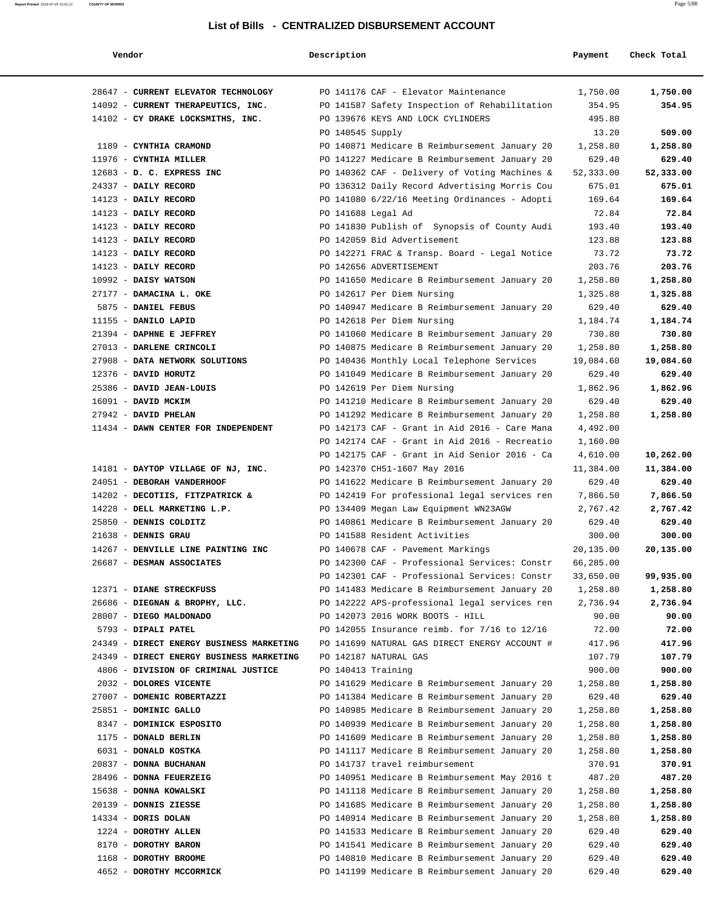# List of Bills - CENTRALIZED DISBURSEMENT ACCOUNT

| Vendor | Description | Payment | Check Total |
|---|---|---|---|
| 28647 - **CURRENT ELEVATOR TECHNOLOGY** | PO 141176 CAF - Elevator Maintenance | 1,750.00 | **1,750.00** |
| 14092 - **CURRENT THERAPEUTICS, INC.** | PO 141587 Safety Inspection of Rehabilitation | 354.95 | **354.95** |
| 14102 - **CY DRAKE LOCKSMITHS, INC.** | PO 139676 KEYS AND LOCK CYLINDERS | 495.80 | |
| | PO 140545 Supply | 13.20 | **509.00** |
| 1189 - **CYNTHIA CRAMOND** | PO 140871 Medicare B Reimbursement January 20 | 1,258.80 | **1,258.80** |
| 11976 - **CYNTHIA MILLER** | PO 141227 Medicare B Reimbursement January 20 | 629.40 | **629.40** |
| 12683 - **D. C. EXPRESS INC** | PO 140362 CAF - Delivery of Voting Machines & | 52,333.00 | **52,333.00** |
| 24337 - **DAILY RECORD** | PO 136312 Daily Record Advertising Morris Cou | 675.01 | **675.01** |
| 14123 - **DAILY RECORD** | PO 141080 6/22/16 Meeting Ordinances - Adopti | 169.64 | **169.64** |
| 14123 - **DAILY RECORD** | PO 141688 Legal Ad | 72.84 | **72.84** |
| 14123 - **DAILY RECORD** | PO 141830 Publish of Synopsis of County Audi | 193.40 | **193.40** |
| 14123 - **DAILY RECORD** | PO 142059 Bid Advertisement | 123.88 | **123.88** |
| 14123 - **DAILY RECORD** | PO 142271 FRAC & Transp. Board - Legal Notice | 73.72 | **73.72** |
| 14123 - **DAILY RECORD** | PO 142656 ADVERTISEMENT | 203.76 | **203.76** |
| 10992 - **DAISY WATSON** | PO 141650 Medicare B Reimbursement January 20 | 1,258.80 | **1,258.80** |
| 27177 - **DAMACINA L. OKE** | PO 142617 Per Diem Nursing | 1,325.88 | **1,325.88** |
| 5875 - **DANIEL FEBUS** | PO 140947 Medicare B Reimbursement January 20 | 629.40 | **629.40** |
| 11155 - **DANILO LAPID** | PO 142618 Per Diem Nursing | 1,184.74 | **1,184.74** |
| 21394 - **DAPHNE E JEFFREY** | PO 141060 Medicare B Reimbursement January 20 | 730.80 | **730.80** |
| 27013 - **DARLENE CRINCOLI** | PO 140875 Medicare B Reimbursement January 20 | 1,258.80 | **1,258.80** |
| 27908 - **DATA NETWORK SOLUTIONS** | PO 140436 Monthly Local Telephone Services | 19,084.60 | **19,084.60** |
| 12376 - **DAVID HORUTZ** | PO 141049 Medicare B Reimbursement January 20 | 629.40 | **629.40** |
| 25386 - **DAVID JEAN-LOUIS** | PO 142619 Per Diem Nursing | 1,862.96 | **1,862.96** |
| 16091 - **DAVID MCKIM** | PO 141210 Medicare B Reimbursement January 20 | 629.40 | **629.40** |
| 27942 - **DAVID PHELAN** | PO 141292 Medicare B Reimbursement January 20 | 1,258.80 | **1,258.80** |
| 11434 - **DAWN CENTER FOR INDEPENDENT** | PO 142173 CAF - Grant in Aid 2016 - Care Mana | 4,492.00 | |
| | PO 142174 CAF - Grant in Aid 2016 - Recreatio | 1,160.00 | |
| | PO 142175 CAF - Grant in Aid Senior 2016 - Ca | 4,610.00 | **10,262.00** |
| 14181 - **DAYTOP VILLAGE OF NJ, INC.** | PO 142370 CH51-1607 May 2016 | 11,384.00 | **11,384.00** |
| 24051 - **DEBORAH VANDERHOOF** | PO 141622 Medicare B Reimbursement January 20 | 629.40 | **629.40** |
| 14202 - **DECOTIIS, FITZPATRICK &** | PO 142419 For professional legal services ren | 7,866.50 | **7,866.50** |
| 14228 - **DELL MARKETING L.P.** | PO 134409 Megan Law Equipment WN23AGW | 2,767.42 | **2,767.42** |
| 25850 - **DENNIS COLDITZ** | PO 140861 Medicare B Reimbursement January 20 | 629.40 | **629.40** |
| 21638 - **DENNIS GRAU** | PO 141588 Resident Activities | 300.00 | **300.00** |
| 14267 - **DENVILLE LINE PAINTING INC** | PO 140678 CAF - Pavement Markings | 20,135.00 | **20,135.00** |
| 26687 - **DESMAN ASSOCIATES** | PO 142300 CAF - Professional Services: Constr | 66,285.00 | |
| | PO 142301 CAF - Professional Services: Constr | 33,650.00 | **99,935.00** |
| 12371 - **DIANE STRECKFUSS** | PO 141483 Medicare B Reimbursement January 20 | 1,258.80 | **1,258.80** |
| 26686 - **DIEGNAN & BROPHY, LLC.** | PO 142222 APS-professional legal services ren | 2,736.94 | **2,736.94** |
| 28007 - **DIEGO MALDONADO** | PO 142073 2016 WORK BOOTS - HILL | 90.00 | **90.00** |
| 5793 - **DIPALI PATEL** | PO 142055 Insurance reimb. for 7/16 to 12/16 | 72.00 | **72.00** |
| 24349 - **DIRECT ENERGY BUSINESS MARKETING** | PO 141699 NATURAL GAS DIRECT ENERGY ACCOUNT # | 417.96 | **417.96** |
| 24349 - **DIRECT ENERGY BUSINESS MARKETING** | PO 142187 NATURAL GAS | 107.79 | **107.79** |
| 4806 - **DIVISION OF CRIMINAL JUSTICE** | PO 140413 Training | 900.00 | **900.00** |
| 2032 - **DOLORES VICENTE** | PO 141629 Medicare B Reimbursement January 20 | 1,258.80 | **1,258.80** |
| 27007 - **DOMENIC ROBERTAZZI** | PO 141384 Medicare B Reimbursement January 20 | 629.40 | **629.40** |
| 25851 - **DOMINIC GALLO** | PO 140985 Medicare B Reimbursement January 20 | 1,258.80 | **1,258.80** |
| 8347 - **DOMINICK ESPOSITO** | PO 140939 Medicare B Reimbursement January 20 | 1,258.80 | **1,258.80** |
| 1175 - **DONALD BERLIN** | PO 141609 Medicare B Reimbursement January 20 | 1,258.80 | **1,258.80** |
| 6031 - **DONALD KOSTKA** | PO 141117 Medicare B Reimbursement January 20 | 1,258.80 | **1,258.80** |
| 20837 - **DONNA BUCHANAN** | PO 141737 travel reimbursement | 370.91 | **370.91** |
| 28496 - **DONNA FEUERZEIG** | PO 140951 Medicare B Reimbursement May 2016 t | 487.20 | **487.20** |
| 15638 - **DONNA KOWALSKI** | PO 141118 Medicare B Reimbursement January 20 | 1,258.80 | **1,258.80** |
| 20139 - **DONNIS ZIESSE** | PO 141685 Medicare B Reimbursement January 20 | 1,258.80 | **1,258.80** |
| 14334 - **DORIS DOLAN** | PO 140914 Medicare B Reimbursement January 20 | 1,258.80 | **1,258.80** |
| 1224 - **DOROTHY ALLEN** | PO 141533 Medicare B Reimbursement January 20 | 629.40 | **629.40** |
| 8170 - **DOROTHY BARON** | PO 141541 Medicare B Reimbursement January 20 | 629.40 | **629.40** |
| 1168 - **DOROTHY BROOME** | PO 140810 Medicare B Reimbursement January 20 | 629.40 | **629.40** |
| 4652 - **DOROTHY MCCORMICK** | PO 141199 Medicare B Reimbursement January 20 | 629.40 | **629.40** |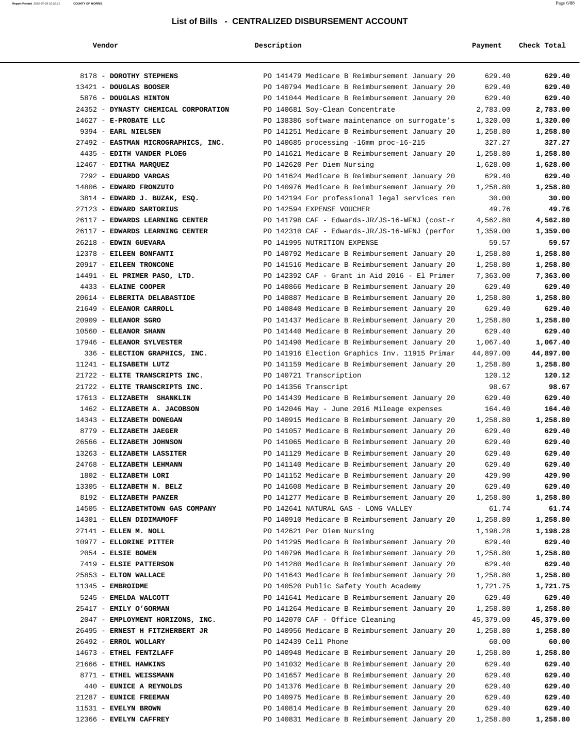# List of Bills - CENTRALIZED DISBURSEMENT ACCOUNT

| Vendor | Description | Payment | Check Total |
|---|---|---|---|
| 8178 - **DOROTHY STEPHENS** | PO 141479 Medicare B Reimbursement January 20 | 629.40 | **629.40** |
| 13421 - **DOUGLAS BOOSER** | PO 140794 Medicare B Reimbursement January 20 | 629.40 | **629.40** |
| 5876 - **DOUGLAS HINTON** | PO 141044 Medicare B Reimbursement January 20 | 629.40 | **629.40** |
| 24352 - **DYNASTY CHEMICAL CORPORATION** | PO 140681 Soy-Clean Concentrate | 2,783.00 | **2,783.00** |
| 14627 - **E-PROBATE LLC** | PO 138386 software maintenance on surrogate's | 1,320.00 | **1,320.00** |
| 9394 - **EARL NIELSEN** | PO 141251 Medicare B Reimbursement January 20 | 1,258.80 | **1,258.80** |
| 27492 - **EASTMAN MICROGRAPHICS, INC.** | PO 140685 processing -16mm proc-16-215 | 327.27 | **327.27** |
| 4435 - **EDITH VANDER PLOEG** | PO 141621 Medicare B Reimbursement January 20 | 1,258.80 | **1,258.80** |
| 12467 - **EDITHA MARQUEZ** | PO 142620 Per Diem Nursing | 1,628.00 | **1,628.00** |
| 7292 - **EDUARDO VARGAS** | PO 141624 Medicare B Reimbursement January 20 | 629.40 | **629.40** |
| 14806 - **EDWARD FRONZUTO** | PO 140976 Medicare B Reimbursement January 20 | 1,258.80 | **1,258.80** |
| 3814 - **EDWARD J. BUZAK, ESQ.** | PO 142194 For professional legal services ren | 30.00 | **30.00** |
| 27123 - **EDWARD SARTORIUS** | PO 142594 EXPENSE VOUCHER | 49.76 | **49.76** |
| 26117 - **EDWARDS LEARNING CENTER** | PO 141798 CAF - Edwards-JR/JS-16-WFNJ (cost-r | 4,562.80 | **4,562.80** |
| 26117 - **EDWARDS LEARNING CENTER** | PO 142310 CAF - Edwards-JR/JS-16-WFNJ (perfor | 1,359.00 | **1,359.00** |
| 26218 - **EDWIN GUEVARA** | PO 141995 NUTRITION EXPENSE | 59.57 | **59.57** |
| 12378 - **EILEEN BONFANTI** | PO 140792 Medicare B Reimbursement January 20 | 1,258.80 | **1,258.80** |
| 20917 - **EILEEN TRONCONE** | PO 141516 Medicare B Reimbursement January 20 | 1,258.80 | **1,258.80** |
| 14491 - **EL PRIMER PASO, LTD.** | PO 142392 CAF - Grant in Aid 2016 - El Primer | 7,363.00 | **7,363.00** |
| 4433 - **ELAINE COOPER** | PO 140866 Medicare B Reimbursement January 20 | 629.40 | **629.40** |
| 20614 - **ELBERITA DELABASTIDE** | PO 140887 Medicare B Reimbursement January 20 | 1,258.80 | **1,258.80** |
| 21649 - **ELEANOR CARROLL** | PO 140840 Medicare B Reimbursement January 20 | 629.40 | **629.40** |
| 20909 - **ELEANOR SGRO** | PO 141437 Medicare B Reimbursement January 20 | 1,258.80 | **1,258.80** |
| 10560 - **ELEANOR SHANN** | PO 141440 Medicare B Reimbursement January 20 | 629.40 | **629.40** |
| 17946 - **ELEANOR SYLVESTER** | PO 141490 Medicare B Reimbursement January 20 | 1,067.40 | **1,067.40** |
| 336 - **ELECTION GRAPHICS, INC.** | PO 141916 Election Graphics Inv. 11915 Primar | 44,897.00 | **44,897.00** |
| 11241 - **ELISABETH LUTZ** | PO 141159 Medicare B Reimbursement January 20 | 1,258.80 | **1,258.80** |
| 21722 - **ELITE TRANSCRIPTS INC.** | PO 140721 Transcription | 120.12 | **120.12** |
| 21722 - **ELITE TRANSCRIPTS INC.** | PO 141356 Transcript | 98.67 | **98.67** |
| 17613 - **ELIZABETH SHANKLIN** | PO 141439 Medicare B Reimbursement January 20 | 629.40 | **629.40** |
| 1462 - **ELIZABETH A. JACOBSON** | PO 142046 May - June 2016 Mileage expenses | 164.40 | **164.40** |
| 14343 - **ELIZABETH DONEGAN** | PO 140915 Medicare B Reimbursement January 20 | 1,258.80 | **1,258.80** |
| 8779 - **ELIZABETH JAEGER** | PO 141057 Medicare B Reimbursement January 20 | 629.40 | **629.40** |
| 26566 - **ELIZABETH JOHNSON** | PO 141065 Medicare B Reimbursement January 20 | 629.40 | **629.40** |
| 13263 - **ELIZABETH LASSITER** | PO 141129 Medicare B Reimbursement January 20 | 629.40 | **629.40** |
| 24768 - **ELIZABETH LEHMANN** | PO 141140 Medicare B Reimbursement January 20 | 629.40 | **629.40** |
| 1802 - **ELIZABETH LORI** | PO 141152 Medicare B Reimbursement January 20 | 429.90 | **429.90** |
| 13305 - **ELIZABETH N. BELZ** | PO 141608 Medicare B Reimbursement January 20 | 629.40 | **629.40** |
| 8192 - **ELIZABETH PANZER** | PO 141277 Medicare B Reimbursement January 20 | 1,258.80 | **1,258.80** |
| 14505 - **ELIZABETHTOWN GAS COMPANY** | PO 142641 NATURAL GAS - LONG VALLEY | 61.74 | **61.74** |
| 14301 - **ELLEN DIDIMAMOFF** | PO 140910 Medicare B Reimbursement January 20 | 1,258.80 | **1,258.80** |
| 27141 - **ELLEN M. NOLL** | PO 142621 Per Diem Nursing | 1,198.28 | **1,198.28** |
| 10977 - **ELLORINE PITTER** | PO 141295 Medicare B Reimbursement January 20 | 629.40 | **629.40** |
| 2054 - **ELSIE BOWEN** | PO 140796 Medicare B Reimbursement January 20 | 1,258.80 | **1,258.80** |
| 7419 - **ELSIE PATTERSON** | PO 141280 Medicare B Reimbursement January 20 | 629.40 | **629.40** |
| 25853 - **ELTON WALLACE** | PO 141643 Medicare B Reimbursement January 20 | 1,258.80 | **1,258.80** |
| 11345 - **EMBROIDME** | PO 140520 Public Safety Youth Academy | 1,721.75 | **1,721.75** |
| 5245 - **EMELDA WALCOTT** | PO 141641 Medicare B Reimbursement January 20 | 629.40 | **629.40** |
| 25417 - **EMILY O'GORMAN** | PO 141264 Medicare B Reimbursement January 20 | 1,258.80 | **1,258.80** |
| 2047 - **EMPLOYMENT HORIZONS, INC.** | PO 142070 CAF - Office Cleaning | 45,379.00 | **45,379.00** |
| 26495 - **ERNEST H FITZHERBERT JR** | PO 140956 Medicare B Reimbursement January 20 | 1,258.80 | **1,258.80** |
| 26492 - **ERROL WOLLARY** | PO 142439 Cell Phone | 60.00 | **60.00** |
| 14673 - **ETHEL FENTZLAFF** | PO 140948 Medicare B Reimbursement January 20 | 1,258.80 | **1,258.80** |
| 21666 - **ETHEL HAWKINS** | PO 141032 Medicare B Reimbursement January 20 | 629.40 | **629.40** |
| 8771 - **ETHEL WEISSMANN** | PO 141657 Medicare B Reimbursement January 20 | 629.40 | **629.40** |
| 440 - **EUNICE A REYNOLDS** | PO 141376 Medicare B Reimbursement January 20 | 629.40 | **629.40** |
| 21287 - **EUNICE FREEMAN** | PO 140975 Medicare B Reimbursement January 20 | 629.40 | **629.40** |
| 11531 - **EVELYN BROWN** | PO 140814 Medicare B Reimbursement January 20 | 629.40 | **629.40** |
| 12366 - **EVELYN CAFFREY** | PO 140831 Medicare B Reimbursement January 20 | 1,258.80 | **1,258.80** |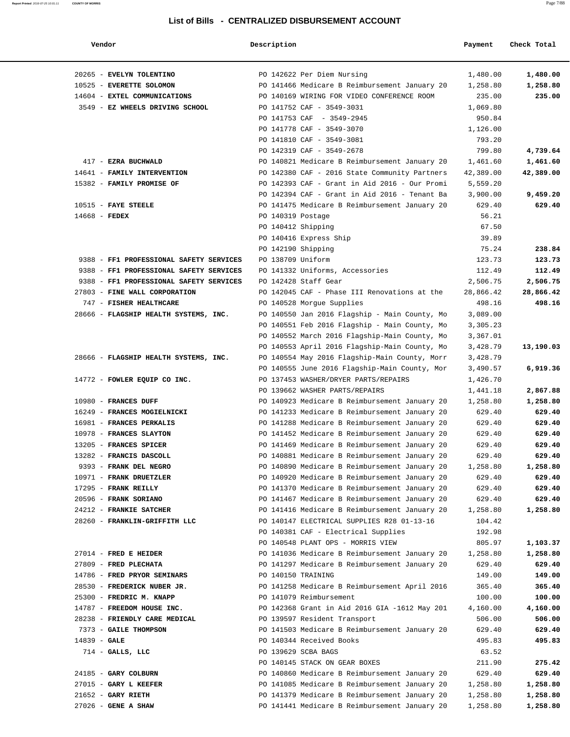## List of Bills - CENTRALIZED DISBURSEMENT ACCOUNT

| Vendor | Description | Payment | Check Total |
|---|---|---|---|
| 20265 - **EVELYN TOLENTINO** | PO 142622 Per Diem Nursing | 1,480.00 | **1,480.00** |
| 10525 - **EVERETTE SOLOMON** | PO 141466 Medicare B Reimbursement January 20 | 1,258.80 | **1,258.80** |
| 14604 - **EXTEL COMMUNICATIONS** | PO 140169 WIRING FOR VIDEO CONFERENCE ROOM | 235.00 | **235.00** |
| 3549 - **EZ WHEELS DRIVING SCHOOL** | PO 141752 CAF - 3549-3031 | 1,069.80 | |
| | PO 141753 CAF - 3549-2945 | 950.84 | |
| | PO 141778 CAF - 3549-3070 | 1,126.00 | |
| | PO 141810 CAF - 3549-3081 | 793.20 | |
| | PO 142319 CAF - 3549-2678 | 799.80 | **4,739.64** |
| 417 - **EZRA BUCHWALD** | PO 140821 Medicare B Reimbursement January 20 | 1,461.60 | **1,461.60** |
| 14641 - **FAMILY INTERVENTION** | PO 142380 CAF - 2016 State Community Partners | 42,389.00 | **42,389.00** |
| 15382 - **FAMILY PROMISE OF** | PO 142393 CAF - Grant in Aid 2016 - Our Promi | 5,559.20 | |
| | PO 142394 CAF - Grant in Aid 2016 - Tenant Ba | 3,900.00 | **9,459.20** |
| 10515 - **FAYE STEELE** | PO 141475 Medicare B Reimbursement January 20 | 629.40 | **629.40** |
| 14668 - **FEDEX** | PO 140319 Postage | 56.21 | |
| | PO 140412 Shipping | 67.50 | |
| | PO 140416 Express Ship | 39.89 | |
| | PO 142190 Shipping | 75.24 | **238.84** |
| 9388 - **FF1 PROFESSIONAL SAFETY SERVICES** | PO 138709 Uniform | 123.73 | **123.73** |
| 9388 - **FF1 PROFESSIONAL SAFETY SERVICES** | PO 141332 Uniforms, Accessories | 112.49 | **112.49** |
| 9388 - **FF1 PROFESSIONAL SAFETY SERVICES** | PO 142428 Staff Gear | 2,506.75 | **2,506.75** |
| 27803 - **FINE WALL CORPORATION** | PO 142045 CAF - Phase III Renovations at the | 28,866.42 | **28,866.42** |
| 747 - **FISHER HEALTHCARE** | PO 140528 Morgue Supplies | 498.16 | **498.16** |
| 28666 - **FLAGSHIP HEALTH SYSTEMS, INC.** | PO 140550 Jan 2016 Flagship - Main County, Mo | 3,089.00 | |
| | PO 140551 Feb 2016 Flagship - Main County, Mo | 3,305.23 | |
| | PO 140552 March 2016 Flagship-Main County, Mo | 3,367.01 | |
| | PO 140553 April 2016 Flagship-Main County, Mo | 3,428.79 | **13,190.03** |
| 28666 - **FLAGSHIP HEALTH SYSTEMS, INC.** | PO 140554 May 2016 Flagship-Main County, Morr | 3,428.79 | |
| | PO 140555 June 2016 Flagship-Main County, Mor | 3,490.57 | **6,919.36** |
| 14772 - **FOWLER EQUIP CO INC.** | PO 137453 WASHER/DRYER PARTS/REPAIRS | 1,426.70 | |
| | PO 139662 WASHER PARTS/REPAIRS | 1,441.18 | **2,867.88** |
| 10980 - **FRANCES DUFF** | PO 140923 Medicare B Reimbursement January 20 | 1,258.80 | **1,258.80** |
| 16249 - **FRANCES MOGIELNICKI** | PO 141233 Medicare B Reimbursement January 20 | 629.40 | **629.40** |
| 16981 - **FRANCES PERKALIS** | PO 141288 Medicare B Reimbursement January 20 | 629.40 | **629.40** |
| 10978 - **FRANCES SLAYTON** | PO 141452 Medicare B Reimbursement January 20 | 629.40 | **629.40** |
| 13205 - **FRANCES SPICER** | PO 141469 Medicare B Reimbursement January 20 | 629.40 | **629.40** |
| 13282 - **FRANCIS DASCOLL** | PO 140881 Medicare B Reimbursement January 20 | 629.40 | **629.40** |
| 9393 - **FRANK DEL NEGRO** | PO 140890 Medicare B Reimbursement January 20 | 1,258.80 | **1,258.80** |
| 10971 - **FRANK DRUETZLER** | PO 140920 Medicare B Reimbursement January 20 | 629.40 | **629.40** |
| 17295 - **FRANK REILLY** | PO 141370 Medicare B Reimbursement January 20 | 629.40 | **629.40** |
| 20596 - **FRANK SORIANO** | PO 141467 Medicare B Reimbursement January 20 | 629.40 | **629.40** |
| 24212 - **FRANKIE SATCHER** | PO 141416 Medicare B Reimbursement January 20 | 1,258.80 | **1,258.80** |
| 28260 - **FRANKLIN-GRIFFITH LLC** | PO 140147 ELECTRICAL SUPPLIES R28 01-13-16 | 104.42 | |
| | PO 140381 CAF - Electrical Supplies | 192.98 | |
| | PO 140548 PLANT OPS - MORRIS VIEW | 805.97 | **1,103.37** |
| 27014 - **FRED E HEIDER** | PO 141036 Medicare B Reimbursement January 20 | 1,258.80 | **1,258.80** |
| 27809 - **FRED PLECHATA** | PO 141297 Medicare B Reimbursement January 20 | 629.40 | **629.40** |
| 14786 - **FRED PRYOR SEMINARS** | PO 140150 TRAINING | 149.00 | **149.00** |
| 28530 - **FREDERICK NUBER JR.** | PO 141258 Medicare B Reimbursement April 2016 | 365.40 | **365.40** |
| 25300 - **FREDRIC M. KNAPP** | PO 141079 Reimbursement | 100.00 | **100.00** |
| 14787 - **FREEDOM HOUSE INC.** | PO 142368 Grant in Aid 2016 GIA -1612 May 201 | 4,160.00 | **4,160.00** |
| 28238 - **FRIENDLY CARE MEDICAL** | PO 139597 Resident Transport | 506.00 | **506.00** |
| 7373 - **GAILE THOMPSON** | PO 141503 Medicare B Reimbursement January 20 | 629.40 | **629.40** |
| 14839 - **GALE** | PO 140344 Received Books | 495.83 | **495.83** |
| 714 - **GALLS, LLC** | PO 139629 SCBA BAGS | 63.52 | |
| | PO 140145 STACK ON GEAR BOXES | 211.90 | **275.42** |
| 24185 - **GARY COLBURN** | PO 140860 Medicare B Reimbursement January 20 | 629.40 | **629.40** |
| 27015 - **GARY L KEEFER** | PO 141085 Medicare B Reimbursement January 20 | 1,258.80 | **1,258.80** |
| 21652 - **GARY RIETH** | PO 141379 Medicare B Reimbursement January 20 | 1,258.80 | **1,258.80** |
| 27026 - **GENE A SHAW** | PO 141441 Medicare B Reimbursement January 20 | 1,258.80 | **1,258.80** |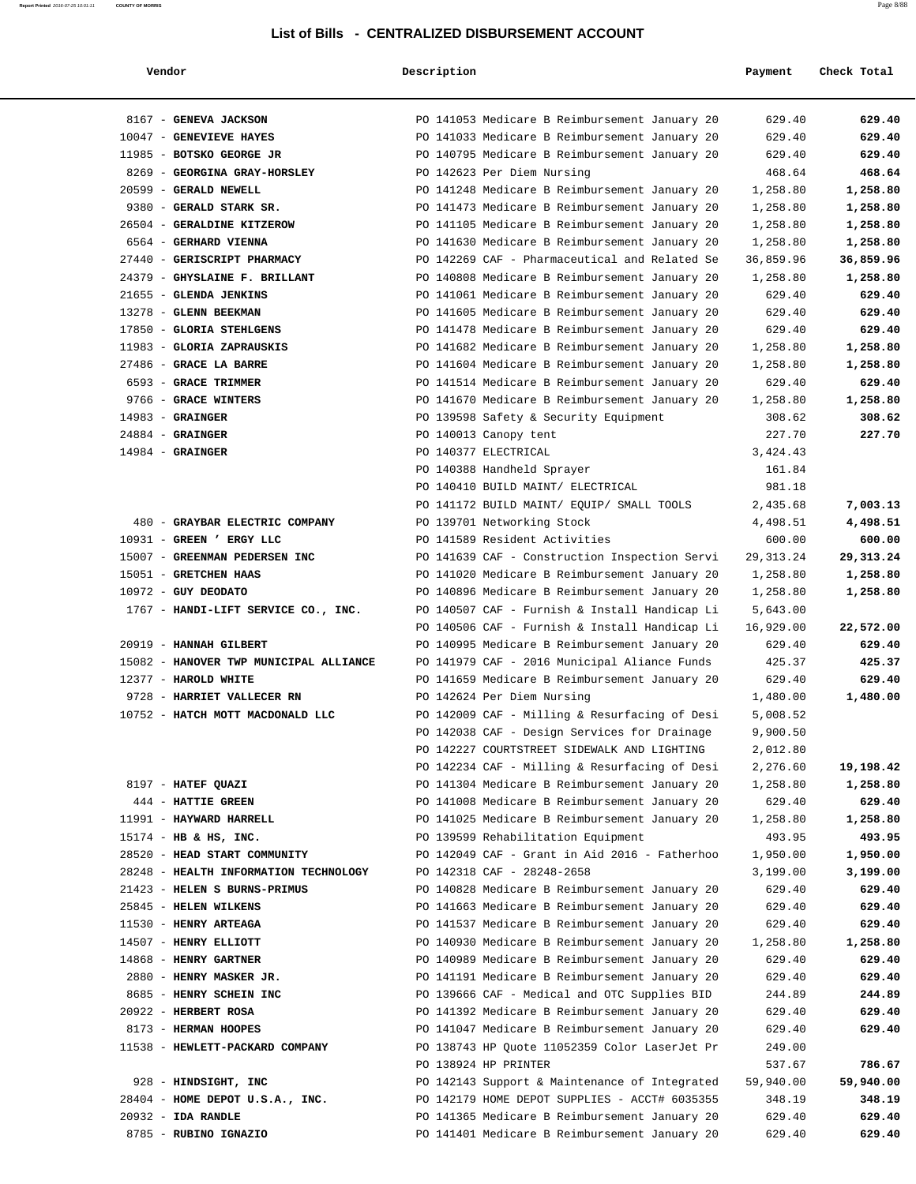# List of Bills - CENTRALIZED DISBURSEMENT ACCOUNT

| Vendor | Description | Payment | Check Total |
|---|---|---|---|
| 8167 - **GENEVA JACKSON** | PO 141053 Medicare B Reimbursement January 20 | 629.40 | **629.40** |
| 10047 - **GENEVIEVE HAYES** | PO 141033 Medicare B Reimbursement January 20 | 629.40 | **629.40** |
| 11985 - **BOTSKO GEORGE JR** | PO 140795 Medicare B Reimbursement January 20 | 629.40 | **629.40** |
| 8269 - **GEORGINA GRAY-HORSLEY** | PO 142623 Per Diem Nursing | 468.64 | **468.64** |
| 20599 - **GERALD NEWELL** | PO 141248 Medicare B Reimbursement January 20 | 1,258.80 | **1,258.80** |
| 9380 - **GERALD STARK SR.** | PO 141473 Medicare B Reimbursement January 20 | 1,258.80 | **1,258.80** |
| 26504 - **GERALDINE KITZEROW** | PO 141105 Medicare B Reimbursement January 20 | 1,258.80 | **1,258.80** |
| 6564 - **GERHARD VIENNA** | PO 141630 Medicare B Reimbursement January 20 | 1,258.80 | **1,258.80** |
| 27440 - **GERISCRIPT PHARMACY** | PO 142269 CAF - Pharmaceutical and Related Se | 36,859.96 | **36,859.96** |
| 24379 - **GHYSLAINE F. BRILLANT** | PO 140808 Medicare B Reimbursement January 20 | 1,258.80 | **1,258.80** |
| 21655 - **GLENDA JENKINS** | PO 141061 Medicare B Reimbursement January 20 | 629.40 | **629.40** |
| 13278 - **GLENN BEEKMAN** | PO 141605 Medicare B Reimbursement January 20 | 629.40 | **629.40** |
| 17850 - **GLORIA STEHLGENS** | PO 141478 Medicare B Reimbursement January 20 | 629.40 | **629.40** |
| 11983 - **GLORIA ZAPRAUSKIS** | PO 141682 Medicare B Reimbursement January 20 | 1,258.80 | **1,258.80** |
| 27486 - **GRACE LA BARRE** | PO 141604 Medicare B Reimbursement January 20 | 1,258.80 | **1,258.80** |
| 6593 - **GRACE TRIMMER** | PO 141514 Medicare B Reimbursement January 20 | 629.40 | **629.40** |
| 9766 - **GRACE WINTERS** | PO 141670 Medicare B Reimbursement January 20 | 1,258.80 | **1,258.80** |
| 14983 - **GRAINGER** | PO 139598 Safety & Security Equipment | 308.62 | **308.62** |
| 24884 - **GRAINGER** | PO 140013 Canopy tent | 227.70 | **227.70** |
| 14984 - **GRAINGER** | PO 140377 ELECTRICAL | 3,424.43 | |
| | PO 140388 Handheld Sprayer | 161.84 | |
| | PO 140410 BUILD MAINT/ ELECTRICAL | 981.18 | |
| | PO 141172 BUILD MAINT/ EQUIP/ SMALL TOOLS | 2,435.68 | **7,003.13** |
| 480 - **GRAYBAR ELECTRIC COMPANY** | PO 139701 Networking Stock | 4,498.51 | **4,498.51** |
| 10931 - **GREEN ' ERGY LLC** | PO 141589 Resident Activities | 600.00 | **600.00** |
| 15007 - **GREENMAN PEDERSEN INC** | PO 141639 CAF - Construction Inspection Servi | 29,313.24 | **29,313.24** |
| 15051 - **GRETCHEN HAAS** | PO 141020 Medicare B Reimbursement January 20 | 1,258.80 | **1,258.80** |
| 10972 - **GUY DEODATO** | PO 140896 Medicare B Reimbursement January 20 | 1,258.80 | **1,258.80** |
| 1767 - **HANDI-LIFT SERVICE CO., INC.** | PO 140507 CAF - Furnish & Install Handicap Li | 5,643.00 | |
| | PO 140506 CAF - Furnish & Install Handicap Li | 16,929.00 | **22,572.00** |
| 20919 - **HANNAH GILBERT** | PO 140995 Medicare B Reimbursement January 20 | 629.40 | **629.40** |
| 15082 - **HANOVER TWP MUNICIPAL ALLIANCE** | PO 141979 CAF - 2016 Municipal Aliance Funds | 425.37 | **425.37** |
| 12377 - **HAROLD WHITE** | PO 141659 Medicare B Reimbursement January 20 | 629.40 | **629.40** |
| 9728 - **HARRIET VALLECER RN** | PO 142624 Per Diem Nursing | 1,480.00 | **1,480.00** |
| 10752 - **HATCH MOTT MACDONALD LLC** | PO 142009 CAF - Milling & Resurfacing of Desi | 5,008.52 | |
| | PO 142038 CAF - Design Services for Drainage | 9,900.50 | |
| | PO 142227 COURTSTREET SIDEWALK AND LIGHTING | 2,012.80 | |
| | PO 142234 CAF - Milling & Resurfacing of Desi | 2,276.60 | **19,198.42** |
| 8197 - **HATEF QUAZI** | PO 141304 Medicare B Reimbursement January 20 | 1,258.80 | **1,258.80** |
| 444 - **HATTIE GREEN** | PO 141008 Medicare B Reimbursement January 20 | 629.40 | **629.40** |
| 11991 - **HAYWARD HARRELL** | PO 141025 Medicare B Reimbursement January 20 | 1,258.80 | **1,258.80** |
| 15174 - **HB & HS, INC.** | PO 139599 Rehabilitation Equipment | 493.95 | **493.95** |
| 28520 - **HEAD START COMMUNITY** | PO 142049 CAF - Grant in Aid 2016 - Fatherhoo | 1,950.00 | **1,950.00** |
| 28248 - **HEALTH INFORMATION TECHNOLOGY** | PO 142318 CAF - 28248-2658 | 3,199.00 | **3,199.00** |
| 21423 - **HELEN S BURNS-PRIMUS** | PO 140828 Medicare B Reimbursement January 20 | 629.40 | **629.40** |
| 25845 - **HELEN WILKENS** | PO 141663 Medicare B Reimbursement January 20 | 629.40 | **629.40** |
| 11530 - **HENRY ARTEAGA** | PO 141537 Medicare B Reimbursement January 20 | 629.40 | **629.40** |
| 14507 - **HENRY ELLIOTT** | PO 140930 Medicare B Reimbursement January 20 | 1,258.80 | **1,258.80** |
| 14868 - **HENRY GARTNER** | PO 140989 Medicare B Reimbursement January 20 | 629.40 | **629.40** |
| 2880 - **HENRY MASKER JR.** | PO 141191 Medicare B Reimbursement January 20 | 629.40 | **629.40** |
| 8685 - **HENRY SCHEIN INC** | PO 139666 CAF - Medical and OTC Supplies BID | 244.89 | **244.89** |
| 20922 - **HERBERT ROSA** | PO 141392 Medicare B Reimbursement January 20 | 629.40 | **629.40** |
| 8173 - **HERMAN HOOPES** | PO 141047 Medicare B Reimbursement January 20 | 629.40 | **629.40** |
| 11538 - **HEWLETT-PACKARD COMPANY** | PO 138743 HP Quote 11052359 Color LaserJet Pr | 249.00 | |
| | PO 138924 HP PRINTER | 537.67 | **786.67** |
| 928 - **HINDSIGHT, INC** | PO 142143 Support & Maintenance of Integrated | 59,940.00 | **59,940.00** |
| 28404 - **HOME DEPOT U.S.A., INC.** | PO 142179 HOME DEPOT SUPPLIES - ACCT# 6035355 | 348.19 | **348.19** |
| 20932 - **IDA RANDLE** | PO 141365 Medicare B Reimbursement January 20 | 629.40 | **629.40** |
| 8785 - **RUBINO IGNAZIO** | PO 141401 Medicare B Reimbursement January 20 | 629.40 | **629.40** |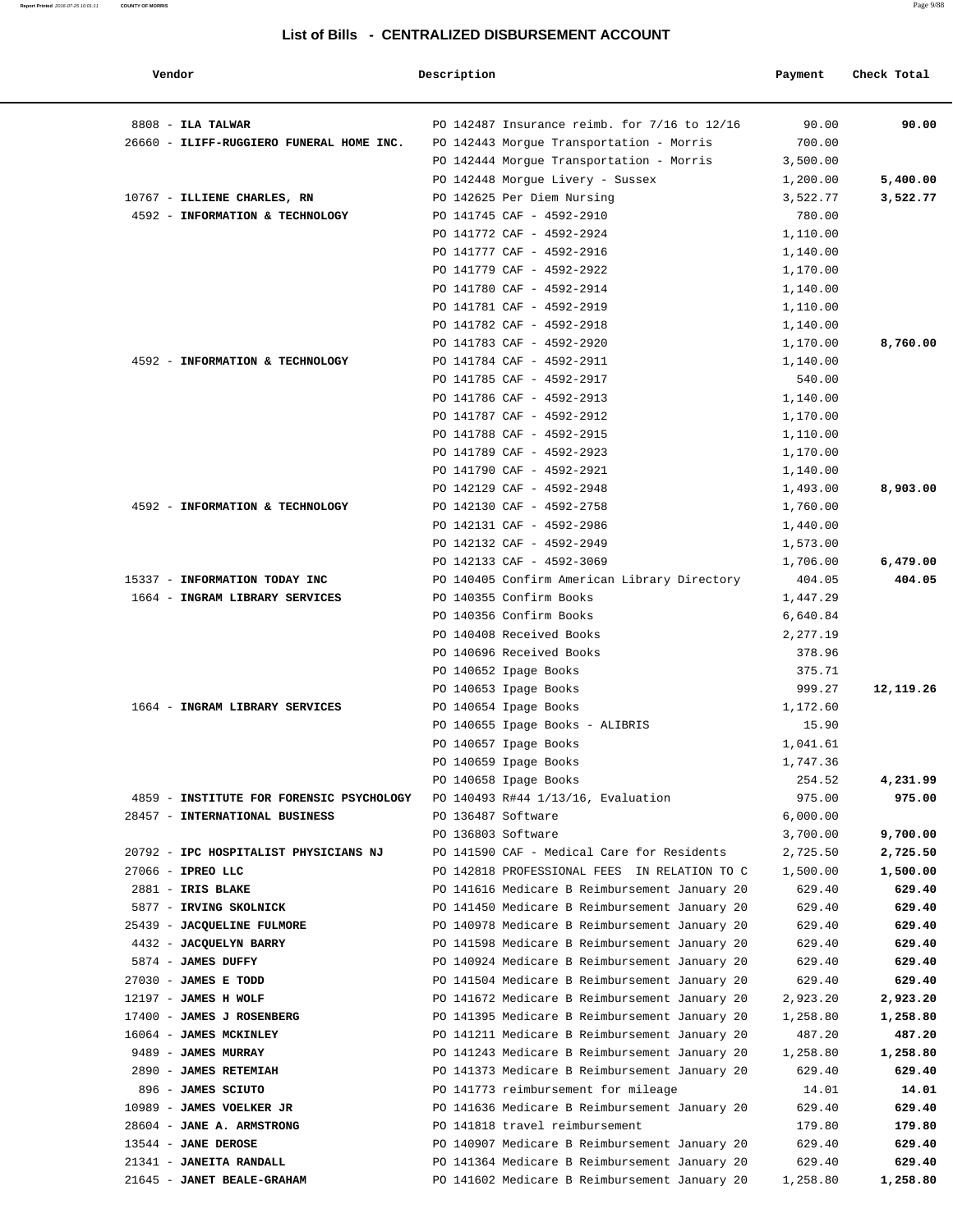# List of Bills - CENTRALIZED DISBURSEMENT ACCOUNT

| Vendor | Description | Payment | Check Total |
|---|---|---|---|
| 8808 - **ILA TALWAR** | PO 142487 Insurance reimb. for 7/16 to 12/16 | 90.00 | **90.00** |
| 26660 - **ILIFF-RUGGIERO FUNERAL HOME INC.** | PO 142443 Morgue Transportation - Morris | 700.00 | |
| | PO 142444 Morgue Transportation - Morris | 3,500.00 | |
| | PO 142448 Morgue Livery - Sussex | 1,200.00 | **5,400.00** |
| 10767 - **ILLIENE CHARLES, RN** | PO 142625 Per Diem Nursing | 3,522.77 | **3,522.77** |
| 4592 - **INFORMATION & TECHNOLOGY** | PO 141745 CAF - 4592-2910 | 780.00 | |
| | PO 141772 CAF - 4592-2924 | 1,110.00 | |
| | PO 141777 CAF - 4592-2916 | 1,140.00 | |
| | PO 141779 CAF - 4592-2922 | 1,170.00 | |
| | PO 141780 CAF - 4592-2914 | 1,140.00 | |
| | PO 141781 CAF - 4592-2919 | 1,110.00 | |
| | PO 141782 CAF - 4592-2918 | 1,140.00 | |
| | PO 141783 CAF - 4592-2920 | 1,170.00 | **8,760.00** |
| 4592 - **INFORMATION & TECHNOLOGY** | PO 141784 CAF - 4592-2911 | 1,140.00 | |
| | PO 141785 CAF - 4592-2917 | 540.00 | |
| | PO 141786 CAF - 4592-2913 | 1,140.00 | |
| | PO 141787 CAF - 4592-2912 | 1,170.00 | |
| | PO 141788 CAF - 4592-2915 | 1,110.00 | |
| | PO 141789 CAF - 4592-2923 | 1,170.00 | |
| | PO 141790 CAF - 4592-2921 | 1,140.00 | |
| | PO 142129 CAF - 4592-2948 | 1,493.00 | **8,903.00** |
| 4592 - **INFORMATION & TECHNOLOGY** | PO 142130 CAF - 4592-2758 | 1,760.00 | |
| | PO 142131 CAF - 4592-2986 | 1,440.00 | |
| | PO 142132 CAF - 4592-2949 | 1,573.00 | |
| | PO 142133 CAF - 4592-3069 | 1,706.00 | **6,479.00** |
| 15337 - **INFORMATION TODAY INC** | PO 140405 Confirm American Library Directory | 404.05 | **404.05** |
| 1664 - **INGRAM LIBRARY SERVICES** | PO 140355 Confirm Books | 1,447.29 | |
| | PO 140356 Confirm Books | 6,640.84 | |
| | PO 140408 Received Books | 2,277.19 | |
| | PO 140696 Received Books | 378.96 | |
| | PO 140652 Ipage Books | 375.71 | |
| | PO 140653 Ipage Books | 999.27 | **12,119.26** |
| 1664 - **INGRAM LIBRARY SERVICES** | PO 140654 Ipage Books | 1,172.60 | |
| | PO 140655 Ipage Books - ALIBRIS | 15.90 | |
| | PO 140657 Ipage Books | 1,041.61 | |
| | PO 140659 Ipage Books | 1,747.36 | |
| | PO 140658 Ipage Books | 254.52 | **4,231.99** |
| 4859 - **INSTITUTE FOR FORENSIC PSYCHOLOGY** | PO 140493 R#44 1/13/16, Evaluation | 975.00 | **975.00** |
| 28457 - **INTERNATIONAL BUSINESS** | PO 136487 Software | 6,000.00 | |
| | PO 136803 Software | 3,700.00 | **9,700.00** |
| 20792 - **IPC HOSPITALIST PHYSICIANS NJ** | PO 141590 CAF - Medical Care for Residents | 2,725.50 | **2,725.50** |
| 27066 - **IPREO LLC** | PO 142818 PROFESSIONAL FEES IN RELATION TO C | 1,500.00 | **1,500.00** |
| 2881 - **IRIS BLAKE** | PO 141616 Medicare B Reimbursement January 20 | 629.40 | **629.40** |
| 5877 - **IRVING SKOLNICK** | PO 141450 Medicare B Reimbursement January 20 | 629.40 | **629.40** |
| 25439 - **JACQUELINE FULMORE** | PO 140978 Medicare B Reimbursement January 20 | 629.40 | **629.40** |
| 4432 - **JACQUELYN BARRY** | PO 141598 Medicare B Reimbursement January 20 | 629.40 | **629.40** |
| 5874 - **JAMES DUFFY** | PO 140924 Medicare B Reimbursement January 20 | 629.40 | **629.40** |
| 27030 - **JAMES E TODD** | PO 141504 Medicare B Reimbursement January 20 | 629.40 | **629.40** |
| 12197 - **JAMES H WOLF** | PO 141672 Medicare B Reimbursement January 20 | 2,923.20 | **2,923.20** |
| 17400 - **JAMES J ROSENBERG** | PO 141395 Medicare B Reimbursement January 20 | 1,258.80 | **1,258.80** |
| 16064 - **JAMES MCKINLEY** | PO 141211 Medicare B Reimbursement January 20 | 487.20 | **487.20** |
| 9489 - **JAMES MURRAY** | PO 141243 Medicare B Reimbursement January 20 | 1,258.80 | **1,258.80** |
| 2890 - **JAMES RETEMIAH** | PO 141373 Medicare B Reimbursement January 20 | 629.40 | **629.40** |
| 896 - **JAMES SCIUTO** | PO 141773 reimbursement for mileage | 14.01 | **14.01** |
| 10989 - **JAMES VOELKER JR** | PO 141636 Medicare B Reimbursement January 20 | 629.40 | **629.40** |
| 28604 - **JANE A. ARMSTRONG** | PO 141818 travel reimbursement | 179.80 | **179.80** |
| 13544 - **JANE DEROSE** | PO 140907 Medicare B Reimbursement January 20 | 629.40 | **629.40** |
| 21341 - **JANEITA RANDALL** | PO 141364 Medicare B Reimbursement January 20 | 629.40 | **629.40** |
| 21645 - **JANET BEALE-GRAHAM** | PO 141602 Medicare B Reimbursement January 20 | 1,258.80 | **1,258.80** |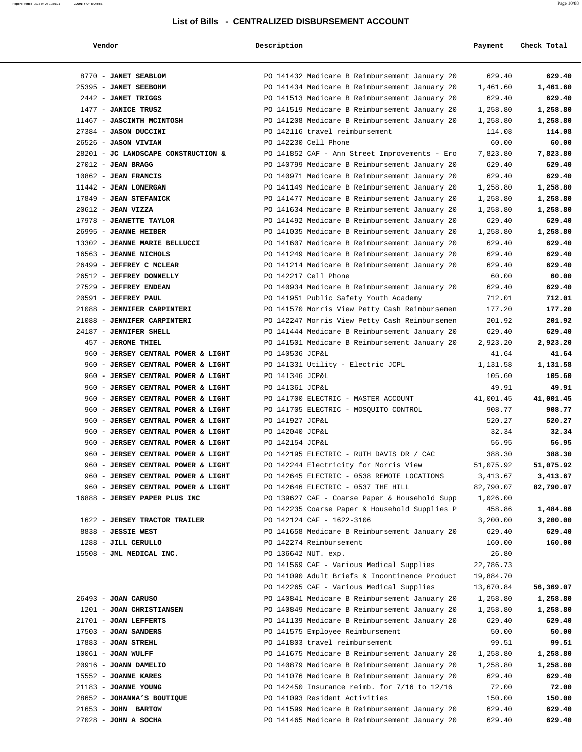# List of Bills - CENTRALIZED DISBURSEMENT ACCOUNT

| Vendor | Description | Payment | Check Total |
|---|---|---|---|
| 8770 - **JANET SEABLOM** | PO 141432 Medicare B Reimbursement January 20 | 629.40 | **629.40** |
| 25395 - **JANET SEEBOHM** | PO 141434 Medicare B Reimbursement January 20 | 1,461.60 | **1,461.60** |
| 2442 - **JANET TRIGGS** | PO 141513 Medicare B Reimbursement January 20 | 629.40 | **629.40** |
| 1477 - **JANICE TRUSZ** | PO 141519 Medicare B Reimbursement January 20 | 1,258.80 | **1,258.80** |
| 11467 - **JASCINTH MCINTOSH** | PO 141208 Medicare B Reimbursement January 20 | 1,258.80 | **1,258.80** |
| 27384 - **JASON DUCCINI** | PO 142116 travel reimbursement | 114.08 | **114.08** |
| 26526 - **JASON VIVIAN** | PO 142230 Cell Phone | 60.00 | **60.00** |
| 28201 - **JC LANDSCAPE CONSTRUCTION &** | PO 141852 CAF - Ann Street Improvements - Ero | 7,823.80 | **7,823.80** |
| 27012 - **JEAN BRAGG** | PO 140799 Medicare B Reimbursement January 20 | 629.40 | **629.40** |
| 10862 - **JEAN FRANCIS** | PO 140971 Medicare B Reimbursement January 20 | 629.40 | **629.40** |
| 11442 - **JEAN LONERGAN** | PO 141149 Medicare B Reimbursement January 20 | 1,258.80 | **1,258.80** |
| 17849 - **JEAN STEFANICK** | PO 141477 Medicare B Reimbursement January 20 | 1,258.80 | **1,258.80** |
| 20612 - **JEAN VIZZA** | PO 141634 Medicare B Reimbursement January 20 | 1,258.80 | **1,258.80** |
| 17978 - **JEANETTE TAYLOR** | PO 141492 Medicare B Reimbursement January 20 | 629.40 | **629.40** |
| 26995 - **JEANNE HEIBER** | PO 141035 Medicare B Reimbursement January 20 | 1,258.80 | **1,258.80** |
| 13302 - **JEANNE MARIE BELLUCCI** | PO 141607 Medicare B Reimbursement January 20 | 629.40 | **629.40** |
| 16563 - **JEANNE NICHOLS** | PO 141249 Medicare B Reimbursement January 20 | 629.40 | **629.40** |
| 26499 - **JEFFREY C MCLEAR** | PO 141214 Medicare B Reimbursement January 20 | 629.40 | **629.40** |
| 26512 - **JEFFREY DONNELLY** | PO 142217 Cell Phone | 60.00 | **60.00** |
| 27529 - **JEFFREY ENDEAN** | PO 140934 Medicare B Reimbursement January 20 | 629.40 | **629.40** |
| 20591 - **JEFFREY PAUL** | PO 141951 Public Safety Youth Academy | 712.01 | **712.01** |
| 21088 - **JENNIFER CARPINTERI** | PO 141570 Morris View Petty Cash Reimbursemen | 177.20 | **177.20** |
| 21088 - **JENNIFER CARPINTERI** | PO 142247 Morris View Petty Cash Reimbursemen | 201.92 | **201.92** |
| 24187 - **JENNIFER SHELL** | PO 141444 Medicare B Reimbursement January 20 | 629.40 | **629.40** |
| 457 - **JEROME THIEL** | PO 141501 Medicare B Reimbursement January 20 | 2,923.20 | **2,923.20** |
| 960 - **JERSEY CENTRAL POWER & LIGHT** | PO 140536 JCP&L | 41.64 | **41.64** |
| 960 - **JERSEY CENTRAL POWER & LIGHT** | PO 141331 Utility - Electric JCPL | 1,131.58 | **1,131.58** |
| 960 - **JERSEY CENTRAL POWER & LIGHT** | PO 141346 JCP&L | 105.60 | **105.60** |
| 960 - **JERSEY CENTRAL POWER & LIGHT** | PO 141361 JCP&L | 49.91 | **49.91** |
| 960 - **JERSEY CENTRAL POWER & LIGHT** | PO 141700 ELECTRIC - MASTER ACCOUNT | 41,001.45 | **41,001.45** |
| 960 - **JERSEY CENTRAL POWER & LIGHT** | PO 141705 ELECTRIC - MOSQUITO CONTROL | 908.77 | **908.77** |
| 960 - **JERSEY CENTRAL POWER & LIGHT** | PO 141927 JCP&L | 520.27 | **520.27** |
| 960 - **JERSEY CENTRAL POWER & LIGHT** | PO 142040 JCP&L | 32.34 | **32.34** |
| 960 - **JERSEY CENTRAL POWER & LIGHT** | PO 142154 JCP&L | 56.95 | **56.95** |
| 960 - **JERSEY CENTRAL POWER & LIGHT** | PO 142195 ELECTRIC - RUTH DAVIS DR / CAC | 388.30 | **388.30** |
| 960 - **JERSEY CENTRAL POWER & LIGHT** | PO 142244 Electricity for Morris View | 51,075.92 | **51,075.92** |
| 960 - **JERSEY CENTRAL POWER & LIGHT** | PO 142645 ELECTRIC - 0538 REMOTE LOCATIONS | 3,413.67 | **3,413.67** |
| 960 - **JERSEY CENTRAL POWER & LIGHT** | PO 142646 ELECTRIC - 0537 THE HILL | 82,790.07 | **82,790.07** |
| 16888 - **JERSEY PAPER PLUS INC** | PO 139627 CAF - Coarse Paper & Household Supp | 1,026.00 | |
| | PO 142235 Coarse Paper & Household Supplies P | 458.86 | **1,484.86** |
| 1622 - **JERSEY TRACTOR TRAILER** | PO 142124 CAF - 1622-3106 | 3,200.00 | **3,200.00** |
| 8838 - **JESSIE WEST** | PO 141658 Medicare B Reimbursement January 20 | 629.40 | **629.40** |
| 1288 - **JILL CERULLO** | PO 142274 Reimbursement | 160.00 | **160.00** |
| 15508 - **JML MEDICAL INC.** | PO 136642 NUT. exp. | 26.80 | |
| | PO 141569 CAF - Various Medical Supplies | 22,786.73 | |
| | PO 141090 Adult Briefs & Incontinence Product | 19,884.70 | |
| | PO 142265 CAF - Various Medical Supplies | 13,670.84 | **56,369.07** |
| 26493 - **JOAN CARUSO** | PO 140841 Medicare B Reimbursement January 20 | 1,258.80 | **1,258.80** |
| 1201 - **JOAN CHRISTIANSEN** | PO 140849 Medicare B Reimbursement January 20 | 1,258.80 | **1,258.80** |
| 21701 - **JOAN LEFFERTS** | PO 141139 Medicare B Reimbursement January 20 | 629.40 | **629.40** |
| 17503 - **JOAN SANDERS** | PO 141575 Employee Reimbursement | 50.00 | **50.00** |
| 17883 - **JOAN STREHL** | PO 141803 travel reimbursement | 99.51 | **99.51** |
| 10061 - **JOAN WULFF** | PO 141675 Medicare B Reimbursement January 20 | 1,258.80 | **1,258.80** |
| 20916 - **JOANN DAMELIO** | PO 140879 Medicare B Reimbursement January 20 | 1,258.80 | **1,258.80** |
| 15552 - **JOANNE KARES** | PO 141076 Medicare B Reimbursement January 20 | 629.40 | **629.40** |
| 21183 - **JOANNE YOUNG** | PO 142450 Insurance reimb. for 7/16 to 12/16 | 72.00 | **72.00** |
| 28652 - **JOHANNA'S BOUTIQUE** | PO 141093 Resident Activities | 150.00 | **150.00** |
| 21653 - **JOHN BARTOW** | PO 141599 Medicare B Reimbursement January 20 | 629.40 | **629.40** |
| 27028 - **JOHN A SOCHA** | PO 141465 Medicare B Reimbursement January 20 | 629.40 | **629.40** |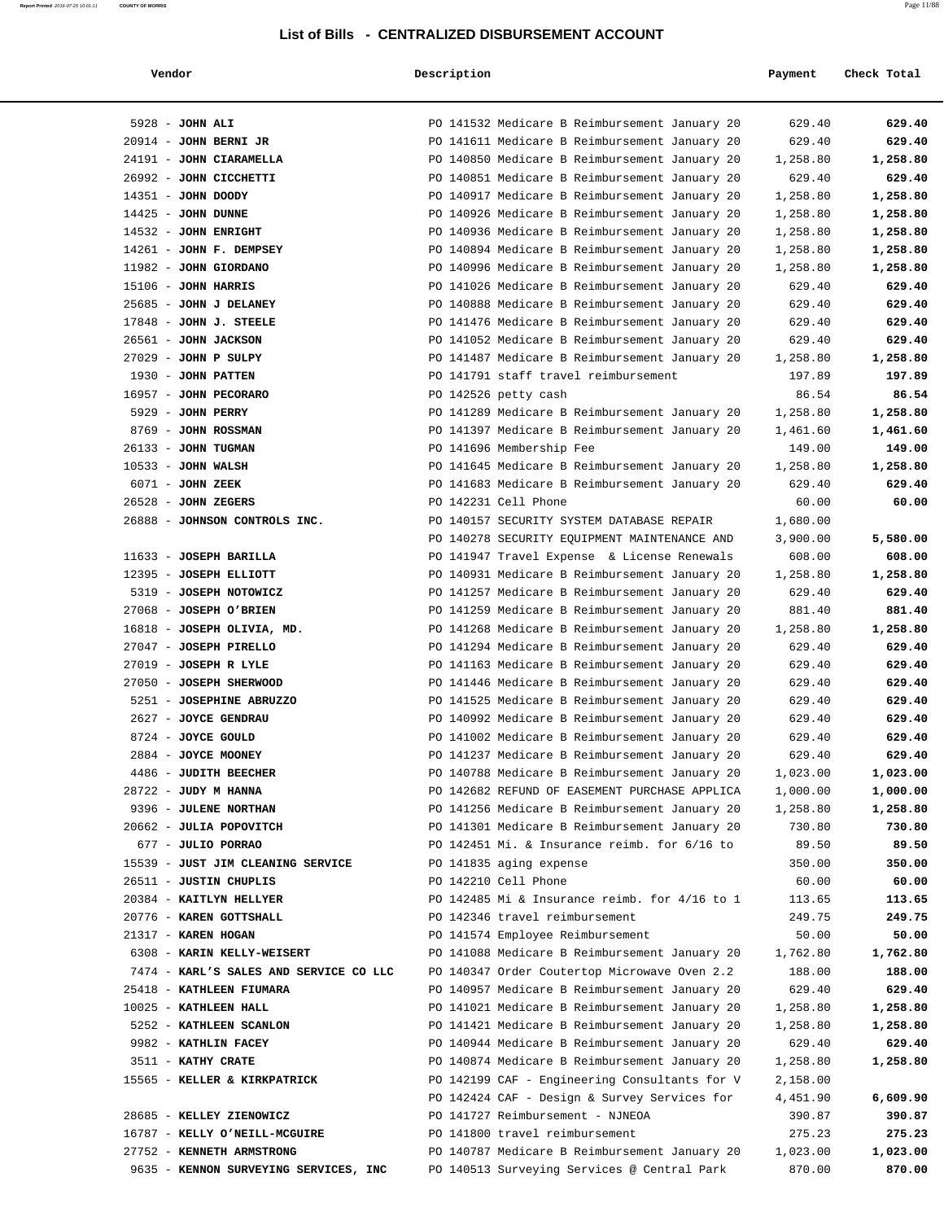## List of Bills - CENTRALIZED DISBURSEMENT ACCOUNT

| Vendor | Description | Payment | Check Total |
|---|---|---|---|
| 5928 - **JOHN ALI** | PO 141532 Medicare B Reimbursement January 20 | 629.40 | **629.40** |
| 20914 - **JOHN BERNI JR** | PO 141611 Medicare B Reimbursement January 20 | 629.40 | **629.40** |
| 24191 - **JOHN CIARAMELLA** | PO 140850 Medicare B Reimbursement January 20 | 1,258.80 | **1,258.80** |
| 26992 - **JOHN CICCHETTI** | PO 140851 Medicare B Reimbursement January 20 | 629.40 | **629.40** |
| 14351 - **JOHN DOODY** | PO 140917 Medicare B Reimbursement January 20 | 1,258.80 | **1,258.80** |
| 14425 - **JOHN DUNNE** | PO 140926 Medicare B Reimbursement January 20 | 1,258.80 | **1,258.80** |
| 14532 - **JOHN ENRIGHT** | PO 140936 Medicare B Reimbursement January 20 | 1,258.80 | **1,258.80** |
| 14261 - **JOHN F. DEMPSEY** | PO 140894 Medicare B Reimbursement January 20 | 1,258.80 | **1,258.80** |
| 11982 - **JOHN GIORDANO** | PO 140996 Medicare B Reimbursement January 20 | 1,258.80 | **1,258.80** |
| 15106 - **JOHN HARRIS** | PO 141026 Medicare B Reimbursement January 20 | 629.40 | **629.40** |
| 25685 - **JOHN J DELANEY** | PO 140888 Medicare B Reimbursement January 20 | 629.40 | **629.40** |
| 17848 - **JOHN J. STEELE** | PO 141476 Medicare B Reimbursement January 20 | 629.40 | **629.40** |
| 26561 - **JOHN JACKSON** | PO 141052 Medicare B Reimbursement January 20 | 629.40 | **629.40** |
| 27029 - **JOHN P SULPY** | PO 141487 Medicare B Reimbursement January 20 | 1,258.80 | **1,258.80** |
| 1930 - **JOHN PATTEN** | PO 141791 staff travel reimbursement | 197.89 | **197.89** |
| 16957 - **JOHN PECORARO** | PO 142526 petty cash | 86.54 | **86.54** |
| 5929 - **JOHN PERRY** | PO 141289 Medicare B Reimbursement January 20 | 1,258.80 | **1,258.80** |
| 8769 - **JOHN ROSSMAN** | PO 141397 Medicare B Reimbursement January 20 | 1,461.60 | **1,461.60** |
| 26133 - **JOHN TUGMAN** | PO 141696 Membership Fee | 149.00 | **149.00** |
| 10533 - **JOHN WALSH** | PO 141645 Medicare B Reimbursement January 20 | 1,258.80 | **1,258.80** |
| 6071 - **JOHN ZEEK** | PO 141683 Medicare B Reimbursement January 20 | 629.40 | **629.40** |
| 26528 - **JOHN ZEGERS** | PO 142231 Cell Phone | 60.00 | **60.00** |
| 26888 - **JOHNSON CONTROLS INC.** | PO 140157 SECURITY SYSTEM DATABASE REPAIR | 1,680.00 | |
| | PO 140278 SECURITY EQUIPMENT MAINTENANCE AND | 3,900.00 | **5,580.00** |
| 11633 - **JOSEPH BARILLA** | PO 141947 Travel Expense & License Renewals | 608.00 | **608.00** |
| 12395 - **JOSEPH ELLIOTT** | PO 140931 Medicare B Reimbursement January 20 | 1,258.80 | **1,258.80** |
| 5319 - **JOSEPH NOTOWICZ** | PO 141257 Medicare B Reimbursement January 20 | 629.40 | **629.40** |
| 27068 - **JOSEPH O'BRIEN** | PO 141259 Medicare B Reimbursement January 20 | 881.40 | **881.40** |
| 16818 - **JOSEPH OLIVIA, MD.** | PO 141268 Medicare B Reimbursement January 20 | 1,258.80 | **1,258.80** |
| 27047 - **JOSEPH PIRELLO** | PO 141294 Medicare B Reimbursement January 20 | 629.40 | **629.40** |
| 27019 - **JOSEPH R LYLE** | PO 141163 Medicare B Reimbursement January 20 | 629.40 | **629.40** |
| 27050 - **JOSEPH SHERWOOD** | PO 141446 Medicare B Reimbursement January 20 | 629.40 | **629.40** |
| 5251 - **JOSEPHINE ABRUZZO** | PO 141525 Medicare B Reimbursement January 20 | 629.40 | **629.40** |
| 2627 - **JOYCE GENDRAU** | PO 140992 Medicare B Reimbursement January 20 | 629.40 | **629.40** |
| 8724 - **JOYCE GOULD** | PO 141002 Medicare B Reimbursement January 20 | 629.40 | **629.40** |
| 2884 - **JOYCE MOONEY** | PO 141237 Medicare B Reimbursement January 20 | 629.40 | **629.40** |
| 4486 - **JUDITH BEECHER** | PO 140788 Medicare B Reimbursement January 20 | 1,023.00 | **1,023.00** |
| 28722 - **JUDY M HANNA** | PO 142682 REFUND OF EASEMENT PURCHASE APPLICA | 1,000.00 | **1,000.00** |
| 9396 - **JULENE NORTHAN** | PO 141256 Medicare B Reimbursement January 20 | 1,258.80 | **1,258.80** |
| 20662 - **JULIA POPOVITCH** | PO 141301 Medicare B Reimbursement January 20 | 730.80 | **730.80** |
| 677 - **JULIO PORRAO** | PO 142451 Mi. & Insurance reimb. for 6/16 to | 89.50 | **89.50** |
| 15539 - **JUST JIM CLEANING SERVICE** | PO 141835 aging expense | 350.00 | **350.00** |
| 26511 - **JUSTIN CHUPLIS** | PO 142210 Cell Phone | 60.00 | **60.00** |
| 20384 - **KAITLYN HELLYER** | PO 142485 Mi & Insurance reimb. for 4/16 to 1 | 113.65 | **113.65** |
| 20776 - **KAREN GOTTSHALL** | PO 142346 travel reimbursement | 249.75 | **249.75** |
| 21317 - **KAREN HOGAN** | PO 141574 Employee Reimbursement | 50.00 | **50.00** |
| 6308 - **KARIN KELLY-WEISERT** | PO 141088 Medicare B Reimbursement January 20 | 1,762.80 | **1,762.80** |
| 7474 - **KARL'S SALES AND SERVICE CO LLC** | PO 140347 Order Coutertop Microwave Oven 2.2 | 188.00 | **188.00** |
| 25418 - **KATHLEEN FIUMARA** | PO 140957 Medicare B Reimbursement January 20 | 629.40 | **629.40** |
| 10025 - **KATHLEEN HALL** | PO 141021 Medicare B Reimbursement January 20 | 1,258.80 | **1,258.80** |
| 5252 - **KATHLEEN SCANLON** | PO 141421 Medicare B Reimbursement January 20 | 1,258.80 | **1,258.80** |
| 9982 - **KATHLIN FACEY** | PO 140944 Medicare B Reimbursement January 20 | 629.40 | **629.40** |
| 3511 - **KATHY CRATE** | PO 140874 Medicare B Reimbursement January 20 | 1,258.80 | **1,258.80** |
| 15565 - **KELLER & KIRKPATRICK** | PO 142199 CAF - Engineering Consultants for V | 2,158.00 | |
| | PO 142424 CAF - Design & Survey Services for | 4,451.90 | **6,609.90** |
| 28685 - **KELLEY ZIENOWICZ** | PO 141727 Reimbursement - NJNEOA | 390.87 | **390.87** |
| 16787 - **KELLY O'NEILL-MCGUIRE** | PO 141800 travel reimbursement | 275.23 | **275.23** |
| 27752 - **KENNETH ARMSTRONG** | PO 140787 Medicare B Reimbursement January 20 | 1,023.00 | **1,023.00** |
| 9635 - **KENNON SURVEYING SERVICES, INC** | PO 140513 Surveying Services @ Central Park | 870.00 | **870.00** |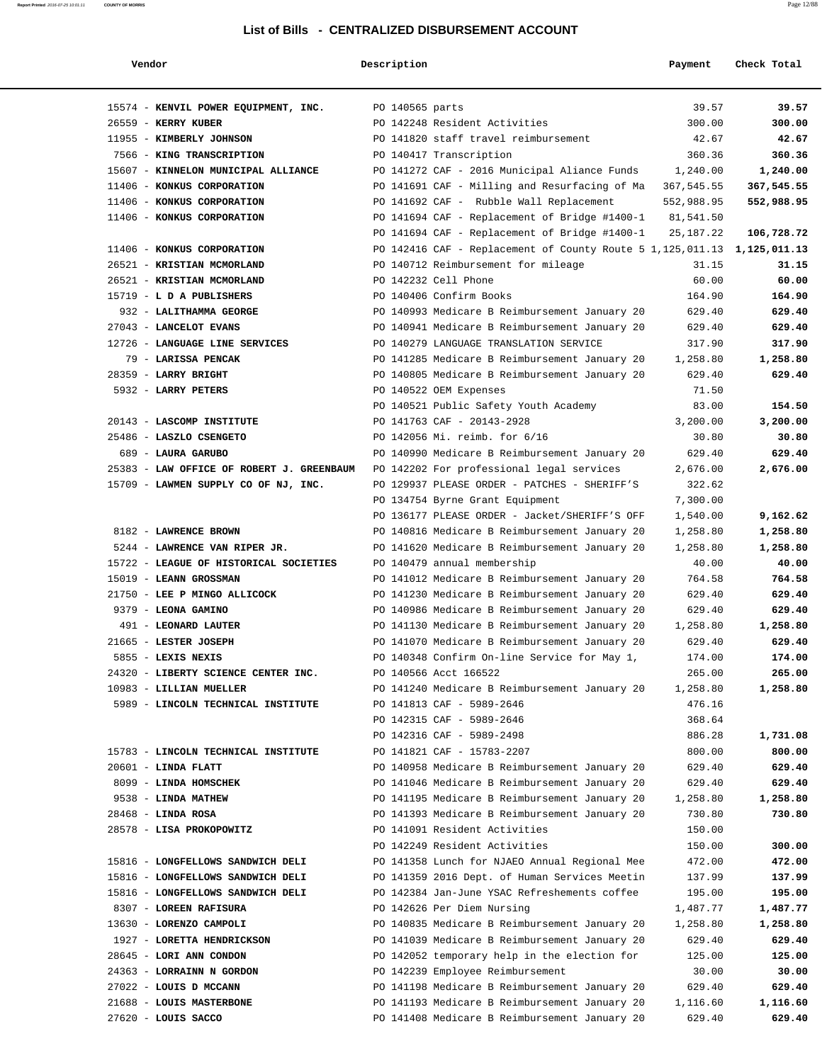# List of Bills - CENTRALIZED DISBURSEMENT ACCOUNT

| Vendor | Description | Payment | Check Total |
|---|---|---|---|
| 15574 - **KENVIL POWER EQUIPMENT, INC.** | PO 140565 parts | 39.57 | **39.57** |
| 26559 - **KERRY KUBER** | PO 142248 Resident Activities | 300.00 | **300.00** |
| 11955 - **KIMBERLY JOHNSON** | PO 141820 staff travel reimbursement | 42.67 | **42.67** |
| 7566 - **KING TRANSCRIPTION** | PO 140417 Transcription | 360.36 | **360.36** |
| 15607 - **KINNELON MUNICIPAL ALLIANCE** | PO 141272 CAF - 2016 Municipal Aliance Funds | 1,240.00 | **1,240.00** |
| 11406 - **KONKUS CORPORATION** | PO 141691 CAF - Milling and Resurfacing of Ma | 367,545.55 | **367,545.55** |
| 11406 - **KONKUS CORPORATION** | PO 141692 CAF - Rubble Wall Replacement | 552,988.95 | **552,988.95** |
| 11406 - **KONKUS CORPORATION** | PO 141694 CAF - Replacement of Bridge #1400-1 | 81,541.50 | |
| | PO 141694 CAF - Replacement of Bridge #1400-1 | 25,187.22 | **106,728.72** |
| 11406 - **KONKUS CORPORATION** | PO 142416 CAF - Replacement of County Route 5 | 1,125,011.13 | **1,125,011.13** |
| 26521 - **KRISTIAN MCMORLAND** | PO 140712 Reimbursement for mileage | 31.15 | **31.15** |
| 26521 - **KRISTIAN MCMORLAND** | PO 142232 Cell Phone | 60.00 | **60.00** |
| 15719 - **L D A PUBLISHERS** | PO 140406 Confirm Books | 164.90 | **164.90** |
| 932 - **LALITHAMMA GEORGE** | PO 140993 Medicare B Reimbursement January 20 | 629.40 | **629.40** |
| 27043 - **LANCELOT EVANS** | PO 140941 Medicare B Reimbursement January 20 | 629.40 | **629.40** |
| 12726 - **LANGUAGE LINE SERVICES** | PO 140279 LANGUAGE TRANSLATION SERVICE | 317.90 | **317.90** |
| 79 - **LARISSA PENCAK** | PO 141285 Medicare B Reimbursement January 20 | 1,258.80 | **1,258.80** |
| 28359 - **LARRY BRIGHT** | PO 140805 Medicare B Reimbursement January 20 | 629.40 | **629.40** |
| 5932 - **LARRY PETERS** | PO 140522 OEM Expenses | 71.50 | |
| | PO 140521 Public Safety Youth Academy | 83.00 | **154.50** |
| 20143 - **LASCOMP INSTITUTE** | PO 141763 CAF - 20143-2928 | 3,200.00 | **3,200.00** |
| 25486 - **LASZLO CSENGETO** | PO 142056 Mi. reimb. for 6/16 | 30.80 | **30.80** |
| 689 - **LAURA GARUBO** | PO 140990 Medicare B Reimbursement January 20 | 629.40 | **629.40** |
| 25383 - **LAW OFFICE OF ROBERT J. GREENBAUM** | PO 142202 For professional legal services | 2,676.00 | **2,676.00** |
| 15709 - **LAWMEN SUPPLY CO OF NJ, INC.** | PO 129937 PLEASE ORDER - PATCHES - SHERIFF'S | 322.62 | |
| | PO 134754 Byrne Grant Equipment | 7,300.00 | |
| | PO 136177 PLEASE ORDER - Jacket/SHERIFF'S OFF | 1,540.00 | **9,162.62** |
| 8182 - **LAWRENCE BROWN** | PO 140816 Medicare B Reimbursement January 20 | 1,258.80 | **1,258.80** |
| 5244 - **LAWRENCE VAN RIPER JR.** | PO 141620 Medicare B Reimbursement January 20 | 1,258.80 | **1,258.80** |
| 15722 - **LEAGUE OF HISTORICAL SOCIETIES** | PO 140479 annual membership | 40.00 | **40.00** |
| 15019 - **LEANN GROSSMAN** | PO 141012 Medicare B Reimbursement January 20 | 764.58 | **764.58** |
| 21750 - **LEE P MINGO ALLICOCK** | PO 141230 Medicare B Reimbursement January 20 | 629.40 | **629.40** |
| 9379 - **LEONA GAMINO** | PO 140986 Medicare B Reimbursement January 20 | 629.40 | **629.40** |
| 491 - **LEONARD LAUTER** | PO 141130 Medicare B Reimbursement January 20 | 1,258.80 | **1,258.80** |
| 21665 - **LESTER JOSEPH** | PO 141070 Medicare B Reimbursement January 20 | 629.40 | **629.40** |
| 5855 - **LEXIS NEXIS** | PO 140348 Confirm On-line Service for May 1, | 174.00 | **174.00** |
| 24320 - **LIBERTY SCIENCE CENTER INC.** | PO 140566 Acct 166522 | 265.00 | **265.00** |
| 10983 - **LILLIAN MUELLER** | PO 141240 Medicare B Reimbursement January 20 | 1,258.80 | **1,258.80** |
| 5989 - **LINCOLN TECHNICAL INSTITUTE** | PO 141813 CAF - 5989-2646 | 476.16 | |
| | PO 142315 CAF - 5989-2646 | 368.64 | |
| | PO 142316 CAF - 5989-2498 | 886.28 | **1,731.08** |
| 15783 - **LINCOLN TECHNICAL INSTITUTE** | PO 141821 CAF - 15783-2207 | 800.00 | **800.00** |
| 20601 - **LINDA FLATT** | PO 140958 Medicare B Reimbursement January 20 | 629.40 | **629.40** |
| 8099 - **LINDA HOMSCHEK** | PO 141046 Medicare B Reimbursement January 20 | 629.40 | **629.40** |
| 9538 - **LINDA MATHEW** | PO 141195 Medicare B Reimbursement January 20 | 1,258.80 | **1,258.80** |
| 28468 - **LINDA ROSA** | PO 141393 Medicare B Reimbursement January 20 | 730.80 | **730.80** |
| 28578 - **LISA PROKOPOWITZ** | PO 141091 Resident Activities | 150.00 | |
| | PO 142249 Resident Activities | 150.00 | **300.00** |
| 15816 - **LONGFELLOWS SANDWICH DELI** | PO 141358 Lunch for NJAEO Annual Regional Mee | 472.00 | **472.00** |
| 15816 - **LONGFELLOWS SANDWICH DELI** | PO 141359 2016 Dept. of Human Services Meetin | 137.99 | **137.99** |
| 15816 - **LONGFELLOWS SANDWICH DELI** | PO 142384 Jan-June YSAC Refreshements coffee | 195.00 | **195.00** |
| 8307 - **LOREEN RAFISURA** | PO 142626 Per Diem Nursing | 1,487.77 | **1,487.77** |
| 13630 - **LORENZO CAMPOLI** | PO 140835 Medicare B Reimbursement January 20 | 1,258.80 | **1,258.80** |
| 1927 - **LORETTA HENDRICKSON** | PO 141039 Medicare B Reimbursement January 20 | 629.40 | **629.40** |
| 28645 - **LORI ANN CONDON** | PO 142052 temporary help in the election for | 125.00 | **125.00** |
| 24363 - **LORRAINN N GORDON** | PO 142239 Employee Reimbursement | 30.00 | **30.00** |
| 27022 - **LOUIS D MCCANN** | PO 141198 Medicare B Reimbursement January 20 | 629.40 | **629.40** |
| 21688 - **LOUIS MASTERBONE** | PO 141193 Medicare B Reimbursement January 20 | 1,116.60 | **1,116.60** |
| 27620 - **LOUIS SACCO** | PO 141408 Medicare B Reimbursement January 20 | 629.40 | **629.40** |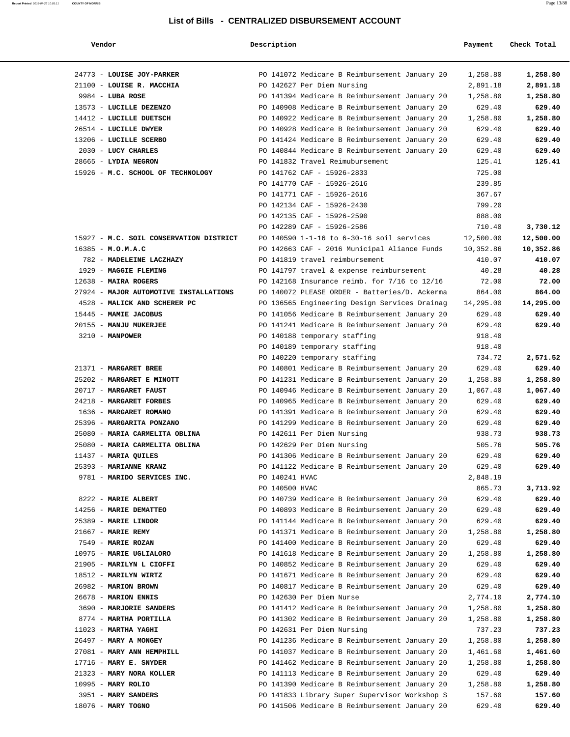# List of Bills - CENTRALIZED DISBURSEMENT ACCOUNT

| Vendor | Description | Payment | Check Total |
|---|---|---|---|
| 24773 - **LOUISE JOY-PARKER** | PO 141072 Medicare B Reimbursement January 20 | 1,258.80 | **1,258.80** |
| 21100 - **LOUISE R. MACCHIA** | PO 142627 Per Diem Nursing | 2,891.18 | **2,891.18** |
| 9984 - **LUBA ROSE** | PO 141394 Medicare B Reimbursement January 20 | 1,258.80 | **1,258.80** |
| 13573 - **LUCILLE DEZENZO** | PO 140908 Medicare B Reimbursement January 20 | 629.40 | **629.40** |
| 14412 - **LUCILLE DUETSCH** | PO 140922 Medicare B Reimbursement January 20 | 1,258.80 | **1,258.80** |
| 26514 - **LUCILLE DWYER** | PO 140928 Medicare B Reimbursement January 20 | 629.40 | **629.40** |
| 13206 - **LUCILLE SCERBO** | PO 141424 Medicare B Reimbursement January 20 | 629.40 | **629.40** |
| 2030 - **LUCY CHARLES** | PO 140844 Medicare B Reimbursement January 20 | 629.40 | **629.40** |
| 28665 - **LYDIA NEGRON** | PO 141832 Travel Reimubursement | 125.41 | **125.41** |
| 15926 - **M.C. SCHOOL OF TECHNOLOGY** | PO 141762 CAF - 15926-2833 | 725.00 | |
| | PO 141770 CAF - 15926-2616 | 239.85 | |
| | PO 141771 CAF - 15926-2616 | 367.67 | |
| | PO 142134 CAF - 15926-2430 | 799.20 | |
| | PO 142135 CAF - 15926-2590 | 888.00 | |
| | PO 142289 CAF - 15926-2586 | 710.40 | **3,730.12** |
| 15927 - **M.C. SOIL CONSERVATION DISTRICT** | PO 140590 1-1-16 to 6-30-16 soil services | 12,500.00 | **12,500.00** |
| 16385 - **M.O.M.A.C** | PO 142663 CAF - 2016 Municipal Aliance Funds | 10,352.86 | **10,352.86** |
| 782 - **MADELEINE LACZHAZY** | PO 141819 travel reimbursement | 410.07 | **410.07** |
| 1929 - **MAGGIE FLEMING** | PO 141797 travel & expense reimbursement | 40.28 | **40.28** |
| 12638 - **MAIRA ROGERS** | PO 142168 Insurance reimb. for 7/16 to 12/16 | 72.00 | **72.00** |
| 27924 - **MAJOR AUTOMOTIVE INSTALLATIONS** | PO 140072 PLEASE ORDER - Batteries/D. Ackerma | 864.00 | **864.00** |
| 4528 - **MALICK AND SCHERER PC** | PO 136565 Engineering Design Services Drainag | 14,295.00 | **14,295.00** |
| 15445 - **MAMIE JACOBUS** | PO 141056 Medicare B Reimbursement January 20 | 629.40 | **629.40** |
| 20155 - **MANJU MUKERJEE** | PO 141241 Medicare B Reimbursement January 20 | 629.40 | **629.40** |
| 3210 - **MANPOWER** | PO 140188 temporary staffing | 918.40 | |
| | PO 140189 temporary staffing | 918.40 | |
| | PO 140220 temporary staffing | 734.72 | **2,571.52** |
| 21371 - **MARGARET BREE** | PO 140801 Medicare B Reimbursement January 20 | 629.40 | **629.40** |
| 25202 - **MARGARET E MINOTT** | PO 141231 Medicare B Reimbursement January 20 | 1,258.80 | **1,258.80** |
| 20717 - **MARGARET FAUST** | PO 140946 Medicare B Reimbursement January 20 | 1,067.40 | **1,067.40** |
| 24218 - **MARGARET FORBES** | PO 140965 Medicare B Reimbursement January 20 | 629.40 | **629.40** |
| 1636 - **MARGARET ROMANO** | PO 141391 Medicare B Reimbursement January 20 | 629.40 | **629.40** |
| 25396 - **MARGARITA PONZANO** | PO 141299 Medicare B Reimbursement January 20 | 629.40 | **629.40** |
| 25080 - **MARIA CARMELITA OBLINA** | PO 142611 Per Diem Nursing | 938.73 | **938.73** |
| 25080 - **MARIA CARMELITA OBLINA** | PO 142629 Per Diem Nursing | 505.76 | **505.76** |
| 11437 - **MARIA QUILES** | PO 141306 Medicare B Reimbursement January 20 | 629.40 | **629.40** |
| 25393 - **MARIANNE KRANZ** | PO 141122 Medicare B Reimbursement January 20 | 629.40 | **629.40** |
| 9781 - **MARIDO SERVICES INC.** | PO 140241 HVAC | 2,848.19 | |
| | PO 140500 HVAC | 865.73 | **3,713.92** |
| 8222 - **MARIE ALBERT** | PO 140739 Medicare B Reimbursement January 20 | 629.40 | **629.40** |
| 14256 - **MARIE DEMATTEO** | PO 140893 Medicare B Reimbursement January 20 | 629.40 | **629.40** |
| 25389 - **MARIE LINDOR** | PO 141144 Medicare B Reimbursement January 20 | 629.40 | **629.40** |
| 21667 - **MARIE REMY** | PO 141371 Medicare B Reimbursement January 20 | 1,258.80 | **1,258.80** |
| 7549 - **MARIE ROZAN** | PO 141400 Medicare B Reimbursement January 20 | 629.40 | **629.40** |
| 10975 - **MARIE UGLIALORO** | PO 141618 Medicare B Reimbursement January 20 | 1,258.80 | **1,258.80** |
| 21905 - **MARILYN L CIOFFI** | PO 140852 Medicare B Reimbursement January 20 | 629.40 | **629.40** |
| 18512 - **MARILYN WIRTZ** | PO 141671 Medicare B Reimbursement January 20 | 629.40 | **629.40** |
| 26982 - **MARION BROWN** | PO 140817 Medicare B Reimbursement January 20 | 629.40 | **629.40** |
| 26678 - **MARION ENNIS** | PO 142630 Per Diem Nurse | 2,774.10 | **2,774.10** |
| 3690 - **MARJORIE SANDERS** | PO 141412 Medicare B Reimbursement January 20 | 1,258.80 | **1,258.80** |
| 8774 - **MARTHA PORTILLA** | PO 141302 Medicare B Reimbursement January 20 | 1,258.80 | **1,258.80** |
| 11023 - **MARTHA YAGHI** | PO 142631 Per Diem Nursing | 737.23 | **737.23** |
| 26497 - **MARY A MONGEY** | PO 141236 Medicare B Reimbursement January 20 | 1,258.80 | **1,258.80** |
| 27081 - **MARY ANN HEMPHILL** | PO 141037 Medicare B Reimbursement January 20 | 1,461.60 | **1,461.60** |
| 17716 - **MARY E. SNYDER** | PO 141462 Medicare B Reimbursement January 20 | 1,258.80 | **1,258.80** |
| 21323 - **MARY NORA KOLLER** | PO 141113 Medicare B Reimbursement January 20 | 629.40 | **629.40** |
| 10995 - **MARY ROLIO** | PO 141390 Medicare B Reimbursement January 20 | 1,258.80 | **1,258.80** |
| 3951 - **MARY SANDERS** | PO 141833 Library Super Supervisor Workshop S | 157.60 | **157.60** |
| 18076 - **MARY TOGNO** | PO 141506 Medicare B Reimbursement January 20 | 629.40 | **629.40** |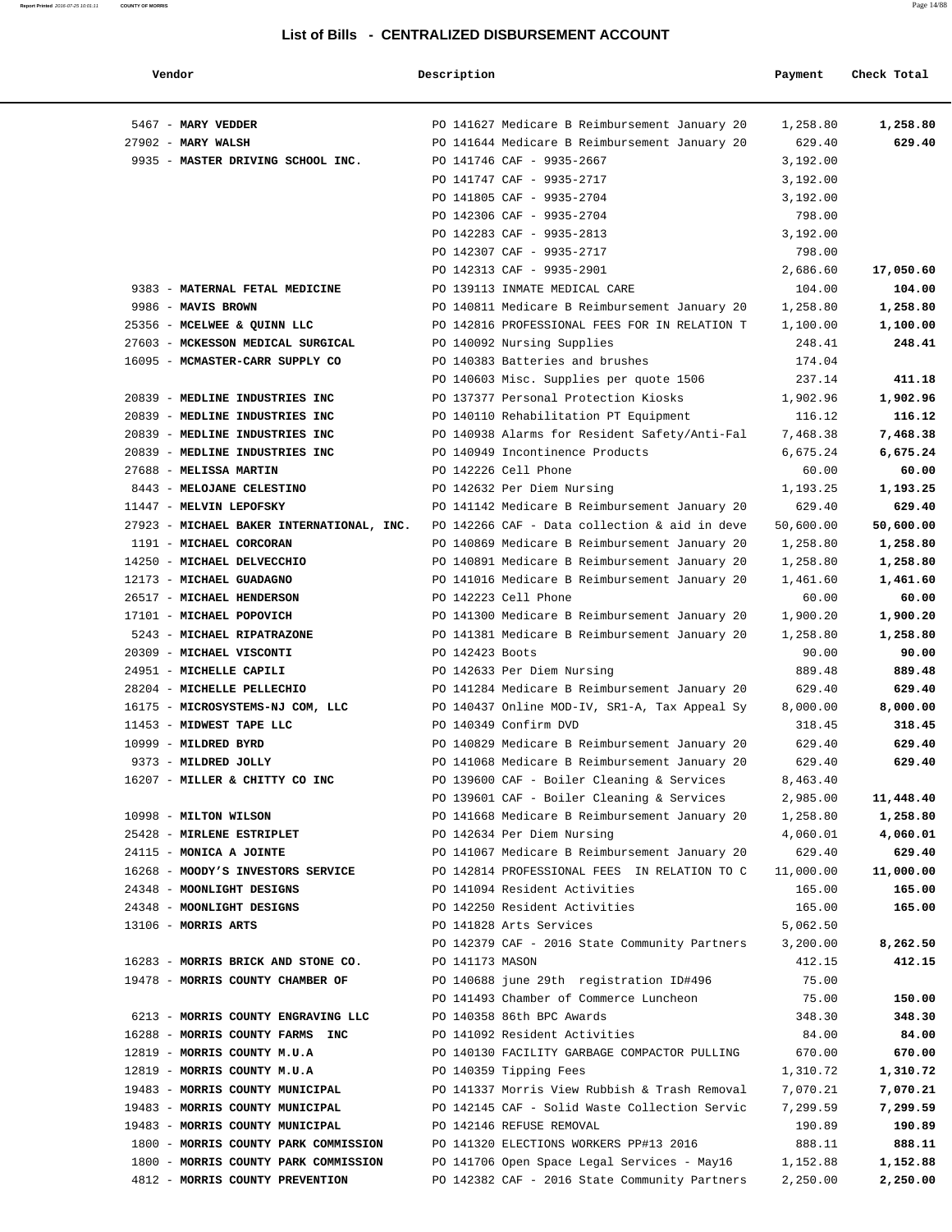## List of Bills - CENTRALIZED DISBURSEMENT ACCOUNT

| Vendor | Description | Payment | Check Total |
|---|---|---|---|
| 5467 - **MARY VEDDER** | PO 141627 Medicare B Reimbursement January 20 | 1,258.80 | **1,258.80** |
| 27902 - **MARY WALSH** | PO 141644 Medicare B Reimbursement January 20 | 629.40 | **629.40** |
| 9935 - **MASTER DRIVING SCHOOL INC.** | PO 141746 CAF - 9935-2667 | 3,192.00 | |
| | PO 141747 CAF - 9935-2717 | 3,192.00 | |
| | PO 141805 CAF - 9935-2704 | 3,192.00 | |
| | PO 142306 CAF - 9935-2704 | 798.00 | |
| | PO 142283 CAF - 9935-2813 | 3,192.00 | |
| | PO 142307 CAF - 9935-2717 | 798.00 | |
| | PO 142313 CAF - 9935-2901 | 2,686.60 | **17,050.60** |
| 9383 - **MATERNAL FETAL MEDICINE** | PO 139113 INMATE MEDICAL CARE | 104.00 | **104.00** |
| 9986 - **MAVIS BROWN** | PO 140811 Medicare B Reimbursement January 20 | 1,258.80 | **1,258.80** |
| 25356 - **MCELWEE & QUINN LLC** | PO 142816 PROFESSIONAL FEES FOR IN RELATION T | 1,100.00 | **1,100.00** |
| 27603 - **MCKESSON MEDICAL SURGICAL** | PO 140092 Nursing Supplies | 248.41 | **248.41** |
| 16095 - **MCMASTER-CARR SUPPLY CO** | PO 140383 Batteries and brushes | 174.04 | |
| | PO 140603 Misc. Supplies per quote 1506 | 237.14 | **411.18** |
| 20839 - **MEDLINE INDUSTRIES INC** | PO 137377 Personal Protection Kiosks | 1,902.96 | **1,902.96** |
| 20839 - **MEDLINE INDUSTRIES INC** | PO 140110 Rehabilitation PT Equipment | 116.12 | **116.12** |
| 20839 - **MEDLINE INDUSTRIES INC** | PO 140938 Alarms for Resident Safety/Anti-Fal | 7,468.38 | **7,468.38** |
| 20839 - **MEDLINE INDUSTRIES INC** | PO 140949 Incontinence Products | 6,675.24 | **6,675.24** |
| 27688 - **MELISSA MARTIN** | PO 142226 Cell Phone | 60.00 | **60.00** |
| 8443 - **MELOJANE CELESTINO** | PO 142632 Per Diem Nursing | 1,193.25 | **1,193.25** |
| 11447 - **MELVIN LEPOFSKY** | PO 141142 Medicare B Reimbursement January 20 | 629.40 | **629.40** |
| 27923 - **MICHAEL BAKER INTERNATIONAL, INC.** | PO 142266 CAF - Data collection & aid in deve | 50,600.00 | **50,600.00** |
| 1191 - **MICHAEL CORCORAN** | PO 140869 Medicare B Reimbursement January 20 | 1,258.80 | **1,258.80** |
| 14250 - **MICHAEL DELVECCHIO** | PO 140891 Medicare B Reimbursement January 20 | 1,258.80 | **1,258.80** |
| 12173 - **MICHAEL GUADAGNO** | PO 141016 Medicare B Reimbursement January 20 | 1,461.60 | **1,461.60** |
| 26517 - **MICHAEL HENDERSON** | PO 142223 Cell Phone | 60.00 | **60.00** |
| 17101 - **MICHAEL POPOVICH** | PO 141300 Medicare B Reimbursement January 20 | 1,900.20 | **1,900.20** |
| 5243 - **MICHAEL RIPATRAZONE** | PO 141381 Medicare B Reimbursement January 20 | 1,258.80 | **1,258.80** |
| 20309 - **MICHAEL VISCONTI** | PO 142423 Boots | 90.00 | **90.00** |
| 24951 - **MICHELLE CAPILI** | PO 142633 Per Diem Nursing | 889.48 | **889.48** |
| 28204 - **MICHELLE PELLECHIO** | PO 141284 Medicare B Reimbursement January 20 | 629.40 | **629.40** |
| 16175 - **MICROSYSTEMS-NJ COM, LLC** | PO 140437 Online MOD-IV, SR1-A, Tax Appeal Sy | 8,000.00 | **8,000.00** |
| 11453 - **MIDWEST TAPE LLC** | PO 140349 Confirm DVD | 318.45 | **318.45** |
| 10999 - **MILDRED BYRD** | PO 140829 Medicare B Reimbursement January 20 | 629.40 | **629.40** |
| 9373 - **MILDRED JOLLY** | PO 141068 Medicare B Reimbursement January 20 | 629.40 | **629.40** |
| 16207 - **MILLER & CHITTY CO INC** | PO 139600 CAF - Boiler Cleaning & Services | 8,463.40 | |
| | PO 139601 CAF - Boiler Cleaning & Services | 2,985.00 | **11,448.40** |
| 10998 - **MILTON WILSON** | PO 141668 Medicare B Reimbursement January 20 | 1,258.80 | **1,258.80** |
| 25428 - **MIRLENE ESTRIPLET** | PO 142634 Per Diem Nursing | 4,060.01 | **4,060.01** |
| 24115 - **MONICA A JOINTE** | PO 141067 Medicare B Reimbursement January 20 | 629.40 | **629.40** |
| 16268 - **MOODY'S INVESTORS SERVICE** | PO 142814 PROFESSIONAL FEES IN RELATION TO C | 11,000.00 | **11,000.00** |
| 24348 - **MOONLIGHT DESIGNS** | PO 141094 Resident Activities | 165.00 | **165.00** |
| 24348 - **MOONLIGHT DESIGNS** | PO 142250 Resident Activities | 165.00 | **165.00** |
| 13106 - **MORRIS ARTS** | PO 141828 Arts Services | 5,062.50 | |
| | PO 142379 CAF - 2016 State Community Partners | 3,200.00 | **8,262.50** |
| 16283 - **MORRIS BRICK AND STONE CO.** | PO 141173 MASON | 412.15 | **412.15** |
| 19478 - **MORRIS COUNTY CHAMBER OF** | PO 140688 june 29th registration ID#496 | 75.00 | |
| | PO 141493 Chamber of Commerce Luncheon | 75.00 | **150.00** |
| 6213 - **MORRIS COUNTY ENGRAVING LLC** | PO 140358 86th BPC Awards | 348.30 | **348.30** |
| 16288 - **MORRIS COUNTY FARMS INC** | PO 141092 Resident Activities | 84.00 | **84.00** |
| 12819 - **MORRIS COUNTY M.U.A** | PO 140130 FACILITY GARBAGE COMPACTOR PULLING | 670.00 | **670.00** |
| 12819 - **MORRIS COUNTY M.U.A** | PO 140359 Tipping Fees | 1,310.72 | **1,310.72** |
| 19483 - **MORRIS COUNTY MUNICIPAL** | PO 141337 Morris View Rubbish & Trash Removal | 7,070.21 | **7,070.21** |
| 19483 - **MORRIS COUNTY MUNICIPAL** | PO 142145 CAF - Solid Waste Collection Servic | 7,299.59 | **7,299.59** |
| 19483 - **MORRIS COUNTY MUNICIPAL** | PO 142146 REFUSE REMOVAL | 190.89 | **190.89** |
| 1800 - **MORRIS COUNTY PARK COMMISSION** | PO 141320 ELECTIONS WORKERS PP#13 2016 | 888.11 | **888.11** |
| 1800 - **MORRIS COUNTY PARK COMMISSION** | PO 141706 Open Space Legal Services - May16 | 1,152.88 | **1,152.88** |
| 4812 - **MORRIS COUNTY PREVENTION** | PO 142382 CAF - 2016 State Community Partners | 2,250.00 | **2,250.00** |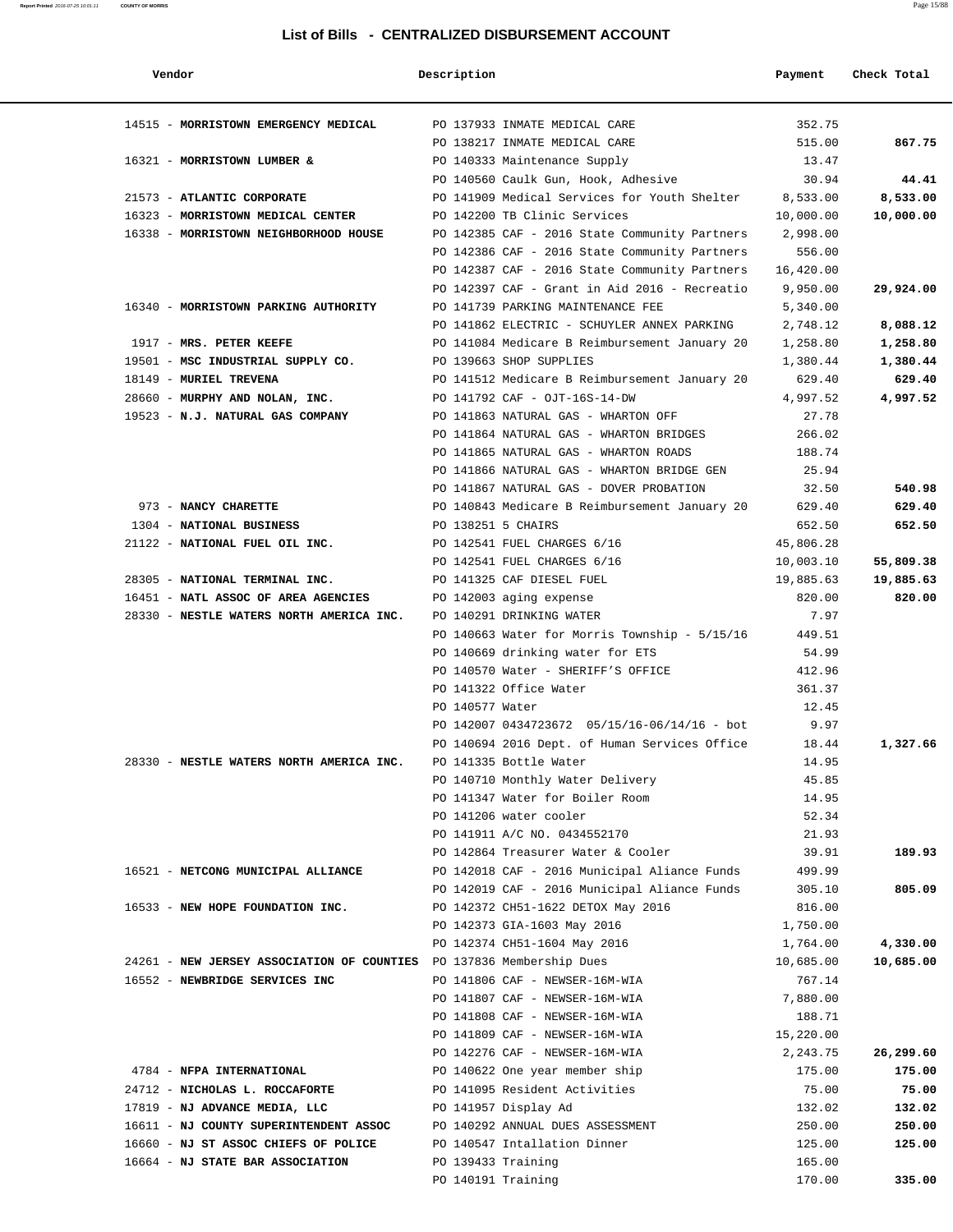# List of Bills - CENTRALIZED DISBURSEMENT ACCOUNT

| Vendor | Description | Payment | Check Total |
|---|---|---|---|
| 14515 - **MORRISTOWN EMERGENCY MEDICAL** | PO 137933 INMATE MEDICAL CARE | 352.75 | |
| | PO 138217 INMATE MEDICAL CARE | 515.00 | **867.75** |
| 16321 - **MORRISTOWN LUMBER &** | PO 140333 Maintenance Supply | 13.47 | |
| | PO 140560 Caulk Gun, Hook, Adhesive | 30.94 | **44.41** |
| 21573 - **ATLANTIC CORPORATE** | PO 141909 Medical Services for Youth Shelter | 8,533.00 | **8,533.00** |
| 16323 - **MORRISTOWN MEDICAL CENTER** | PO 142200 TB Clinic Services | 10,000.00 | **10,000.00** |
| 16338 - **MORRISTOWN NEIGHBORHOOD HOUSE** | PO 142385 CAF - 2016 State Community Partners | 2,998.00 | |
| | PO 142386 CAF - 2016 State Community Partners | 556.00 | |
| | PO 142387 CAF - 2016 State Community Partners | 16,420.00 | |
| | PO 142397 CAF - Grant in Aid 2016 - Recreatio | 9,950.00 | **29,924.00** |
| 16340 - **MORRISTOWN PARKING AUTHORITY** | PO 141739 PARKING MAINTENANCE FEE | 5,340.00 | |
| | PO 141862 ELECTRIC - SCHUYLER ANNEX PARKING | 2,748.12 | **8,088.12** |
| 1917 - **MRS. PETER KEEFE** | PO 141084 Medicare B Reimbursement January 20 | 1,258.80 | **1,258.80** |
| 19501 - **MSC INDUSTRIAL SUPPLY CO.** | PO 139663 SHOP SUPPLIES | 1,380.44 | **1,380.44** |
| 18149 - **MURIEL TREVENA** | PO 141512 Medicare B Reimbursement January 20 | 629.40 | **629.40** |
| 28660 - **MURPHY AND NOLAN, INC.** | PO 141792 CAF - OJT-16S-14-DW | 4,997.52 | **4,997.52** |
| 19523 - **N.J. NATURAL GAS COMPANY** | PO 141863 NATURAL GAS - WHARTON OFF | 27.78 | |
| | PO 141864 NATURAL GAS - WHARTON BRIDGES | 266.02 | |
| | PO 141865 NATURAL GAS - WHARTON ROADS | 188.74 | |
| | PO 141866 NATURAL GAS - WHARTON BRIDGE GEN | 25.94 | |
| | PO 141867 NATURAL GAS - DOVER PROBATION | 32.50 | **540.98** |
| 973 - **NANCY CHARETTE** | PO 140843 Medicare B Reimbursement January 20 | 629.40 | **629.40** |
| 1304 - **NATIONAL BUSINESS** | PO 138251 5 CHAIRS | 652.50 | **652.50** |
| 21122 - **NATIONAL FUEL OIL INC.** | PO 142541 FUEL CHARGES 6/16 | 45,806.28 | |
| | PO 142541 FUEL CHARGES 6/16 | 10,003.10 | **55,809.38** |
| 28305 - **NATIONAL TERMINAL INC.** | PO 141325 CAF DIESEL FUEL | 19,885.63 | **19,885.63** |
| 16451 - **NATL ASSOC OF AREA AGENCIES** | PO 142003 aging expense | 820.00 | **820.00** |
| 28330 - **NESTLE WATERS NORTH AMERICA INC.** | PO 140291 DRINKING WATER | 7.97 | |
| | PO 140663 Water for Morris Township - 5/15/16 | 449.51 | |
| | PO 140669 drinking water for ETS | 54.99 | |
| | PO 140570 Water - SHERIFF'S OFFICE | 412.96 | |
| | PO 141322 Office Water | 361.37 | |
| | PO 140577 Water | 12.45 | |
| | PO 142007 0434723672 05/15/16-06/14/16 - bot | 9.97 | |
| | PO 140694 2016 Dept. of Human Services Office | 18.44 | **1,327.66** |
| 28330 - **NESTLE WATERS NORTH AMERICA INC.** | PO 141335 Bottle Water | 14.95 | |
| | PO 140710 Monthly Water Delivery | 45.85 | |
| | PO 141347 Water for Boiler Room | 14.95 | |
| | PO 141206 water cooler | 52.34 | |
| | PO 141911 A/C NO. 0434552170 | 21.93 | |
| | PO 142864 Treasurer Water & Cooler | 39.91 | **189.93** |
| 16521 - **NETCONG MUNICIPAL ALLIANCE** | PO 142018 CAF - 2016 Municipal Aliance Funds | 499.99 | |
| | PO 142019 CAF - 2016 Municipal Aliance Funds | 305.10 | **805.09** |
| 16533 - **NEW HOPE FOUNDATION INC.** | PO 142372 CH51-1622 DETOX May 2016 | 816.00 | |
| | PO 142373 GIA-1603 May 2016 | 1,750.00 | |
| | PO 142374 CH51-1604 May 2016 | 1,764.00 | **4,330.00** |
| 24261 - **NEW JERSEY ASSOCIATION OF COUNTIES** | PO 137836 Membership Dues | 10,685.00 | **10,685.00** |
| 16552 - **NEWBRIDGE SERVICES INC** | PO 141806 CAF - NEWSER-16M-WIA | 767.14 | |
| | PO 141807 CAF - NEWSER-16M-WIA | 7,880.00 | |
| | PO 141808 CAF - NEWSER-16M-WIA | 188.71 | |
| | PO 141809 CAF - NEWSER-16M-WIA | 15,220.00 | |
| | PO 142276 CAF - NEWSER-16M-WIA | 2,243.75 | **26,299.60** |
| 4784 - **NFPA INTERNATIONAL** | PO 140622 One year member ship | 175.00 | **175.00** |
| 24712 - **NICHOLAS L. ROCCAFORTE** | PO 141095 Resident Activities | 75.00 | **75.00** |
| 17819 - **NJ ADVANCE MEDIA, LLC** | PO 141957 Display Ad | 132.02 | **132.02** |
| 16611 - **NJ COUNTY SUPERINTENDENT ASSOC** | PO 140292 ANNUAL DUES ASSESSMENT | 250.00 | **250.00** |
| 16660 - **NJ ST ASSOC CHIEFS OF POLICE** | PO 140547 Intallation Dinner | 125.00 | **125.00** |
| 16664 - **NJ STATE BAR ASSOCIATION** | PO 139433 Training | 165.00 | |
| | PO 140191 Training | 170.00 | **335.00** |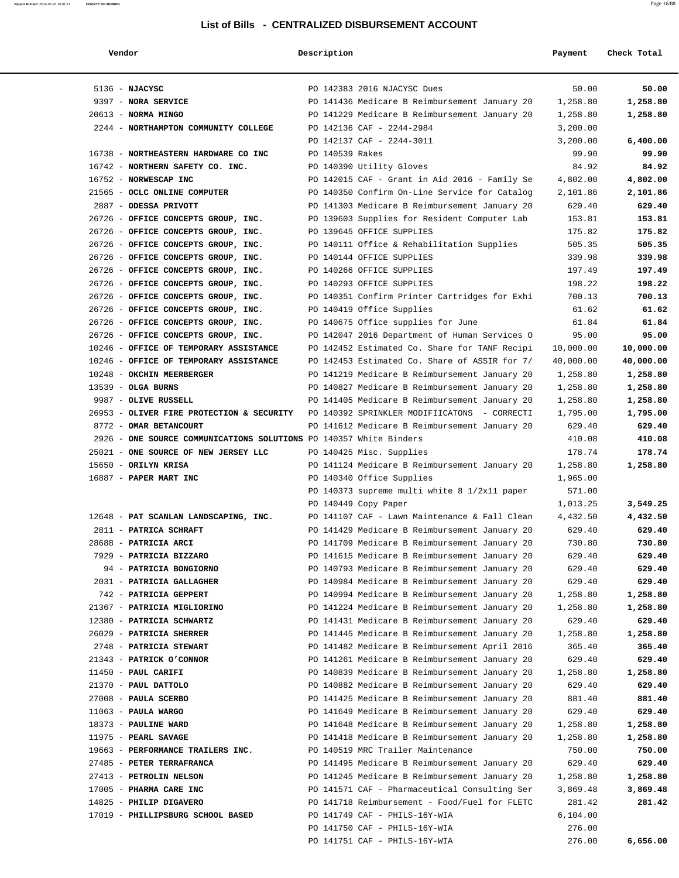# List of Bills - CENTRALIZED DISBURSEMENT ACCOUNT

| Vendor | Description | Payment | Check Total |
|---|---|---|---|
| 5136 - **NJACYSC** | PO 142383 2016 NJACYSC Dues | 50.00 | **50.00** |
| 9397 - **NORA SERVICE** | PO 141436 Medicare B Reimbursement January 20 | 1,258.80 | **1,258.80** |
| 20613 - **NORMA MINGO** | PO 141229 Medicare B Reimbursement January 20 | 1,258.80 | **1,258.80** |
| 2244 - **NORTHAMPTON COMMUNITY COLLEGE** | PO 142136 CAF - 2244-2984 | 3,200.00 | |
| | PO 142137 CAF - 2244-3011 | 3,200.00 | **6,400.00** |
| 16738 - **NORTHEASTERN HARDWARE CO INC** | PO 140539 Rakes | 99.90 | **99.90** |
| 16742 - **NORTHERN SAFETY CO. INC.** | PO 140390 Utility Gloves | 84.92 | **84.92** |
| 16752 - **NORWESCAP INC** | PO 142015 CAF - Grant in Aid 2016 - Family Se | 4,802.00 | **4,802.00** |
| 21565 - **OCLC ONLINE COMPUTER** | PO 140350 Confirm On-Line Service for Catalog | 2,101.86 | **2,101.86** |
| 2887 - **ODESSA PRIVOTT** | PO 141303 Medicare B Reimbursement January 20 | 629.40 | **629.40** |
| 26726 - **OFFICE CONCEPTS GROUP, INC.** | PO 139603 Supplies for Resident Computer Lab | 153.81 | **153.81** |
| 26726 - **OFFICE CONCEPTS GROUP, INC.** | PO 139645 OFFICE SUPPLIES | 175.82 | **175.82** |
| 26726 - **OFFICE CONCEPTS GROUP, INC.** | PO 140111 Office & Rehabilitation Supplies | 505.35 | **505.35** |
| 26726 - **OFFICE CONCEPTS GROUP, INC.** | PO 140144 OFFICE SUPPLIES | 339.98 | **339.98** |
| 26726 - **OFFICE CONCEPTS GROUP, INC.** | PO 140266 OFFICE SUPPLIES | 197.49 | **197.49** |
| 26726 - **OFFICE CONCEPTS GROUP, INC.** | PO 140293 OFFICE SUPPLIES | 198.22 | **198.22** |
| 26726 - **OFFICE CONCEPTS GROUP, INC.** | PO 140351 Confirm Printer Cartridges for Exhi | 700.13 | **700.13** |
| 26726 - **OFFICE CONCEPTS GROUP, INC.** | PO 140419 Office Supplies | 61.62 | **61.62** |
| 26726 - **OFFICE CONCEPTS GROUP, INC.** | PO 140675 Office supplies for June | 61.84 | **61.84** |
| 26726 - **OFFICE CONCEPTS GROUP, INC.** | PO 142047 2016 Department of Human Services O | 95.00 | **95.00** |
| 10246 - **OFFICE OF TEMPORARY ASSISTANCE** | PO 142452 Estimated Co. Share for TANF Recipi | 10,000.00 | **10,000.00** |
| 10246 - **OFFICE OF TEMPORARY ASSISTANCE** | PO 142453 Estimated Co. Share of ASSIR for 7/ | 40,000.00 | **40,000.00** |
| 10248 - **OKCHIN MEERBERGER** | PO 141219 Medicare B Reimbursement January 20 | 1,258.80 | **1,258.80** |
| 13539 - **OLGA BURNS** | PO 140827 Medicare B Reimbursement January 20 | 1,258.80 | **1,258.80** |
| 9987 - **OLIVE RUSSELL** | PO 141405 Medicare B Reimbursement January 20 | 1,258.80 | **1,258.80** |
| 26953 - **OLIVER FIRE PROTECTION & SECURITY** | PO 140392 SPRINKLER MODIFIICATONS - CORRECTI | 1,795.00 | **1,795.00** |
| 8772 - **OMAR BETANCOURT** | PO 141612 Medicare B Reimbursement January 20 | 629.40 | **629.40** |
| 2926 - **ONE SOURCE COMMUNICATIONS SOLUTIONS** | PO 140357 White Binders | 410.08 | **410.08** |
| 25021 - **ONE SOURCE OF NEW JERSEY LLC** | PO 140425 Misc. Supplies | 178.74 | **178.74** |
| 15650 - **ORILYN KRISA** | PO 141124 Medicare B Reimbursement January 20 | 1,258.80 | **1,258.80** |
| 16887 - **PAPER MART INC** | PO 140340 Office Supplies | 1,965.00 | |
| | PO 140373 supreme multi white 8 1/2x11 paper | 571.00 | |
| | PO 140449 Copy Paper | 1,013.25 | **3,549.25** |
| 12648 - **PAT SCANLAN LANDSCAPING, INC.** | PO 141107 CAF - Lawn Maintenance & Fall Clean | 4,432.50 | **4,432.50** |
| 2811 - **PATRICA SCHRAFT** | PO 141429 Medicare B Reimbursement January 20 | 629.40 | **629.40** |
| 28688 - **PATRICIA ARCI** | PO 141709 Medicare B Reimbursement January 20 | 730.80 | **730.80** |
| 7929 - **PATRICIA BIZZARO** | PO 141615 Medicare B Reimbursement January 20 | 629.40 | **629.40** |
| 94 - **PATRICIA BONGIORNO** | PO 140793 Medicare B Reimbursement January 20 | 629.40 | **629.40** |
| 2031 - **PATRICIA GALLAGHER** | PO 140984 Medicare B Reimbursement January 20 | 629.40 | **629.40** |
| 742 - **PATRICIA GEPPERT** | PO 140994 Medicare B Reimbursement January 20 | 1,258.80 | **1,258.80** |
| 21367 - **PATRICIA MIGLIORINO** | PO 141224 Medicare B Reimbursement January 20 | 1,258.80 | **1,258.80** |
| 12380 - **PATRICIA SCHWARTZ** | PO 141431 Medicare B Reimbursement January 20 | 629.40 | **629.40** |
| 26029 - **PATRICIA SHERRER** | PO 141445 Medicare B Reimbursement January 20 | 1,258.80 | **1,258.80** |
| 2748 - **PATRICIA STEWART** | PO 141482 Medicare B Reimbursement April 2016 | 365.40 | **365.40** |
| 21343 - **PATRICK O'CONNOR** | PO 141261 Medicare B Reimbursement January 20 | 629.40 | **629.40** |
| 11450 - **PAUL CARIFI** | PO 140839 Medicare B Reimbursement January 20 | 1,258.80 | **1,258.80** |
| 21370 - **PAUL DATTOLO** | PO 140882 Medicare B Reimbursement January 20 | 629.40 | **629.40** |
| 27008 - **PAULA SCERBO** | PO 141425 Medicare B Reimbursement January 20 | 881.40 | **881.40** |
| 11063 - **PAULA WARGO** | PO 141649 Medicare B Reimbursement January 20 | 629.40 | **629.40** |
| 18373 - **PAULINE WARD** | PO 141648 Medicare B Reimbursement January 20 | 1,258.80 | **1,258.80** |
| 11975 - **PEARL SAVAGE** | PO 141418 Medicare B Reimbursement January 20 | 1,258.80 | **1,258.80** |
| 19663 - **PERFORMANCE TRAILERS INC.** | PO 140519 MRC Trailer Maintenance | 750.00 | **750.00** |
| 27485 - **PETER TERRAFRANCA** | PO 141495 Medicare B Reimbursement January 20 | 629.40 | **629.40** |
| 27413 - **PETROLIN NELSON** | PO 141245 Medicare B Reimbursement January 20 | 1,258.80 | **1,258.80** |
| 17005 - **PHARMA CARE INC** | PO 141571 CAF - Pharmaceutical Consulting Ser | 3,869.48 | **3,869.48** |
| 14825 - **PHILIP DIGAVERO** | PO 141718 Reimbursement - Food/Fuel for FLETC | 281.42 | **281.42** |
| 17019 - **PHILLIPSBURG SCHOOL BASED** | PO 141749 CAF - PHILS-16Y-WIA | 6,104.00 | |
| | PO 141750 CAF - PHILS-16Y-WIA | 276.00 | |
| | PO 141751 CAF - PHILS-16Y-WIA | 276.00 | **6,656.00** |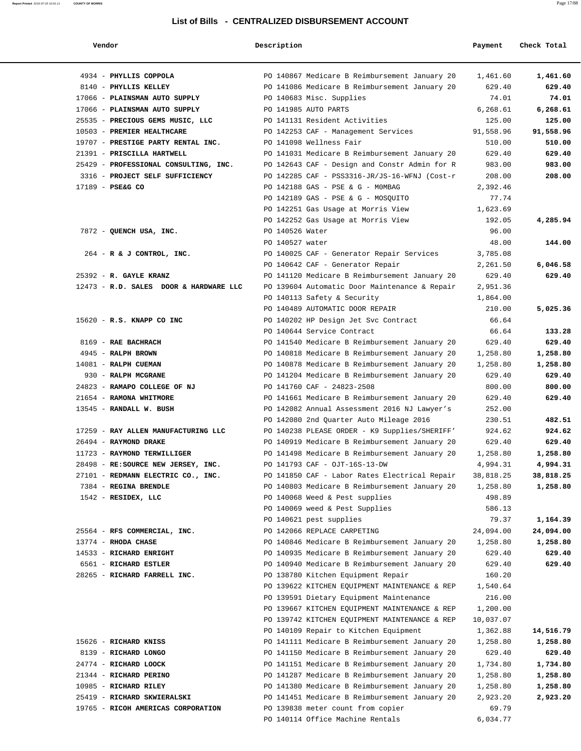# List of Bills - CENTRALIZED DISBURSEMENT ACCOUNT

| Vendor | Description | Payment | Check Total |
|---|---|---|---|
| 4934 - **PHYLLIS COPPOLA** | PO 140867 Medicare B Reimbursement January 20 | 1,461.60 | **1,461.60** |
| 8140 - **PHYLLIS KELLEY** | PO 141086 Medicare B Reimbursement January 20 | 629.40 | **629.40** |
| 17066 - **PLAINSMAN AUTO SUPPLY** | PO 140683 Misc. Supplies | 74.01 | **74.01** |
| 17066 - **PLAINSMAN AUTO SUPPLY** | PO 141985 AUTO PARTS | 6,268.61 | **6,268.61** |
| 25535 - **PRECIOUS GEMS MUSIC, LLC** | PO 141131 Resident Activities | 125.00 | **125.00** |
| 10503 - **PREMIER HEALTHCARE** | PO 142253 CAF - Management Services | 91,558.96 | **91,558.96** |
| 19707 - **PRESTIGE PARTY RENTAL INC.** | PO 141098 Wellness Fair | 510.00 | **510.00** |
| 21391 - **PRISCILLA HARTWELL** | PO 141031 Medicare B Reimbursement January 20 | 629.40 | **629.40** |
| 25429 - **PROFESSIONAL CONSULTING, INC.** | PO 142643 CAF - Design and Constr Admin for R | 983.00 | **983.00** |
| 3316 - **PROJECT SELF SUFFICIENCY** | PO 142285 CAF - PSS3316-JR/JS-16-WFNJ (Cost-r | 208.00 | **208.00** |
| 17189 - **PSE&G CO** | PO 142188 GAS - PSE & G - M0MBAG | 2,392.46 | |
| | PO 142189 GAS - PSE & G - MOSQUITO | 77.74 | |
| | PO 142251 Gas Usage at Morris View | 1,623.69 | |
| | PO 142252 Gas Usage at Morris View | 192.05 | **4,285.94** |
| 7872 - **QUENCH USA, INC.** | PO 140526 Water | 96.00 | |
| | PO 140527 water | 48.00 | **144.00** |
| 264 - **R & J CONTROL, INC.** | PO 140025 CAF - Generator Repair Services | 3,785.08 | |
| | PO 140642 CAF - Generator Repair | 2,261.50 | **6,046.58** |
| 25392 - **R. GAYLE KRANZ** | PO 141120 Medicare B Reimbursement January 20 | 629.40 | **629.40** |
| 12473 - **R.D. SALES DOOR & HARDWARE LLC** | PO 139604 Automatic Door Maintenance & Repair | 2,951.36 | |
| | PO 140113 Safety & Security | 1,864.00 | |
| | PO 140489 AUTOMATIC DOOR REPAIR | 210.00 | **5,025.36** |
| 15620 - **R.S. KNAPP CO INC** | PO 140202 HP Design Jet Svc Contract | 66.64 | |
| | PO 140644 Service Contract | 66.64 | **133.28** |
| 8169 - **RAE BACHRACH** | PO 141540 Medicare B Reimbursement January 20 | 629.40 | **629.40** |
| 4945 - **RALPH BROWN** | PO 140818 Medicare B Reimbursement January 20 | 1,258.80 | **1,258.80** |
| 14081 - **RALPH CUEMAN** | PO 140878 Medicare B Reimbursement January 20 | 1,258.80 | **1,258.80** |
| 930 - **RALPH MCGRANE** | PO 141204 Medicare B Reimbursement January 20 | 629.40 | **629.40** |
| 24823 - **RAMAPO COLLEGE OF NJ** | PO 141760 CAF - 24823-2508 | 800.00 | **800.00** |
| 21654 - **RAMONA WHITMORE** | PO 141661 Medicare B Reimbursement January 20 | 629.40 | **629.40** |
| 13545 - **RANDALL W. BUSH** | PO 142082 Annual Assessment 2016 NJ Lawyer's | 252.00 | |
| | PO 142080 2nd Quarter Auto Mileage 2016 | 230.51 | **482.51** |
| 17259 - **RAY ALLEN MANUFACTURING LLC** | PO 140238 PLEASE ORDER - K9 Supplies/SHERIFF' | 924.62 | **924.62** |
| 26494 - **RAYMOND DRAKE** | PO 140919 Medicare B Reimbursement January 20 | 629.40 | **629.40** |
| 11723 - **RAYMOND TERWILLIGER** | PO 141498 Medicare B Reimbursement January 20 | 1,258.80 | **1,258.80** |
| 28498 - **RE:SOURCE NEW JERSEY, INC.** | PO 141793 CAF - OJT-16S-13-DW | 4,994.31 | **4,994.31** |
| 27101 - **REDMANN ELECTRIC CO., INC.** | PO 141850 CAF - Labor Rates Electrical Repair | 38,818.25 | **38,818.25** |
| 7384 - **REGINA BRENDLE** | PO 140803 Medicare B Reimbursement January 20 | 1,258.80 | **1,258.80** |
| 1542 - **RESIDEX, LLC** | PO 140068 Weed & Pest supplies | 498.89 | |
| | PO 140069 weed & Pest Supplies | 586.13 | |
| | PO 140621 pest supplies | 79.37 | **1,164.39** |
| 25564 - **RFS COMMERCIAL, INC.** | PO 142066 REPLACE CARPETING | 24,094.00 | **24,094.00** |
| 13774 - **RHODA CHASE** | PO 140846 Medicare B Reimbursement January 20 | 1,258.80 | **1,258.80** |
| 14533 - **RICHARD ENRIGHT** | PO 140935 Medicare B Reimbursement January 20 | 629.40 | **629.40** |
| 6561 - **RICHARD ESTLER** | PO 140940 Medicare B Reimbursement January 20 | 629.40 | **629.40** |
| 28265 - **RICHARD FARRELL INC.** | PO 138780 Kitchen Equipment Repair | 160.20 | |
| | PO 139622 KITCHEN EQUIPMENT MAINTENANCE & REP | 1,540.64 | |
| | PO 139591 Dietary Equipment Maintenance | 216.00 | |
| | PO 139667 KITCHEN EQUIPMENT MAINTENANCE & REP | 1,200.00 | |
| | PO 139742 KITCHEN EQUIPMENT MAINTENANCE & REP | 10,037.07 | |
| | PO 140109 Repair to Kitchen Equipment | 1,362.88 | **14,516.79** |
| 15626 - **RICHARD KNISS** | PO 141111 Medicare B Reimbursement January 20 | 1,258.80 | **1,258.80** |
| 8139 - **RICHARD LONGO** | PO 141150 Medicare B Reimbursement January 20 | 629.40 | **629.40** |
| 24774 - **RICHARD LOOCK** | PO 141151 Medicare B Reimbursement January 20 | 1,734.80 | **1,734.80** |
| 21344 - **RICHARD PERINO** | PO 141287 Medicare B Reimbursement January 20 | 1,258.80 | **1,258.80** |
| 10985 - **RICHARD RILEY** | PO 141380 Medicare B Reimbursement January 20 | 1,258.80 | **1,258.80** |
| 25419 - **RICHARD SKWIERALSKI** | PO 141451 Medicare B Reimbursement January 20 | 2,923.20 | **2,923.20** |
| 19765 - **RICOH AMERICAS CORPORATION** | PO 139838 meter count from copier | 69.79 | |
| | PO 140114 Office Machine Rentals | 6,034.77 | |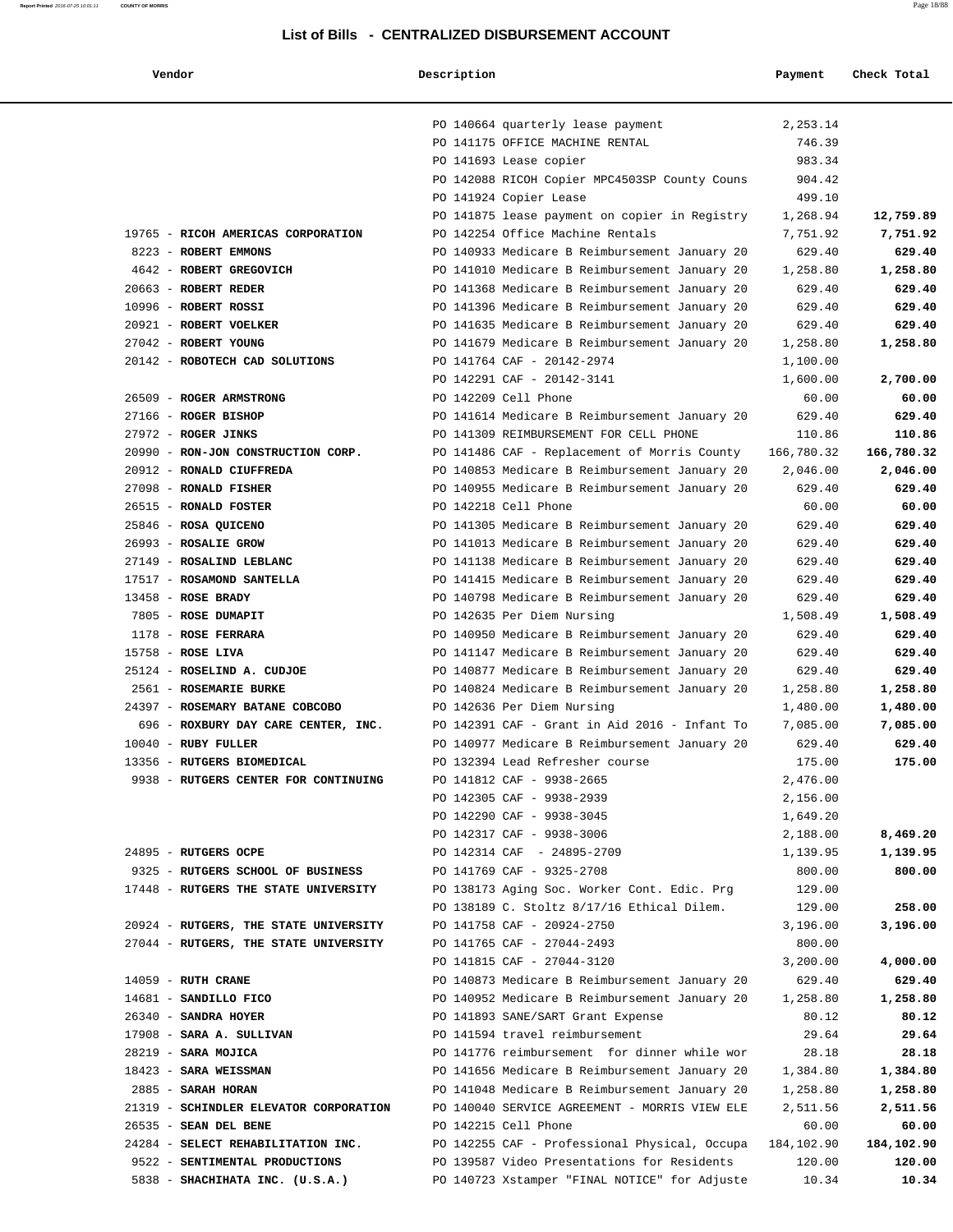## List of Bills - CENTRALIZED DISBURSEMENT ACCOUNT

| Vendor | Description | Payment | Check Total |
|---|---|---|---|
| | PO 140664 quarterly lease payment | 2,253.14 | |
| | PO 141175 OFFICE MACHINE RENTAL | 746.39 | |
| | PO 141693 Lease copier | 983.34 | |
| | PO 142088 RICOH Copier MPC4503SP County Couns | 904.42 | |
| | PO 141924 Copier Lease | 499.10 | |
| | PO 141875 lease payment on copier in Registry | 1,268.94 | **12,759.89** |
| 19765 - **RICOH AMERICAS CORPORATION** | PO 142254 Office Machine Rentals | 7,751.92 | **7,751.92** |
| 8223 - **ROBERT EMMONS** | PO 140933 Medicare B Reimbursement January 20 | 629.40 | **629.40** |
| 4642 - **ROBERT GREGOVICH** | PO 141010 Medicare B Reimbursement January 20 | 1,258.80 | **1,258.80** |
| 20663 - **ROBERT REDER** | PO 141368 Medicare B Reimbursement January 20 | 629.40 | **629.40** |
| 10996 - **ROBERT ROSSI** | PO 141396 Medicare B Reimbursement January 20 | 629.40 | **629.40** |
| 20921 - **ROBERT VOELKER** | PO 141635 Medicare B Reimbursement January 20 | 629.40 | **629.40** |
| 27042 - **ROBERT YOUNG** | PO 141679 Medicare B Reimbursement January 20 | 1,258.80 | **1,258.80** |
| 20142 - **ROBOTECH CAD SOLUTIONS** | PO 141764 CAF - 20142-2974 | 1,100.00 | |
| | PO 142291 CAF - 20142-3141 | 1,600.00 | **2,700.00** |
| 26509 - **ROGER ARMSTRONG** | PO 142209 Cell Phone | 60.00 | **60.00** |
| 27166 - **ROGER BISHOP** | PO 141614 Medicare B Reimbursement January 20 | 629.40 | **629.40** |
| 27972 - **ROGER JINKS** | PO 141309 REIMBURSEMENT FOR CELL PHONE | 110.86 | **110.86** |
| 20990 - **RON-JON CONSTRUCTION CORP.** | PO 141486 CAF - Replacement of Morris County | 166,780.32 | **166,780.32** |
| 20912 - **RONALD CIUFFREDA** | PO 140853 Medicare B Reimbursement January 20 | 2,046.00 | **2,046.00** |
| 27098 - **RONALD FISHER** | PO 140955 Medicare B Reimbursement January 20 | 629.40 | **629.40** |
| 26515 - **RONALD FOSTER** | PO 142218 Cell Phone | 60.00 | **60.00** |
| 25846 - **ROSA QUICENO** | PO 141305 Medicare B Reimbursement January 20 | 629.40 | **629.40** |
| 26993 - **ROSALIE GROW** | PO 141013 Medicare B Reimbursement January 20 | 629.40 | **629.40** |
| 27149 - **ROSALIND LEBLANC** | PO 141138 Medicare B Reimbursement January 20 | 629.40 | **629.40** |
| 17517 - **ROSAMOND SANTELLA** | PO 141415 Medicare B Reimbursement January 20 | 629.40 | **629.40** |
| 13458 - **ROSE BRADY** | PO 140798 Medicare B Reimbursement January 20 | 629.40 | **629.40** |
| 7805 - **ROSE DUMAPIT** | PO 142635 Per Diem Nursing | 1,508.49 | **1,508.49** |
| 1178 - **ROSE FERRARA** | PO 140950 Medicare B Reimbursement January 20 | 629.40 | **629.40** |
| 15758 - **ROSE LIVA** | PO 141147 Medicare B Reimbursement January 20 | 629.40 | **629.40** |
| 25124 - **ROSELIND A. CUDJOE** | PO 140877 Medicare B Reimbursement January 20 | 629.40 | **629.40** |
| 2561 - **ROSEMARIE BURKE** | PO 140824 Medicare B Reimbursement January 20 | 1,258.80 | **1,258.80** |
| 24397 - **ROSEMARY BATANE COBCOBO** | PO 142636 Per Diem Nursing | 1,480.00 | **1,480.00** |
| 696 - **ROXBURY DAY CARE CENTER, INC.** | PO 142391 CAF - Grant in Aid 2016 - Infant To | 7,085.00 | **7,085.00** |
| 10040 - **RUBY FULLER** | PO 140977 Medicare B Reimbursement January 20 | 629.40 | **629.40** |
| 13356 - **RUTGERS BIOMEDICAL** | PO 132394 Lead Refresher course | 175.00 | **175.00** |
| 9938 - **RUTGERS CENTER FOR CONTINUING** | PO 141812 CAF - 9938-2665 | 2,476.00 | |
| | PO 142305 CAF - 9938-2939 | 2,156.00 | |
| | PO 142290 CAF - 9938-3045 | 1,649.20 | |
| | PO 142317 CAF - 9938-3006 | 2,188.00 | **8,469.20** |
| 24895 - **RUTGERS OCPE** | PO 142314 CAF - 24895-2709 | 1,139.95 | **1,139.95** |
| 9325 - **RUTGERS SCHOOL OF BUSINESS** | PO 141769 CAF - 9325-2708 | 800.00 | **800.00** |
| 17448 - **RUTGERS THE STATE UNIVERSITY** | PO 138173 Aging Soc. Worker Cont. Edic. Prg | 129.00 | |
| | PO 138189 C. Stoltz 8/17/16 Ethical Dilem. | 129.00 | **258.00** |
| 20924 - **RUTGERS, THE STATE UNIVERSITY** | PO 141758 CAF - 20924-2750 | 3,196.00 | **3,196.00** |
| 27044 - **RUTGERS, THE STATE UNIVERSITY** | PO 141765 CAF - 27044-2493 | 800.00 | |
| | PO 141815 CAF - 27044-3120 | 3,200.00 | **4,000.00** |
| 14059 - **RUTH CRANE** | PO 140873 Medicare B Reimbursement January 20 | 629.40 | **629.40** |
| 14681 - **SANDILLO FICO** | PO 140952 Medicare B Reimbursement January 20 | 1,258.80 | **1,258.80** |
| 26340 - **SANDRA HOYER** | PO 141893 SANE/SART Grant Expense | 80.12 | **80.12** |
| 17908 - **SARA A. SULLIVAN** | PO 141594 travel reimbursement | 29.64 | **29.64** |
| 28219 - **SARA MOJICA** | PO 141776 reimbursement for dinner while wor | 28.18 | **28.18** |
| 18423 - **SARA WEISSMAN** | PO 141656 Medicare B Reimbursement January 20 | 1,384.80 | **1,384.80** |
| 2885 - **SARAH HORAN** | PO 141048 Medicare B Reimbursement January 20 | 1,258.80 | **1,258.80** |
| 21319 - **SCHINDLER ELEVATOR CORPORATION** | PO 140040 SERVICE AGREEMENT - MORRIS VIEW ELE | 2,511.56 | **2,511.56** |
| 26535 - **SEAN DEL BENE** | PO 142215 Cell Phone | 60.00 | **60.00** |
| 24284 - **SELECT REHABILITATION INC.** | PO 142255 CAF - Professional Physical, Occupa | 184,102.90 | **184,102.90** |
| 9522 - **SENTIMENTAL PRODUCTIONS** | PO 139587 Video Presentations for Residents | 120.00 | **120.00** |
| 5838 - **SHACHIHATA INC. (U.S.A.)** | PO 140723 Xstamper "FINAL NOTICE" for Adjuste | 10.34 | **10.34** |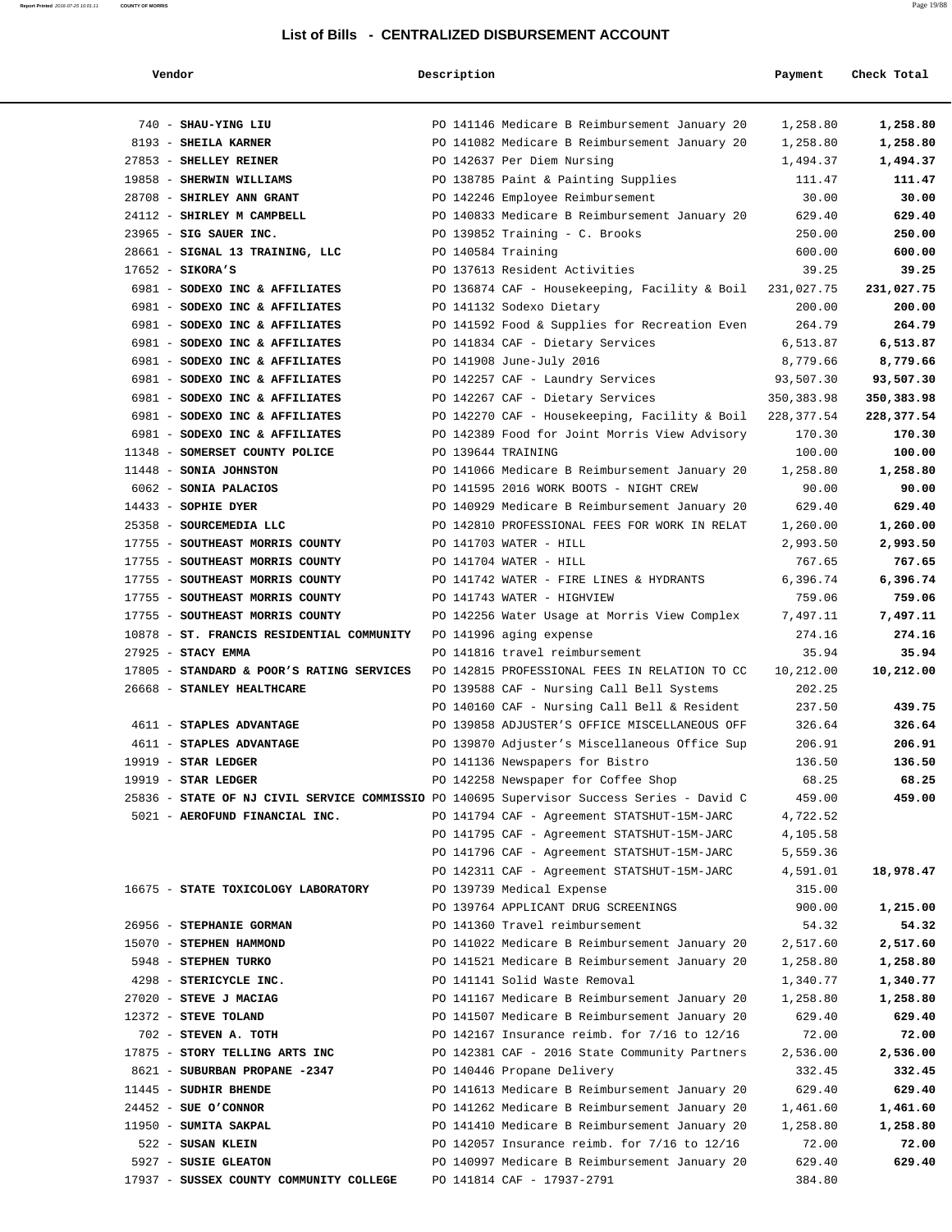## List of Bills - CENTRALIZED DISBURSEMENT ACCOUNT

| Vendor | Description | Payment | Check Total |
|---|---|---|---|
| 740 - **SHAU-YING LIU** | PO 141146 Medicare B Reimbursement January 20 | 1,258.80 | **1,258.80** |
| 8193 - **SHEILA KARNER** | PO 141082 Medicare B Reimbursement January 20 | 1,258.80 | **1,258.80** |
| 27853 - **SHELLEY REINER** | PO 142637 Per Diem Nursing | 1,494.37 | **1,494.37** |
| 19858 - **SHERWIN WILLIAMS** | PO 138785 Paint & Painting Supplies | 111.47 | **111.47** |
| 28708 - **SHIRLEY ANN GRANT** | PO 142246 Employee Reimbursement | 30.00 | **30.00** |
| 24112 - **SHIRLEY M CAMPBELL** | PO 140833 Medicare B Reimbursement January 20 | 629.40 | **629.40** |
| 23965 - **SIG SAUER INC.** | PO 139852 Training - C. Brooks | 250.00 | **250.00** |
| 28661 - **SIGNAL 13 TRAINING, LLC** | PO 140584 Training | 600.00 | **600.00** |
| 17652 - **SIKORA'S** | PO 137613 Resident Activities | 39.25 | **39.25** |
| 6981 - **SODEXO INC & AFFILIATES** | PO 136874 CAF - Housekeeping, Facility & Boil | 231,027.75 | **231,027.75** |
| 6981 - **SODEXO INC & AFFILIATES** | PO 141132 Sodexo Dietary | 200.00 | **200.00** |
| 6981 - **SODEXO INC & AFFILIATES** | PO 141592 Food & Supplies for Recreation Even | 264.79 | **264.79** |
| 6981 - **SODEXO INC & AFFILIATES** | PO 141834 CAF - Dietary Services | 6,513.87 | **6,513.87** |
| 6981 - **SODEXO INC & AFFILIATES** | PO 141908 June-July 2016 | 8,779.66 | **8,779.66** |
| 6981 - **SODEXO INC & AFFILIATES** | PO 142257 CAF - Laundry Services | 93,507.30 | **93,507.30** |
| 6981 - **SODEXO INC & AFFILIATES** | PO 142267 CAF - Dietary Services | 350,383.98 | **350,383.98** |
| 6981 - **SODEXO INC & AFFILIATES** | PO 142270 CAF - Housekeeping, Facility & Boil | 228,377.54 | **228,377.54** |
| 6981 - **SODEXO INC & AFFILIATES** | PO 142389 Food for Joint Morris View Advisory | 170.30 | **170.30** |
| 11348 - **SOMERSET COUNTY POLICE** | PO 139644 TRAINING | 100.00 | **100.00** |
| 11448 - **SONIA JOHNSTON** | PO 141066 Medicare B Reimbursement January 20 | 1,258.80 | **1,258.80** |
| 6062 - **SONIA PALACIOS** | PO 141595 2016 WORK BOOTS - NIGHT CREW | 90.00 | **90.00** |
| 14433 - **SOPHIE DYER** | PO 140929 Medicare B Reimbursement January 20 | 629.40 | **629.40** |
| 25358 - **SOURCEMEDIA LLC** | PO 142810 PROFESSIONAL FEES FOR WORK IN RELAT | 1,260.00 | **1,260.00** |
| 17755 - **SOUTHEAST MORRIS COUNTY** | PO 141703 WATER - HILL | 2,993.50 | **2,993.50** |
| 17755 - **SOUTHEAST MORRIS COUNTY** | PO 141704 WATER - HILL | 767.65 | **767.65** |
| 17755 - **SOUTHEAST MORRIS COUNTY** | PO 141742 WATER - FIRE LINES & HYDRANTS | 6,396.74 | **6,396.74** |
| 17755 - **SOUTHEAST MORRIS COUNTY** | PO 141743 WATER - HIGHVIEW | 759.06 | **759.06** |
| 17755 - **SOUTHEAST MORRIS COUNTY** | PO 142256 Water Usage at Morris View Complex | 7,497.11 | **7,497.11** |
| 10878 - **ST. FRANCIS RESIDENTIAL COMMUNITY** | PO 141996 aging expense | 274.16 | **274.16** |
| 27925 - **STACY EMMA** | PO 141816 travel reimbursement | 35.94 | **35.94** |
| 17805 - **STANDARD & POOR'S RATING SERVICES** | PO 142815 PROFESSIONAL FEES IN RELATION TO CC | 10,212.00 | **10,212.00** |
| 26668 - **STANLEY HEALTHCARE** | PO 139588 CAF - Nursing Call Bell Systems | 202.25 | |
| | PO 140160 CAF - Nursing Call Bell & Resident | 237.50 | **439.75** |
| 4611 - **STAPLES ADVANTAGE** | PO 139858 ADJUSTER'S OFFICE MISCELLANEOUS OFF | 326.64 | **326.64** |
| 4611 - **STAPLES ADVANTAGE** | PO 139870 Adjuster's Miscellaneous Office Sup | 206.91 | **206.91** |
| 19919 - **STAR LEDGER** | PO 141136 Newspapers for Bistro | 136.50 | **136.50** |
| 19919 - **STAR LEDGER** | PO 142258 Newspaper for Coffee Shop | 68.25 | **68.25** |
| 25836 - **STATE OF NJ CIVIL SERVICE COMMISSIO** | PO 140695 Supervisor Success Series - David C | 459.00 | **459.00** |
| 5021 - **AEROFUND FINANCIAL INC.** | PO 141794 CAF - Agreement STATSHUT-15M-JARC | 4,722.52 | |
| | PO 141795 CAF - Agreement STATSHUT-15M-JARC | 4,105.58 | |
| | PO 141796 CAF - Agreement STATSHUT-15M-JARC | 5,559.36 | |
| | PO 142311 CAF - Agreement STATSHUT-15M-JARC | 4,591.01 | **18,978.47** |
| 16675 - **STATE TOXICOLOGY LABORATORY** | PO 139739 Medical Expense | 315.00 | |
| | PO 139764 APPLICANT DRUG SCREENINGS | 900.00 | **1,215.00** |
| 26956 - **STEPHANIE GORMAN** | PO 141360 Travel reimbursement | 54.32 | **54.32** |
| 15070 - **STEPHEN HAMMOND** | PO 141022 Medicare B Reimbursement January 20 | 2,517.60 | **2,517.60** |
| 5948 - **STEPHEN TURKO** | PO 141521 Medicare B Reimbursement January 20 | 1,258.80 | **1,258.80** |
| 4298 - **STERICYCLE INC.** | PO 141141 Solid Waste Removal | 1,340.77 | **1,340.77** |
| 27020 - **STEVE J MACIAG** | PO 141167 Medicare B Reimbursement January 20 | 1,258.80 | **1,258.80** |
| 12372 - **STEVE TOLAND** | PO 141507 Medicare B Reimbursement January 20 | 629.40 | **629.40** |
| 702 - **STEVEN A. TOTH** | PO 142167 Insurance reimb. for 7/16 to 12/16 | 72.00 | **72.00** |
| 17875 - **STORY TELLING ARTS INC** | PO 142381 CAF - 2016 State Community Partners | 2,536.00 | **2,536.00** |
| 8621 - **SUBURBAN PROPANE -2347** | PO 140446 Propane Delivery | 332.45 | **332.45** |
| 11445 - **SUDHIR BHENDE** | PO 141613 Medicare B Reimbursement January 20 | 629.40 | **629.40** |
| 24452 - **SUE O'CONNOR** | PO 141262 Medicare B Reimbursement January 20 | 1,461.60 | **1,461.60** |
| 11950 - **SUMITA SAKPAL** | PO 141410 Medicare B Reimbursement January 20 | 1,258.80 | **1,258.80** |
| 522 - **SUSAN KLEIN** | PO 142057 Insurance reimb. for 7/16 to 12/16 | 72.00 | **72.00** |
| 5927 - **SUSIE GLEATON** | PO 140997 Medicare B Reimbursement January 20 | 629.40 | **629.40** |
| 17937 - **SUSSEX COUNTY COMMUNITY COLLEGE** | PO 141814 CAF - 17937-2791 | 384.80 | |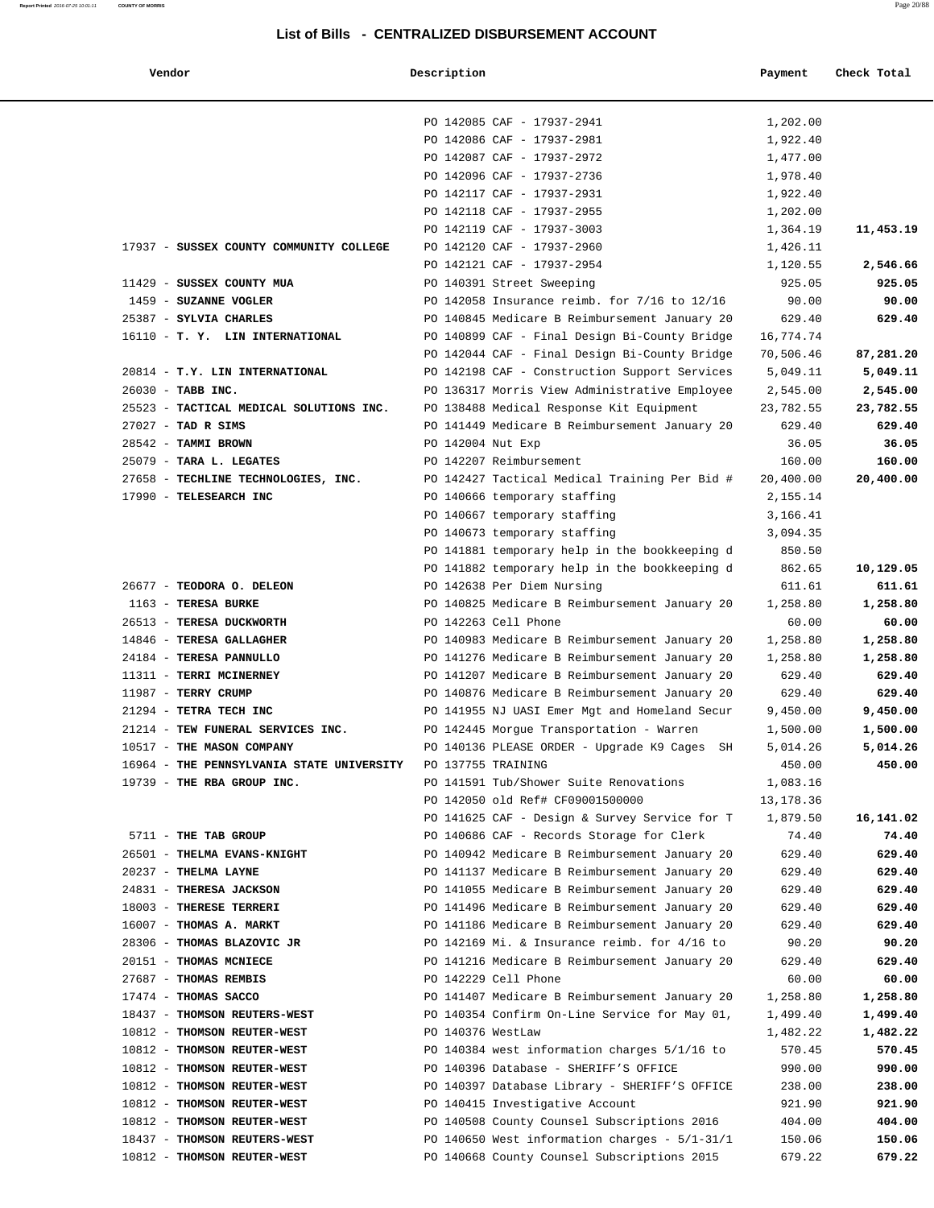## List of Bills - CENTRALIZED DISBURSEMENT ACCOUNT

| Vendor | Description | Payment | Check Total |
|---|---|---|---|
| | PO 142085 CAF - 17937-2941 | 1,202.00 | |
| | PO 142086 CAF - 17937-2981 | 1,922.40 | |
| | PO 142087 CAF - 17937-2972 | 1,477.00 | |
| | PO 142096 CAF - 17937-2736 | 1,978.40 | |
| | PO 142117 CAF - 17937-2931 | 1,922.40 | |
| | PO 142118 CAF - 17937-2955 | 1,202.00 | |
| | PO 142119 CAF - 17937-3003 | 1,364.19 | **11,453.19** |
| 17937 - **SUSSEX COUNTY COMMUNITY COLLEGE** | PO 142120 CAF - 17937-2960 | 1,426.11 | |
| | PO 142121 CAF - 17937-2954 | 1,120.55 | **2,546.66** |
| 11429 - **SUSSEX COUNTY MUA** | PO 140391 Street Sweeping | 925.05 | **925.05** |
| 1459 - **SUZANNE VOGLER** | PO 142058 Insurance reimb. for 7/16 to 12/16 | 90.00 | **90.00** |
| 25387 - **SYLVIA CHARLES** | PO 140845 Medicare B Reimbursement January 20 | 629.40 | **629.40** |
| 16110 - **T. Y. LIN INTERNATIONAL** | PO 140899 CAF - Final Design Bi-County Bridge | 16,774.74 | |
| | PO 142044 CAF - Final Design Bi-County Bridge | 70,506.46 | **87,281.20** |
| 20814 - **T.Y. LIN INTERNATIONAL** | PO 142198 CAF - Construction Support Services | 5,049.11 | **5,049.11** |
| 26030 - **TABB INC.** | PO 136317 Morris View Administrative Employee | 2,545.00 | **2,545.00** |
| 25523 - **TACTICAL MEDICAL SOLUTIONS INC.** | PO 138488 Medical Response Kit Equipment | 23,782.55 | **23,782.55** |
| 27027 - **TAD R SIMS** | PO 141449 Medicare B Reimbursement January 20 | 629.40 | **629.40** |
| 28542 - **TAMMI BROWN** | PO 142004 Nut Exp | 36.05 | **36.05** |
| 25079 - **TARA L. LEGATES** | PO 142207 Reimbursement | 160.00 | **160.00** |
| 27658 - **TECHLINE TECHNOLOGIES, INC.** | PO 142427 Tactical Medical Training Per Bid # | 20,400.00 | **20,400.00** |
| 17990 - **TELESEARCH INC** | PO 140666 temporary staffing | 2,155.14 | |
| | PO 140667 temporary staffing | 3,166.41 | |
| | PO 140673 temporary staffing | 3,094.35 | |
| | PO 141881 temporary help in the bookkeeping d | 850.50 | |
| | PO 141882 temporary help in the bookkeeping d | 862.65 | **10,129.05** |
| 26677 - **TEODORA O. DELEON** | PO 142638 Per Diem Nursing | 611.61 | **611.61** |
| 1163 - **TERESA BURKE** | PO 140825 Medicare B Reimbursement January 20 | 1,258.80 | **1,258.80** |
| 26513 - **TERESA DUCKWORTH** | PO 142263 Cell Phone | 60.00 | **60.00** |
| 14846 - **TERESA GALLAGHER** | PO 140983 Medicare B Reimbursement January 20 | 1,258.80 | **1,258.80** |
| 24184 - **TERESA PANNULLO** | PO 141276 Medicare B Reimbursement January 20 | 1,258.80 | **1,258.80** |
| 11311 - **TERRI MCINERNEY** | PO 141207 Medicare B Reimbursement January 20 | 629.40 | **629.40** |
| 11987 - **TERRY CRUMP** | PO 140876 Medicare B Reimbursement January 20 | 629.40 | **629.40** |
| 21294 - **TETRA TECH INC** | PO 141955 NJ UASI Emer Mgt and Homeland Secur | 9,450.00 | **9,450.00** |
| 21214 - **TEW FUNERAL SERVICES INC.** | PO 142445 Morgue Transportation - Warren | 1,500.00 | **1,500.00** |
| 10517 - **THE MASON COMPANY** | PO 140136 PLEASE ORDER - Upgrade K9 Cages SH | 5,014.26 | **5,014.26** |
| 16964 - **THE PENNSYLVANIA STATE UNIVERSITY** | PO 137755 TRAINING | 450.00 | **450.00** |
| 19739 - **THE RBA GROUP INC.** | PO 141591 Tub/Shower Suite Renovations | 1,083.16 | |
| | PO 142050 old Ref# CF09001500000 | 13,178.36 | |
| | PO 141625 CAF - Design & Survey Service for T | 1,879.50 | **16,141.02** |
| 5711 - **THE TAB GROUP** | PO 140686 CAF - Records Storage for Clerk | 74.40 | **74.40** |
| 26501 - **THELMA EVANS-KNIGHT** | PO 140942 Medicare B Reimbursement January 20 | 629.40 | **629.40** |
| 20237 - **THELMA LAYNE** | PO 141137 Medicare B Reimbursement January 20 | 629.40 | **629.40** |
| 24831 - **THERESA JACKSON** | PO 141055 Medicare B Reimbursement January 20 | 629.40 | **629.40** |
| 18003 - **THERESE TERRERI** | PO 141496 Medicare B Reimbursement January 20 | 629.40 | **629.40** |
| 16007 - **THOMAS A. MARKT** | PO 141186 Medicare B Reimbursement January 20 | 629.40 | **629.40** |
| 28306 - **THOMAS BLAZOVIC JR** | PO 142169 Mi. & Insurance reimb. for 4/16 to | 90.20 | **90.20** |
| 20151 - **THOMAS MCNIECE** | PO 141216 Medicare B Reimbursement January 20 | 629.40 | **629.40** |
| 27687 - **THOMAS REMBIS** | PO 142229 Cell Phone | 60.00 | **60.00** |
| 17474 - **THOMAS SACCO** | PO 141407 Medicare B Reimbursement January 20 | 1,258.80 | **1,258.80** |
| 18437 - **THOMSON REUTERS-WEST** | PO 140354 Confirm On-Line Service for May 01, | 1,499.40 | **1,499.40** |
| 10812 - **THOMSON REUTER-WEST** | PO 140376 WestLaw | 1,482.22 | **1,482.22** |
| 10812 - **THOMSON REUTER-WEST** | PO 140384 west information charges 5/1/16 to | 570.45 | **570.45** |
| 10812 - **THOMSON REUTER-WEST** | PO 140396 Database - SHERIFF'S OFFICE | 990.00 | **990.00** |
| 10812 - **THOMSON REUTER-WEST** | PO 140397 Database Library - SHERIFF'S OFFICE | 238.00 | **238.00** |
| 10812 - **THOMSON REUTER-WEST** | PO 140415 Investigative Account | 921.90 | **921.90** |
| 10812 - **THOMSON REUTER-WEST** | PO 140508 County Counsel Subscriptions 2016 | 404.00 | **404.00** |
| 18437 - **THOMSON REUTERS-WEST** | PO 140650 West information charges - 5/1-31/1 | 150.06 | **150.06** |
| 10812 - **THOMSON REUTER-WEST** | PO 140668 County Counsel Subscriptions 2015 | 679.22 | **679.22** |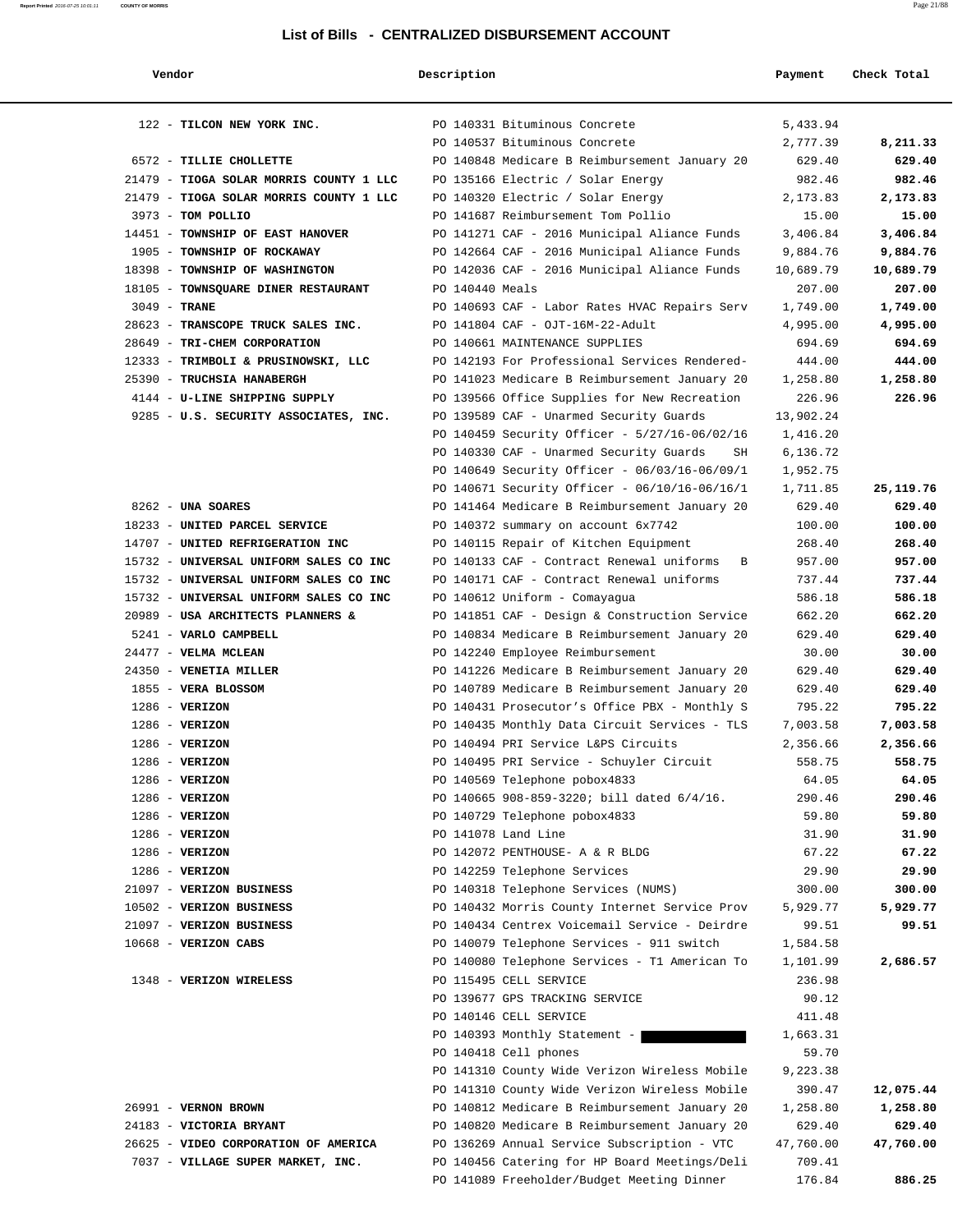# List of Bills - CENTRALIZED DISBURSEMENT ACCOUNT

| Vendor | Description | Payment | Check Total |
|---|---|---|---|
| 122 - **TILCON NEW YORK INC.** | PO 140331 Bituminous Concrete | 5,433.94 | |
| | PO 140537 Bituminous Concrete | 2,777.39 | **8,211.33** |
| 6572 - **TILLIE CHOLLETTE** | PO 140848 Medicare B Reimbursement January 20 | 629.40 | **629.40** |
| 21479 - **TIOGA SOLAR MORRIS COUNTY 1 LLC** | PO 135166 Electric / Solar Energy | 982.46 | **982.46** |
| 21479 - **TIOGA SOLAR MORRIS COUNTY 1 LLC** | PO 140320 Electric / Solar Energy | 2,173.83 | **2,173.83** |
| 3973 - **TOM POLLIO** | PO 141687 Reimbursement Tom Pollio | 15.00 | **15.00** |
| 14451 - **TOWNSHIP OF EAST HANOVER** | PO 141271 CAF - 2016 Municipal Aliance Funds | 3,406.84 | **3,406.84** |
| 1905 - **TOWNSHIP OF ROCKAWAY** | PO 142664 CAF - 2016 Municipal Aliance Funds | 9,884.76 | **9,884.76** |
| 18398 - **TOWNSHIP OF WASHINGTON** | PO 142036 CAF - 2016 Municipal Aliance Funds | 10,689.79 | **10,689.79** |
| 18105 - **TOWNSQUARE DINER RESTAURANT** | PO 140440 Meals | 207.00 | **207.00** |
| 3049 - **TRANE** | PO 140693 CAF - Labor Rates HVAC Repairs Serv | 1,749.00 | **1,749.00** |
| 28623 - **TRANSCOPE TRUCK SALES INC.** | PO 141804 CAF - OJT-16M-22-Adult | 4,995.00 | **4,995.00** |
| 28649 - **TRI-CHEM CORPORATION** | PO 140661 MAINTENANCE SUPPLIES | 694.69 | **694.69** |
| 12333 - **TRIMBOLI & PRUSINOWSKI, LLC** | PO 142193 For Professional Services Rendered- | 444.00 | **444.00** |
| 25390 - **TRUCHSIA HANABERGH** | PO 141023 Medicare B Reimbursement January 20 | 1,258.80 | **1,258.80** |
| 4144 - **U-LINE SHIPPING SUPPLY** | PO 139566 Office Supplies for New Recreation | 226.96 | **226.96** |
| 9285 - **U.S. SECURITY ASSOCIATES, INC.** | PO 139589 CAF - Unarmed Security Guards | 13,902.24 | |
| | PO 140459 Security Officer - 5/27/16-06/02/16 | 1,416.20 | |
| | PO 140330 CAF - Unarmed Security Guards SH | 6,136.72 | |
| | PO 140649 Security Officer - 06/03/16-06/09/1 | 1,952.75 | |
| | PO 140671 Security Officer - 06/10/16-06/16/1 | 1,711.85 | **25,119.76** |
| 8262 - **UNA SOARES** | PO 141464 Medicare B Reimbursement January 20 | 629.40 | **629.40** |
| 18233 - **UNITED PARCEL SERVICE** | PO 140372 summary on account 6x7742 | 100.00 | **100.00** |
| 14707 - **UNITED REFRIGERATION INC** | PO 140115 Repair of Kitchen Equipment | 268.40 | **268.40** |
| 15732 - **UNIVERSAL UNIFORM SALES CO INC** | PO 140133 CAF - Contract Renewal uniforms B | 957.00 | **957.00** |
| 15732 - **UNIVERSAL UNIFORM SALES CO INC** | PO 140171 CAF - Contract Renewal uniforms | 737.44 | **737.44** |
| 15732 - **UNIVERSAL UNIFORM SALES CO INC** | PO 140612 Uniform - Comayagua | 586.18 | **586.18** |
| 20989 - **USA ARCHITECTS PLANNERS &** | PO 141851 CAF - Design & Construction Service | 662.20 | **662.20** |
| 5241 - **VARLO CAMPBELL** | PO 140834 Medicare B Reimbursement January 20 | 629.40 | **629.40** |
| 24477 - **VELMA MCLEAN** | PO 142240 Employee Reimbursement | 30.00 | **30.00** |
| 24350 - **VENETIA MILLER** | PO 141226 Medicare B Reimbursement January 20 | 629.40 | **629.40** |
| 1855 - **VERA BLOSSOM** | PO 140789 Medicare B Reimbursement January 20 | 629.40 | **629.40** |
| 1286 - **VERIZON** | PO 140431 Prosecutor's Office PBX - Monthly S | 795.22 | **795.22** |
| 1286 - **VERIZON** | PO 140435 Monthly Data Circuit Services - TLS | 7,003.58 | **7,003.58** |
| 1286 - **VERIZON** | PO 140494 PRI Service L&PS Circuits | 2,356.66 | **2,356.66** |
| 1286 - **VERIZON** | PO 140495 PRI Service - Schuyler Circuit | 558.75 | **558.75** |
| 1286 - **VERIZON** | PO 140569 Telephone pobox4833 | 64.05 | **64.05** |
| 1286 - **VERIZON** | PO 140665 908-859-3220; bill dated 6/4/16. | 290.46 | **290.46** |
| 1286 - **VERIZON** | PO 140729 Telephone pobox4833 | 59.80 | **59.80** |
| 1286 - **VERIZON** | PO 141078 Land Line | 31.90 | **31.90** |
| 1286 - **VERIZON** | PO 142072 PENTHOUSE- A & R BLDG | 67.22 | **67.22** |
| 1286 - **VERIZON** | PO 142259 Telephone Services | 29.90 | **29.90** |
| 21097 - **VERIZON BUSINESS** | PO 140318 Telephone Services (NUMS) | 300.00 | **300.00** |
| 10502 - **VERIZON BUSINESS** | PO 140432 Morris County Internet Service Prov | 5,929.77 | **5,929.77** |
| 21097 - **VERIZON BUSINESS** | PO 140434 Centrex Voicemail Service - Deirdre | 99.51 | **99.51** |
| 10668 - **VERIZON CABS** | PO 140079 Telephone Services - 911 switch | 1,584.58 | |
| | PO 140080 Telephone Services - T1 American To | 1,101.99 | **2,686.57** |
| 1348 - **VERIZON WIRELESS** | PO 115495 CELL SERVICE | 236.98 | |
| | PO 139677 GPS TRACKING SERVICE | 90.12 | |
| | PO 140146 CELL SERVICE | 411.48 | |
| | PO 140393 Monthly Statement - | 1,663.31 | |
| | PO 140418 Cell phones | 59.70 | |
| | PO 141310 County Wide Verizon Wireless Mobile | 9,223.38 | |
| | PO 141310 County Wide Verizon Wireless Mobile | 390.47 | **12,075.44** |
| 26991 - **VERNON BROWN** | PO 140812 Medicare B Reimbursement January 20 | 1,258.80 | **1,258.80** |
| 24183 - **VICTORIA BRYANT** | PO 140820 Medicare B Reimbursement January 20 | 629.40 | **629.40** |
| 26625 - **VIDEO CORPORATION OF AMERICA** | PO 136269 Annual Service Subscription - VTC | 47,760.00 | **47,760.00** |
| 7037 - **VILLAGE SUPER MARKET, INC.** | PO 140456 Catering for HP Board Meetings/Deli | 709.41 | |
| | PO 141089 Freeholder/Budget Meeting Dinner | 176.84 | **886.25** |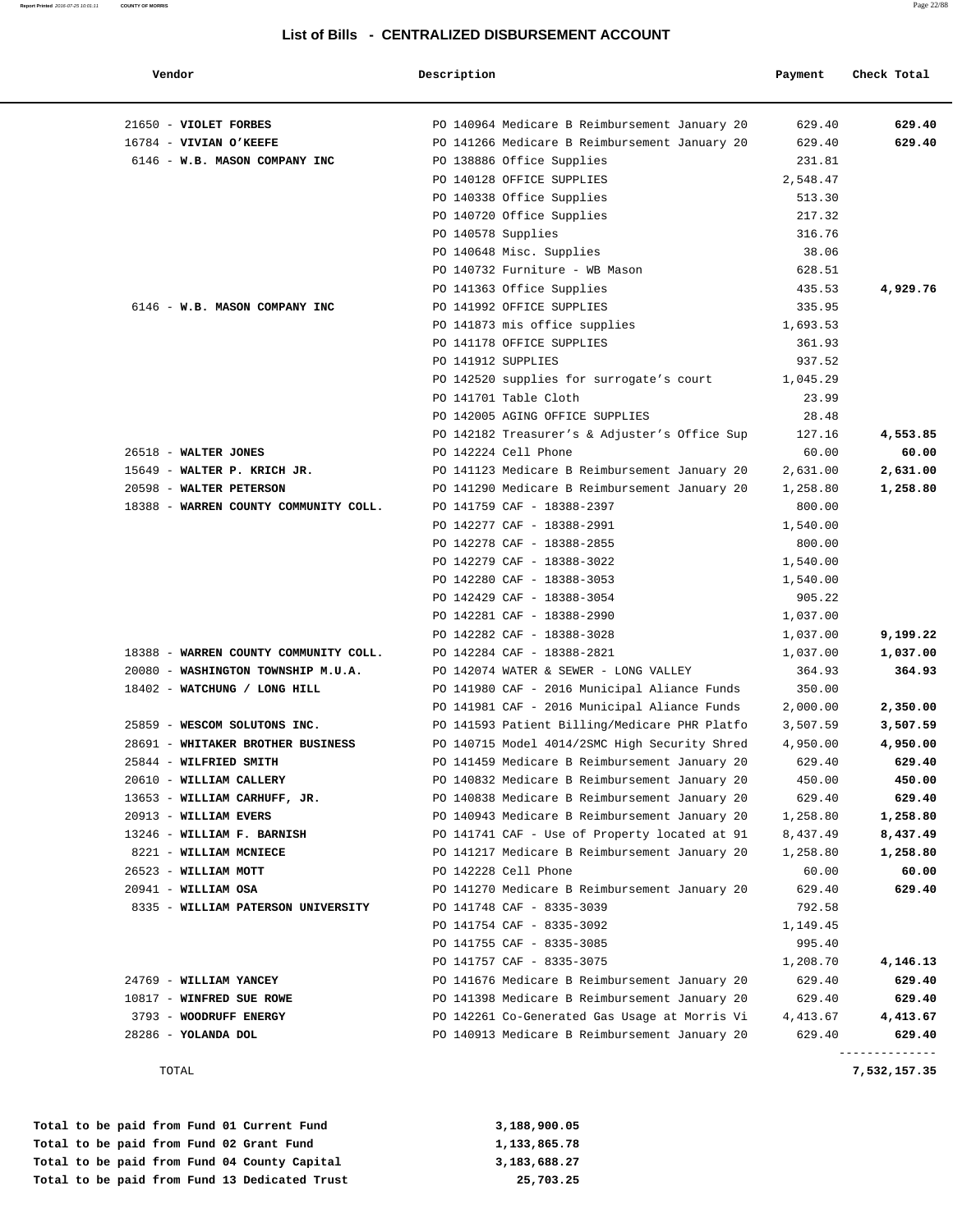# List of Bills - CENTRALIZED DISBURSEMENT ACCOUNT

| Vendor | Description | Payment | Check Total |
|---|---|---|---|
| 21650 - **VIOLET FORBES** | PO 140964 Medicare B Reimbursement January 20 | 629.40 | **629.40** |
| 16784 - **VIVIAN O'KEEFE** | PO 141266 Medicare B Reimbursement January 20 | 629.40 | **629.40** |
| 6146 - **W.B. MASON COMPANY INC** | PO 138886 Office Supplies | 231.81 | |
| | PO 140128 OFFICE SUPPLIES | 2,548.47 | |
| | PO 140338 Office Supplies | 513.30 | |
| | PO 140720 Office Supplies | 217.32 | |
| | PO 140578 Supplies | 316.76 | |
| | PO 140648 Misc. Supplies | 38.06 | |
| | PO 140732 Furniture - WB Mason | 628.51 | |
| | PO 141363 Office Supplies | 435.53 | **4,929.76** |
| 6146 - **W.B. MASON COMPANY INC** | PO 141992 OFFICE SUPPLIES | 335.95 | |
| | PO 141873 mis office supplies | 1,693.53 | |
| | PO 141178 OFFICE SUPPLIES | 361.93 | |
| | PO 141912 SUPPLIES | 937.52 | |
| | PO 142520 supplies for surrogate's court | 1,045.29 | |
| | PO 141701 Table Cloth | 23.99 | |
| | PO 142005 AGING OFFICE SUPPLIES | 28.48 | |
| | PO 142182 Treasurer's & Adjuster's Office Sup | 127.16 | **4,553.85** |
| 26518 - **WALTER JONES** | PO 142224 Cell Phone | 60.00 | **60.00** |
| 15649 - **WALTER P. KRICH JR.** | PO 141123 Medicare B Reimbursement January 20 | 2,631.00 | **2,631.00** |
| 20598 - **WALTER PETERSON** | PO 141290 Medicare B Reimbursement January 20 | 1,258.80 | **1,258.80** |
| 18388 - **WARREN COUNTY COMMUNITY COLL.** | PO 141759 CAF - 18388-2397 | 800.00 | |
| | PO 142277 CAF - 18388-2991 | 1,540.00 | |
| | PO 142278 CAF - 18388-2855 | 800.00 | |
| | PO 142279 CAF - 18388-3022 | 1,540.00 | |
| | PO 142280 CAF - 18388-3053 | 1,540.00 | |
| | PO 142429 CAF - 18388-3054 | 905.22 | |
| | PO 142281 CAF - 18388-2990 | 1,037.00 | |
| | PO 142282 CAF - 18388-3028 | 1,037.00 | **9,199.22** |
| 18388 - **WARREN COUNTY COMMUNITY COLL.** | PO 142284 CAF - 18388-2821 | 1,037.00 | **1,037.00** |
| 20080 - **WASHINGTON TOWNSHIP M.U.A.** | PO 142074 WATER & SEWER - LONG VALLEY | 364.93 | **364.93** |
| 18402 - **WATCHUNG / LONG HILL** | PO 141980 CAF - 2016 Municipal Aliance Funds | 350.00 | |
| | PO 141981 CAF - 2016 Municipal Aliance Funds | 2,000.00 | **2,350.00** |
| 25859 - **WESCOM SOLUTONS INC.** | PO 141593 Patient Billing/Medicare PHR Platfo | 3,507.59 | **3,507.59** |
| 28691 - **WHITAKER BROTHER BUSINESS** | PO 140715 Model 4014/2SMC High Security Shred | 4,950.00 | **4,950.00** |
| 25844 - **WILFRIED SMITH** | PO 141459 Medicare B Reimbursement January 20 | 629.40 | **629.40** |
| 20610 - **WILLIAM CALLERY** | PO 140832 Medicare B Reimbursement January 20 | 450.00 | **450.00** |
| 13653 - **WILLIAM CARHUFF, JR.** | PO 140838 Medicare B Reimbursement January 20 | 629.40 | **629.40** |
| 20913 - **WILLIAM EVERS** | PO 140943 Medicare B Reimbursement January 20 | 1,258.80 | **1,258.80** |
| 13246 - **WILLIAM F. BARNISH** | PO 141741 CAF - Use of Property located at 91 | 8,437.49 | **8,437.49** |
| 8221 - **WILLIAM MCNIECE** | PO 141217 Medicare B Reimbursement January 20 | 1,258.80 | **1,258.80** |
| 26523 - **WILLIAM MOTT** | PO 142228 Cell Phone | 60.00 | **60.00** |
| 20941 - **WILLIAM OSA** | PO 141270 Medicare B Reimbursement January 20 | 629.40 | **629.40** |
| 8335 - **WILLIAM PATERSON UNIVERSITY** | PO 141748 CAF - 8335-3039 | 792.58 | |
| | PO 141754 CAF - 8335-3092 | 1,149.45 | |
| | PO 141755 CAF - 8335-3085 | 995.40 | |
| | PO 141757 CAF - 8335-3075 | 1,208.70 | **4,146.13** |
| 24769 - **WILLIAM YANCEY** | PO 141676 Medicare B Reimbursement January 20 | 629.40 | **629.40** |
| 10817 - **WINFRED SUE ROWE** | PO 141398 Medicare B Reimbursement January 20 | 629.40 | **629.40** |
| 3793 - **WOODRUFF ENERGY** | PO 142261 Co-Generated Gas Usage at Morris Vi | 4,413.67 | **4,413.67** |
| 28286 - **YOLANDA DOL** | PO 140913 Medicare B Reimbursement January 20 | 629.40 | **629.40** |
| TOTAL | | | **7,532,157.35** |

| | |
|---|---|
| **Total to be paid from Fund 01 Current Fund** | **3,188,900.05** |
| **Total to be paid from Fund 02 Grant Fund** | **1,133,865.78** |
| **Total to be paid from Fund 04 County Capital** | **3,183,688.27** |
| **Total to be paid from Fund 13 Dedicated Trust** | **25,703.25** |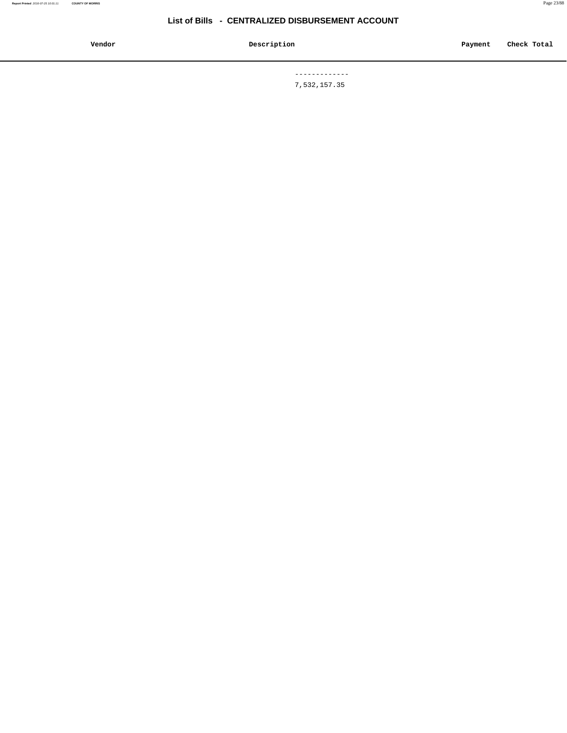# List of Bills - CENTRALIZED DISBURSEMENT ACCOUNT

| Vendor | Description | Payment | Check Total |
| --- | --- | --- | --- |
| | ------------- | | |
| | 7,532,157.35 | | |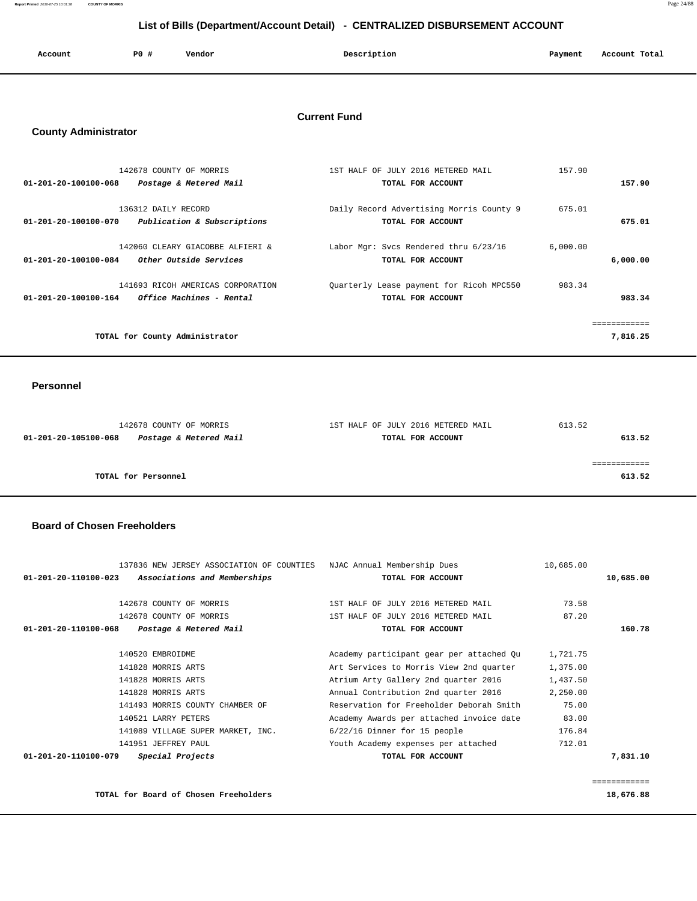# List of Bills (Department/Account Detail) - CENTRALIZED DISBURSEMENT ACCOUNT

## Current Fund

### County Administrator

| Account | PO # | Vendor | Description | Payment | Account Total |
|---|---|---|---|---|---|
| | 142678 | COUNTY OF MORRIS | 1ST HALF OF JULY 2016 METERED MAIL | 157.90 | |
| 01-201-20-100100-068 | | *Postage & Metered Mail* | TOTAL FOR ACCOUNT | | 157.90 |
| | 136312 | DAILY RECORD | Daily Record Advertising Morris County 9 | 675.01 | |
| 01-201-20-100100-070 | | *Publication & Subscriptions* | TOTAL FOR ACCOUNT | | 675.01 |
| | 142060 | CLEARY GIACOBBE ALFIERI & | Labor Mgr: Svcs Rendered thru 6/23/16 | 6,000.00 | |
| 01-201-20-100100-084 | | *Other Outside Services* | TOTAL FOR ACCOUNT | | 6,000.00 |
| | 141693 | RICOH AMERICAS CORPORATION | Quarterly Lease payment for Ricoh MPC550 | 983.34 | |
| 01-201-20-100100-164 | | *Office Machines - Rental* | TOTAL FOR ACCOUNT | | 983.34 |
| | | TOTAL for County Administrator | | | 7,816.25 |

### Personnel

| Account | PO # | Vendor | Description | Payment | Account Total |
|---|---|---|---|---|---|
| | 142678 | COUNTY OF MORRIS | 1ST HALF OF JULY 2016 METERED MAIL | 613.52 | |
| 01-201-20-105100-068 | | *Postage & Metered Mail* | TOTAL FOR ACCOUNT | | 613.52 |
| | | TOTAL for Personnel | | | 613.52 |

### Board of Chosen Freeholders

| Account | PO # | Vendor | Description | Payment | Account Total |
|---|---|---|---|---|---|
| | 137836 | NEW JERSEY ASSOCIATION OF COUNTIES | NJAC Annual Membership Dues | 10,685.00 | |
| 01-201-20-110100-023 | | *Associations and Memberships* | TOTAL FOR ACCOUNT | | 10,685.00 |
| | 142678 | COUNTY OF MORRIS | 1ST HALF OF JULY 2016 METERED MAIL | 73.58 | |
| | 142678 | COUNTY OF MORRIS | 1ST HALF OF JULY 2016 METERED MAIL | 87.20 | |
| 01-201-20-110100-068 | | *Postage & Metered Mail* | TOTAL FOR ACCOUNT | | 160.78 |
| | 140520 | EMBROIDME | Academy participant gear per attached Qu | 1,721.75 | |
| | 141828 | MORRIS ARTS | Art Services to Morris View 2nd quarter | 1,375.00 | |
| | 141828 | MORRIS ARTS | Atrium Arty Gallery 2nd quarter 2016 | 1,437.50 | |
| | 141828 | MORRIS ARTS | Annual Contribution 2nd quarter 2016 | 2,250.00 | |
| | 141493 | MORRIS COUNTY CHAMBER OF | Reservation for Freeholder Deborah Smith | 75.00 | |
| | 140521 | LARRY PETERS | Academy Awards per attached invoice date | 83.00 | |
| | 141089 | VILLAGE SUPER MARKET, INC. | 6/22/16 Dinner for 15 people | 176.84 | |
| | 141951 | JEFFREY PAUL | Youth Academy expenses per attached | 712.01 | |
| 01-201-20-110100-079 | | *Special Projects* | TOTAL FOR ACCOUNT | | 7,831.10 |
| | | TOTAL for Board of Chosen Freeholders | | | 18,676.88 |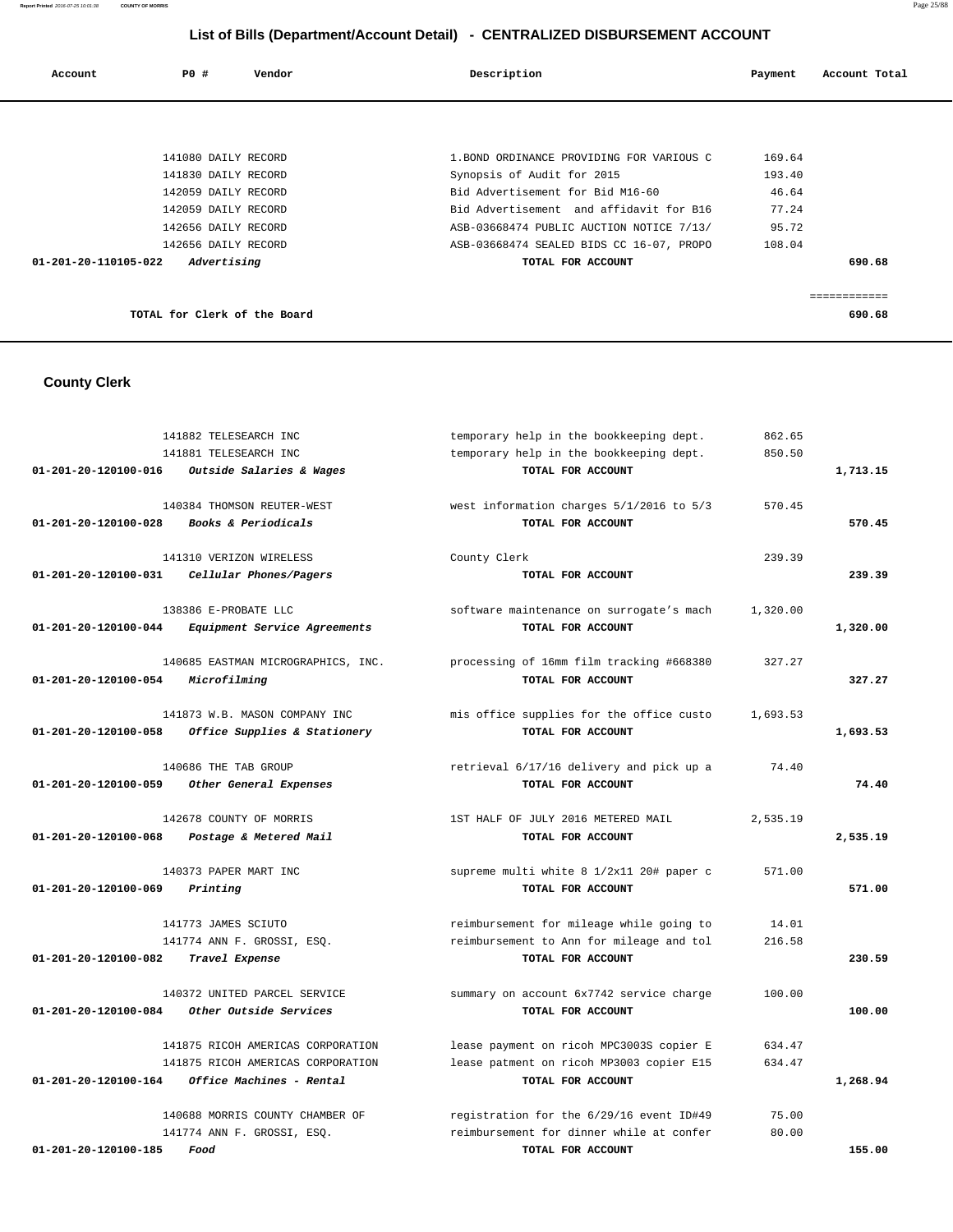## List of Bills (Department/Account Detail) - CENTRALIZED DISBURSEMENT ACCOUNT

| Account | PO # | Vendor | Description | Payment | Account Total |
|---|---|---|---|---|---|
| | 141080 | DAILY RECORD | 1.BOND ORDINANCE PROVIDING FOR VARIOUS C | 169.64 | |
| | 141830 | DAILY RECORD | Synopsis of Audit for 2015 | 193.40 | |
| | 142059 | DAILY RECORD | Bid Advertisement for Bid M16-60 | 46.64 | |
| | 142059 | DAILY RECORD | Bid Advertisement and affidavit for B16 | 77.24 | |
| | 142656 | DAILY RECORD | ASB-03668474 PUBLIC AUCTION NOTICE 7/13/ | 95.72 | |
| | 142656 | DAILY RECORD | ASB-03668474 SEALED BIDS CC 16-07, PROPO | 108.04 | |
| **01-201-20-110105-022** | *Advertising* | | **TOTAL FOR ACCOUNT** | | **690.68** |
| | | | | | ============ |
| | **TOTAL for Clerk of the Board** | | | | **690.68** |

## County Clerk

| Account | PO # | Vendor | Description | Payment | Account Total |
|---|---|---|---|---|---|
| | 141882 | TELESEARCH INC | temporary help in the bookkeeping dept. | 862.65 | |
| | 141881 | TELESEARCH INC | temporary help in the bookkeeping dept. | 850.50 | |
| **01-201-20-120100-016** | *Outside Salaries & Wages* | | **TOTAL FOR ACCOUNT** | | **1,713.15** |
| | 140384 | THOMSON REUTER-WEST | west information charges 5/1/2016 to 5/3 | 570.45 | |
| **01-201-20-120100-028** | *Books & Periodicals* | | **TOTAL FOR ACCOUNT** | | **570.45** |
| | 141310 | VERIZON WIRELESS | County Clerk | 239.39 | |
| **01-201-20-120100-031** | *Cellular Phones/Pagers* | | **TOTAL FOR ACCOUNT** | | **239.39** |
| | 138386 | E-PROBATE LLC | software maintenance on surrogate's mach | 1,320.00 | |
| **01-201-20-120100-044** | *Equipment Service Agreements* | | **TOTAL FOR ACCOUNT** | | **1,320.00** |
| | 140685 | EASTMAN MICROGRAPHICS, INC. | processing of 16mm film tracking #668380 | 327.27 | |
| **01-201-20-120100-054** | *Microfilming* | | **TOTAL FOR ACCOUNT** | | **327.27** |
| | 141873 | W.B. MASON COMPANY INC | mis office supplies for the office custo | 1,693.53 | |
| **01-201-20-120100-058** | *Office Supplies & Stationery* | | **TOTAL FOR ACCOUNT** | | **1,693.53** |
| | 140686 | THE TAB GROUP | retrieval 6/17/16 delivery and pick up a | 74.40 | |
| **01-201-20-120100-059** | *Other General Expenses* | | **TOTAL FOR ACCOUNT** | | **74.40** |
| | 142678 | COUNTY OF MORRIS | 1ST HALF OF JULY 2016 METERED MAIL | 2,535.19 | |
| **01-201-20-120100-068** | *Postage & Metered Mail* | | **TOTAL FOR ACCOUNT** | | **2,535.19** |
| | 140373 | PAPER MART INC | supreme multi white 8 1/2x11 20# paper c | 571.00 | |
| **01-201-20-120100-069** | *Printing* | | **TOTAL FOR ACCOUNT** | | **571.00** |
| | 141773 | JAMES SCIUTO | reimbursement for mileage while going to | 14.01 | |
| | 141774 | ANN F. GROSSI, ESQ. | reimbursement to Ann for mileage and tol | 216.58 | |
| **01-201-20-120100-082** | *Travel Expense* | | **TOTAL FOR ACCOUNT** | | **230.59** |
| | 140372 | UNITED PARCEL SERVICE | summary on account 6x7742 service charge | 100.00 | |
| **01-201-20-120100-084** | *Other Outside Services* | | **TOTAL FOR ACCOUNT** | | **100.00** |
| | 141875 | RICOH AMERICAS CORPORATION | lease payment on ricoh MPC3003S copier E | 634.47 | |
| | 141875 | RICOH AMERICAS CORPORATION | lease patment on ricoh MP3003 copier E15 | 634.47 | |
| **01-201-20-120100-164** | *Office Machines - Rental* | | **TOTAL FOR ACCOUNT** | | **1,268.94** |
| | 140688 | MORRIS COUNTY CHAMBER OF | registration for the 6/29/16 event ID#49 | 75.00 | |
| | 141774 | ANN F. GROSSI, ESQ. | reimbursement for dinner while at confer | 80.00 | |
| **01-201-20-120100-185** | *Food* | | **TOTAL FOR ACCOUNT** | | **155.00** |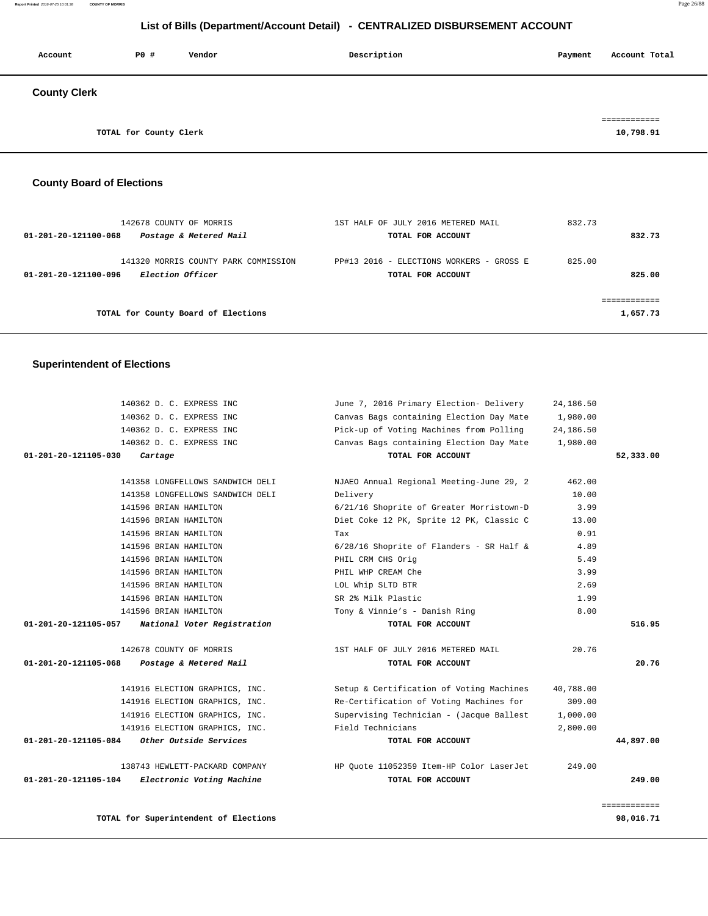# List of Bills (Department/Account Detail) - CENTRALIZED DISBURSEMENT ACCOUNT

| Account | PO # | Vendor | Description | Payment | Account Total |
|---|---|---|---|---|---|

## County Clerk

| | | | | | |
|---|---|---|---|---|---|
| | TOTAL for County Clerk | | | | 10,798.91 |

## County Board of Elections

| Account | PO # | Vendor | Description | Payment | Account Total |
|---|---|---|---|---|---|
| | 142678 | COUNTY OF MORRIS | 1ST HALF OF JULY 2016 METERED MAIL | 832.73 | |
| 01-201-20-121100-068 | *Postage & Metered Mail* | | TOTAL FOR ACCOUNT | | 832.73 |
| | 141320 | MORRIS COUNTY PARK COMMISSION | PP#13 2016 - ELECTIONS WORKERS - GROSS E | 825.00 | |
| 01-201-20-121100-096 | *Election Officer* | | TOTAL FOR ACCOUNT | | 825.00 |
| | TOTAL for County Board of Elections | | | | 1,657.73 |

## Superintendent of Elections

| Account | PO # | Vendor | Description | Payment | Account Total |
|---|---|---|---|---|---|
| | 140362 | D. C. EXPRESS INC | June 7, 2016 Primary Election- Delivery | 24,186.50 | |
| | 140362 | D. C. EXPRESS INC | Canvas Bags containing Election Day Mate | 1,980.00 | |
| | 140362 | D. C. EXPRESS INC | Pick-up of Voting Machines from Polling | 24,186.50 | |
| | 140362 | D. C. EXPRESS INC | Canvas Bags containing Election Day Mate | 1,980.00 | |
| 01-201-20-121105-030 | *Cartage* | | TOTAL FOR ACCOUNT | | 52,333.00 |
| | 141358 | LONGFELLOWS SANDWICH DELI | NJAEO Annual Regional Meeting-June 29, 2 | 462.00 | |
| | 141358 | LONGFELLOWS SANDWICH DELI | Delivery | 10.00 | |
| | 141596 | BRIAN HAMILTON | 6/21/16 Shoprite of Greater Morristown-D | 3.99 | |
| | 141596 | BRIAN HAMILTON | Diet Coke 12 PK, Sprite 12 PK, Classic C | 13.00 | |
| | 141596 | BRIAN HAMILTON | Tax | 0.91 | |
| | 141596 | BRIAN HAMILTON | 6/28/16 Shoprite of Flanders - SR Half & | 4.89 | |
| | 141596 | BRIAN HAMILTON | PHIL CRM CHS Orig | 5.49 | |
| | 141596 | BRIAN HAMILTON | PHIL WHP CREAM Che | 3.99 | |
| | 141596 | BRIAN HAMILTON | LOL Whip SLTD BTR | 2.69 | |
| | 141596 | BRIAN HAMILTON | SR 2% Milk Plastic | 1.99 | |
| | 141596 | BRIAN HAMILTON | Tony & Vinnie's - Danish Ring | 8.00 | |
| 01-201-20-121105-057 | *National Voter Registration* | | TOTAL FOR ACCOUNT | | 516.95 |
| | 142678 | COUNTY OF MORRIS | 1ST HALF OF JULY 2016 METERED MAIL | 20.76 | |
| 01-201-20-121105-068 | *Postage & Metered Mail* | | TOTAL FOR ACCOUNT | | 20.76 |
| | 141916 | ELECTION GRAPHICS, INC. | Setup & Certification of Voting Machines | 40,788.00 | |
| | 141916 | ELECTION GRAPHICS, INC. | Re-Certification of Voting Machines for | 309.00 | |
| | 141916 | ELECTION GRAPHICS, INC. | Supervising Technician - (Jacque Ballest | 1,000.00 | |
| | 141916 | ELECTION GRAPHICS, INC. | Field Technicians | 2,800.00 | |
| 01-201-20-121105-084 | *Other Outside Services* | | TOTAL FOR ACCOUNT | | 44,897.00 |
| | 138743 | HEWLETT-PACKARD COMPANY | HP Quote 11052359 Item-HP Color LaserJet | 249.00 | |
| 01-201-20-121105-104 | *Electronic Voting Machine* | | TOTAL FOR ACCOUNT | | 249.00 |
| | TOTAL for Superintendent of Elections | | | | 98,016.71 |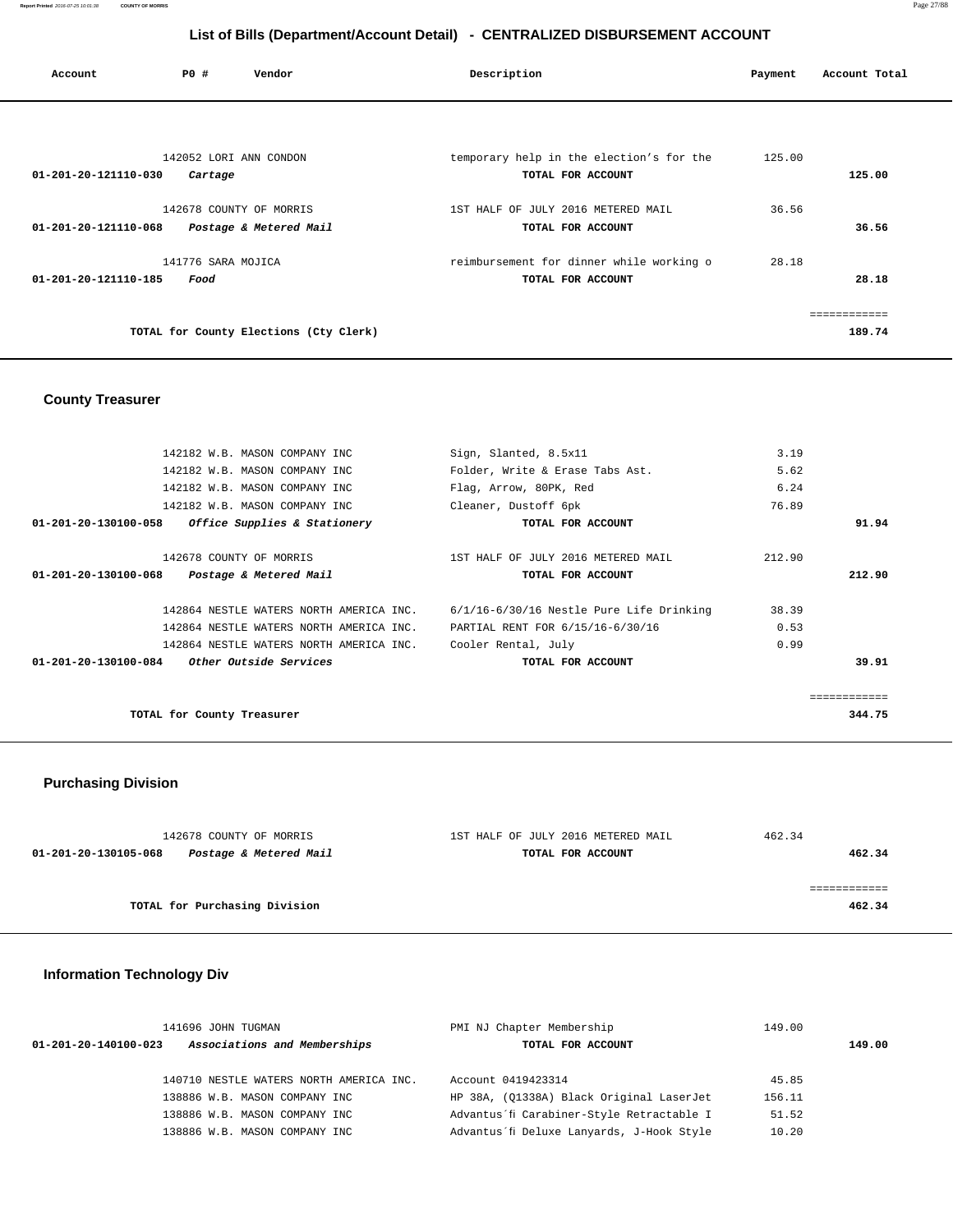# List of Bills (Department/Account Detail) - CENTRALIZED DISBURSEMENT ACCOUNT

| Account | PO # | Vendor | Description | Payment | Account Total |
|---|---|---|---|---|---|
| | 142052 | LORI ANN CONDON | temporary help in the election's for the | 125.00 | |
| 01-201-20-121110-030 | | *Cartage* | TOTAL FOR ACCOUNT | | 125.00 |
| | 142678 | COUNTY OF MORRIS | 1ST HALF OF JULY 2016 METERED MAIL | 36.56 | |
| 01-201-20-121110-068 | | *Postage & Metered Mail* | TOTAL FOR ACCOUNT | | 36.56 |
| | 141776 | SARA MOJICA | reimbursement for dinner while working o | 28.18 | |
| 01-201-20-121110-185 | | *Food* | TOTAL FOR ACCOUNT | | 28.18 |
| | | | | | ============ |
| | | TOTAL for County Elections (Cty Clerk) | | | 189.74 |

## County Treasurer

| Account | PO # | Vendor | Description | Payment | Account Total |
|---|---|---|---|---|---|
| | 142182 | W.B. MASON COMPANY INC | Sign, Slanted, 8.5x11 | 3.19 | |
| | 142182 | W.B. MASON COMPANY INC | Folder, Write & Erase Tabs Ast. | 5.62 | |
| | 142182 | W.B. MASON COMPANY INC | Flag, Arrow, 80PK, Red | 6.24 | |
| | 142182 | W.B. MASON COMPANY INC | Cleaner, Dustoff 6pk | 76.89 | |
| 01-201-20-130100-058 | | *Office Supplies & Stationery* | TOTAL FOR ACCOUNT | | 91.94 |
| | 142678 | COUNTY OF MORRIS | 1ST HALF OF JULY 2016 METERED MAIL | 212.90 | |
| 01-201-20-130100-068 | | *Postage & Metered Mail* | TOTAL FOR ACCOUNT | | 212.90 |
| | 142864 | NESTLE WATERS NORTH AMERICA INC. | 6/1/16-6/30/16 Nestle Pure Life Drinking | 38.39 | |
| | 142864 | NESTLE WATERS NORTH AMERICA INC. | PARTIAL RENT FOR 6/15/16-6/30/16 | 0.53 | |
| | 142864 | NESTLE WATERS NORTH AMERICA INC. | Cooler Rental, July | 0.99 | |
| 01-201-20-130100-084 | | *Other Outside Services* | TOTAL FOR ACCOUNT | | 39.91 |
| | | | | | ============ |
| | | TOTAL for County Treasurer | | | 344.75 |

## Purchasing Division

| Account | PO # | Vendor | Description | Payment | Account Total |
|---|---|---|---|---|---|
| | 142678 | COUNTY OF MORRIS | 1ST HALF OF JULY 2016 METERED MAIL | 462.34 | |
| 01-201-20-130105-068 | | *Postage & Metered Mail* | TOTAL FOR ACCOUNT | | 462.34 |
| | | | | | ============ |
| | | TOTAL for Purchasing Division | | | 462.34 |

## Information Technology Div

| Account | PO # | Vendor | Description | Payment | Account Total |
|---|---|---|---|---|---|
| | 141696 | JOHN TUGMAN | PMI NJ Chapter Membership | 149.00 | |
| 01-201-20-140100-023 | | *Associations and Memberships* | TOTAL FOR ACCOUNT | | 149.00 |
| | 140710 | NESTLE WATERS NORTH AMERICA INC. | Account 0419423314 | 45.85 | |
| | 138886 | W.B. MASON COMPANY INC | HP 38A, (Q1338A) Black Original LaserJet | 156.11 | |
| | 138886 | W.B. MASON COMPANY INC | Advantus´fi Carabiner-Style Retractable I | 51.52 | |
| | 138886 | W.B. MASON COMPANY INC | Advantus´fi Deluxe Lanyards, J-Hook Style | 10.20 | |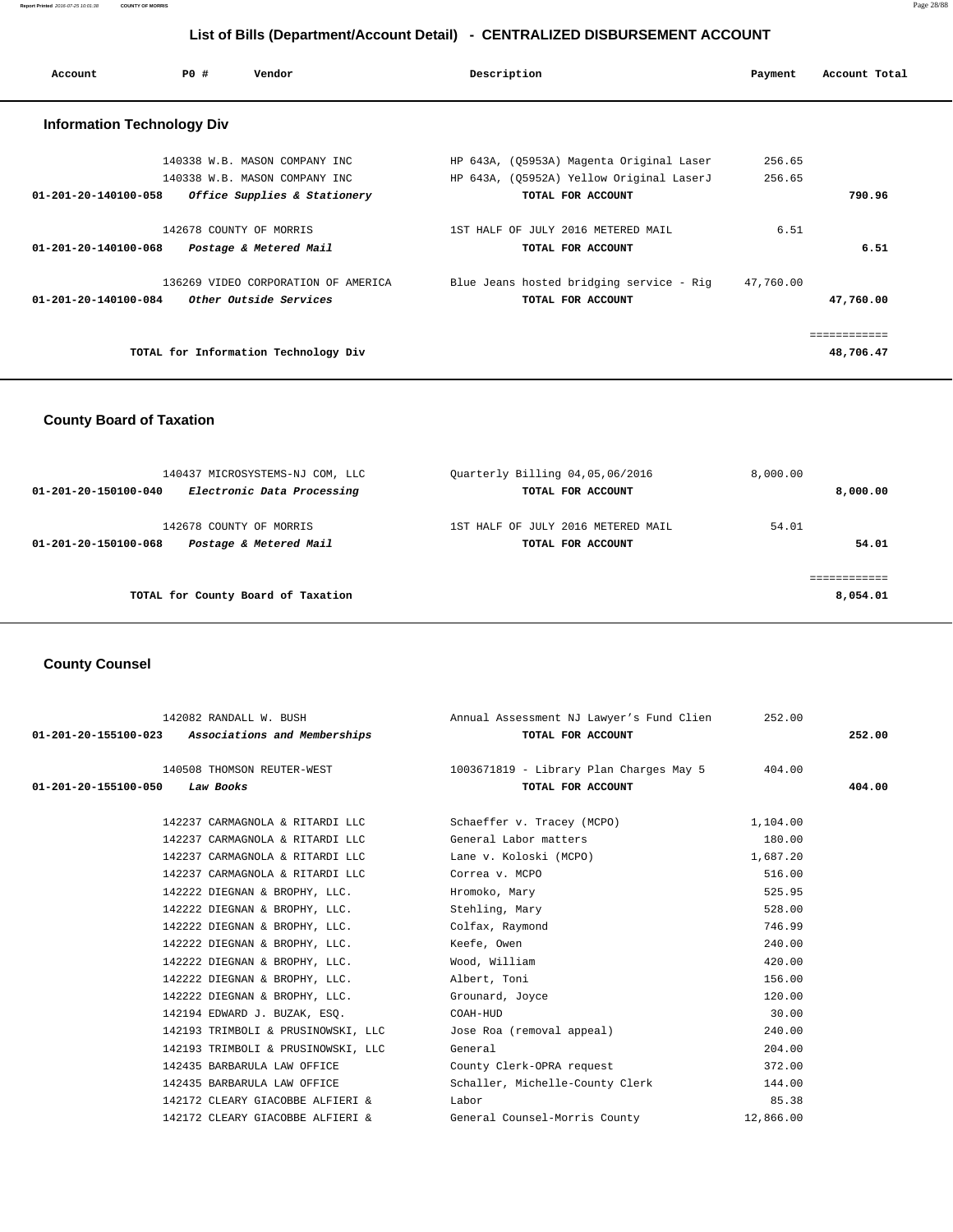## List of Bills (Department/Account Detail) - CENTRALIZED DISBURSEMENT ACCOUNT

| Account | PO # | Vendor | Description | Payment | Account Total |
|---|---|---|---|---|---|

### Information Technology Div

| Account | PO # | Vendor | Description | Payment | Account Total |
|---|---|---|---|---|---|
| | 140338 | W.B. MASON COMPANY INC | HP 643A, (Q5953A) Magenta Original Laser | 256.65 | |
| | 140338 | W.B. MASON COMPANY INC | HP 643A, (Q5952A) Yellow Original LaserJ | 256.65 | |
| **01-201-20-140100-058** | | *Office Supplies & Stationery* | TOTAL FOR ACCOUNT | | **790.96** |
| | 142678 | COUNTY OF MORRIS | 1ST HALF OF JULY 2016 METERED MAIL | 6.51 | |
| **01-201-20-140100-068** | | *Postage & Metered Mail* | TOTAL FOR ACCOUNT | | **6.51** |
| | 136269 | VIDEO CORPORATION OF AMERICA | Blue Jeans hosted bridging service - Rig | 47,760.00 | |
| **01-201-20-140100-084** | | *Other Outside Services* | TOTAL FOR ACCOUNT | | **47,760.00** |
| | | **TOTAL for Information Technology Div** | | | **48,706.47** |

### County Board of Taxation

| Account | PO # | Vendor | Description | Payment | Account Total |
|---|---|---|---|---|---|
| | 140437 | MICROSYSTEMS-NJ COM, LLC | Quarterly Billing 04,05,06/2016 | 8,000.00 | |
| **01-201-20-150100-040** | | *Electronic Data Processing* | TOTAL FOR ACCOUNT | | **8,000.00** |
| | 142678 | COUNTY OF MORRIS | 1ST HALF OF JULY 2016 METERED MAIL | 54.01 | |
| **01-201-20-150100-068** | | *Postage & Metered Mail* | TOTAL FOR ACCOUNT | | **54.01** |
| | | **TOTAL for County Board of Taxation** | | | **8,054.01** |

### County Counsel

| Account | PO # | Vendor | Description | Payment | Account Total |
|---|---|---|---|---|---|
| | 142082 | RANDALL W. BUSH | Annual Assessment NJ Lawyer's Fund Clien | 252.00 | |
| **01-201-20-155100-023** | | *Associations and Memberships* | TOTAL FOR ACCOUNT | | **252.00** |
| | 140508 | THOMSON REUTER-WEST | 1003671819 - Library Plan Charges May 5 | 404.00 | |
| **01-201-20-155100-050** | | *Law Books* | TOTAL FOR ACCOUNT | | **404.00** |
| | 142237 | CARMAGNOLA & RITARDI LLC | Schaeffer v. Tracey (MCPO) | 1,104.00 | |
| | 142237 | CARMAGNOLA & RITARDI LLC | General Labor matters | 180.00 | |
| | 142237 | CARMAGNOLA & RITARDI LLC | Lane v. Koloski (MCPO) | 1,687.20 | |
| | 142237 | CARMAGNOLA & RITARDI LLC | Correa v. MCPO | 516.00 | |
| | 142222 | DIEGNAN & BROPHY, LLC. | Hromoko, Mary | 525.95 | |
| | 142222 | DIEGNAN & BROPHY, LLC. | Stehling, Mary | 528.00 | |
| | 142222 | DIEGNAN & BROPHY, LLC. | Colfax, Raymond | 746.99 | |
| | 142222 | DIEGNAN & BROPHY, LLC. | Keefe, Owen | 240.00 | |
| | 142222 | DIEGNAN & BROPHY, LLC. | Wood, William | 420.00 | |
| | 142222 | DIEGNAN & BROPHY, LLC. | Albert, Toni | 156.00 | |
| | 142222 | DIEGNAN & BROPHY, LLC. | Grounard, Joyce | 120.00 | |
| | 142194 | EDWARD J. BUZAK, ESQ. | COAH-HUD | 30.00 | |
| | 142193 | TRIMBOLI & PRUSINOWSKI, LLC | Jose Roa (removal appeal) | 240.00 | |
| | 142193 | TRIMBOLI & PRUSINOWSKI, LLC | General | 204.00 | |
| | 142435 | BARBARULA LAW OFFICE | County Clerk-OPRA request | 372.00 | |
| | 142435 | BARBARULA LAW OFFICE | Schaller, Michelle-County Clerk | 144.00 | |
| | 142172 | CLEARY GIACOBBE ALFIERI & | Labor | 85.38 | |
| | 142172 | CLEARY GIACOBBE ALFIERI & | General Counsel-Morris County | 12,866.00 | |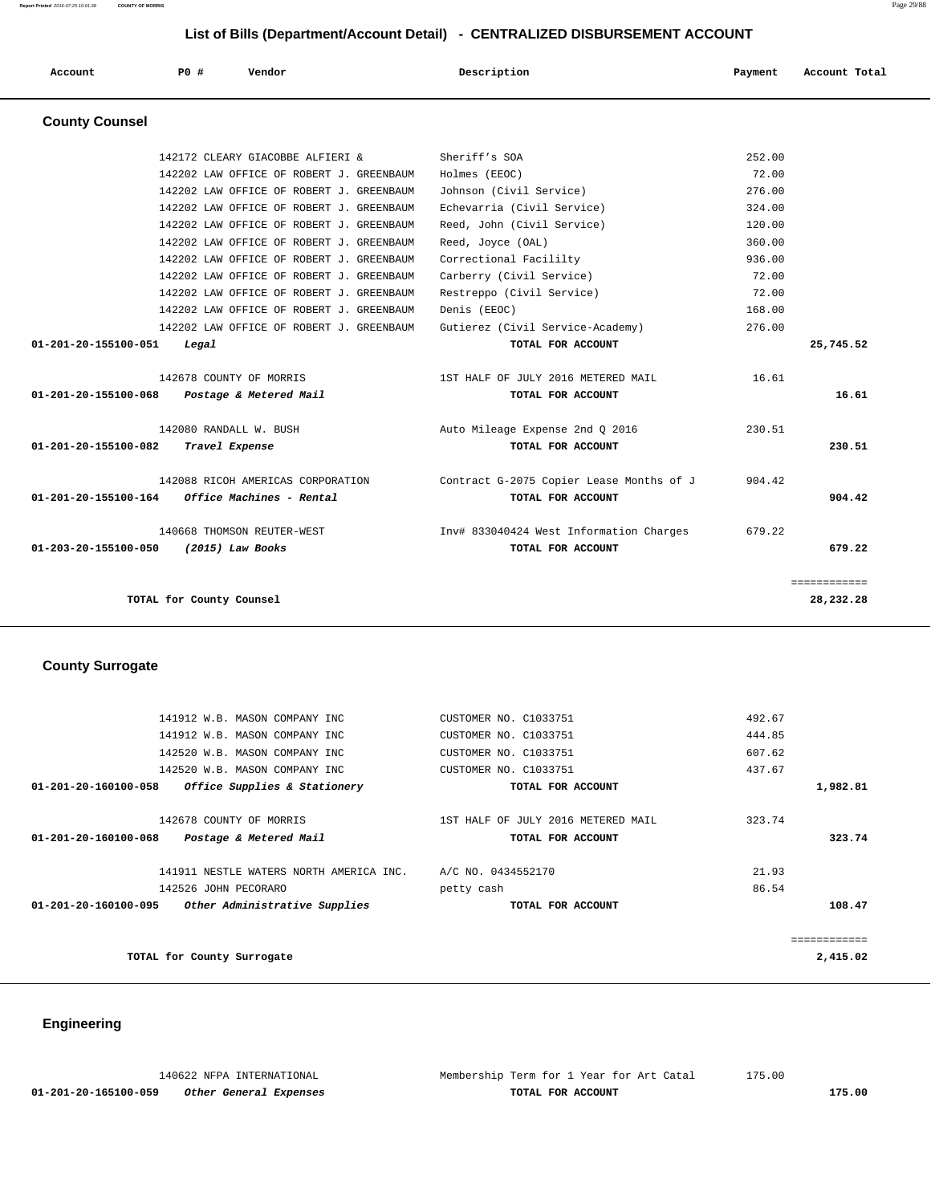## List of Bills (Department/Account Detail) - CENTRALIZED DISBURSEMENT ACCOUNT

| Account | PO # | Vendor | Description | Payment | Account Total |
|---|---|---|---|---|---|

### County Counsel

| Account | PO # | Vendor | Description | Payment | Account Total |
|---|---|---|---|---|---|
| | 142172 | CLEARY GIACOBBE ALFIERI & | Sheriff's SOA | 252.00 | |
| | 142202 | LAW OFFICE OF ROBERT J. GREENBAUM | Holmes (EEOC) | 72.00 | |
| | 142202 | LAW OFFICE OF ROBERT J. GREENBAUM | Johnson (Civil Service) | 276.00 | |
| | 142202 | LAW OFFICE OF ROBERT J. GREENBAUM | Echevarria (Civil Service) | 324.00 | |
| | 142202 | LAW OFFICE OF ROBERT J. GREENBAUM | Reed, John (Civil Service) | 120.00 | |
| | 142202 | LAW OFFICE OF ROBERT J. GREENBAUM | Reed, Joyce (OAL) | 360.00 | |
| | 142202 | LAW OFFICE OF ROBERT J. GREENBAUM | Correctional Facililty | 936.00 | |
| | 142202 | LAW OFFICE OF ROBERT J. GREENBAUM | Carberry (Civil Service) | 72.00 | |
| | 142202 | LAW OFFICE OF ROBERT J. GREENBAUM | Restreppo (Civil Service) | 72.00 | |
| | 142202 | LAW OFFICE OF ROBERT J. GREENBAUM | Denis (EEOC) | 168.00 | |
| | 142202 | LAW OFFICE OF ROBERT J. GREENBAUM | Gutierez (Civil Service-Academy) | 276.00 | |
| **01-201-20-155100-051** | ***Legal*** | | **TOTAL FOR ACCOUNT** | | **25,745.52** |
| | 142678 | COUNTY OF MORRIS | 1ST HALF OF JULY 2016 METERED MAIL | 16.61 | |
| **01-201-20-155100-068** | ***Postage & Metered Mail*** | | **TOTAL FOR ACCOUNT** | | **16.61** |
| | 142080 | RANDALL W. BUSH | Auto Mileage Expense 2nd Q 2016 | 230.51 | |
| **01-201-20-155100-082** | ***Travel Expense*** | | **TOTAL FOR ACCOUNT** | | **230.51** |
| | 142088 | RICOH AMERICAS CORPORATION | Contract G-2075 Copier Lease Months of J | 904.42 | |
| **01-201-20-155100-164** | ***Office Machines - Rental*** | | **TOTAL FOR ACCOUNT** | | **904.42** |
| | 140668 | THOMSON REUTER-WEST | Inv# 833040424 West Information Charges | 679.22 | |
| **01-203-20-155100-050** | ***(2015) Law Books*** | | **TOTAL FOR ACCOUNT** | | **679.22** |
| | | | | | ============ |
| | **TOTAL for County Counsel** | | | | **28,232.28** |

### County Surrogate

| Account | PO # | Vendor | Description | Payment | Account Total |
|---|---|---|---|---|---|
| | 141912 | W.B. MASON COMPANY INC | CUSTOMER NO. C1033751 | 492.67 | |
| | 141912 | W.B. MASON COMPANY INC | CUSTOMER NO. C1033751 | 444.85 | |
| | 142520 | W.B. MASON COMPANY INC | CUSTOMER NO. C1033751 | 607.62 | |
| | 142520 | W.B. MASON COMPANY INC | CUSTOMER NO. C1033751 | 437.67 | |
| **01-201-20-160100-058** | ***Office Supplies & Stationery*** | | **TOTAL FOR ACCOUNT** | | **1,982.81** |
| | 142678 | COUNTY OF MORRIS | 1ST HALF OF JULY 2016 METERED MAIL | 323.74 | |
| **01-201-20-160100-068** | ***Postage & Metered Mail*** | | **TOTAL FOR ACCOUNT** | | **323.74** |
| | 141911 | NESTLE WATERS NORTH AMERICA INC. | A/C NO. 0434552170 | 21.93 | |
| | 142526 | JOHN PECORARO | petty cash | 86.54 | |
| **01-201-20-160100-095** | ***Other Administrative Supplies*** | | **TOTAL FOR ACCOUNT** | | **108.47** |
| | | | | | ============ |
| | **TOTAL for County Surrogate** | | | | **2,415.02** |

### Engineering

| Account | PO # | Vendor | Description | Payment | Account Total |
|---|---|---|---|---|---|
| | 140622 | NFPA INTERNATIONAL | Membership Term for 1 Year for Art Catal | 175.00 | |
| **01-201-20-165100-059** | ***Other General Expenses*** | | **TOTAL FOR ACCOUNT** | | **175.00** |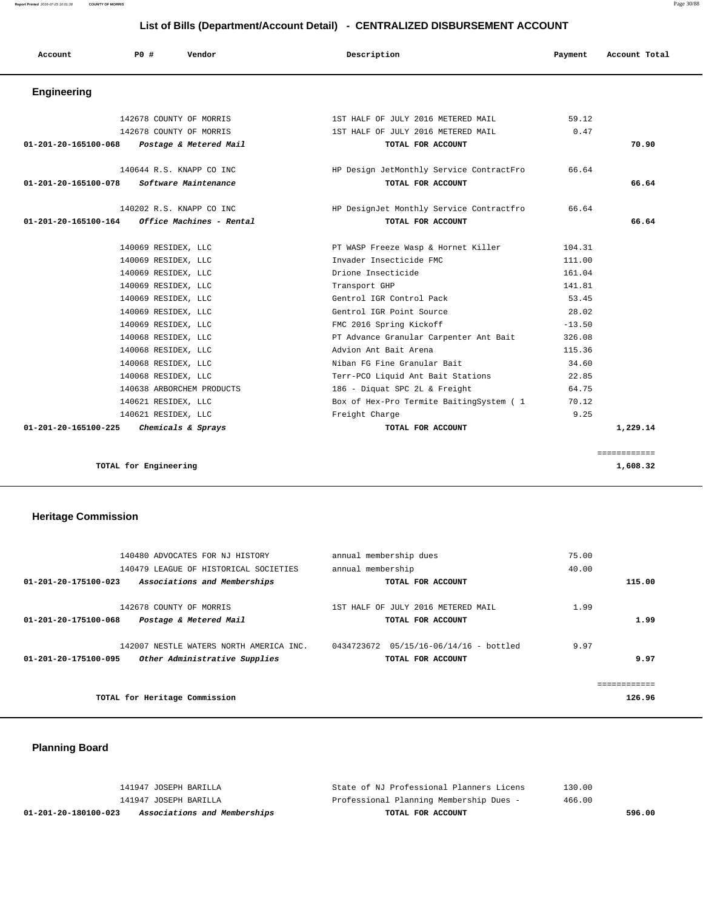# List of Bills (Department/Account Detail) - CENTRALIZED DISBURSEMENT ACCOUNT

| Account | PO # | Vendor | Description | Payment | Account Total |
|---|---|---|---|---|---|

## Engineering

| Account | PO # | Vendor | Description | Payment | Account Total |
|---|---|---|---|---|---|
| | 142678 | COUNTY OF MORRIS | 1ST HALF OF JULY 2016 METERED MAIL | 59.12 | |
| | 142678 | COUNTY OF MORRIS | 1ST HALF OF JULY 2016 METERED MAIL | 0.47 | |
| **01-201-20-165100-068** | | ***Postage & Metered Mail*** | **TOTAL FOR ACCOUNT** | | **70.90** |
| | 140644 | R.S. KNAPP CO INC | HP Design JetMonthly Service ContractFro | 66.64 | |
| **01-201-20-165100-078** | | ***Software Maintenance*** | **TOTAL FOR ACCOUNT** | | **66.64** |
| | 140202 | R.S. KNAPP CO INC | HP DesignJet Monthly Service Contractfro | 66.64 | |
| **01-201-20-165100-164** | | ***Office Machines - Rental*** | **TOTAL FOR ACCOUNT** | | **66.64** |
| | 140069 | RESIDEX, LLC | PT WASP Freeze Wasp & Hornet Killer | 104.31 | |
| | 140069 | RESIDEX, LLC | Invader Insecticide FMC | 111.00 | |
| | 140069 | RESIDEX, LLC | Drione Insecticide | 161.04 | |
| | 140069 | RESIDEX, LLC | Transport GHP | 141.81 | |
| | 140069 | RESIDEX, LLC | Gentrol IGR Control Pack | 53.45 | |
| | 140069 | RESIDEX, LLC | Gentrol IGR Point Source | 28.02 | |
| | 140069 | RESIDEX, LLC | FMC 2016 Spring Kickoff | -13.50 | |
| | 140068 | RESIDEX, LLC | PT Advance Granular Carpenter Ant Bait | 326.08 | |
| | 140068 | RESIDEX, LLC | Advion Ant Bait Arena | 115.36 | |
| | 140068 | RESIDEX, LLC | Niban FG Fine Granular Bait | 34.60 | |
| | 140068 | RESIDEX, LLC | Terr-PCO Liquid Ant Bait Stations | 22.85 | |
| | 140638 | ARBORCHEM PRODUCTS | 186 - Diquat SPC 2L & Freight | 64.75 | |
| | 140621 | RESIDEX, LLC | Box of Hex-Pro Termite BaitingSystem ( 1 | 70.12 | |
| | 140621 | RESIDEX, LLC | Freight Charge | 9.25 | |
| **01-201-20-165100-225** | | ***Chemicals & Sprays*** | **TOTAL FOR ACCOUNT** | | **1,229.14** |
| | | | | | ============ |
| | **TOTAL for Engineering** | | | | **1,608.32** |

## Heritage Commission

| Account | PO # | Vendor | Description | Payment | Account Total |
|---|---|---|---|---|---|
| | 140480 | ADVOCATES FOR NJ HISTORY | annual membership dues | 75.00 | |
| | 140479 | LEAGUE OF HISTORICAL SOCIETIES | annual membership | 40.00 | |
| **01-201-20-175100-023** | | ***Associations and Memberships*** | **TOTAL FOR ACCOUNT** | | **115.00** |
| | 142678 | COUNTY OF MORRIS | 1ST HALF OF JULY 2016 METERED MAIL | 1.99 | |
| **01-201-20-175100-068** | | ***Postage & Metered Mail*** | **TOTAL FOR ACCOUNT** | | **1.99** |
| | 142007 | NESTLE WATERS NORTH AMERICA INC. | 0434723672 05/15/16-06/14/16 - bottled | 9.97 | |
| **01-201-20-175100-095** | | ***Other Administrative Supplies*** | **TOTAL FOR ACCOUNT** | | **9.97** |
| | | | | | ============ |
| | **TOTAL for Heritage Commission** | | | | **126.96** |

## Planning Board

| Account | PO # | Vendor | Description | Payment | Account Total |
|---|---|---|---|---|---|
| | 141947 | JOSEPH BARILLA | State of NJ Professional Planners Licens | 130.00 | |
| | 141947 | JOSEPH BARILLA | Professional Planning Membership Dues - | 466.00 | |
| **01-201-20-180100-023** | | ***Associations and Memberships*** | **TOTAL FOR ACCOUNT** | | **596.00** |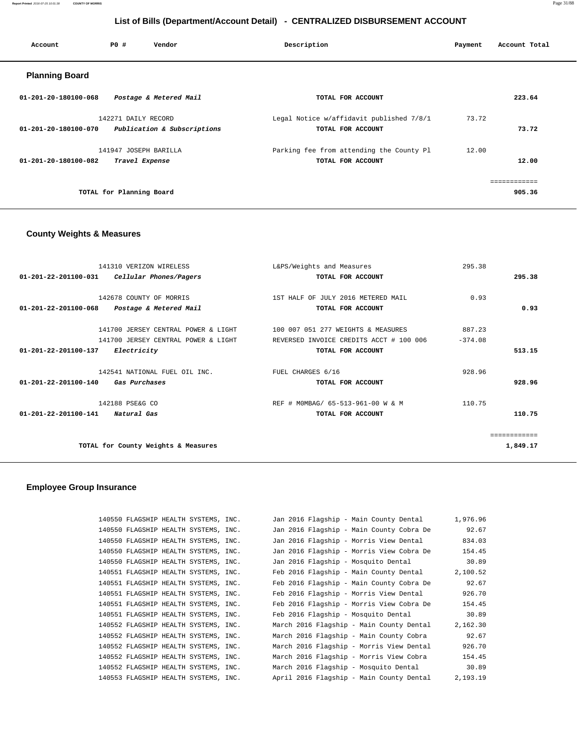## List of Bills (Department/Account Detail) - CENTRALIZED DISBURSEMENT ACCOUNT

| Account | PO # | Vendor | Description | Payment | Account Total |
|---|---|---|---|---|---|

### Planning Board

| Account | PO # | Vendor | Description | Payment | Account Total |
|---|---|---|---|---|---|
| 01-201-20-180100-068 | | *Postage & Metered Mail* | TOTAL FOR ACCOUNT | | 223.64 |
| | 142271 | DAILY RECORD | Legal Notice w/affidavit published 7/8/1 | 73.72 | |
| 01-201-20-180100-070 | | *Publication & Subscriptions* | TOTAL FOR ACCOUNT | | 73.72 |
| | 141947 | JOSEPH BARILLA | Parking fee from attending the County Pl | 12.00 | |
| 01-201-20-180100-082 | | *Travel Expense* | TOTAL FOR ACCOUNT | | 12.00 |
| | | | | | ============ |
| | | TOTAL for Planning Board | | | 905.36 |

### County Weights & Measures

| Account | PO # | Vendor | Description | Payment | Account Total |
|---|---|---|---|---|---|
| | 141310 | VERIZON WIRELESS | L&PS/Weights and Measures | 295.38 | |
| 01-201-22-201100-031 | | *Cellular Phones/Pagers* | TOTAL FOR ACCOUNT | | 295.38 |
| | 142678 | COUNTY OF MORRIS | 1ST HALF OF JULY 2016 METERED MAIL | 0.93 | |
| 01-201-22-201100-068 | | *Postage & Metered Mail* | TOTAL FOR ACCOUNT | | 0.93 |
| | 141700 | JERSEY CENTRAL POWER & LIGHT | 100 007 051 277 WEIGHTS & MEASURES | 887.23 | |
| | 141700 | JERSEY CENTRAL POWER & LIGHT | REVERSED INVOICE CREDITS ACCT # 100 006 | -374.08 | |
| 01-201-22-201100-137 | | *Electricity* | TOTAL FOR ACCOUNT | | 513.15 |
| | 142541 | NATIONAL FUEL OIL INC. | FUEL CHARGES 6/16 | 928.96 | |
| 01-201-22-201100-140 | | *Gas Purchases* | TOTAL FOR ACCOUNT | | 928.96 |
| | 142188 | PSE&G CO | REF # M0MBAG/ 65-513-961-00 W & M | 110.75 | |
| 01-201-22-201100-141 | | *Natural Gas* | TOTAL FOR ACCOUNT | | 110.75 |
| | | | | | ============ |
| | | TOTAL for County Weights & Measures | | | 1,849.17 |

### Employee Group Insurance

| Account | PO # | Vendor | Description | Payment | Account Total |
|---|---|---|---|---|---|
| | 140550 | FLAGSHIP HEALTH SYSTEMS, INC. | Jan 2016 Flagship - Main County Dental | 1,976.96 | |
| | 140550 | FLAGSHIP HEALTH SYSTEMS, INC. | Jan 2016 Flagship - Main County Cobra De | 92.67 | |
| | 140550 | FLAGSHIP HEALTH SYSTEMS, INC. | Jan 2016 Flagship - Morris View Dental | 834.03 | |
| | 140550 | FLAGSHIP HEALTH SYSTEMS, INC. | Jan 2016 Flagship - Morris View Cobra De | 154.45 | |
| | 140550 | FLAGSHIP HEALTH SYSTEMS, INC. | Jan 2016 Flagship - Mosquito Dental | 30.89 | |
| | 140551 | FLAGSHIP HEALTH SYSTEMS, INC. | Feb 2016 Flagship - Main County Dental | 2,100.52 | |
| | 140551 | FLAGSHIP HEALTH SYSTEMS, INC. | Feb 2016 Flagship - Main County Cobra De | 92.67 | |
| | 140551 | FLAGSHIP HEALTH SYSTEMS, INC. | Feb 2016 Flagship - Morris View Dental | 926.70 | |
| | 140551 | FLAGSHIP HEALTH SYSTEMS, INC. | Feb 2016 Flagship - Morris View Cobra De | 154.45 | |
| | 140551 | FLAGSHIP HEALTH SYSTEMS, INC. | Feb 2016 Flagship - Mosquito Dental | 30.89 | |
| | 140552 | FLAGSHIP HEALTH SYSTEMS, INC. | March 2016 Flagship - Main County Dental | 2,162.30 | |
| | 140552 | FLAGSHIP HEALTH SYSTEMS, INC. | March 2016 Flagship - Main County Cobra | 92.67 | |
| | 140552 | FLAGSHIP HEALTH SYSTEMS, INC. | March 2016 Flagship - Morris View Dental | 926.70 | |
| | 140552 | FLAGSHIP HEALTH SYSTEMS, INC. | March 2016 Flagship - Morris View Cobra | 154.45 | |
| | 140552 | FLAGSHIP HEALTH SYSTEMS, INC. | March 2016 Flagship - Mosquito Dental | 30.89 | |
| | 140553 | FLAGSHIP HEALTH SYSTEMS, INC. | April 2016 Flagship - Main County Dental | 2,193.19 | |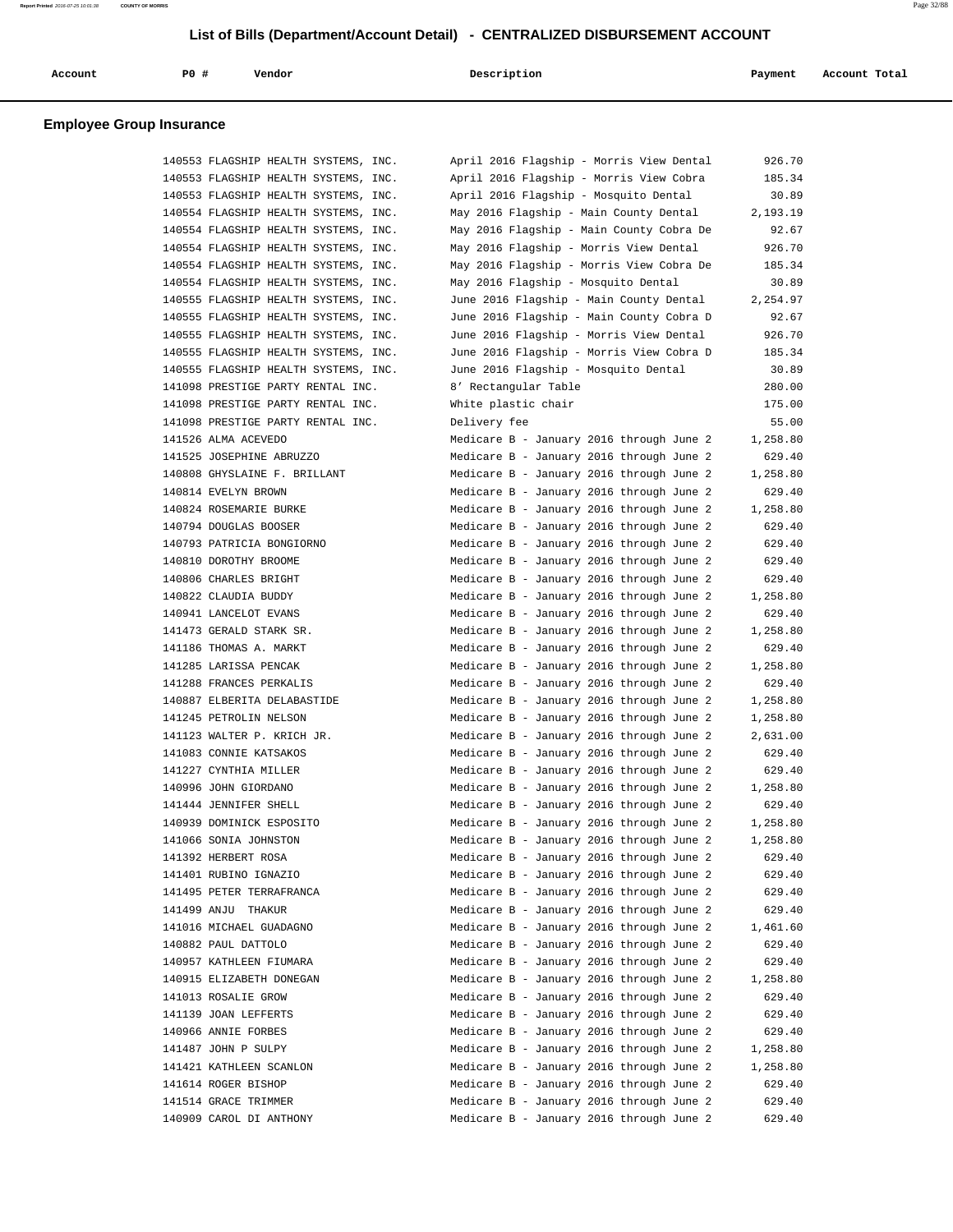## List of Bills (Department/Account Detail) - CENTRALIZED DISBURSEMENT ACCOUNT

### Employee Group Insurance

| Account | PO # | Vendor | Description | Payment | Account Total |
|---|---|---|---|---|---|
| | 140553 | FLAGSHIP HEALTH SYSTEMS, INC. | April 2016 Flagship - Morris View Dental | 926.70 | |
| | 140553 | FLAGSHIP HEALTH SYSTEMS, INC. | April 2016 Flagship - Morris View Cobra | 185.34 | |
| | 140553 | FLAGSHIP HEALTH SYSTEMS, INC. | April 2016 Flagship - Mosquito Dental | 30.89 | |
| | 140554 | FLAGSHIP HEALTH SYSTEMS, INC. | May 2016 Flagship - Main County Dental | 2,193.19 | |
| | 140554 | FLAGSHIP HEALTH SYSTEMS, INC. | May 2016 Flagship - Main County Cobra De | 92.67 | |
| | 140554 | FLAGSHIP HEALTH SYSTEMS, INC. | May 2016 Flagship - Morris View Dental | 926.70 | |
| | 140554 | FLAGSHIP HEALTH SYSTEMS, INC. | May 2016 Flagship - Morris View Cobra De | 185.34 | |
| | 140554 | FLAGSHIP HEALTH SYSTEMS, INC. | May 2016 Flagship - Mosquito Dental | 30.89 | |
| | 140555 | FLAGSHIP HEALTH SYSTEMS, INC. | June 2016 Flagship - Main County Dental | 2,254.97 | |
| | 140555 | FLAGSHIP HEALTH SYSTEMS, INC. | June 2016 Flagship - Main County Cobra D | 92.67 | |
| | 140555 | FLAGSHIP HEALTH SYSTEMS, INC. | June 2016 Flagship - Morris View Dental | 926.70 | |
| | 140555 | FLAGSHIP HEALTH SYSTEMS, INC. | June 2016 Flagship - Morris View Cobra D | 185.34 | |
| | 140555 | FLAGSHIP HEALTH SYSTEMS, INC. | June 2016 Flagship - Mosquito Dental | 30.89 | |
| | 141098 | PRESTIGE PARTY RENTAL INC. | 8' Rectangular Table | 280.00 | |
| | 141098 | PRESTIGE PARTY RENTAL INC. | White plastic chair | 175.00 | |
| | 141098 | PRESTIGE PARTY RENTAL INC. | Delivery fee | 55.00 | |
| | 141526 | ALMA ACEVEDO | Medicare B - January 2016 through June 2 | 1,258.80 | |
| | 141525 | JOSEPHINE ABRUZZO | Medicare B - January 2016 through June 2 | 629.40 | |
| | 140808 | GHYSLAINE F. BRILLANT | Medicare B - January 2016 through June 2 | 1,258.80 | |
| | 140814 | EVELYN BROWN | Medicare B - January 2016 through June 2 | 629.40 | |
| | 140824 | ROSEMARIE BURKE | Medicare B - January 2016 through June 2 | 1,258.80 | |
| | 140794 | DOUGLAS BOOSER | Medicare B - January 2016 through June 2 | 629.40 | |
| | 140793 | PATRICIA BONGIORNO | Medicare B - January 2016 through June 2 | 629.40 | |
| | 140810 | DOROTHY BROOME | Medicare B - January 2016 through June 2 | 629.40 | |
| | 140806 | CHARLES BRIGHT | Medicare B - January 2016 through June 2 | 629.40 | |
| | 140822 | CLAUDIA BUDDY | Medicare B - January 2016 through June 2 | 1,258.80 | |
| | 140941 | LANCELOT EVANS | Medicare B - January 2016 through June 2 | 629.40 | |
| | 141473 | GERALD STARK SR. | Medicare B - January 2016 through June 2 | 1,258.80 | |
| | 141186 | THOMAS A. MARKT | Medicare B - January 2016 through June 2 | 629.40 | |
| | 141285 | LARISSA PENCAK | Medicare B - January 2016 through June 2 | 1,258.80 | |
| | 141288 | FRANCES PERKALIS | Medicare B - January 2016 through June 2 | 629.40 | |
| | 140887 | ELBERITA DELABASTIDE | Medicare B - January 2016 through June 2 | 1,258.80 | |
| | 141245 | PETROLIN NELSON | Medicare B - January 2016 through June 2 | 1,258.80 | |
| | 141123 | WALTER P. KRICH JR. | Medicare B - January 2016 through June 2 | 2,631.00 | |
| | 141083 | CONNIE KATSAKOS | Medicare B - January 2016 through June 2 | 629.40 | |
| | 141227 | CYNTHIA MILLER | Medicare B - January 2016 through June 2 | 629.40 | |
| | 140996 | JOHN GIORDANO | Medicare B - January 2016 through June 2 | 1,258.80 | |
| | 141444 | JENNIFER SHELL | Medicare B - January 2016 through June 2 | 629.40 | |
| | 140939 | DOMINICK ESPOSITO | Medicare B - January 2016 through June 2 | 1,258.80 | |
| | 141066 | SONIA JOHNSTON | Medicare B - January 2016 through June 2 | 1,258.80 | |
| | 141392 | HERBERT ROSA | Medicare B - January 2016 through June 2 | 629.40 | |
| | 141401 | RUBINO IGNAZIO | Medicare B - January 2016 through June 2 | 629.40 | |
| | 141495 | PETER TERRAFRANCA | Medicare B - January 2016 through June 2 | 629.40 | |
| | 141499 | ANJU THAKUR | Medicare B - January 2016 through June 2 | 629.40 | |
| | 141016 | MICHAEL GUADAGNO | Medicare B - January 2016 through June 2 | 1,461.60 | |
| | 140882 | PAUL DATTOLO | Medicare B - January 2016 through June 2 | 629.40 | |
| | 140957 | KATHLEEN FIUMARA | Medicare B - January 2016 through June 2 | 629.40 | |
| | 140915 | ELIZABETH DONEGAN | Medicare B - January 2016 through June 2 | 1,258.80 | |
| | 141013 | ROSALIE GROW | Medicare B - January 2016 through June 2 | 629.40 | |
| | 141139 | JOAN LEFFERTS | Medicare B - January 2016 through June 2 | 629.40 | |
| | 140966 | ANNIE FORBES | Medicare B - January 2016 through June 2 | 629.40 | |
| | 141487 | JOHN P SULPY | Medicare B - January 2016 through June 2 | 1,258.80 | |
| | 141421 | KATHLEEN SCANLON | Medicare B - January 2016 through June 2 | 1,258.80 | |
| | 141614 | ROGER BISHOP | Medicare B - January 2016 through June 2 | 629.40 | |
| | 141514 | GRACE TRIMMER | Medicare B - January 2016 through June 2 | 629.40 | |
| | 140909 | CAROL DI ANTHONY | Medicare B - January 2016 through June 2 | 629.40 | |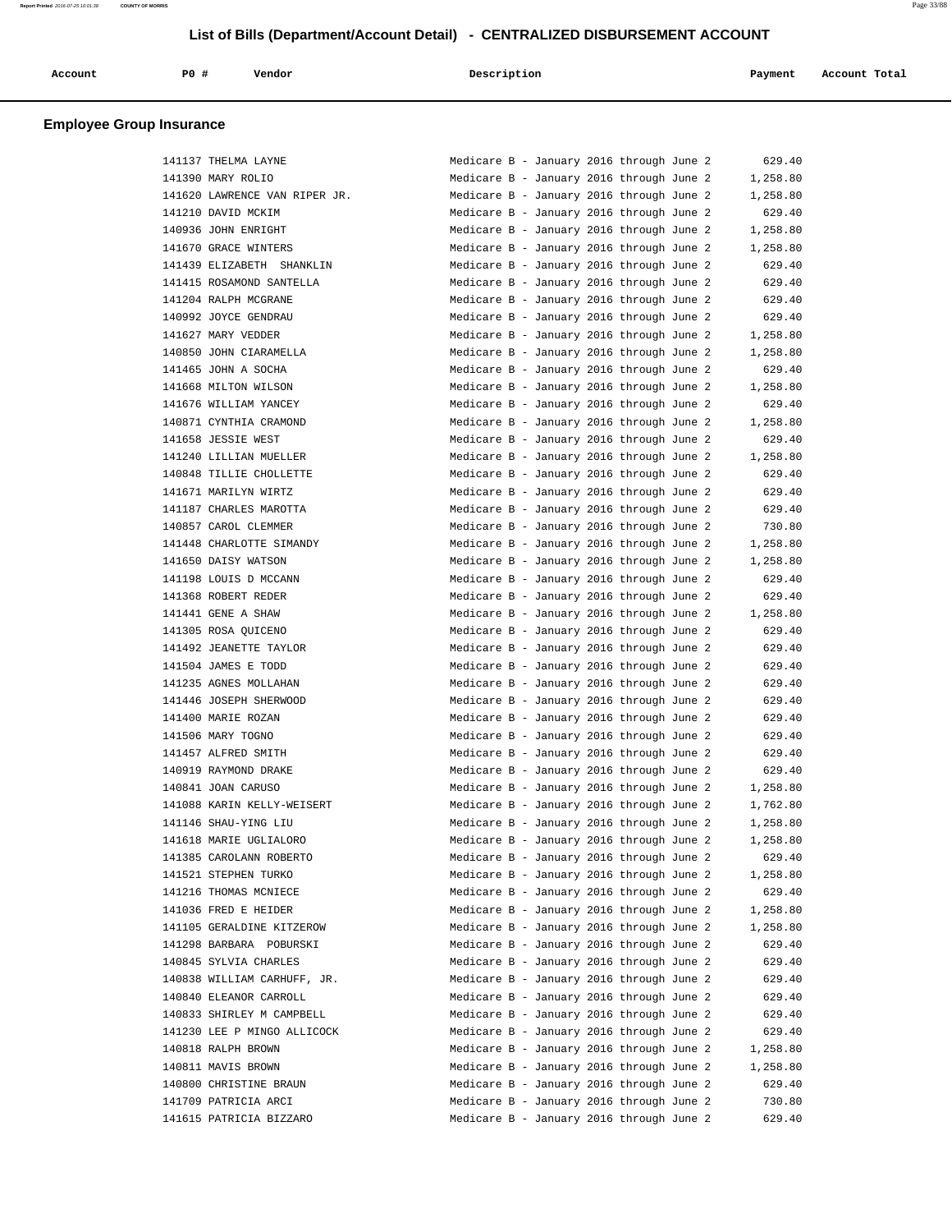# List of Bills (Department/Account Detail) - CENTRALIZED DISBURSEMENT ACCOUNT

## Employee Group Insurance

| Account | P0 # | Vendor | Description | Payment | Account Total |
|---|---|---|---|---|---|
| | 141137 | THELMA LAYNE | Medicare B - January 2016 through June 2 | 629.40 | |
| | 141390 | MARY ROLIO | Medicare B - January 2016 through June 2 | 1,258.80 | |
| | 141620 | LAWRENCE VAN RIPER JR. | Medicare B - January 2016 through June 2 | 1,258.80 | |
| | 141210 | DAVID MCKIM | Medicare B - January 2016 through June 2 | 629.40 | |
| | 140936 | JOHN ENRIGHT | Medicare B - January 2016 through June 2 | 1,258.80 | |
| | 141670 | GRACE WINTERS | Medicare B - January 2016 through June 2 | 1,258.80 | |
| | 141439 | ELIZABETH SHANKLIN | Medicare B - January 2016 through June 2 | 629.40 | |
| | 141415 | ROSAMOND SANTELLA | Medicare B - January 2016 through June 2 | 629.40 | |
| | 141204 | RALPH MCGRANE | Medicare B - January 2016 through June 2 | 629.40 | |
| | 140992 | JOYCE GENDRAU | Medicare B - January 2016 through June 2 | 629.40 | |
| | 141627 | MARY VEDDER | Medicare B - January 2016 through June 2 | 1,258.80 | |
| | 140850 | JOHN CIARAMELLA | Medicare B - January 2016 through June 2 | 1,258.80 | |
| | 141465 | JOHN A SOCHA | Medicare B - January 2016 through June 2 | 629.40 | |
| | 141668 | MILTON WILSON | Medicare B - January 2016 through June 2 | 1,258.80 | |
| | 141676 | WILLIAM YANCEY | Medicare B - January 2016 through June 2 | 629.40 | |
| | 140871 | CYNTHIA CRAMOND | Medicare B - January 2016 through June 2 | 1,258.80 | |
| | 141658 | JESSIE WEST | Medicare B - January 2016 through June 2 | 629.40 | |
| | 141240 | LILLIAN MUELLER | Medicare B - January 2016 through June 2 | 1,258.80 | |
| | 140848 | TILLIE CHOLLETTE | Medicare B - January 2016 through June 2 | 629.40 | |
| | 141671 | MARILYN WIRTZ | Medicare B - January 2016 through June 2 | 629.40 | |
| | 141187 | CHARLES MAROTTA | Medicare B - January 2016 through June 2 | 629.40 | |
| | 140857 | CAROL CLEMMER | Medicare B - January 2016 through June 2 | 730.80 | |
| | 141448 | CHARLOTTE SIMANDY | Medicare B - January 2016 through June 2 | 1,258.80 | |
| | 141650 | DAISY WATSON | Medicare B - January 2016 through June 2 | 1,258.80 | |
| | 141198 | LOUIS D MCCANN | Medicare B - January 2016 through June 2 | 629.40 | |
| | 141368 | ROBERT REDER | Medicare B - January 2016 through June 2 | 629.40 | |
| | 141441 | GENE A SHAW | Medicare B - January 2016 through June 2 | 1,258.80 | |
| | 141305 | ROSA QUICENO | Medicare B - January 2016 through June 2 | 629.40 | |
| | 141492 | JEANETTE TAYLOR | Medicare B - January 2016 through June 2 | 629.40 | |
| | 141504 | JAMES E TODD | Medicare B - January 2016 through June 2 | 629.40 | |
| | 141235 | AGNES MOLLAHAN | Medicare B - January 2016 through June 2 | 629.40 | |
| | 141446 | JOSEPH SHERWOOD | Medicare B - January 2016 through June 2 | 629.40 | |
| | 141400 | MARIE ROZAN | Medicare B - January 2016 through June 2 | 629.40 | |
| | 141506 | MARY TOGNO | Medicare B - January 2016 through June 2 | 629.40 | |
| | 141457 | ALFRED SMITH | Medicare B - January 2016 through June 2 | 629.40 | |
| | 140919 | RAYMOND DRAKE | Medicare B - January 2016 through June 2 | 629.40 | |
| | 140841 | JOAN CARUSO | Medicare B - January 2016 through June 2 | 1,258.80 | |
| | 141088 | KARIN KELLY-WEISERT | Medicare B - January 2016 through June 2 | 1,762.80 | |
| | 141146 | SHAU-YING LIU | Medicare B - January 2016 through June 2 | 1,258.80 | |
| | 141618 | MARIE UGLIALORO | Medicare B - January 2016 through June 2 | 1,258.80 | |
| | 141385 | CAROLANN ROBERTO | Medicare B - January 2016 through June 2 | 629.40 | |
| | 141521 | STEPHEN TURKO | Medicare B - January 2016 through June 2 | 1,258.80 | |
| | 141216 | THOMAS MCNIECE | Medicare B - January 2016 through June 2 | 629.40 | |
| | 141036 | FRED E HEIDER | Medicare B - January 2016 through June 2 | 1,258.80 | |
| | 141105 | GERALDINE KITZEROW | Medicare B - January 2016 through June 2 | 1,258.80 | |
| | 141298 | BARBARA POBURSKI | Medicare B - January 2016 through June 2 | 629.40 | |
| | 140845 | SYLVIA CHARLES | Medicare B - January 2016 through June 2 | 629.40 | |
| | 140838 | WILLIAM CARHUFF, JR. | Medicare B - January 2016 through June 2 | 629.40 | |
| | 140840 | ELEANOR CARROLL | Medicare B - January 2016 through June 2 | 629.40 | |
| | 140833 | SHIRLEY M CAMPBELL | Medicare B - January 2016 through June 2 | 629.40 | |
| | 141230 | LEE P MINGO ALLICOCK | Medicare B - January 2016 through June 2 | 629.40 | |
| | 140818 | RALPH BROWN | Medicare B - January 2016 through June 2 | 1,258.80 | |
| | 140811 | MAVIS BROWN | Medicare B - January 2016 through June 2 | 1,258.80 | |
| | 140800 | CHRISTINE BRAUN | Medicare B - January 2016 through June 2 | 629.40 | |
| | 141709 | PATRICIA ARCI | Medicare B - January 2016 through June 2 | 730.80 | |
| | 141615 | PATRICIA BIZZARO | Medicare B - January 2016 through June 2 | 629.40 | |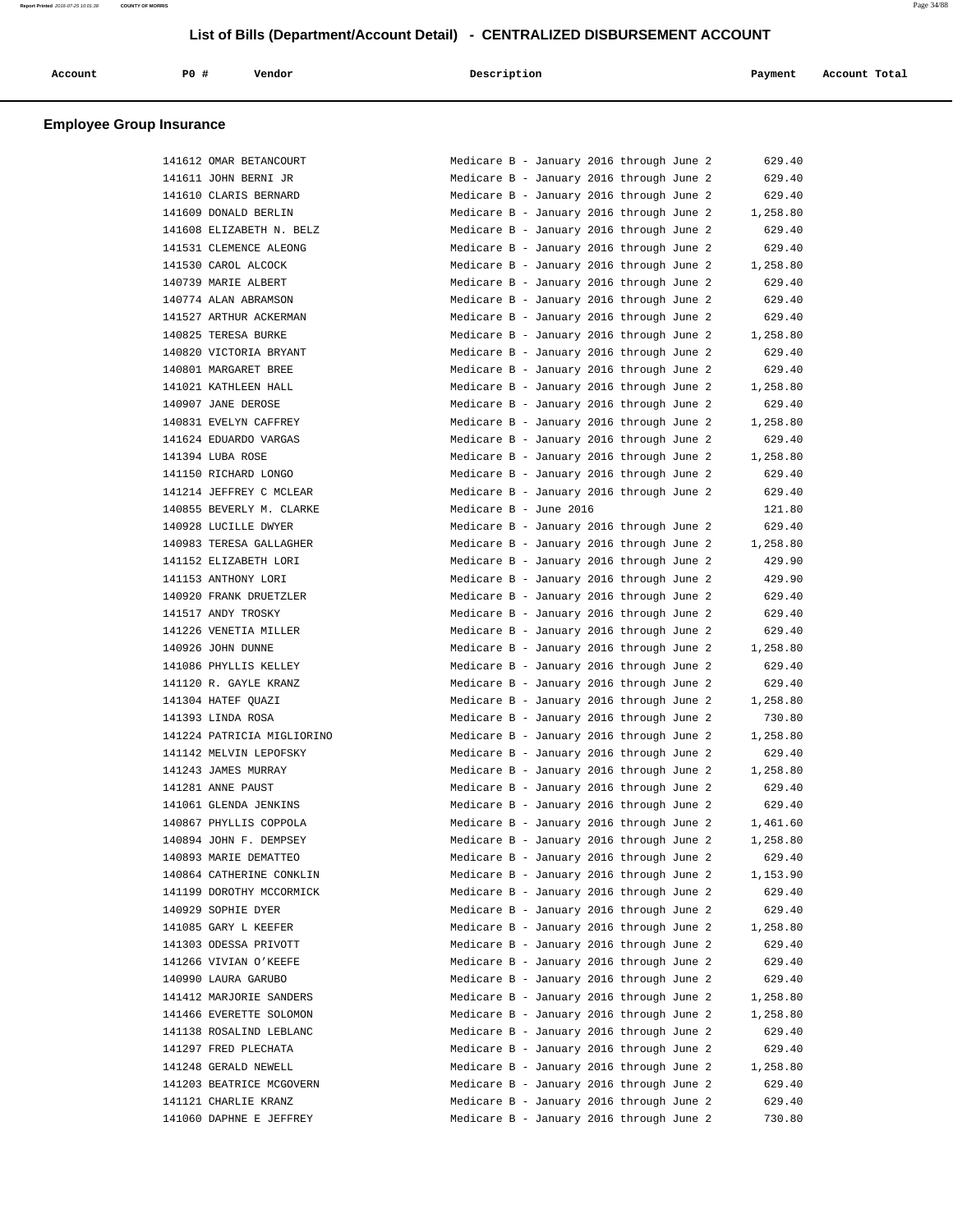# List of Bills (Department/Account Detail) - CENTRALIZED DISBURSEMENT ACCOUNT

## Employee Group Insurance

| Account | PO # | Vendor | Description | Payment | Account Total |
|---|---|---|---|---|---|
| | 141612 | OMAR BETANCOURT | Medicare B - January 2016 through June 2 | 629.40 | |
| | 141611 | JOHN BERNI JR | Medicare B - January 2016 through June 2 | 629.40 | |
| | 141610 | CLARIS BERNARD | Medicare B - January 2016 through June 2 | 629.40 | |
| | 141609 | DONALD BERLIN | Medicare B - January 2016 through June 2 | 1,258.80 | |
| | 141608 | ELIZABETH N. BELZ | Medicare B - January 2016 through June 2 | 629.40 | |
| | 141531 | CLEMENCE ALEONG | Medicare B - January 2016 through June 2 | 629.40 | |
| | 141530 | CAROL ALCOCK | Medicare B - January 2016 through June 2 | 1,258.80 | |
| | 140739 | MARIE ALBERT | Medicare B - January 2016 through June 2 | 629.40 | |
| | 140774 | ALAN ABRAMSON | Medicare B - January 2016 through June 2 | 629.40 | |
| | 141527 | ARTHUR ACKERMAN | Medicare B - January 2016 through June 2 | 629.40 | |
| | 140825 | TERESA BURKE | Medicare B - January 2016 through June 2 | 1,258.80 | |
| | 140820 | VICTORIA BRYANT | Medicare B - January 2016 through June 2 | 629.40 | |
| | 140801 | MARGARET BREE | Medicare B - January 2016 through June 2 | 629.40 | |
| | 141021 | KATHLEEN HALL | Medicare B - January 2016 through June 2 | 1,258.80 | |
| | 140907 | JANE DEROSE | Medicare B - January 2016 through June 2 | 629.40 | |
| | 140831 | EVELYN CAFFREY | Medicare B - January 2016 through June 2 | 1,258.80 | |
| | 141624 | EDUARDO VARGAS | Medicare B - January 2016 through June 2 | 629.40 | |
| | 141394 | LUBA ROSE | Medicare B - January 2016 through June 2 | 1,258.80 | |
| | 141150 | RICHARD LONGO | Medicare B - January 2016 through June 2 | 629.40 | |
| | 141214 | JEFFREY C MCLEAR | Medicare B - January 2016 through June 2 | 629.40 | |
| | 140855 | BEVERLY M. CLARKE | Medicare B - June 2016 | 121.80 | |
| | 140928 | LUCILLE DWYER | Medicare B - January 2016 through June 2 | 629.40 | |
| | 140983 | TERESA GALLAGHER | Medicare B - January 2016 through June 2 | 1,258.80 | |
| | 141152 | ELIZABETH LORI | Medicare B - January 2016 through June 2 | 429.90 | |
| | 141153 | ANTHONY LORI | Medicare B - January 2016 through June 2 | 429.90 | |
| | 140920 | FRANK DRUETZLER | Medicare B - January 2016 through June 2 | 629.40 | |
| | 141517 | ANDY TROSKY | Medicare B - January 2016 through June 2 | 629.40 | |
| | 141226 | VENETIA MILLER | Medicare B - January 2016 through June 2 | 629.40 | |
| | 140926 | JOHN DUNNE | Medicare B - January 2016 through June 2 | 1,258.80 | |
| | 141086 | PHYLLIS KELLEY | Medicare B - January 2016 through June 2 | 629.40 | |
| | 141120 | R. GAYLE KRANZ | Medicare B - January 2016 through June 2 | 629.40 | |
| | 141304 | HATEF QUAZI | Medicare B - January 2016 through June 2 | 1,258.80 | |
| | 141393 | LINDA ROSA | Medicare B - January 2016 through June 2 | 730.80 | |
| | 141224 | PATRICIA MIGLIORINO | Medicare B - January 2016 through June 2 | 1,258.80 | |
| | 141142 | MELVIN LEPOFSKY | Medicare B - January 2016 through June 2 | 629.40 | |
| | 141243 | JAMES MURRAY | Medicare B - January 2016 through June 2 | 1,258.80 | |
| | 141281 | ANNE PAUST | Medicare B - January 2016 through June 2 | 629.40 | |
| | 141061 | GLENDA JENKINS | Medicare B - January 2016 through June 2 | 629.40 | |
| | 140867 | PHYLLIS COPPOLA | Medicare B - January 2016 through June 2 | 1,461.60 | |
| | 140894 | JOHN F. DEMPSEY | Medicare B - January 2016 through June 2 | 1,258.80 | |
| | 140893 | MARIE DEMATTEO | Medicare B - January 2016 through June 2 | 629.40 | |
| | 140864 | CATHERINE CONKLIN | Medicare B - January 2016 through June 2 | 1,153.90 | |
| | 141199 | DOROTHY MCCORMICK | Medicare B - January 2016 through June 2 | 629.40 | |
| | 140929 | SOPHIE DYER | Medicare B - January 2016 through June 2 | 629.40 | |
| | 141085 | GARY L KEEFER | Medicare B - January 2016 through June 2 | 1,258.80 | |
| | 141303 | ODESSA PRIVOTT | Medicare B - January 2016 through June 2 | 629.40 | |
| | 141266 | VIVIAN O'KEEFE | Medicare B - January 2016 through June 2 | 629.40 | |
| | 140990 | LAURA GARUBO | Medicare B - January 2016 through June 2 | 629.40 | |
| | 141412 | MARJORIE SANDERS | Medicare B - January 2016 through June 2 | 1,258.80 | |
| | 141466 | EVERETTE SOLOMON | Medicare B - January 2016 through June 2 | 1,258.80 | |
| | 141138 | ROSALIND LEBLANC | Medicare B - January 2016 through June 2 | 629.40 | |
| | 141297 | FRED PLECHATA | Medicare B - January 2016 through June 2 | 629.40 | |
| | 141248 | GERALD NEWELL | Medicare B - January 2016 through June 2 | 1,258.80 | |
| | 141203 | BEATRICE MCGOVERN | Medicare B - January 2016 through June 2 | 629.40 | |
| | 141121 | CHARLIE KRANZ | Medicare B - January 2016 through June 2 | 629.40 | |
| | 141060 | DAPHNE E JEFFREY | Medicare B - January 2016 through June 2 | 730.80 | |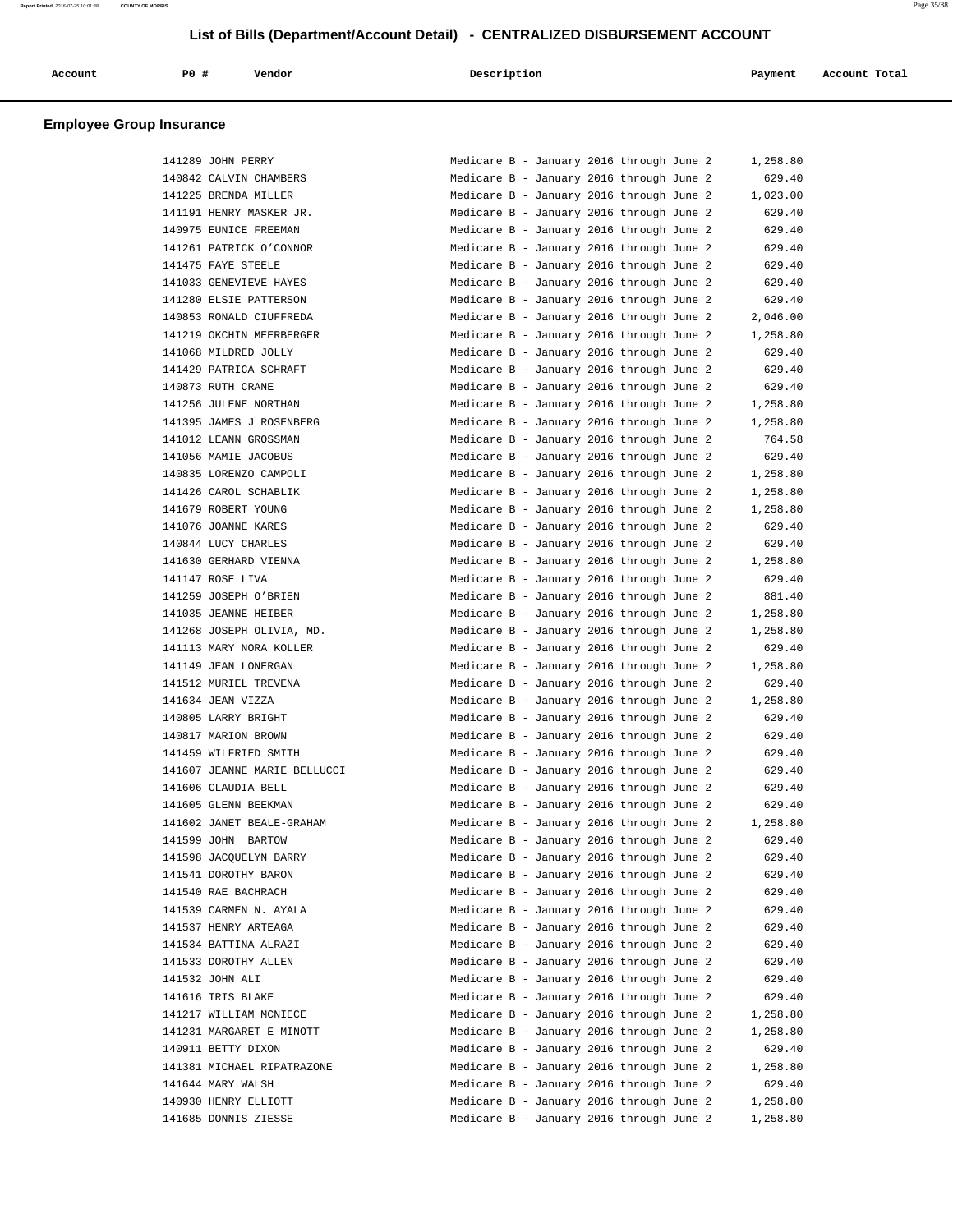# List of Bills (Department/Account Detail) - CENTRALIZED DISBURSEMENT ACCOUNT

| Account | PO # | Vendor | Description | Payment | Account Total |
|---|---|---|---|---|---|

## Employee Group Insurance

| Account | PO # | Vendor | Description | Payment | Account Total |
|---|---|---|---|---|---|
| | 141289 | JOHN PERRY | Medicare B - January 2016 through June 2 | 1,258.80 | |
| | 140842 | CALVIN CHAMBERS | Medicare B - January 2016 through June 2 | 629.40 | |
| | 141225 | BRENDA MILLER | Medicare B - January 2016 through June 2 | 1,023.00 | |
| | 141191 | HENRY MASKER JR. | Medicare B - January 2016 through June 2 | 629.40 | |
| | 140975 | EUNICE FREEMAN | Medicare B - January 2016 through June 2 | 629.40 | |
| | 141261 | PATRICK O'CONNOR | Medicare B - January 2016 through June 2 | 629.40 | |
| | 141475 | FAYE STEELE | Medicare B - January 2016 through June 2 | 629.40 | |
| | 141033 | GENEVIEVE HAYES | Medicare B - January 2016 through June 2 | 629.40 | |
| | 141280 | ELSIE PATTERSON | Medicare B - January 2016 through June 2 | 629.40 | |
| | 140853 | RONALD CIUFFREDA | Medicare B - January 2016 through June 2 | 2,046.00 | |
| | 141219 | OKCHIN MEERBERGER | Medicare B - January 2016 through June 2 | 1,258.80 | |
| | 141068 | MILDRED JOLLY | Medicare B - January 2016 through June 2 | 629.40 | |
| | 141429 | PATRICA SCHRAFT | Medicare B - January 2016 through June 2 | 629.40 | |
| | 140873 | RUTH CRANE | Medicare B - January 2016 through June 2 | 629.40 | |
| | 141256 | JULENE NORTHAN | Medicare B - January 2016 through June 2 | 1,258.80 | |
| | 141395 | JAMES J ROSENBERG | Medicare B - January 2016 through June 2 | 1,258.80 | |
| | 141012 | LEANN GROSSMAN | Medicare B - January 2016 through June 2 | 764.58 | |
| | 141056 | MAMIE JACOBUS | Medicare B - January 2016 through June 2 | 629.40 | |
| | 140835 | LORENZO CAMPOLI | Medicare B - January 2016 through June 2 | 1,258.80 | |
| | 141426 | CAROL SCHABLIK | Medicare B - January 2016 through June 2 | 1,258.80 | |
| | 141679 | ROBERT YOUNG | Medicare B - January 2016 through June 2 | 1,258.80 | |
| | 141076 | JOANNE KARES | Medicare B - January 2016 through June 2 | 629.40 | |
| | 140844 | LUCY CHARLES | Medicare B - January 2016 through June 2 | 629.40 | |
| | 141630 | GERHARD VIENNA | Medicare B - January 2016 through June 2 | 1,258.80 | |
| | 141147 | ROSE LIVA | Medicare B - January 2016 through June 2 | 629.40 | |
| | 141259 | JOSEPH O'BRIEN | Medicare B - January 2016 through June 2 | 881.40 | |
| | 141035 | JEANNE HEIBER | Medicare B - January 2016 through June 2 | 1,258.80 | |
| | 141268 | JOSEPH OLIVIA, MD. | Medicare B - January 2016 through June 2 | 1,258.80 | |
| | 141113 | MARY NORA KOLLER | Medicare B - January 2016 through June 2 | 629.40 | |
| | 141149 | JEAN LONERGAN | Medicare B - January 2016 through June 2 | 1,258.80 | |
| | 141512 | MURIEL TREVENA | Medicare B - January 2016 through June 2 | 629.40 | |
| | 141634 | JEAN VIZZA | Medicare B - January 2016 through June 2 | 1,258.80 | |
| | 140805 | LARRY BRIGHT | Medicare B - January 2016 through June 2 | 629.40 | |
| | 140817 | MARION BROWN | Medicare B - January 2016 through June 2 | 629.40 | |
| | 141459 | WILFRIED SMITH | Medicare B - January 2016 through June 2 | 629.40 | |
| | 141607 | JEANNE MARIE BELLUCCI | Medicare B - January 2016 through June 2 | 629.40 | |
| | 141606 | CLAUDIA BELL | Medicare B - January 2016 through June 2 | 629.40 | |
| | 141605 | GLENN BEEKMAN | Medicare B - January 2016 through June 2 | 629.40 | |
| | 141602 | JANET BEALE-GRAHAM | Medicare B - January 2016 through June 2 | 1,258.80 | |
| | 141599 | JOHN BARTOW | Medicare B - January 2016 through June 2 | 629.40 | |
| | 141598 | JACQUELYN BARRY | Medicare B - January 2016 through June 2 | 629.40 | |
| | 141541 | DOROTHY BARON | Medicare B - January 2016 through June 2 | 629.40 | |
| | 141540 | RAE BACHRACH | Medicare B - January 2016 through June 2 | 629.40 | |
| | 141539 | CARMEN N. AYALA | Medicare B - January 2016 through June 2 | 629.40 | |
| | 141537 | HENRY ARTEAGA | Medicare B - January 2016 through June 2 | 629.40 | |
| | 141534 | BATTINA ALRAZI | Medicare B - January 2016 through June 2 | 629.40 | |
| | 141533 | DOROTHY ALLEN | Medicare B - January 2016 through June 2 | 629.40 | |
| | 141532 | JOHN ALI | Medicare B - January 2016 through June 2 | 629.40 | |
| | 141616 | IRIS BLAKE | Medicare B - January 2016 through June 2 | 629.40 | |
| | 141217 | WILLIAM MCNIECE | Medicare B - January 2016 through June 2 | 1,258.80 | |
| | 141231 | MARGARET E MINOTT | Medicare B - January 2016 through June 2 | 1,258.80 | |
| | 140911 | BETTY DIXON | Medicare B - January 2016 through June 2 | 629.40 | |
| | 141381 | MICHAEL RIPATRAZONE | Medicare B - January 2016 through June 2 | 1,258.80 | |
| | 141644 | MARY WALSH | Medicare B - January 2016 through June 2 | 629.40 | |
| | 140930 | HENRY ELLIOTT | Medicare B - January 2016 through June 2 | 1,258.80 | |
| | 141685 | DONNIS ZIESSE | Medicare B - January 2016 through June 2 | 1,258.80 | |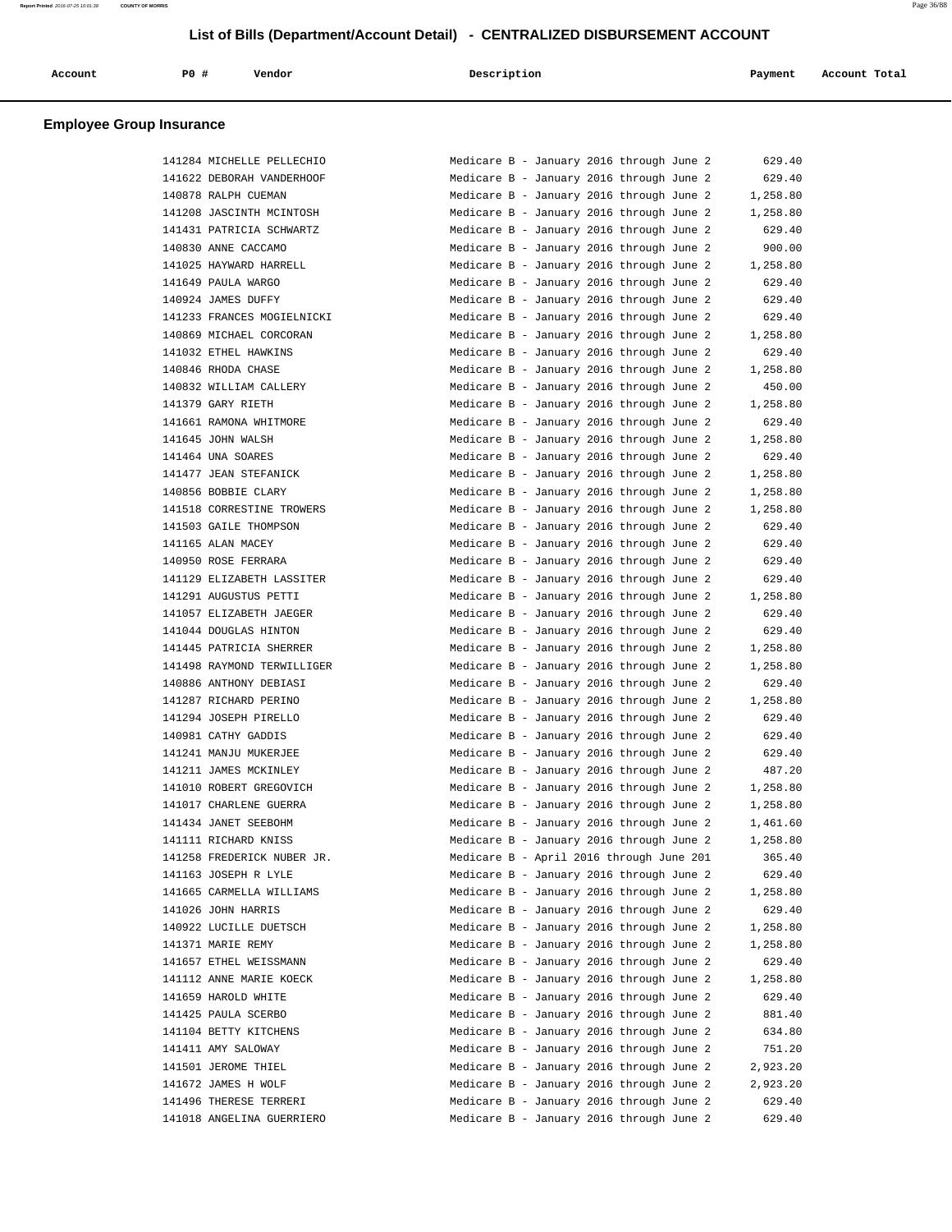# List of Bills (Department/Account Detail) - CENTRALIZED DISBURSEMENT ACCOUNT

## Employee Group Insurance

| Account | PO # | Vendor | Description | Payment | Account Total |
|---|---|---|---|---|---|
| | 141284 | MICHELLE PELLECHIO | Medicare B - January 2016 through June 2 | 629.40 | |
| | 141622 | DEBORAH VANDERHOOF | Medicare B - January 2016 through June 2 | 629.40 | |
| | 140878 | RALPH CUEMAN | Medicare B - January 2016 through June 2 | 1,258.80 | |
| | 141208 | JASCINTH MCINTOSH | Medicare B - January 2016 through June 2 | 1,258.80 | |
| | 141431 | PATRICIA SCHWARTZ | Medicare B - January 2016 through June 2 | 629.40 | |
| | 140830 | ANNE CACCAMO | Medicare B - January 2016 through June 2 | 900.00 | |
| | 141025 | HAYWARD HARRELL | Medicare B - January 2016 through June 2 | 1,258.80 | |
| | 141649 | PAULA WARGO | Medicare B - January 2016 through June 2 | 629.40 | |
| | 140924 | JAMES DUFFY | Medicare B - January 2016 through June 2 | 629.40 | |
| | 141233 | FRANCES MOGIELNICKI | Medicare B - January 2016 through June 2 | 629.40 | |
| | 140869 | MICHAEL CORCORAN | Medicare B - January 2016 through June 2 | 1,258.80 | |
| | 141032 | ETHEL HAWKINS | Medicare B - January 2016 through June 2 | 629.40 | |
| | 140846 | RHODA CHASE | Medicare B - January 2016 through June 2 | 1,258.80 | |
| | 140832 | WILLIAM CALLERY | Medicare B - January 2016 through June 2 | 450.00 | |
| | 141379 | GARY RIETH | Medicare B - January 2016 through June 2 | 1,258.80 | |
| | 141661 | RAMONA WHITMORE | Medicare B - January 2016 through June 2 | 629.40 | |
| | 141645 | JOHN WALSH | Medicare B - January 2016 through June 2 | 1,258.80 | |
| | 141464 | UNA SOARES | Medicare B - January 2016 through June 2 | 629.40 | |
| | 141477 | JEAN STEFANICK | Medicare B - January 2016 through June 2 | 1,258.80 | |
| | 140856 | BOBBIE CLARY | Medicare B - January 2016 through June 2 | 1,258.80 | |
| | 141518 | CORRESTINE TROWERS | Medicare B - January 2016 through June 2 | 1,258.80 | |
| | 141503 | GAILE THOMPSON | Medicare B - January 2016 through June 2 | 629.40 | |
| | 141165 | ALAN MACEY | Medicare B - January 2016 through June 2 | 629.40 | |
| | 140950 | ROSE FERRARA | Medicare B - January 2016 through June 2 | 629.40 | |
| | 141129 | ELIZABETH LASSITER | Medicare B - January 2016 through June 2 | 629.40 | |
| | 141291 | AUGUSTUS PETTI | Medicare B - January 2016 through June 2 | 1,258.80 | |
| | 141057 | ELIZABETH JAEGER | Medicare B - January 2016 through June 2 | 629.40 | |
| | 141044 | DOUGLAS HINTON | Medicare B - January 2016 through June 2 | 629.40 | |
| | 141445 | PATRICIA SHERRER | Medicare B - January 2016 through June 2 | 1,258.80 | |
| | 141498 | RAYMOND TERWILLIGER | Medicare B - January 2016 through June 2 | 1,258.80 | |
| | 140886 | ANTHONY DEBIASI | Medicare B - January 2016 through June 2 | 629.40 | |
| | 141287 | RICHARD PERINO | Medicare B - January 2016 through June 2 | 1,258.80 | |
| | 141294 | JOSEPH PIRELLO | Medicare B - January 2016 through June 2 | 629.40 | |
| | 140981 | CATHY GADDIS | Medicare B - January 2016 through June 2 | 629.40 | |
| | 141241 | MANJU MUKERJEE | Medicare B - January 2016 through June 2 | 629.40 | |
| | 141211 | JAMES MCKINLEY | Medicare B - January 2016 through June 2 | 487.20 | |
| | 141010 | ROBERT GREGOVICH | Medicare B - January 2016 through June 2 | 1,258.80 | |
| | 141017 | CHARLENE GUERRA | Medicare B - January 2016 through June 2 | 1,258.80 | |
| | 141434 | JANET SEEBOHM | Medicare B - January 2016 through June 2 | 1,461.60 | |
| | 141111 | RICHARD KNISS | Medicare B - January 2016 through June 2 | 1,258.80 | |
| | 141258 | FREDERICK NUBER JR. | Medicare B - April 2016 through June 201 | 365.40 | |
| | 141163 | JOSEPH R LYLE | Medicare B - January 2016 through June 2 | 629.40 | |
| | 141665 | CARMELLA WILLIAMS | Medicare B - January 2016 through June 2 | 1,258.80 | |
| | 141026 | JOHN HARRIS | Medicare B - January 2016 through June 2 | 629.40 | |
| | 140922 | LUCILLE DUETSCH | Medicare B - January 2016 through June 2 | 1,258.80 | |
| | 141371 | MARIE REMY | Medicare B - January 2016 through June 2 | 1,258.80 | |
| | 141657 | ETHEL WEISSMANN | Medicare B - January 2016 through June 2 | 629.40 | |
| | 141112 | ANNE MARIE KOECK | Medicare B - January 2016 through June 2 | 1,258.80 | |
| | 141659 | HAROLD WHITE | Medicare B - January 2016 through June 2 | 629.40 | |
| | 141425 | PAULA SCERBO | Medicare B - January 2016 through June 2 | 881.40 | |
| | 141104 | BETTY KITCHENS | Medicare B - January 2016 through June 2 | 634.80 | |
| | 141411 | AMY SALOWAY | Medicare B - January 2016 through June 2 | 751.20 | |
| | 141501 | JEROME THIEL | Medicare B - January 2016 through June 2 | 2,923.20 | |
| | 141672 | JAMES H WOLF | Medicare B - January 2016 through June 2 | 2,923.20 | |
| | 141496 | THERESE TERRERI | Medicare B - January 2016 through June 2 | 629.40 | |
| | 141018 | ANGELINA GUERRIERO | Medicare B - January 2016 through June 2 | 629.40 | |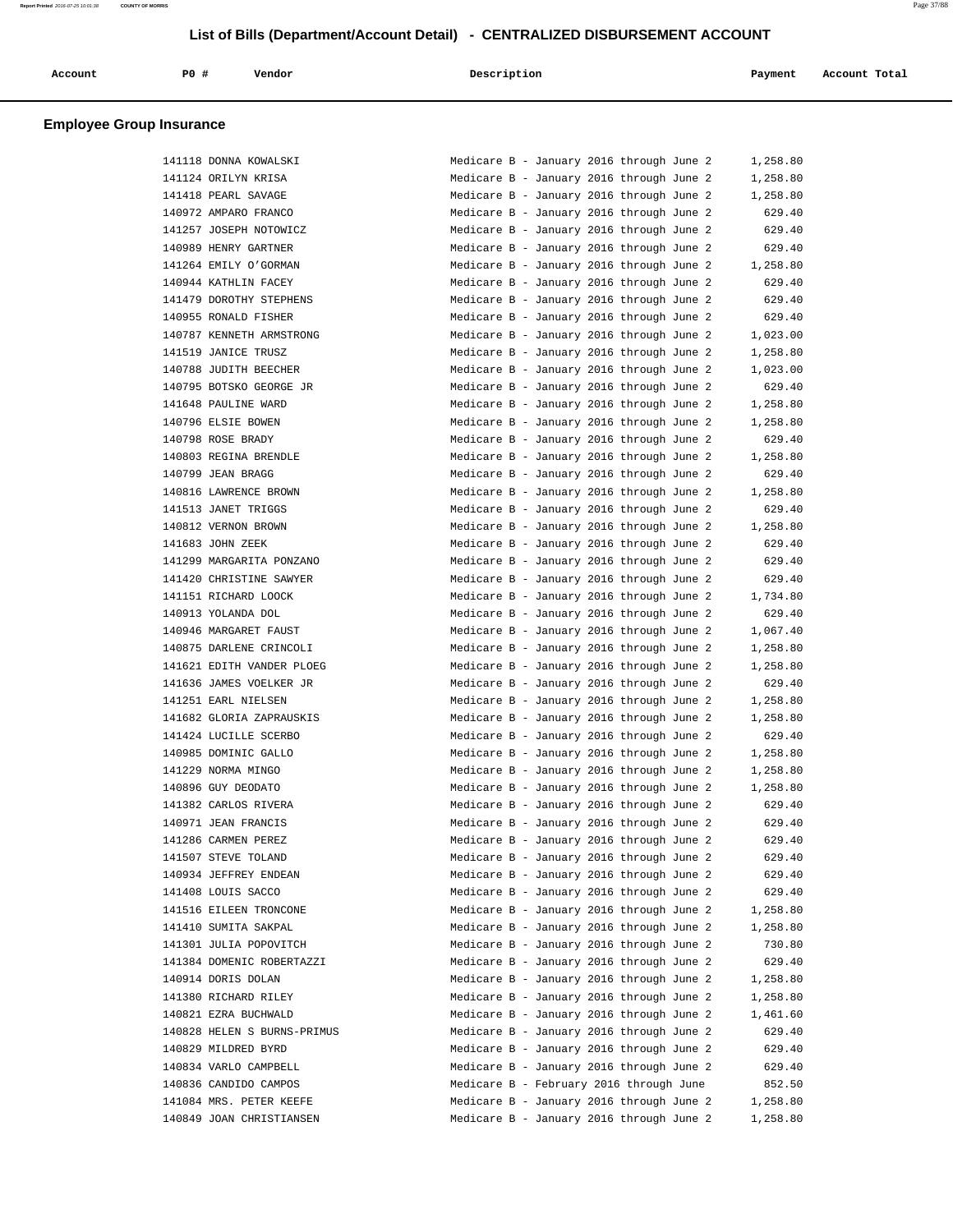# List of Bills (Department/Account Detail) - CENTRALIZED DISBURSEMENT ACCOUNT

| Account | PO # | Vendor | Description | Payment | Account Total |
|---|---|---|---|---|---|

## Employee Group Insurance

| Account | PO # | Vendor | Description | Payment | Account Total |
|---|---|---|---|---|---|
| | 141118 | DONNA KOWALSKI | Medicare B - January 2016 through June 2 | 1,258.80 | |
| | 141124 | ORILYN KRISA | Medicare B - January 2016 through June 2 | 1,258.80 | |
| | 141418 | PEARL SAVAGE | Medicare B - January 2016 through June 2 | 1,258.80 | |
| | 140972 | AMPARO FRANCO | Medicare B - January 2016 through June 2 | 629.40 | |
| | 141257 | JOSEPH NOTOWICZ | Medicare B - January 2016 through June 2 | 629.40 | |
| | 140989 | HENRY GARTNER | Medicare B - January 2016 through June 2 | 629.40 | |
| | 141264 | EMILY O'GORMAN | Medicare B - January 2016 through June 2 | 1,258.80 | |
| | 140944 | KATHLIN FACEY | Medicare B - January 2016 through June 2 | 629.40 | |
| | 141479 | DOROTHY STEPHENS | Medicare B - January 2016 through June 2 | 629.40 | |
| | 140955 | RONALD FISHER | Medicare B - January 2016 through June 2 | 629.40 | |
| | 140787 | KENNETH ARMSTRONG | Medicare B - January 2016 through June 2 | 1,023.00 | |
| | 141519 | JANICE TRUSZ | Medicare B - January 2016 through June 2 | 1,258.80 | |
| | 140788 | JUDITH BEECHER | Medicare B - January 2016 through June 2 | 1,023.00 | |
| | 140795 | BOTSKO GEORGE JR | Medicare B - January 2016 through June 2 | 629.40 | |
| | 141648 | PAULINE WARD | Medicare B - January 2016 through June 2 | 1,258.80 | |
| | 140796 | ELSIE BOWEN | Medicare B - January 2016 through June 2 | 1,258.80 | |
| | 140798 | ROSE BRADY | Medicare B - January 2016 through June 2 | 629.40 | |
| | 140803 | REGINA BRENDLE | Medicare B - January 2016 through June 2 | 1,258.80 | |
| | 140799 | JEAN BRAGG | Medicare B - January 2016 through June 2 | 629.40 | |
| | 140816 | LAWRENCE BROWN | Medicare B - January 2016 through June 2 | 1,258.80 | |
| | 141513 | JANET TRIGGS | Medicare B - January 2016 through June 2 | 629.40 | |
| | 140812 | VERNON BROWN | Medicare B - January 2016 through June 2 | 1,258.80 | |
| | 141683 | JOHN ZEEK | Medicare B - January 2016 through June 2 | 629.40 | |
| | 141299 | MARGARITA PONZANO | Medicare B - January 2016 through June 2 | 629.40 | |
| | 141420 | CHRISTINE SAWYER | Medicare B - January 2016 through June 2 | 629.40 | |
| | 141151 | RICHARD LOOCK | Medicare B - January 2016 through June 2 | 1,734.80 | |
| | 140913 | YOLANDA DOL | Medicare B - January 2016 through June 2 | 629.40 | |
| | 140946 | MARGARET FAUST | Medicare B - January 2016 through June 2 | 1,067.40 | |
| | 140875 | DARLENE CRINCOLI | Medicare B - January 2016 through June 2 | 1,258.80 | |
| | 141621 | EDITH VANDER PLOEG | Medicare B - January 2016 through June 2 | 1,258.80 | |
| | 141636 | JAMES VOELKER JR | Medicare B - January 2016 through June 2 | 629.40 | |
| | 141251 | EARL NIELSEN | Medicare B - January 2016 through June 2 | 1,258.80 | |
| | 141682 | GLORIA ZAPRAUSKIS | Medicare B - January 2016 through June 2 | 1,258.80 | |
| | 141424 | LUCILLE SCERBO | Medicare B - January 2016 through June 2 | 629.40 | |
| | 140985 | DOMINIC GALLO | Medicare B - January 2016 through June 2 | 1,258.80 | |
| | 141229 | NORMA MINGO | Medicare B - January 2016 through June 2 | 1,258.80 | |
| | 140896 | GUY DEODATO | Medicare B - January 2016 through June 2 | 1,258.80 | |
| | 141382 | CARLOS RIVERA | Medicare B - January 2016 through June 2 | 629.40 | |
| | 140971 | JEAN FRANCIS | Medicare B - January 2016 through June 2 | 629.40 | |
| | 141286 | CARMEN PEREZ | Medicare B - January 2016 through June 2 | 629.40 | |
| | 141507 | STEVE TOLAND | Medicare B - January 2016 through June 2 | 629.40 | |
| | 140934 | JEFFREY ENDEAN | Medicare B - January 2016 through June 2 | 629.40 | |
| | 141408 | LOUIS SACCO | Medicare B - January 2016 through June 2 | 629.40 | |
| | 141516 | EILEEN TRONCONE | Medicare B - January 2016 through June 2 | 1,258.80 | |
| | 141410 | SUMITA SAKPAL | Medicare B - January 2016 through June 2 | 1,258.80 | |
| | 141301 | JULIA POPOVITCH | Medicare B - January 2016 through June 2 | 730.80 | |
| | 141384 | DOMENIC ROBERTAZZI | Medicare B - January 2016 through June 2 | 629.40 | |
| | 140914 | DORIS DOLAN | Medicare B - January 2016 through June 2 | 1,258.80 | |
| | 141380 | RICHARD RILEY | Medicare B - January 2016 through June 2 | 1,258.80 | |
| | 140821 | EZRA BUCHWALD | Medicare B - January 2016 through June 2 | 1,461.60 | |
| | 140828 | HELEN S BURNS-PRIMUS | Medicare B - January 2016 through June 2 | 629.40 | |
| | 140829 | MILDRED BYRD | Medicare B - January 2016 through June 2 | 629.40 | |
| | 140834 | VARLO CAMPBELL | Medicare B - January 2016 through June 2 | 629.40 | |
| | 140836 | CANDIDO CAMPOS | Medicare B - February 2016 through June | 852.50 | |
| | 141084 | MRS. PETER KEEFE | Medicare B - January 2016 through June 2 | 1,258.80 | |
| | 140849 | JOAN CHRISTIANSEN | Medicare B - January 2016 through June 2 | 1,258.80 | |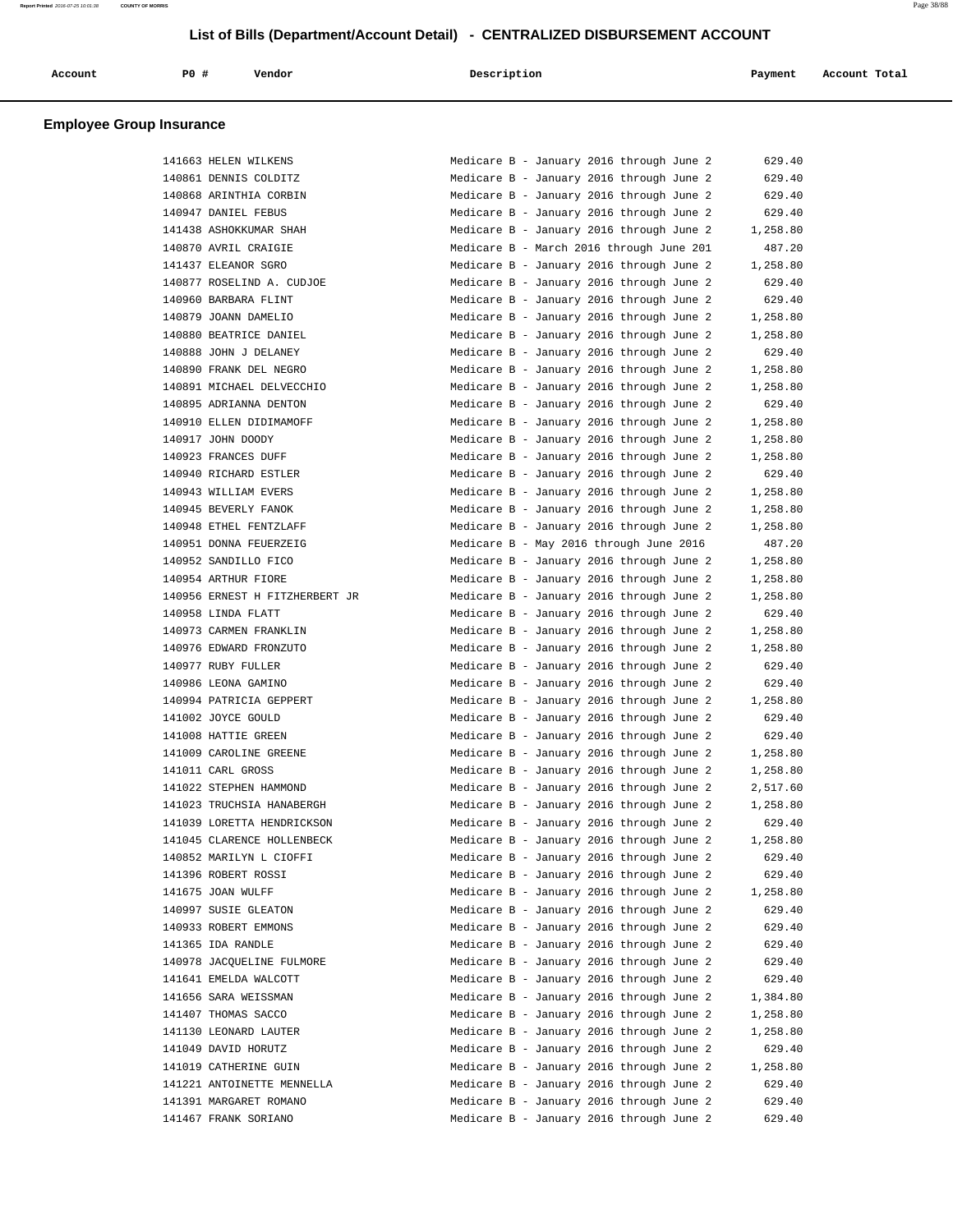# List of Bills (Department/Account Detail) - CENTRALIZED DISBURSEMENT ACCOUNT

| Account | PO # | Vendor | Description | Payment | Account Total |
|---|---|---|---|---|---|

## Employee Group Insurance

| Account | PO # | Vendor | Description | Payment | Account Total |
|---|---|---|---|---|---|
| | 141663 | HELEN WILKENS | Medicare B - January 2016 through June 2 | 629.40 | |
| | 140861 | DENNIS COLDITZ | Medicare B - January 2016 through June 2 | 629.40 | |
| | 140868 | ARINTHIA CORBIN | Medicare B - January 2016 through June 2 | 629.40 | |
| | 140947 | DANIEL FEBUS | Medicare B - January 2016 through June 2 | 629.40 | |
| | 141438 | ASHOKKUMAR SHAH | Medicare B - January 2016 through June 2 | 1,258.80 | |
| | 140870 | AVRIL CRAIGIE | Medicare B - March 2016 through June 201 | 487.20 | |
| | 141437 | ELEANOR SGRO | Medicare B - January 2016 through June 2 | 1,258.80 | |
| | 140877 | ROSELIND A. CUDJOE | Medicare B - January 2016 through June 2 | 629.40 | |
| | 140960 | BARBARA FLINT | Medicare B - January 2016 through June 2 | 629.40 | |
| | 140879 | JOANN DAMELIO | Medicare B - January 2016 through June 2 | 1,258.80 | |
| | 140880 | BEATRICE DANIEL | Medicare B - January 2016 through June 2 | 1,258.80 | |
| | 140888 | JOHN J DELANEY | Medicare B - January 2016 through June 2 | 629.40 | |
| | 140890 | FRANK DEL NEGRO | Medicare B - January 2016 through June 2 | 1,258.80 | |
| | 140891 | MICHAEL DELVECCHIO | Medicare B - January 2016 through June 2 | 1,258.80 | |
| | 140895 | ADRIANNA DENTON | Medicare B - January 2016 through June 2 | 629.40 | |
| | 140910 | ELLEN DIDIMAMOFF | Medicare B - January 2016 through June 2 | 1,258.80 | |
| | 140917 | JOHN DOODY | Medicare B - January 2016 through June 2 | 1,258.80 | |
| | 140923 | FRANCES DUFF | Medicare B - January 2016 through June 2 | 1,258.80 | |
| | 140940 | RICHARD ESTLER | Medicare B - January 2016 through June 2 | 629.40 | |
| | 140943 | WILLIAM EVERS | Medicare B - January 2016 through June 2 | 1,258.80 | |
| | 140945 | BEVERLY FANOK | Medicare B - January 2016 through June 2 | 1,258.80 | |
| | 140948 | ETHEL FENTZLAFF | Medicare B - January 2016 through June 2 | 1,258.80 | |
| | 140951 | DONNA FEUERZEIG | Medicare B - May 2016 through June 2016 | 487.20 | |
| | 140952 | SANDILLO FICO | Medicare B - January 2016 through June 2 | 1,258.80 | |
| | 140954 | ARTHUR FIORE | Medicare B - January 2016 through June 2 | 1,258.80 | |
| | 140956 | ERNEST H FITZHERBERT JR | Medicare B - January 2016 through June 2 | 1,258.80 | |
| | 140958 | LINDA FLATT | Medicare B - January 2016 through June 2 | 629.40 | |
| | 140973 | CARMEN FRANKLIN | Medicare B - January 2016 through June 2 | 1,258.80 | |
| | 140976 | EDWARD FRONZUTO | Medicare B - January 2016 through June 2 | 1,258.80 | |
| | 140977 | RUBY FULLER | Medicare B - January 2016 through June 2 | 629.40 | |
| | 140986 | LEONA GAMINO | Medicare B - January 2016 through June 2 | 629.40 | |
| | 140994 | PATRICIA GEPPERT | Medicare B - January 2016 through June 2 | 1,258.80 | |
| | 141002 | JOYCE GOULD | Medicare B - January 2016 through June 2 | 629.40 | |
| | 141008 | HATTIE GREEN | Medicare B - January 2016 through June 2 | 629.40 | |
| | 141009 | CAROLINE GREENE | Medicare B - January 2016 through June 2 | 1,258.80 | |
| | 141011 | CARL GROSS | Medicare B - January 2016 through June 2 | 1,258.80 | |
| | 141022 | STEPHEN HAMMOND | Medicare B - January 2016 through June 2 | 2,517.60 | |
| | 141023 | TRUCHSIA HANABERGH | Medicare B - January 2016 through June 2 | 1,258.80 | |
| | 141039 | LORETTA HENDRICKSON | Medicare B - January 2016 through June 2 | 629.40 | |
| | 141045 | CLARENCE HOLLENBECK | Medicare B - January 2016 through June 2 | 1,258.80 | |
| | 140852 | MARILYN L CIOFFI | Medicare B - January 2016 through June 2 | 629.40 | |
| | 141396 | ROBERT ROSSI | Medicare B - January 2016 through June 2 | 629.40 | |
| | 141675 | JOAN WULFF | Medicare B - January 2016 through June 2 | 1,258.80 | |
| | 140997 | SUSIE GLEATON | Medicare B - January 2016 through June 2 | 629.40 | |
| | 140933 | ROBERT EMMONS | Medicare B - January 2016 through June 2 | 629.40 | |
| | 141365 | IDA RANDLE | Medicare B - January 2016 through June 2 | 629.40 | |
| | 140978 | JACQUELINE FULMORE | Medicare B - January 2016 through June 2 | 629.40 | |
| | 141641 | EMELDA WALCOTT | Medicare B - January 2016 through June 2 | 629.40 | |
| | 141656 | SARA WEISSMAN | Medicare B - January 2016 through June 2 | 1,384.80 | |
| | 141407 | THOMAS SACCO | Medicare B - January 2016 through June 2 | 1,258.80 | |
| | 141130 | LEONARD LAUTER | Medicare B - January 2016 through June 2 | 1,258.80 | |
| | 141049 | DAVID HORUTZ | Medicare B - January 2016 through June 2 | 629.40 | |
| | 141019 | CATHERINE GUIN | Medicare B - January 2016 through June 2 | 1,258.80 | |
| | 141221 | ANTOINETTE MENNELLA | Medicare B - January 2016 through June 2 | 629.40 | |
| | 141391 | MARGARET ROMANO | Medicare B - January 2016 through June 2 | 629.40 | |
| | 141467 | FRANK SORIANO | Medicare B - January 2016 through June 2 | 629.40 | |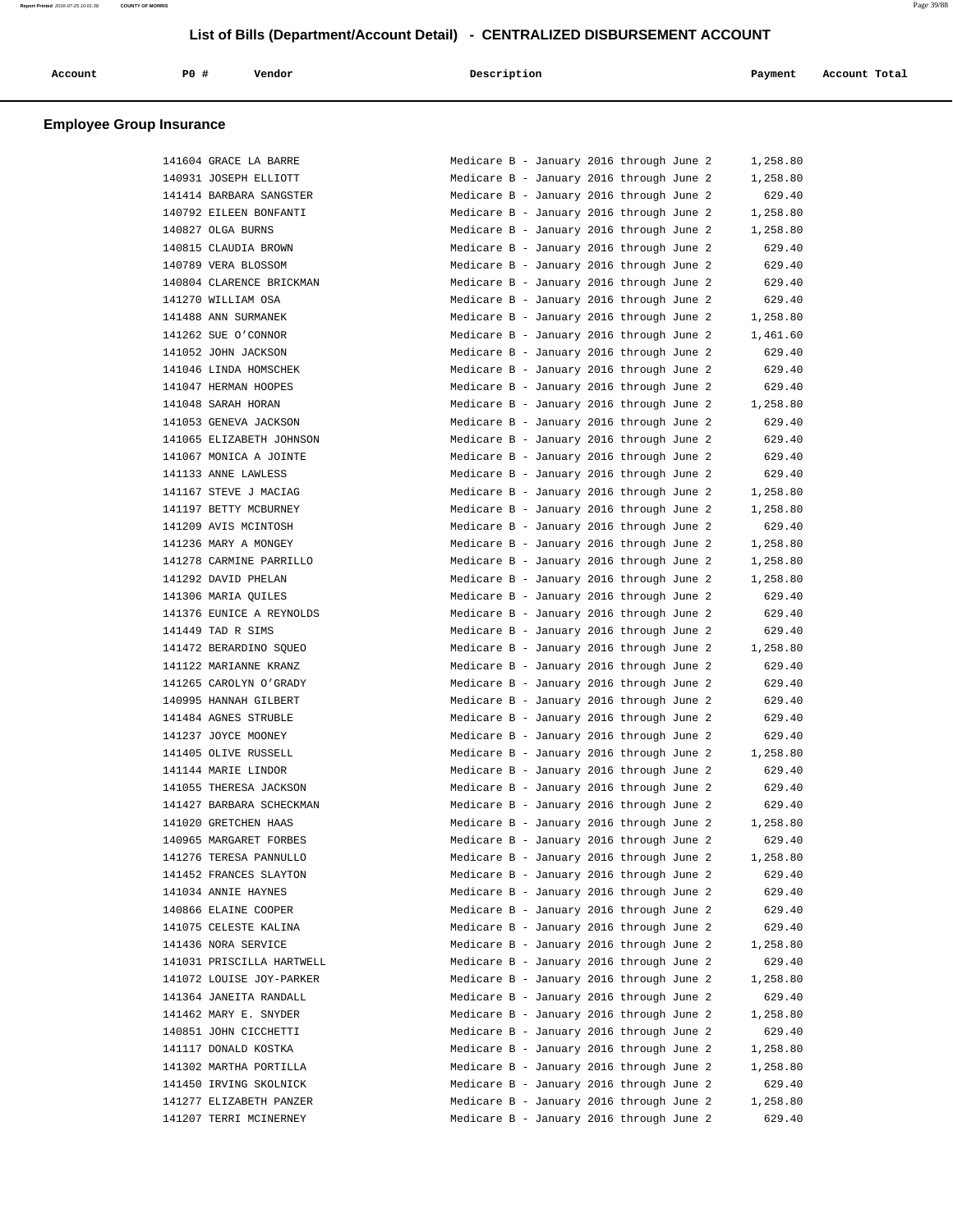# List of Bills (Department/Account Detail) - CENTRALIZED DISBURSEMENT ACCOUNT

## Employee Group Insurance

| Account | PO # | Vendor | Description | Payment | Account Total |
|---|---|---|---|---|---|
| | 141604 | GRACE LA BARRE | Medicare B - January 2016 through June 2 | 1,258.80 | |
| | 140931 | JOSEPH ELLIOTT | Medicare B - January 2016 through June 2 | 1,258.80 | |
| | 141414 | BARBARA SANGSTER | Medicare B - January 2016 through June 2 | 629.40 | |
| | 140792 | EILEEN BONFANTI | Medicare B - January 2016 through June 2 | 1,258.80 | |
| | 140827 | OLGA BURNS | Medicare B - January 2016 through June 2 | 1,258.80 | |
| | 140815 | CLAUDIA BROWN | Medicare B - January 2016 through June 2 | 629.40 | |
| | 140789 | VERA BLOSSOM | Medicare B - January 2016 through June 2 | 629.40 | |
| | 140804 | CLARENCE BRICKMAN | Medicare B - January 2016 through June 2 | 629.40 | |
| | 141270 | WILLIAM OSA | Medicare B - January 2016 through June 2 | 629.40 | |
| | 141488 | ANN SURMANEK | Medicare B - January 2016 through June 2 | 1,258.80 | |
| | 141262 | SUE O'CONNOR | Medicare B - January 2016 through June 2 | 1,461.60 | |
| | 141052 | JOHN JACKSON | Medicare B - January 2016 through June 2 | 629.40 | |
| | 141046 | LINDA HOMSCHEK | Medicare B - January 2016 through June 2 | 629.40 | |
| | 141047 | HERMAN HOOPES | Medicare B - January 2016 through June 2 | 629.40 | |
| | 141048 | SARAH HORAN | Medicare B - January 2016 through June 2 | 1,258.80 | |
| | 141053 | GENEVA JACKSON | Medicare B - January 2016 through June 2 | 629.40 | |
| | 141065 | ELIZABETH JOHNSON | Medicare B - January 2016 through June 2 | 629.40 | |
| | 141067 | MONICA A JOINTE | Medicare B - January 2016 through June 2 | 629.40 | |
| | 141133 | ANNE LAWLESS | Medicare B - January 2016 through June 2 | 629.40 | |
| | 141167 | STEVE J MACIAG | Medicare B - January 2016 through June 2 | 1,258.80 | |
| | 141197 | BETTY MCBURNEY | Medicare B - January 2016 through June 2 | 1,258.80 | |
| | 141209 | AVIS MCINTOSH | Medicare B - January 2016 through June 2 | 629.40 | |
| | 141236 | MARY A MONGEY | Medicare B - January 2016 through June 2 | 1,258.80 | |
| | 141278 | CARMINE PARRILLO | Medicare B - January 2016 through June 2 | 1,258.80 | |
| | 141292 | DAVID PHELAN | Medicare B - January 2016 through June 2 | 1,258.80 | |
| | 141306 | MARIA QUILES | Medicare B - January 2016 through June 2 | 629.40 | |
| | 141376 | EUNICE A REYNOLDS | Medicare B - January 2016 through June 2 | 629.40 | |
| | 141449 | TAD R SIMS | Medicare B - January 2016 through June 2 | 629.40 | |
| | 141472 | BERARDINO SQUEO | Medicare B - January 2016 through June 2 | 1,258.80 | |
| | 141122 | MARIANNE KRANZ | Medicare B - January 2016 through June 2 | 629.40 | |
| | 141265 | CAROLYN O'GRADY | Medicare B - January 2016 through June 2 | 629.40 | |
| | 140995 | HANNAH GILBERT | Medicare B - January 2016 through June 2 | 629.40 | |
| | 141484 | AGNES STRUBLE | Medicare B - January 2016 through June 2 | 629.40 | |
| | 141237 | JOYCE MOONEY | Medicare B - January 2016 through June 2 | 629.40 | |
| | 141405 | OLIVE RUSSELL | Medicare B - January 2016 through June 2 | 1,258.80 | |
| | 141144 | MARIE LINDOR | Medicare B - January 2016 through June 2 | 629.40 | |
| | 141055 | THERESA JACKSON | Medicare B - January 2016 through June 2 | 629.40 | |
| | 141427 | BARBARA SCHECKMAN | Medicare B - January 2016 through June 2 | 629.40 | |
| | 141020 | GRETCHEN HAAS | Medicare B - January 2016 through June 2 | 1,258.80 | |
| | 140965 | MARGARET FORBES | Medicare B - January 2016 through June 2 | 629.40 | |
| | 141276 | TERESA PANNULLO | Medicare B - January 2016 through June 2 | 1,258.80 | |
| | 141452 | FRANCES SLAYTON | Medicare B - January 2016 through June 2 | 629.40 | |
| | 141034 | ANNIE HAYNES | Medicare B - January 2016 through June 2 | 629.40 | |
| | 140866 | ELAINE COOPER | Medicare B - January 2016 through June 2 | 629.40 | |
| | 141075 | CELESTE KALINA | Medicare B - January 2016 through June 2 | 629.40 | |
| | 141436 | NORA SERVICE | Medicare B - January 2016 through June 2 | 1,258.80 | |
| | 141031 | PRISCILLA HARTWELL | Medicare B - January 2016 through June 2 | 629.40 | |
| | 141072 | LOUISE JOY-PARKER | Medicare B - January 2016 through June 2 | 1,258.80 | |
| | 141364 | JANEITA RANDALL | Medicare B - January 2016 through June 2 | 629.40 | |
| | 141462 | MARY E. SNYDER | Medicare B - January 2016 through June 2 | 1,258.80 | |
| | 140851 | JOHN CICCHETTI | Medicare B - January 2016 through June 2 | 629.40 | |
| | 141117 | DONALD KOSTKA | Medicare B - January 2016 through June 2 | 1,258.80 | |
| | 141302 | MARTHA PORTILLA | Medicare B - January 2016 through June 2 | 1,258.80 | |
| | 141450 | IRVING SKOLNICK | Medicare B - January 2016 through June 2 | 629.40 | |
| | 141277 | ELIZABETH PANZER | Medicare B - January 2016 through June 2 | 1,258.80 | |
| | 141207 | TERRI MCINERNEY | Medicare B - January 2016 through June 2 | 629.40 | |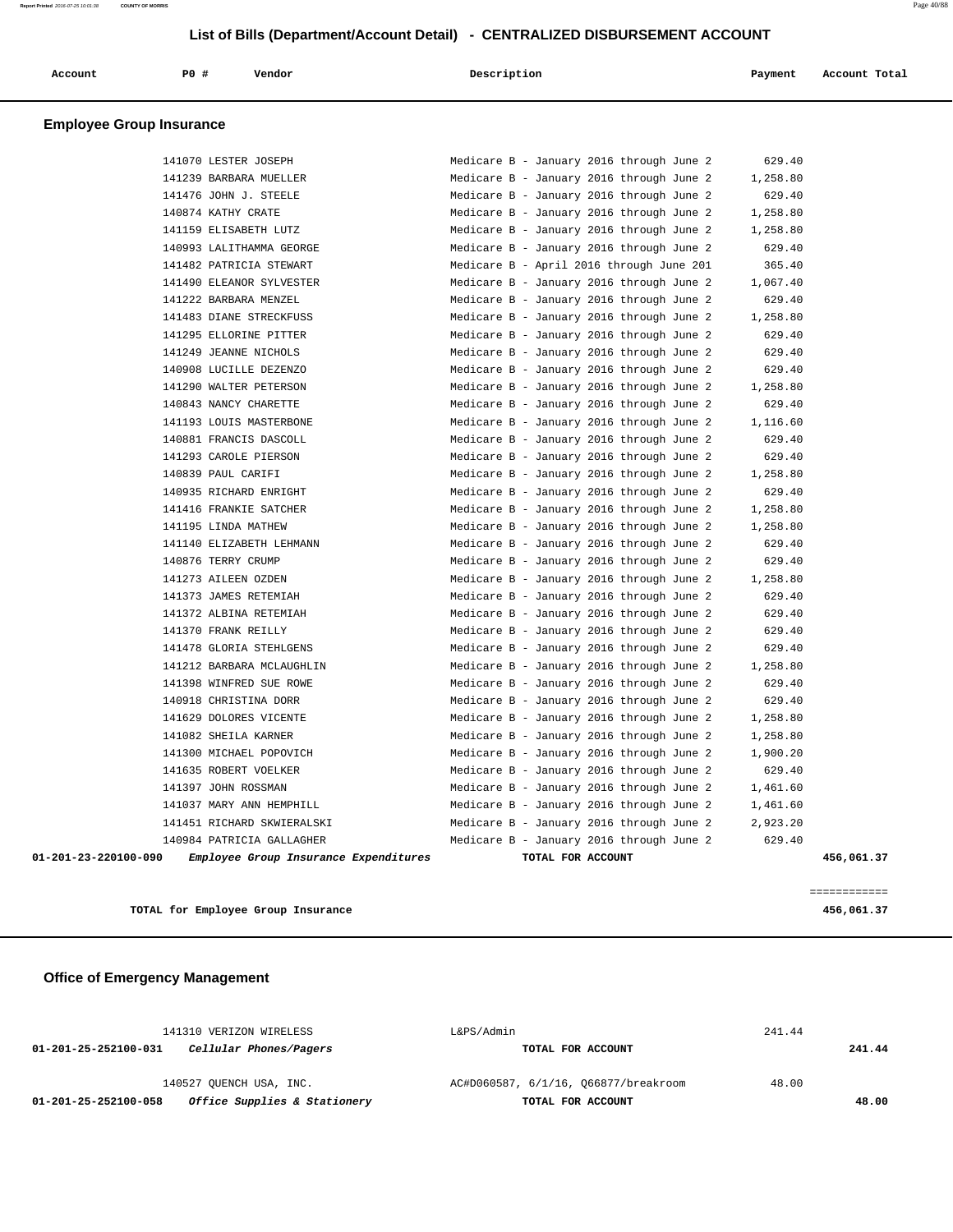# List of Bills (Department/Account Detail) - CENTRALIZED DISBURSEMENT ACCOUNT

## Employee Group Insurance

| Account | PO # | Vendor | Description | Payment | Account Total |
|---|---|---|---|---|---|
| | 141070 | LESTER JOSEPH | Medicare B - January 2016 through June 2 | 629.40 | |
| | 141239 | BARBARA MUELLER | Medicare B - January 2016 through June 2 | 1,258.80 | |
| | 141476 | JOHN J. STEELE | Medicare B - January 2016 through June 2 | 629.40 | |
| | 140874 | KATHY CRATE | Medicare B - January 2016 through June 2 | 1,258.80 | |
| | 141159 | ELISABETH LUTZ | Medicare B - January 2016 through June 2 | 1,258.80 | |
| | 140993 | LALITHAMMA GEORGE | Medicare B - January 2016 through June 2 | 629.40 | |
| | 141482 | PATRICIA STEWART | Medicare B - April 2016 through June 201 | 365.40 | |
| | 141490 | ELEANOR SYLVESTER | Medicare B - January 2016 through June 2 | 1,067.40 | |
| | 141222 | BARBARA MENZEL | Medicare B - January 2016 through June 2 | 629.40 | |
| | 141483 | DIANE STRECKFUSS | Medicare B - January 2016 through June 2 | 1,258.80 | |
| | 141295 | ELLORINE PITTER | Medicare B - January 2016 through June 2 | 629.40 | |
| | 141249 | JEANNE NICHOLS | Medicare B - January 2016 through June 2 | 629.40 | |
| | 140908 | LUCILLE DEZENZO | Medicare B - January 2016 through June 2 | 629.40 | |
| | 141290 | WALTER PETERSON | Medicare B - January 2016 through June 2 | 1,258.80 | |
| | 140843 | NANCY CHARETTE | Medicare B - January 2016 through June 2 | 629.40 | |
| | 141193 | LOUIS MASTERBONE | Medicare B - January 2016 through June 2 | 1,116.60 | |
| | 140881 | FRANCIS DASCOLL | Medicare B - January 2016 through June 2 | 629.40 | |
| | 141293 | CAROLE PIERSON | Medicare B - January 2016 through June 2 | 629.40 | |
| | 140839 | PAUL CARIFI | Medicare B - January 2016 through June 2 | 1,258.80 | |
| | 140935 | RICHARD ENRIGHT | Medicare B - January 2016 through June 2 | 629.40 | |
| | 141416 | FRANKIE SATCHER | Medicare B - January 2016 through June 2 | 1,258.80 | |
| | 141195 | LINDA MATHEW | Medicare B - January 2016 through June 2 | 1,258.80 | |
| | 141140 | ELIZABETH LEHMANN | Medicare B - January 2016 through June 2 | 629.40 | |
| | 140876 | TERRY CRUMP | Medicare B - January 2016 through June 2 | 629.40 | |
| | 141273 | AILEEN OZDEN | Medicare B - January 2016 through June 2 | 1,258.80 | |
| | 141373 | JAMES RETEMIAH | Medicare B - January 2016 through June 2 | 629.40 | |
| | 141372 | ALBINA RETEMIAH | Medicare B - January 2016 through June 2 | 629.40 | |
| | 141370 | FRANK REILLY | Medicare B - January 2016 through June 2 | 629.40 | |
| | 141478 | GLORIA STEHLGENS | Medicare B - January 2016 through June 2 | 629.40 | |
| | 141212 | BARBARA MCLAUGHLIN | Medicare B - January 2016 through June 2 | 1,258.80 | |
| | 141398 | WINFRED SUE ROWE | Medicare B - January 2016 through June 2 | 629.40 | |
| | 140918 | CHRISTINA DORR | Medicare B - January 2016 through June 2 | 629.40 | |
| | 141629 | DOLORES VICENTE | Medicare B - January 2016 through June 2 | 1,258.80 | |
| | 141082 | SHEILA KARNER | Medicare B - January 2016 through June 2 | 1,258.80 | |
| | 141300 | MICHAEL POPOVICH | Medicare B - January 2016 through June 2 | 1,900.20 | |
| | 141635 | ROBERT VOELKER | Medicare B - January 2016 through June 2 | 629.40 | |
| | 141397 | JOHN ROSSMAN | Medicare B - January 2016 through June 2 | 1,461.60 | |
| | 141037 | MARY ANN HEMPHILL | Medicare B - January 2016 through June 2 | 1,461.60 | |
| | 141451 | RICHARD SKWIERALSKI | Medicare B - January 2016 through June 2 | 2,923.20 | |
| | 140984 | PATRICIA GALLAGHER | Medicare B - January 2016 through June 2 | 629.40 | |
| 01-201-23-220100-090 | | *Employee Group Insurance Expenditures* | TOTAL FOR ACCOUNT | | 456,061.37 |

============

**TOTAL for Employee Group Insurance** 456,061.37

## Office of Emergency Management

| Account | PO # | Vendor | Description | Payment | Account Total |
|---|---|---|---|---|---|
| | 141310 | VERIZON WIRELESS | L&PS/Admin | 241.44 | |
| 01-201-25-252100-031 | | *Cellular Phones/Pagers* | TOTAL FOR ACCOUNT | | 241.44 |
| | 140527 | QUENCH USA, INC. | AC#D060587, 6/1/16, Q66877/breakroom | 48.00 | |
| 01-201-25-252100-058 | | *Office Supplies & Stationery* | TOTAL FOR ACCOUNT | | 48.00 |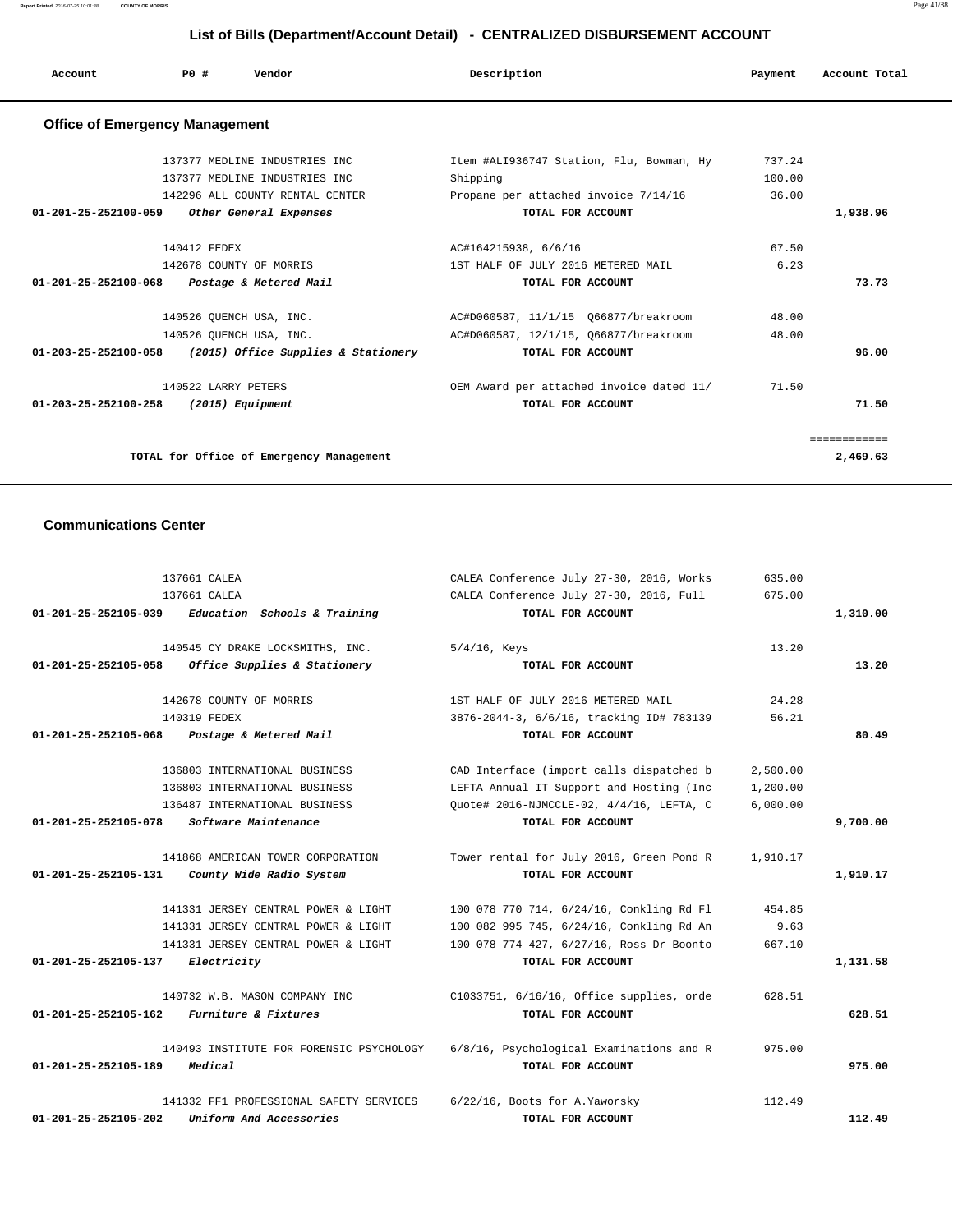# List of Bills (Department/Account Detail) - CENTRALIZED DISBURSEMENT ACCOUNT

| Account | PO # | Vendor | Description | Payment | Account Total |
|---|---|---|---|---|---|

## Office of Emergency Management

| Account | PO # | Vendor | Description | Payment | Account Total |
|---|---|---|---|---|---|
| | 137377 | MEDLINE INDUSTRIES INC | Item #ALI936747 Station, Flu, Bowman, Hy | 737.24 | |
| | 137377 | MEDLINE INDUSTRIES INC | Shipping | 100.00 | |
| | 142296 | ALL COUNTY RENTAL CENTER | Propane per attached invoice 7/14/16 | 36.00 | |
| **01-201-25-252100-059** | | ***Other General Expenses*** | **TOTAL FOR ACCOUNT** | | **1,938.96** |
| | 140412 | FEDEX | AC#164215938, 6/6/16 | 67.50 | |
| | 142678 | COUNTY OF MORRIS | 1ST HALF OF JULY 2016 METERED MAIL | 6.23 | |
| **01-201-25-252100-068** | | ***Postage & Metered Mail*** | **TOTAL FOR ACCOUNT** | | **73.73** |
| | 140526 | QUENCH USA, INC. | AC#D060587, 11/1/15 Q66877/breakroom | 48.00 | |
| | 140526 | QUENCH USA, INC. | AC#D060587, 12/1/15, Q66877/breakroom | 48.00 | |
| **01-203-25-252100-058** | | ***(2015) Office Supplies & Stationery*** | **TOTAL FOR ACCOUNT** | | **96.00** |
| | 140522 | LARRY PETERS | OEM Award per attached invoice dated 11/ | 71.50 | |
| **01-203-25-252100-258** | | ***(2015) Equipment*** | **TOTAL FOR ACCOUNT** | | **71.50** |
| | | | | | ============ |
| | | **TOTAL for Office of Emergency Management** | | | **2,469.63** |

## Communications Center

| Account | PO # | Vendor | Description | Payment | Account Total |
|---|---|---|---|---|---|
| | 137661 | CALEA | CALEA Conference July 27-30, 2016, Works | 635.00 | |
| | 137661 | CALEA | CALEA Conference July 27-30, 2016, Full | 675.00 | |
| **01-201-25-252105-039** | | ***Education Schools & Training*** | **TOTAL FOR ACCOUNT** | | **1,310.00** |
| | 140545 | CY DRAKE LOCKSMITHS, INC. | 5/4/16, Keys | 13.20 | |
| **01-201-25-252105-058** | | ***Office Supplies & Stationery*** | **TOTAL FOR ACCOUNT** | | **13.20** |
| | 142678 | COUNTY OF MORRIS | 1ST HALF OF JULY 2016 METERED MAIL | 24.28 | |
| | 140319 | FEDEX | 3876-2044-3, 6/6/16, tracking ID# 783139 | 56.21 | |
| **01-201-25-252105-068** | | ***Postage & Metered Mail*** | **TOTAL FOR ACCOUNT** | | **80.49** |
| | 136803 | INTERNATIONAL BUSINESS | CAD Interface (import calls dispatched b | 2,500.00 | |
| | 136803 | INTERNATIONAL BUSINESS | LEFTA Annual IT Support and Hosting (Inc | 1,200.00 | |
| | 136487 | INTERNATIONAL BUSINESS | Quote# 2016-NJMCCLE-02, 4/4/16, LEFTA, C | 6,000.00 | |
| **01-201-25-252105-078** | | ***Software Maintenance*** | **TOTAL FOR ACCOUNT** | | **9,700.00** |
| | 141868 | AMERICAN TOWER CORPORATION | Tower rental for July 2016, Green Pond R | 1,910.17 | |
| **01-201-25-252105-131** | | ***County Wide Radio System*** | **TOTAL FOR ACCOUNT** | | **1,910.17** |
| | 141331 | JERSEY CENTRAL POWER & LIGHT | 100 078 770 714, 6/24/16, Conkling Rd Fl | 454.85 | |
| | 141331 | JERSEY CENTRAL POWER & LIGHT | 100 082 995 745, 6/24/16, Conkling Rd An | 9.63 | |
| | 141331 | JERSEY CENTRAL POWER & LIGHT | 100 078 774 427, 6/27/16, Ross Dr Boonto | 667.10 | |
| **01-201-25-252105-137** | | ***Electricity*** | **TOTAL FOR ACCOUNT** | | **1,131.58** |
| | 140732 | W.B. MASON COMPANY INC | C1033751, 6/16/16, Office supplies, orde | 628.51 | |
| **01-201-25-252105-162** | | ***Furniture & Fixtures*** | **TOTAL FOR ACCOUNT** | | **628.51** |
| | 140493 | INSTITUTE FOR FORENSIC PSYCHOLOGY | 6/8/16, Psychological Examinations and R | 975.00 | |
| **01-201-25-252105-189** | | ***Medical*** | **TOTAL FOR ACCOUNT** | | **975.00** |
| | 141332 | FF1 PROFESSIONAL SAFETY SERVICES | 6/22/16, Boots for A.Yaworsky | 112.49 | |
| **01-201-25-252105-202** | | ***Uniform And Accessories*** | **TOTAL FOR ACCOUNT** | | **112.49** |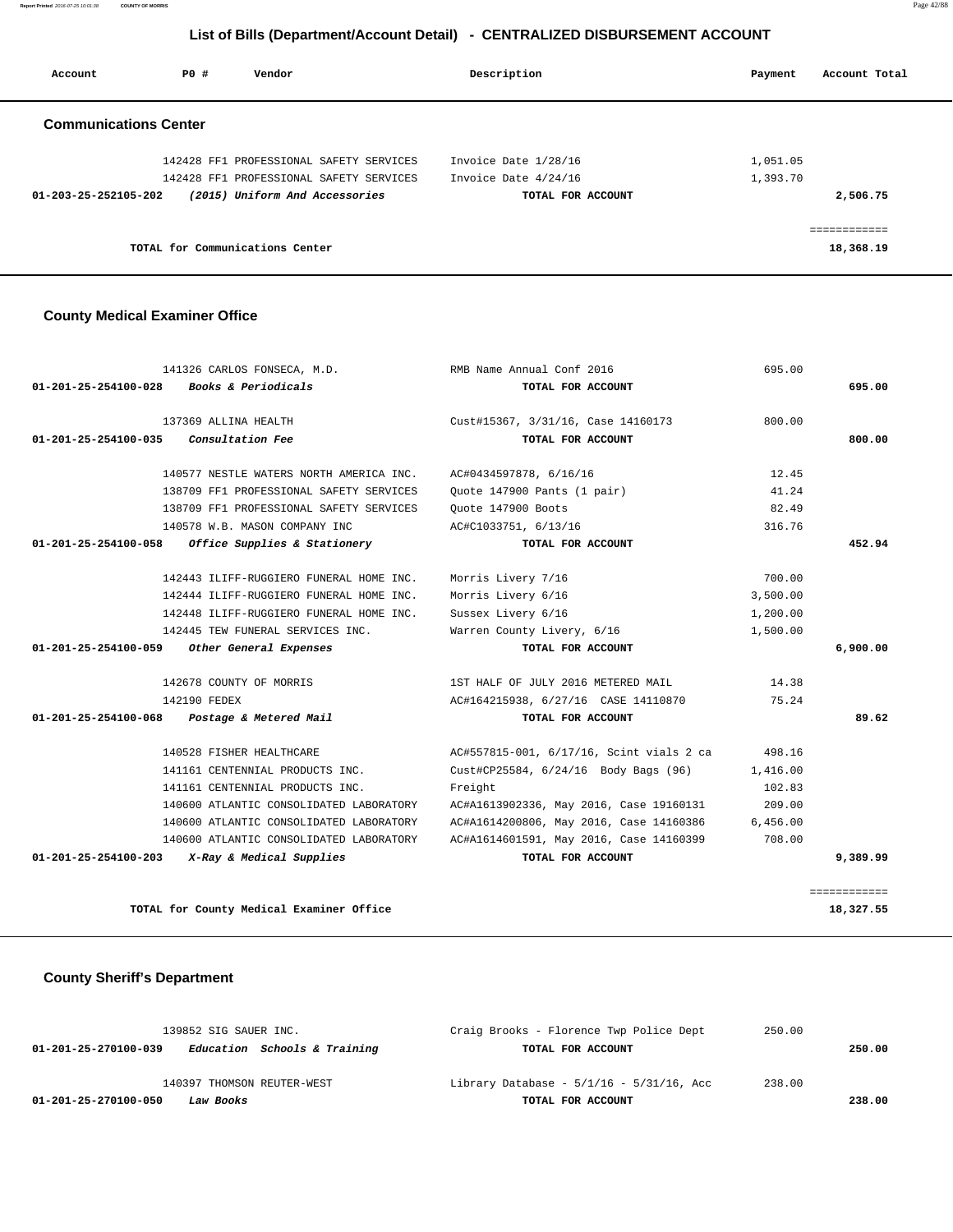# List of Bills (Department/Account Detail) - CENTRALIZED DISBURSEMENT ACCOUNT

| Account | PO # | Vendor | Description | Payment | Account Total |
|---|---|---|---|---|---|

## Communications Center

| Account | PO # | Vendor | Description | Payment | Account Total |
|---|---|---|---|---|---|
| | 142428 | FF1 PROFESSIONAL SAFETY SERVICES | Invoice Date 1/28/16 | 1,051.05 | |
| | 142428 | FF1 PROFESSIONAL SAFETY SERVICES | Invoice Date 4/24/16 | 1,393.70 | |
| 01-203-25-252105-202 | | *(2015) Uniform And Accessories* | TOTAL FOR ACCOUNT | | 2,506.75 |
| | | | | | ============ |
| | | TOTAL for Communications Center | | | 18,368.19 |

## County Medical Examiner Office

| Account | PO # | Vendor | Description | Payment | Account Total |
|---|---|---|---|---|---|
| | 141326 | CARLOS FONSECA, M.D. | RMB Name Annual Conf 2016 | 695.00 | |
| 01-201-25-254100-028 | | *Books & Periodicals* | TOTAL FOR ACCOUNT | | 695.00 |
| | 137369 | ALLINA HEALTH | Cust#15367, 3/31/16, Case 14160173 | 800.00 | |
| 01-201-25-254100-035 | | *Consultation Fee* | TOTAL FOR ACCOUNT | | 800.00 |
| | 140577 | NESTLE WATERS NORTH AMERICA INC. | AC#0434597878, 6/16/16 | 12.45 | |
| | 138709 | FF1 PROFESSIONAL SAFETY SERVICES | Quote 147900 Pants (1 pair) | 41.24 | |
| | 138709 | FF1 PROFESSIONAL SAFETY SERVICES | Quote 147900 Boots | 82.49 | |
| | 140578 | W.B. MASON COMPANY INC | AC#C1033751, 6/13/16 | 316.76 | |
| 01-201-25-254100-058 | | *Office Supplies & Stationery* | TOTAL FOR ACCOUNT | | 452.94 |
| | 142443 | ILIFF-RUGGIERO FUNERAL HOME INC. | Morris Livery 7/16 | 700.00 | |
| | 142444 | ILIFF-RUGGIERO FUNERAL HOME INC. | Morris Livery 6/16 | 3,500.00 | |
| | 142448 | ILIFF-RUGGIERO FUNERAL HOME INC. | Sussex Livery 6/16 | 1,200.00 | |
| | 142445 | TEW FUNERAL SERVICES INC. | Warren County Livery, 6/16 | 1,500.00 | |
| 01-201-25-254100-059 | | *Other General Expenses* | TOTAL FOR ACCOUNT | | 6,900.00 |
| | 142678 | COUNTY OF MORRIS | 1ST HALF OF JULY 2016 METERED MAIL | 14.38 | |
| | 142190 | FEDEX | AC#164215938, 6/27/16 CASE 14110870 | 75.24 | |
| 01-201-25-254100-068 | | *Postage & Metered Mail* | TOTAL FOR ACCOUNT | | 89.62 |
| | 140528 | FISHER HEALTHCARE | AC#557815-001, 6/17/16, Scint vials 2 ca | 498.16 | |
| | 141161 | CENTENNIAL PRODUCTS INC. | Cust#CP25584, 6/24/16 Body Bags (96) | 1,416.00 | |
| | 141161 | CENTENNIAL PRODUCTS INC. | Freight | 102.83 | |
| | 140600 | ATLANTIC CONSOLIDATED LABORATORY | AC#A1613902336, May 2016, Case 19160131 | 209.00 | |
| | 140600 | ATLANTIC CONSOLIDATED LABORATORY | AC#A1614200806, May 2016, Case 14160386 | 6,456.00 | |
| | 140600 | ATLANTIC CONSOLIDATED LABORATORY | AC#A1614601591, May 2016, Case 14160399 | 708.00 | |
| 01-201-25-254100-203 | | *X-Ray & Medical Supplies* | TOTAL FOR ACCOUNT | | 9,389.99 |
| | | | | | ============ |
| | | TOTAL for County Medical Examiner Office | | | 18,327.55 |

## County Sheriff's Department

| Account | PO # | Vendor | Description | Payment | Account Total |
|---|---|---|---|---|---|
| | 139852 | SIG SAUER INC. | Craig Brooks - Florence Twp Police Dept | 250.00 | |
| 01-201-25-270100-039 | | *Education Schools & Training* | TOTAL FOR ACCOUNT | | 250.00 |
| | 140397 | THOMSON REUTER-WEST | Library Database - 5/1/16 - 5/31/16, Acc | 238.00 | |
| 01-201-25-270100-050 | | *Law Books* | TOTAL FOR ACCOUNT | | 238.00 |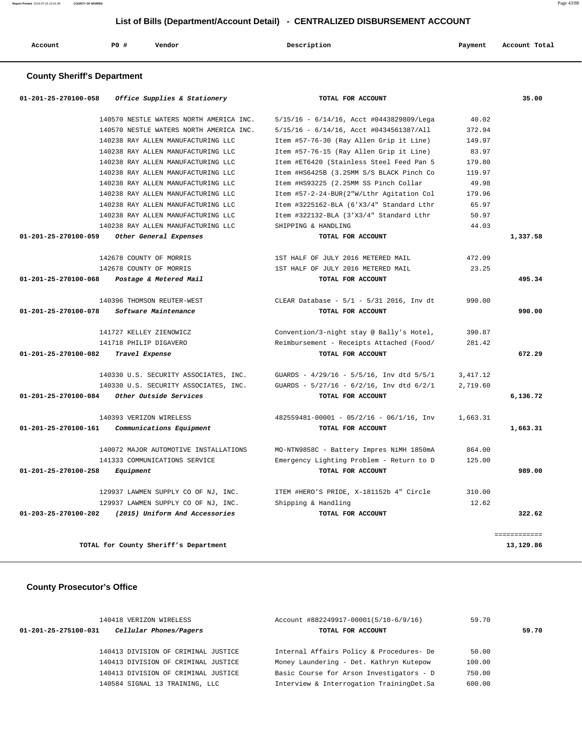## List of Bills (Department/Account Detail) - CENTRALIZED DISBURSEMENT ACCOUNT

| Account | PO # | Vendor | Description | Payment | Account Total |
|---|---|---|---|---|---|

### County Sheriff's Department

| Account | PO # | Vendor | Description | Payment | Account Total |
|---|---|---|---|---|---|
| 01-201-25-270100-058 | | *Office Supplies & Stationery* | TOTAL FOR ACCOUNT | | 35.00 |
| | 140570 | NESTLE WATERS NORTH AMERICA INC. | 5/15/16 - 6/14/16, Acct #0443829809/Lega | 40.02 | |
| | 140570 | NESTLE WATERS NORTH AMERICA INC. | 5/15/16 - 6/14/16, Acct #0434561387/All | 372.94 | |
| | 140238 | RAY ALLEN MANUFACTURING LLC | Item #57-76-30 (Ray Allen Grip it Line) | 149.97 | |
| | 140238 | RAY ALLEN MANUFACTURING LLC | Item #57-76-15 (Ray Allen Grip it Line) | 83.97 | |
| | 140238 | RAY ALLEN MANUFACTURING LLC | Item #ET6420 (Stainless Steel Feed Pan 5 | 179.80 | |
| | 140238 | RAY ALLEN MANUFACTURING LLC | Item #HS6425B (3.25MM S/S BLACK Pinch Co | 119.97 | |
| | 140238 | RAY ALLEN MANUFACTURING LLC | Item #HS93225 (2.25MM SS Pinch Collar | 49.98 | |
| | 140238 | RAY ALLEN MANUFACTURING LLC | Item #57-2-24-BUR(2"W/Lthr Agitation Col | 179.96 | |
| | 140238 | RAY ALLEN MANUFACTURING LLC | Item #3225162-BLA (6'X3/4" Standard Lthr | 65.97 | |
| | 140238 | RAY ALLEN MANUFACTURING LLC | Item #322132-BLA (3'X3/4" Standard Lthr | 50.97 | |
| | 140238 | RAY ALLEN MANUFACTURING LLC | SHIPPING & HANDLING | 44.03 | |
| 01-201-25-270100-059 | | *Other General Expenses* | TOTAL FOR ACCOUNT | | 1,337.58 |
| | 142678 | COUNTY OF MORRIS | 1ST HALF OF JULY 2016 METERED MAIL | 472.09 | |
| | 142678 | COUNTY OF MORRIS | 1ST HALF OF JULY 2016 METERED MAIL | 23.25 | |
| 01-201-25-270100-068 | | *Postage & Metered Mail* | TOTAL FOR ACCOUNT | | 495.34 |
| | 140396 | THOMSON REUTER-WEST | CLEAR Database - 5/1 - 5/31 2016, Inv dt | 990.00 | |
| 01-201-25-270100-078 | | *Software Maintenance* | TOTAL FOR ACCOUNT | | 990.00 |
| | 141727 | KELLEY ZIENOWICZ | Convention/3-night stay @ Bally's Hotel, | 390.87 | |
| | 141718 | PHILIP DIGAVERO | Reimbursement - Receipts Attached (Food/ | 281.42 | |
| 01-201-25-270100-082 | | *Travel Expense* | TOTAL FOR ACCOUNT | | 672.29 |
| | 140330 | U.S. SECURITY ASSOCIATES, INC. | GUARDS - 4/29/16 - 5/5/16, Inv dtd 5/5/1 | 3,417.12 | |
| | 140330 | U.S. SECURITY ASSOCIATES, INC. | GUARDS - 5/27/16 - 6/2/16, Inv dtd 6/2/1 | 2,719.60 | |
| 01-201-25-270100-084 | | *Other Outside Services* | TOTAL FOR ACCOUNT | | 6,136.72 |
| | 140393 | VERIZON WIRELESS | 482559481-00001 - 05/2/16 - 06/1/16, Inv | 1,663.31 | |
| 01-201-25-270100-161 | | *Communications Equipment* | TOTAL FOR ACCOUNT | | 1,663.31 |
| | 140072 | MAJOR AUTOMOTIVE INSTALLATIONS | MO-NTN9858C - Battery Impres NiMH 1850mA | 864.00 | |
| | 141333 | COMMUNICATIONS SERVICE | Emergency Lighting Problem - Return to D | 125.00 | |
| 01-201-25-270100-258 | | *Equipment* | TOTAL FOR ACCOUNT | | 989.00 |
| | 129937 | LAWMEN SUPPLY CO OF NJ, INC. | ITEM #HERO'S PRIDE, X-181152b 4" Circle | 310.00 | |
| | 129937 | LAWMEN SUPPLY CO OF NJ, INC. | Shipping & Handling | 12.62 | |
| 01-203-25-270100-202 | | *(2015) Uniform And Accessories* | TOTAL FOR ACCOUNT | | 322.62 |
| | | | | | ============ |
| | | TOTAL for County Sheriff's Department | | | 13,129.86 |

### County Prosecutor's Office

| Account | PO # | Vendor | Description | Payment | Account Total |
|---|---|---|---|---|---|
| | 140418 | VERIZON WIRELESS | Account #882249917-00001(5/10-6/9/16) | 59.70 | |
| 01-201-25-275100-031 | | *Cellular Phones/Pagers* | TOTAL FOR ACCOUNT | | 59.70 |
| | 140413 | DIVISION OF CRIMINAL JUSTICE | Internal Affairs Policy & Procedures- De | 50.00 | |
| | 140413 | DIVISION OF CRIMINAL JUSTICE | Money Laundering - Det. Kathryn Kutepow | 100.00 | |
| | 140413 | DIVISION OF CRIMINAL JUSTICE | Basic Course for Arson Investigators - D | 750.00 | |
| | 140584 | SIGNAL 13 TRAINING, LLC | Interview & Interrogation TrainingDet.Sa | 600.00 | |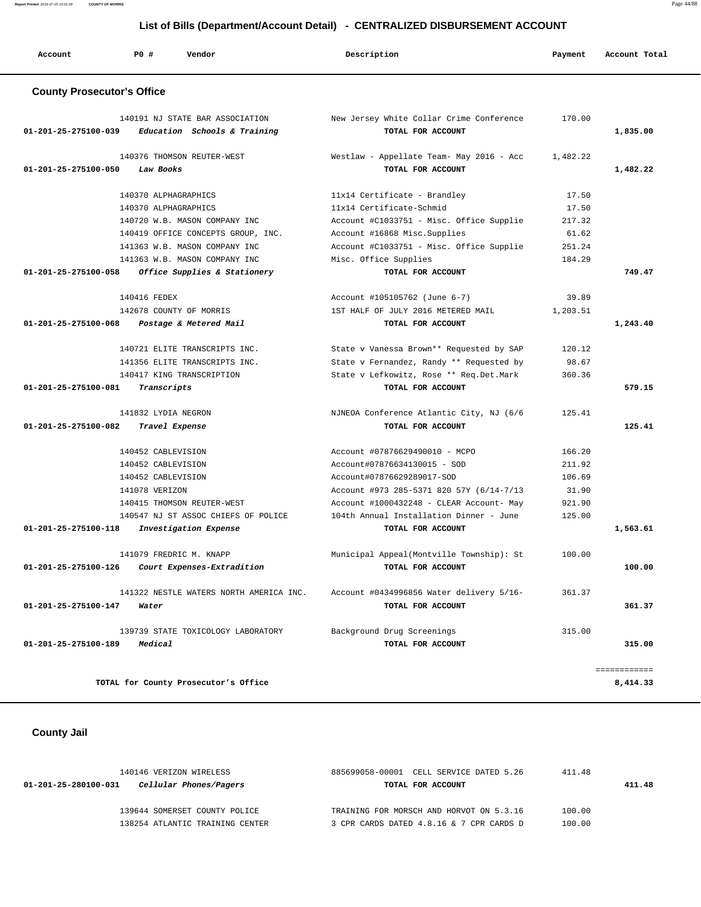## List of Bills (Department/Account Detail) - CENTRALIZED DISBURSEMENT ACCOUNT

| Account | PO # | Vendor | Description | Payment | Account Total |
|---|---|---|---|---|---|

### County Prosecutor's Office

| Account | PO # | Vendor | Description | Payment | Account Total |
|---|---|---|---|---|---|
| | 140191 | NJ STATE BAR ASSOCIATION | New Jersey White Collar Crime Conference | 170.00 | |
| 01-201-25-275100-039 | | *Education Schools & Training* | TOTAL FOR ACCOUNT | | 1,835.00 |
| | 140376 | THOMSON REUTER-WEST | Westlaw - Appellate Team- May 2016 - Acc | 1,482.22 | |
| 01-201-25-275100-050 | | *Law Books* | TOTAL FOR ACCOUNT | | 1,482.22 |
| | 140370 | ALPHAGRAPHICS | 11x14 Certificate - Brandley | 17.50 | |
| | 140370 | ALPHAGRAPHICS | 11x14 Certificate-Schmid | 17.50 | |
| | 140720 | W.B. MASON COMPANY INC | Account #C1033751 - Misc. Office Supplie | 217.32 | |
| | 140419 | OFFICE CONCEPTS GROUP, INC. | Account #16868 Misc.Supplies | 61.62 | |
| | 141363 | W.B. MASON COMPANY INC | Account #C1033751 - Misc. Office Supplie | 251.24 | |
| | 141363 | W.B. MASON COMPANY INC | Misc. Office Supplies | 184.29 | |
| 01-201-25-275100-058 | | *Office Supplies & Stationery* | TOTAL FOR ACCOUNT | | 749.47 |
| | 140416 | FEDEX | Account #105105762 (June 6-7) | 39.89 | |
| | 142678 | COUNTY OF MORRIS | 1ST HALF OF JULY 2016 METERED MAIL | 1,203.51 | |
| 01-201-25-275100-068 | | *Postage & Metered Mail* | TOTAL FOR ACCOUNT | | 1,243.40 |
| | 140721 | ELITE TRANSCRIPTS INC. | State v Vanessa Brown** Requested by SAP | 120.12 | |
| | 141356 | ELITE TRANSCRIPTS INC. | State v Fernandez, Randy ** Requested by | 98.67 | |
| | 140417 | KING TRANSCRIPTION | State v Lefkowitz, Rose ** Req.Det.Mark | 360.36 | |
| 01-201-25-275100-081 | | *Transcripts* | TOTAL FOR ACCOUNT | | 579.15 |
| | 141832 | LYDIA NEGRON | NJNEOA Conference Atlantic City, NJ (6/6 | 125.41 | |
| 01-201-25-275100-082 | | *Travel Expense* | TOTAL FOR ACCOUNT | | 125.41 |
| | 140452 | CABLEVISION | Account #07876629490010 - MCPO | 166.20 | |
| | 140452 | CABLEVISION | Account#07876634130015 - SOD | 211.92 | |
| | 140452 | CABLEVISION | Account#07876629289017-SOD | 106.69 | |
| | 141078 | VERIZON | Account #973 285-5371 820 57Y (6/14-7/13 | 31.90 | |
| | 140415 | THOMSON REUTER-WEST | Account #1000432248 - CLEAR Account- May | 921.90 | |
| | 140547 | NJ ST ASSOC CHIEFS OF POLICE | 104th Annual Installation Dinner - June | 125.00 | |
| 01-201-25-275100-118 | | *Investigation Expense* | TOTAL FOR ACCOUNT | | 1,563.61 |
| | 141079 | FREDRIC M. KNAPP | Municipal Appeal(Montville Township): St | 100.00 | |
| 01-201-25-275100-126 | | *Court Expenses-Extradition* | TOTAL FOR ACCOUNT | | 100.00 |
| | 141322 | NESTLE WATERS NORTH AMERICA INC. | Account #0434996856 Water delivery 5/16- | 361.37 | |
| 01-201-25-275100-147 | | *Water* | TOTAL FOR ACCOUNT | | 361.37 |
| | 139739 | STATE TOXICOLOGY LABORATORY | Background Drug Screenings | 315.00 | |
| 01-201-25-275100-189 | | *Medical* | TOTAL FOR ACCOUNT | | 315.00 |
| | | | | | ============ |
| | | TOTAL for County Prosecutor's Office | | | 8,414.33 |

### County Jail

| Account | PO # | Vendor | Description | Payment | Account Total |
|---|---|---|---|---|---|
| | 140146 | VERIZON WIRELESS | 885699058-00001 CELL SERVICE DATED 5.26 | 411.48 | |
| 01-201-25-280100-031 | | *Cellular Phones/Pagers* | TOTAL FOR ACCOUNT | | 411.48 |
| | 139644 | SOMERSET COUNTY POLICE | TRAINING FOR MORSCH AND HORVOT ON 5.3.16 | 100.00 | |
| | 138254 | ATLANTIC TRAINING CENTER | 3 CPR CARDS DATED 4.8.16 & 7 CPR CARDS D | 100.00 | |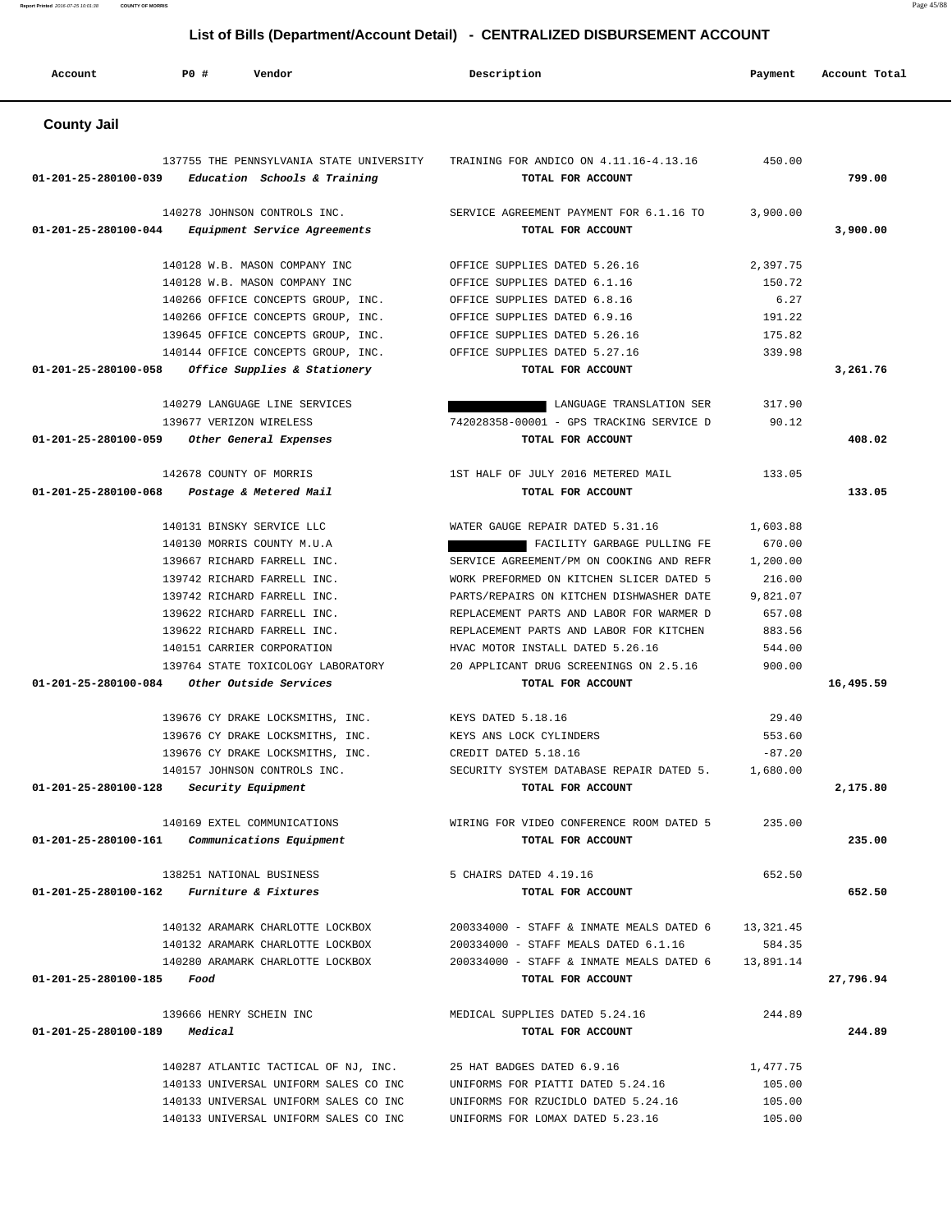## List of Bills (Department/Account Detail) - CENTRALIZED DISBURSEMENT ACCOUNT

| Account | PO # | Vendor | Description | Payment | Account Total |
|---|---|---|---|---|---|

### County Jail

| Account | PO # | Vendor | Description | Payment | Account Total |
|---|---|---|---|---|---|
| | 137755 | THE PENNSYLVANIA STATE UNIVERSITY | TRAINING FOR ANDICO ON 4.11.16-4.13.16 | 450.00 | |
| 01-201-25-280100-039 | | *Education Schools & Training* | TOTAL FOR ACCOUNT | | 799.00 |
| | 140278 | JOHNSON CONTROLS INC. | SERVICE AGREEMENT PAYMENT FOR 6.1.16 TO | 3,900.00 | |
| 01-201-25-280100-044 | | *Equipment Service Agreements* | TOTAL FOR ACCOUNT | | 3,900.00 |
| | 140128 | W.B. MASON COMPANY INC | OFFICE SUPPLIES DATED 5.26.16 | 2,397.75 | |
| | 140128 | W.B. MASON COMPANY INC | OFFICE SUPPLIES DATED 6.1.16 | 150.72 | |
| | 140266 | OFFICE CONCEPTS GROUP, INC. | OFFICE SUPPLIES DATED 6.8.16 | 6.27 | |
| | 140266 | OFFICE CONCEPTS GROUP, INC. | OFFICE SUPPLIES DATED 6.9.16 | 191.22 | |
| | 139645 | OFFICE CONCEPTS GROUP, INC. | OFFICE SUPPLIES DATED 5.26.16 | 175.82 | |
| | 140144 | OFFICE CONCEPTS GROUP, INC. | OFFICE SUPPLIES DATED 5.27.16 | 339.98 | |
| 01-201-25-280100-058 | | *Office Supplies & Stationery* | TOTAL FOR ACCOUNT | | 3,261.76 |
| | 140279 | LANGUAGE LINE SERVICES | LANGUAGE TRANSLATION SER | 317.90 | |
| | 139677 | VERIZON WIRELESS | 742028358-00001 - GPS TRACKING SERVICE D | 90.12 | |
| 01-201-25-280100-059 | | *Other General Expenses* | TOTAL FOR ACCOUNT | | 408.02 |
| | 142678 | COUNTY OF MORRIS | 1ST HALF OF JULY 2016 METERED MAIL | 133.05 | |
| 01-201-25-280100-068 | | *Postage & Metered Mail* | TOTAL FOR ACCOUNT | | 133.05 |
| | 140131 | BINSKY SERVICE LLC | WATER GAUGE REPAIR DATED 5.31.16 | 1,603.88 | |
| | 140130 | MORRIS COUNTY M.U.A | FACILITY GARBAGE PULLING FE | 670.00 | |
| | 139667 | RICHARD FARRELL INC. | SERVICE AGREEMENT/PM ON COOKING AND REFR | 1,200.00 | |
| | 139742 | RICHARD FARRELL INC. | WORK PREFORMED ON KITCHEN SLICER DATED 5 | 216.00 | |
| | 139742 | RICHARD FARRELL INC. | PARTS/REPAIRS ON KITCHEN DISHWASHER DATE | 9,821.07 | |
| | 139622 | RICHARD FARRELL INC. | REPLACEMENT PARTS AND LABOR FOR WARMER D | 657.08 | |
| | 139622 | RICHARD FARRELL INC. | REPLACEMENT PARTS AND LABOR FOR KITCHEN | 883.56 | |
| | 140151 | CARRIER CORPORATION | HVAC MOTOR INSTALL DATED 5.26.16 | 544.00 | |
| | 139764 | STATE TOXICOLOGY LABORATORY | 20 APPLICANT DRUG SCREENINGS ON 2.5.16 | 900.00 | |
| 01-201-25-280100-084 | | *Other Outside Services* | TOTAL FOR ACCOUNT | | 16,495.59 |
| | 139676 | CY DRAKE LOCKSMITHS, INC. | KEYS DATED 5.18.16 | 29.40 | |
| | 139676 | CY DRAKE LOCKSMITHS, INC. | KEYS ANS LOCK CYLINDERS | 553.60 | |
| | 139676 | CY DRAKE LOCKSMITHS, INC. | CREDIT DATED 5.18.16 | -87.20 | |
| | 140157 | JOHNSON CONTROLS INC. | SECURITY SYSTEM DATABASE REPAIR DATED 5. | 1,680.00 | |
| 01-201-25-280100-128 | | *Security Equipment* | TOTAL FOR ACCOUNT | | 2,175.80 |
| | 140169 | EXTEL COMMUNICATIONS | WIRING FOR VIDEO CONFERENCE ROOM DATED 5 | 235.00 | |
| 01-201-25-280100-161 | | *Communications Equipment* | TOTAL FOR ACCOUNT | | 235.00 |
| | 138251 | NATIONAL BUSINESS | 5 CHAIRS DATED 4.19.16 | 652.50 | |
| 01-201-25-280100-162 | | *Furniture & Fixtures* | TOTAL FOR ACCOUNT | | 652.50 |
| | 140132 | ARAMARK CHARLOTTE LOCKBOX | 200334000 - STAFF & INMATE MEALS DATED 6 | 13,321.45 | |
| | 140132 | ARAMARK CHARLOTTE LOCKBOX | 200334000 - STAFF MEALS DATED 6.1.16 | 584.35 | |
| | 140280 | ARAMARK CHARLOTTE LOCKBOX | 200334000 - STAFF & INMATE MEALS DATED 6 | 13,891.14 | |
| 01-201-25-280100-185 | | *Food* | TOTAL FOR ACCOUNT | | 27,796.94 |
| | 139666 | HENRY SCHEIN INC | MEDICAL SUPPLIES DATED 5.24.16 | 244.89 | |
| 01-201-25-280100-189 | | *Medical* | TOTAL FOR ACCOUNT | | 244.89 |
| | 140287 | ATLANTIC TACTICAL OF NJ, INC. | 25 HAT BADGES DATED 6.9.16 | 1,477.75 | |
| | 140133 | UNIVERSAL UNIFORM SALES CO INC | UNIFORMS FOR PIATTI DATED 5.24.16 | 105.00 | |
| | 140133 | UNIVERSAL UNIFORM SALES CO INC | UNIFORMS FOR RZUCIDLO DATED 5.24.16 | 105.00 | |
| | 140133 | UNIVERSAL UNIFORM SALES CO INC | UNIFORMS FOR LOMAX DATED 5.23.16 | 105.00 | |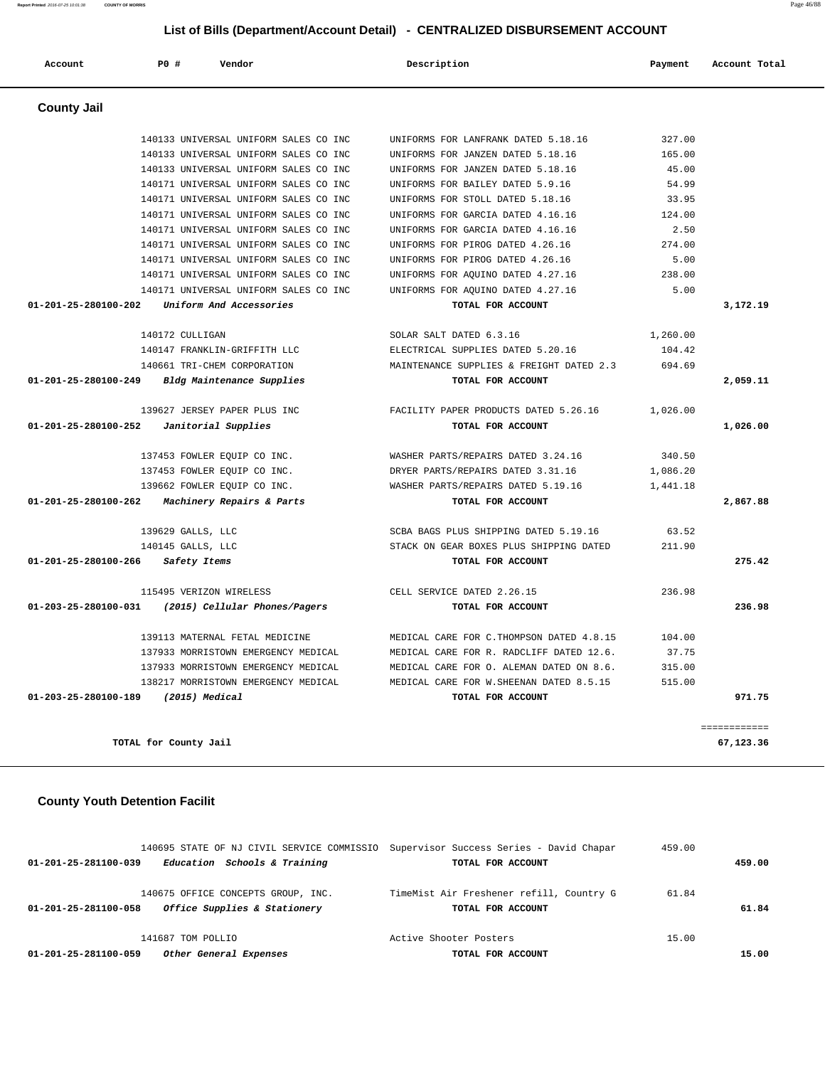## List of Bills (Department/Account Detail) - CENTRALIZED DISBURSEMENT ACCOUNT

| Account | PO # | Vendor | Description | Payment | Account Total |
|---|---|---|---|---|---|

### County Jail

| Account | PO # | Vendor | Description | Payment | Account Total |
|---|---|---|---|---|---|
| | 140133 | UNIVERSAL UNIFORM SALES CO INC | UNIFORMS FOR LANFRANK DATED 5.18.16 | 327.00 | |
| | 140133 | UNIVERSAL UNIFORM SALES CO INC | UNIFORMS FOR JANZEN DATED 5.18.16 | 165.00 | |
| | 140133 | UNIVERSAL UNIFORM SALES CO INC | UNIFORMS FOR JANZEN DATED 5.18.16 | 45.00 | |
| | 140171 | UNIVERSAL UNIFORM SALES CO INC | UNIFORMS FOR BAILEY DATED 5.9.16 | 54.99 | |
| | 140171 | UNIVERSAL UNIFORM SALES CO INC | UNIFORMS FOR STOLL DATED 5.18.16 | 33.95 | |
| | 140171 | UNIVERSAL UNIFORM SALES CO INC | UNIFORMS FOR GARCIA DATED 4.16.16 | 124.00 | |
| | 140171 | UNIVERSAL UNIFORM SALES CO INC | UNIFORMS FOR GARCIA DATED 4.16.16 | 2.50 | |
| | 140171 | UNIVERSAL UNIFORM SALES CO INC | UNIFORMS FOR PIROG DATED 4.26.16 | 274.00 | |
| | 140171 | UNIVERSAL UNIFORM SALES CO INC | UNIFORMS FOR PIROG DATED 4.26.16 | 5.00 | |
| | 140171 | UNIVERSAL UNIFORM SALES CO INC | UNIFORMS FOR AQUINO DATED 4.27.16 | 238.00 | |
| | 140171 | UNIVERSAL UNIFORM SALES CO INC | UNIFORMS FOR AQUINO DATED 4.27.16 | 5.00 | |
| **01-201-25-280100-202** | | *Uniform And Accessories* | **TOTAL FOR ACCOUNT** | | **3,172.19** |
| | 140172 | CULLIGAN | SOLAR SALT DATED 6.3.16 | 1,260.00 | |
| | 140147 | FRANKLIN-GRIFFITH LLC | ELECTRICAL SUPPLIES DATED 5.20.16 | 104.42 | |
| | 140661 | TRI-CHEM CORPORATION | MAINTENANCE SUPPLIES & FREIGHT DATED 2.3 | 694.69 | |
| **01-201-25-280100-249** | | *Bldg Maintenance Supplies* | **TOTAL FOR ACCOUNT** | | **2,059.11** |
| | 139627 | JERSEY PAPER PLUS INC | FACILITY PAPER PRODUCTS DATED 5.26.16 | 1,026.00 | |
| **01-201-25-280100-252** | | *Janitorial Supplies* | **TOTAL FOR ACCOUNT** | | **1,026.00** |
| | 137453 | FOWLER EQUIP CO INC. | WASHER PARTS/REPAIRS DATED 3.24.16 | 340.50 | |
| | 137453 | FOWLER EQUIP CO INC. | DRYER PARTS/REPAIRS DATED 3.31.16 | 1,086.20 | |
| | 139662 | FOWLER EQUIP CO INC. | WASHER PARTS/REPAIRS DATED 5.19.16 | 1,441.18 | |
| **01-201-25-280100-262** | | *Machinery Repairs & Parts* | **TOTAL FOR ACCOUNT** | | **2,867.88** |
| | 139629 | GALLS, LLC | SCBA BAGS PLUS SHIPPING DATED 5.19.16 | 63.52 | |
| | 140145 | GALLS, LLC | STACK ON GEAR BOXES PLUS SHIPPING DATED | 211.90 | |
| **01-201-25-280100-266** | | *Safety Items* | **TOTAL FOR ACCOUNT** | | **275.42** |
| | 115495 | VERIZON WIRELESS | CELL SERVICE DATED 2.26.15 | 236.98 | |
| **01-203-25-280100-031** | | *(2015) Cellular Phones/Pagers* | **TOTAL FOR ACCOUNT** | | **236.98** |
| | 139113 | MATERNAL FETAL MEDICINE | MEDICAL CARE FOR C.THOMPSON DATED 4.8.15 | 104.00 | |
| | 137933 | MORRISTOWN EMERGENCY MEDICAL | MEDICAL CARE FOR R. RADCLIFF DATED 12.6. | 37.75 | |
| | 137933 | MORRISTOWN EMERGENCY MEDICAL | MEDICAL CARE FOR O. ALEMAN DATED ON 8.6. | 315.00 | |
| | 138217 | MORRISTOWN EMERGENCY MEDICAL | MEDICAL CARE FOR W.SHEENAN DATED 8.5.15 | 515.00 | |
| **01-203-25-280100-189** | | *(2015) Medical* | **TOTAL FOR ACCOUNT** | | **971.75** |
| | | | | | ============ |
| **TOTAL for County Jail** | | | | | **67,123.36** |

### County Youth Detention Facilit

| Account | PO # | Vendor | Description | Payment | Account Total |
|---|---|---|---|---|---|
| | 140695 | STATE OF NJ CIVIL SERVICE COMMISSIO | Supervisor Success Series - David Chapar | 459.00 | |
| **01-201-25-281100-039** | | *Education Schools & Training* | **TOTAL FOR ACCOUNT** | | **459.00** |
| | 140675 | OFFICE CONCEPTS GROUP, INC. | TimeMist Air Freshener refill, Country G | 61.84 | |
| **01-201-25-281100-058** | | *Office Supplies & Stationery* | **TOTAL FOR ACCOUNT** | | **61.84** |
| | 141687 | TOM POLLIO | Active Shooter Posters | 15.00 | |
| **01-201-25-281100-059** | | *Other General Expenses* | **TOTAL FOR ACCOUNT** | | **15.00** |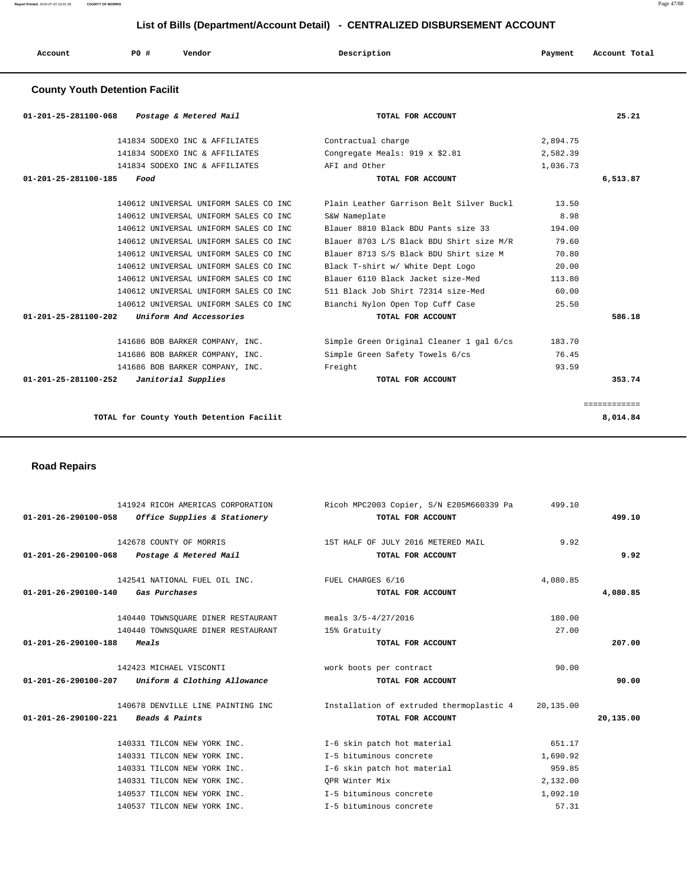## List of Bills (Department/Account Detail) - CENTRALIZED DISBURSEMENT ACCOUNT

| Account | PO # | Vendor | Description | Payment | Account Total |
|---|---|---|---|---|---|

### County Youth Detention Facilit

| Account | PO # | Vendor | Description | Payment | Account Total |
|---|---|---|---|---|---|
| 01-201-25-281100-068 | | *Postage & Metered Mail* | TOTAL FOR ACCOUNT | | 25.21 |
| | 141834 | SODEXO INC & AFFILIATES | Contractual charge | 2,894.75 | |
| | 141834 | SODEXO INC & AFFILIATES | Congregate Meals: 919 x $2.81 | 2,582.39 | |
| | 141834 | SODEXO INC & AFFILIATES | AFI and Other | 1,036.73 | |
| 01-201-25-281100-185 | | *Food* | TOTAL FOR ACCOUNT | | 6,513.87 |
| | 140612 | UNIVERSAL UNIFORM SALES CO INC | Plain Leather Garrison Belt Silver Buckl | 13.50 | |
| | 140612 | UNIVERSAL UNIFORM SALES CO INC | S&W Nameplate | 8.98 | |
| | 140612 | UNIVERSAL UNIFORM SALES CO INC | Blauer 8810 Black BDU Pants size 33 | 194.00 | |
| | 140612 | UNIVERSAL UNIFORM SALES CO INC | Blauer 8703 L/S Black BDU Shirt size M/R | 79.60 | |
| | 140612 | UNIVERSAL UNIFORM SALES CO INC | Blauer 8713 S/S Black BDU Shirt size M | 70.80 | |
| | 140612 | UNIVERSAL UNIFORM SALES CO INC | Black T-shirt w/ White Dept Logo | 20.00 | |
| | 140612 | UNIVERSAL UNIFORM SALES CO INC | Blauer 6110 Black Jacket size-Med | 113.80 | |
| | 140612 | UNIVERSAL UNIFORM SALES CO INC | 511 Black Job Shirt 72314 size-Med | 60.00 | |
| | 140612 | UNIVERSAL UNIFORM SALES CO INC | Bianchi Nylon Open Top Cuff Case | 25.50 | |
| 01-201-25-281100-202 | | *Uniform And Accessories* | TOTAL FOR ACCOUNT | | 586.18 |
| | 141686 | BOB BARKER COMPANY, INC. | Simple Green Original Cleaner 1 gal 6/cs | 183.70 | |
| | 141686 | BOB BARKER COMPANY, INC. | Simple Green Safety Towels 6/cs | 76.45 | |
| | 141686 | BOB BARKER COMPANY, INC. | Freight | 93.59 | |
| 01-201-25-281100-252 | | *Janitorial Supplies* | TOTAL FOR ACCOUNT | | 353.74 |
| | | | | | ============ |
| | | TOTAL for County Youth Detention Facilit | | | 8,014.84 |

### Road Repairs

| Account | PO # | Vendor | Description | Payment | Account Total |
|---|---|---|---|---|---|
| | 141924 | RICOH AMERICAS CORPORATION | Ricoh MPC2003 Copier, S/N E205M660339 Pa | 499.10 | |
| 01-201-26-290100-058 | | *Office Supplies & Stationery* | TOTAL FOR ACCOUNT | | 499.10 |
| | 142678 | COUNTY OF MORRIS | 1ST HALF OF JULY 2016 METERED MAIL | 9.92 | |
| 01-201-26-290100-068 | | *Postage & Metered Mail* | TOTAL FOR ACCOUNT | | 9.92 |
| | 142541 | NATIONAL FUEL OIL INC. | FUEL CHARGES 6/16 | 4,080.85 | |
| 01-201-26-290100-140 | | *Gas Purchases* | TOTAL FOR ACCOUNT | | 4,080.85 |
| | 140440 | TOWNSQUARE DINER RESTAURANT | meals 3/5-4/27/2016 | 180.00 | |
| | 140440 | TOWNSQUARE DINER RESTAURANT | 15% Gratuity | 27.00 | |
| 01-201-26-290100-188 | | *Meals* | TOTAL FOR ACCOUNT | | 207.00 |
| | 142423 | MICHAEL VISCONTI | work boots per contract | 90.00 | |
| 01-201-26-290100-207 | | *Uniform & Clothing Allowance* | TOTAL FOR ACCOUNT | | 90.00 |
| | 140678 | DENVILLE LINE PAINTING INC | Installation of extruded thermoplastic 4 | 20,135.00 | |
| 01-201-26-290100-221 | | *Beads & Paints* | TOTAL FOR ACCOUNT | | 20,135.00 |
| | 140331 | TILCON NEW YORK INC. | I-6 skin patch hot material | 651.17 | |
| | 140331 | TILCON NEW YORK INC. | I-5 bituminous concrete | 1,690.92 | |
| | 140331 | TILCON NEW YORK INC. | I-6 skin patch hot material | 959.85 | |
| | 140331 | TILCON NEW YORK INC. | QPR Winter Mix | 2,132.00 | |
| | 140537 | TILCON NEW YORK INC. | I-5 bituminous concrete | 1,092.10 | |
| | 140537 | TILCON NEW YORK INC. | I-5 bituminous concrete | 57.31 | |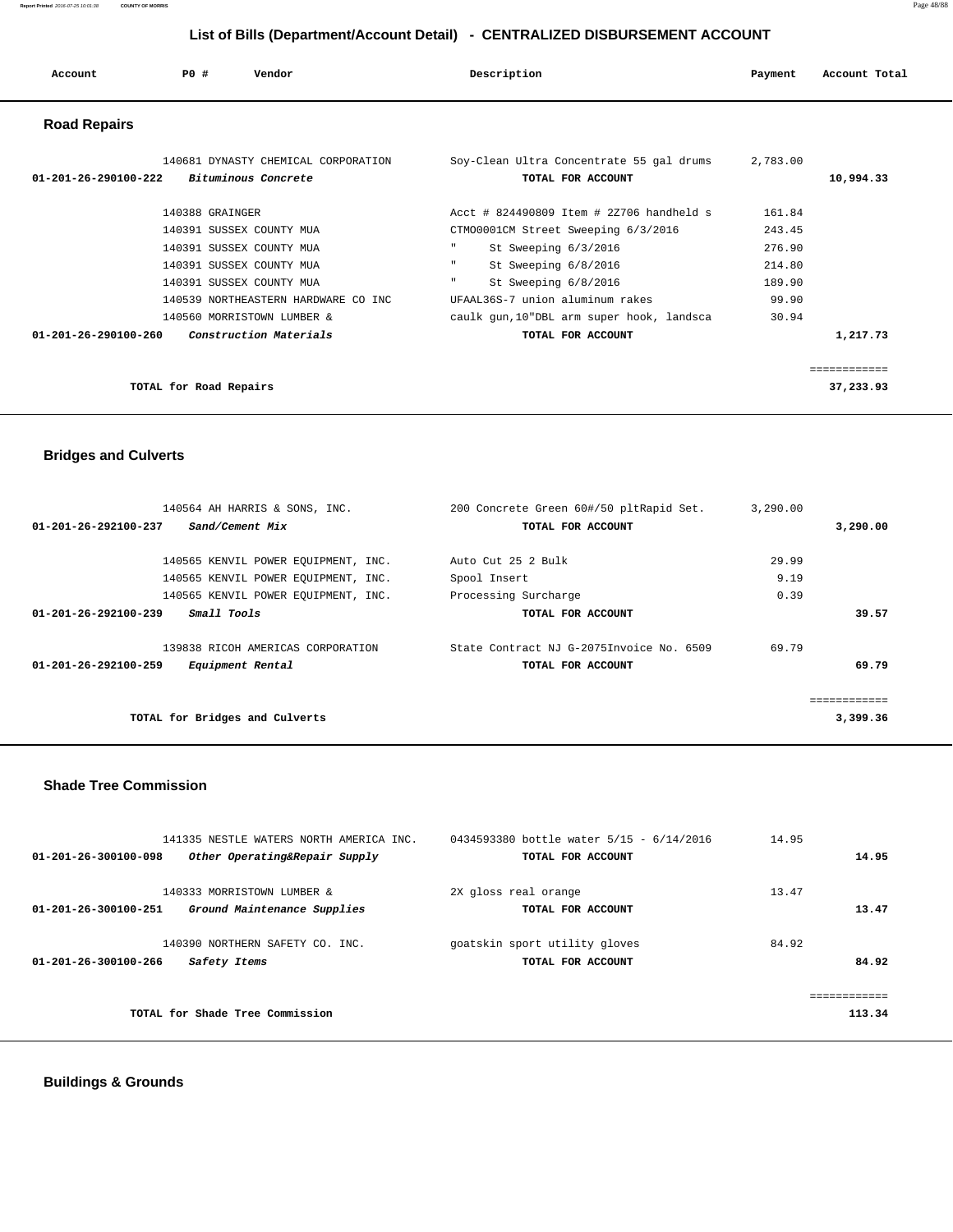## List of Bills (Department/Account Detail) - CENTRALIZED DISBURSEMENT ACCOUNT

| Account | PO # | Vendor | Description | Payment | Account Total |
|---|---|---|---|---|---|

### Road Repairs

| Account | PO # | Vendor | Description | Payment | Account Total |
|---|---|---|---|---|---|
| | 140681 | DYNASTY CHEMICAL CORPORATION | Soy-Clean Ultra Concentrate 55 gal drums | 2,783.00 | |
| 01-201-26-290100-222 | | *Bituminous Concrete* | TOTAL FOR ACCOUNT | | 10,994.33 |
| | 140388 | GRAINGER | Acct # 824490809 Item # 2Z706 handheld s | 161.84 | |
| | 140391 | SUSSEX COUNTY MUA | CTMO0001CM Street Sweeping 6/3/2016 | 243.45 | |
| | 140391 | SUSSEX COUNTY MUA | " St Sweeping 6/3/2016 | 276.90 | |
| | 140391 | SUSSEX COUNTY MUA | " St Sweeping 6/8/2016 | 214.80 | |
| | 140391 | SUSSEX COUNTY MUA | " St Sweeping 6/8/2016 | 189.90 | |
| | 140539 | NORTHEASTERN HARDWARE CO INC | UFAAL36S-7 union aluminum rakes | 99.90 | |
| | 140560 | MORRISTOWN LUMBER & | caulk gun,10"DBL arm super hook, landsca | 30.94 | |
| 01-201-26-290100-260 | | *Construction Materials* | TOTAL FOR ACCOUNT | | 1,217.73 |
| | | TOTAL for Road Repairs | | | 37,233.93 |

### Bridges and Culverts

| Account | PO # | Vendor | Description | Payment | Account Total |
|---|---|---|---|---|---|
| | 140564 | AH HARRIS & SONS, INC. | 200 Concrete Green 60#/50 pltRapid Set. | 3,290.00 | |
| 01-201-26-292100-237 | | *Sand/Cement Mix* | TOTAL FOR ACCOUNT | | 3,290.00 |
| | 140565 | KENVIL POWER EQUIPMENT, INC. | Auto Cut 25 2 Bulk | 29.99 | |
| | 140565 | KENVIL POWER EQUIPMENT, INC. | Spool Insert | 9.19 | |
| | 140565 | KENVIL POWER EQUIPMENT, INC. | Processing Surcharge | 0.39 | |
| 01-201-26-292100-239 | | *Small Tools* | TOTAL FOR ACCOUNT | | 39.57 |
| | 139838 | RICOH AMERICAS CORPORATION | State Contract NJ G-2075Invoice No. 6509 | 69.79 | |
| 01-201-26-292100-259 | | *Equipment Rental* | TOTAL FOR ACCOUNT | | 69.79 |
| | | TOTAL for Bridges and Culverts | | | 3,399.36 |

### Shade Tree Commission

| Account | PO # | Vendor | Description | Payment | Account Total |
|---|---|---|---|---|---|
| | 141335 | NESTLE WATERS NORTH AMERICA INC. | 0434593380 bottle water 5/15 - 6/14/2016 | 14.95 | |
| 01-201-26-300100-098 | | *Other Operating&Repair Supply* | TOTAL FOR ACCOUNT | | 14.95 |
| | 140333 | MORRISTOWN LUMBER & | 2X gloss real orange | 13.47 | |
| 01-201-26-300100-251 | | *Ground Maintenance Supplies* | TOTAL FOR ACCOUNT | | 13.47 |
| | 140390 | NORTHERN SAFETY CO. INC. | goatskin sport utility gloves | 84.92 | |
| 01-201-26-300100-266 | | *Safety Items* | TOTAL FOR ACCOUNT | | 84.92 |
| | | TOTAL for Shade Tree Commission | | | 113.34 |

### Buildings & Grounds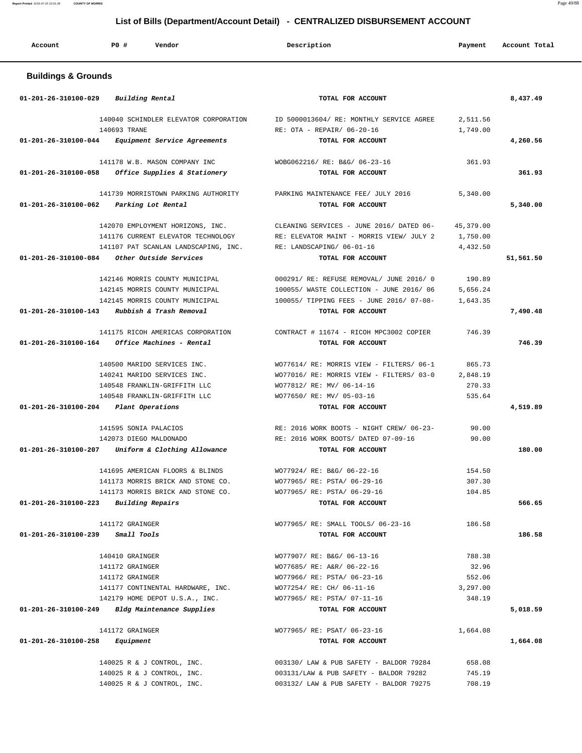## List of Bills (Department/Account Detail) - CENTRALIZED DISBURSEMENT ACCOUNT

| Account | PO # | Vendor | Description | Payment | Account Total |
|---|---|---|---|---|---|

### Buildings & Grounds

| Account | PO # | Vendor | Description | Payment | Account Total |
|---|---|---|---|---|---|
| 01-201-26-310100-029 | | *Building Rental* | TOTAL FOR ACCOUNT | | 8,437.49 |
| | 140040 | SCHINDLER ELEVATOR CORPORATION | ID 5000013604/ RE: MONTHLY SERVICE AGREE | 2,511.56 | |
| | 140693 | TRANE | RE: OTA - REPAIR/ 06-20-16 | 1,749.00 | |
| 01-201-26-310100-044 | | *Equipment Service Agreements* | TOTAL FOR ACCOUNT | | 4,260.56 |
| | 141178 | W.B. MASON COMPANY INC | WOBG062216/ RE: B&G/ 06-23-16 | 361.93 | |
| 01-201-26-310100-058 | | *Office Supplies & Stationery* | TOTAL FOR ACCOUNT | | 361.93 |
| | 141739 | MORRISTOWN PARKING AUTHORITY | PARKING MAINTENANCE FEE/ JULY 2016 | 5,340.00 | |
| 01-201-26-310100-062 | | *Parking Lot Rental* | TOTAL FOR ACCOUNT | | 5,340.00 |
| | 142070 | EMPLOYMENT HORIZONS, INC. | CLEANING SERVICES - JUNE 2016/ DATED 06- | 45,379.00 | |
| | 141176 | CURRENT ELEVATOR TECHNOLOGY | RE: ELEVATOR MAINT - MORRIS VIEW/ JULY 2 | 1,750.00 | |
| | 141107 | PAT SCANLAN LANDSCAPING, INC. | RE: LANDSCAPING/ 06-01-16 | 4,432.50 | |
| 01-201-26-310100-084 | | *Other Outside Services* | TOTAL FOR ACCOUNT | | 51,561.50 |
| | 142146 | MORRIS COUNTY MUNICIPAL | 000291/ RE: REFUSE REMOVAL/ JUNE 2016/ 0 | 190.89 | |
| | 142145 | MORRIS COUNTY MUNICIPAL | 100055/ WASTE COLLECTION - JUNE 2016/ 06 | 5,656.24 | |
| | 142145 | MORRIS COUNTY MUNICIPAL | 100055/ TIPPING FEES - JUNE 2016/ 07-08- | 1,643.35 | |
| 01-201-26-310100-143 | | *Rubbish & Trash Removal* | TOTAL FOR ACCOUNT | | 7,490.48 |
| | 141175 | RICOH AMERICAS CORPORATION | CONTRACT # 11674 - RICOH MPC3002 COPIER | 746.39 | |
| 01-201-26-310100-164 | | *Office Machines - Rental* | TOTAL FOR ACCOUNT | | 746.39 |
| | 140500 | MARIDO SERVICES INC. | WO77614/ RE: MORRIS VIEW - FILTERS/ 06-1 | 865.73 | |
| | 140241 | MARIDO SERVICES INC. | WO77016/ RE: MORRIS VIEW - FILTERS/ 03-0 | 2,848.19 | |
| | 140548 | FRANKLIN-GRIFFITH LLC | WO77812/ RE: MV/ 06-14-16 | 270.33 | |
| | 140548 | FRANKLIN-GRIFFITH LLC | WO77650/ RE: MV/ 05-03-16 | 535.64 | |
| 01-201-26-310100-204 | | *Plant Operations* | TOTAL FOR ACCOUNT | | 4,519.89 |
| | 141595 | SONIA PALACIOS | RE: 2016 WORK BOOTS - NIGHT CREW/ 06-23- | 90.00 | |
| | 142073 | DIEGO MALDONADO | RE: 2016 WORK BOOTS/ DATED 07-09-16 | 90.00 | |
| 01-201-26-310100-207 | | *Uniform & Clothing Allowance* | TOTAL FOR ACCOUNT | | 180.00 |
| | 141695 | AMERICAN FLOORS & BLINDS | WO77924/ RE: B&G/ 06-22-16 | 154.50 | |
| | 141173 | MORRIS BRICK AND STONE CO. | WO77965/ RE: PSTA/ 06-29-16 | 307.30 | |
| | 141173 | MORRIS BRICK AND STONE CO. | WO77965/ RE: PSTA/ 06-29-16 | 104.85 | |
| 01-201-26-310100-223 | | *Building Repairs* | TOTAL FOR ACCOUNT | | 566.65 |
| | 141172 | GRAINGER | WO77965/ RE: SMALL TOOLS/ 06-23-16 | 186.58 | |
| 01-201-26-310100-239 | | *Small Tools* | TOTAL FOR ACCOUNT | | 186.58 |
| | 140410 | GRAINGER | WO77907/ RE: B&G/ 06-13-16 | 788.38 | |
| | 141172 | GRAINGER | WO77685/ RE: A&R/ 06-22-16 | 32.96 | |
| | 141172 | GRAINGER | WO77966/ RE: PSTA/ 06-23-16 | 552.06 | |
| | 141177 | CONTINENTAL HARDWARE, INC. | WO77254/ RE: CH/ 06-11-16 | 3,297.00 | |
| | 142179 | HOME DEPOT U.S.A., INC. | WO77965/ RE: PSTA/ 07-11-16 | 348.19 | |
| 01-201-26-310100-249 | | *Bldg Maintenance Supplies* | TOTAL FOR ACCOUNT | | 5,018.59 |
| | 141172 | GRAINGER | WO77965/ RE: PSAT/ 06-23-16 | 1,664.08 | |
| 01-201-26-310100-258 | | *Equipment* | TOTAL FOR ACCOUNT | | 1,664.08 |
| | 140025 | R & J CONTROL, INC. | 003130/ LAW & PUB SAFETY - BALDOR 79284 | 658.08 | |
| | 140025 | R & J CONTROL, INC. | 003131/LAW & PUB SAFETY - BALDOR 79282 | 745.19 | |
| | 140025 | R & J CONTROL, INC. | 003132/ LAW & PUB SAFETY - BALDOR 79275 | 708.19 | |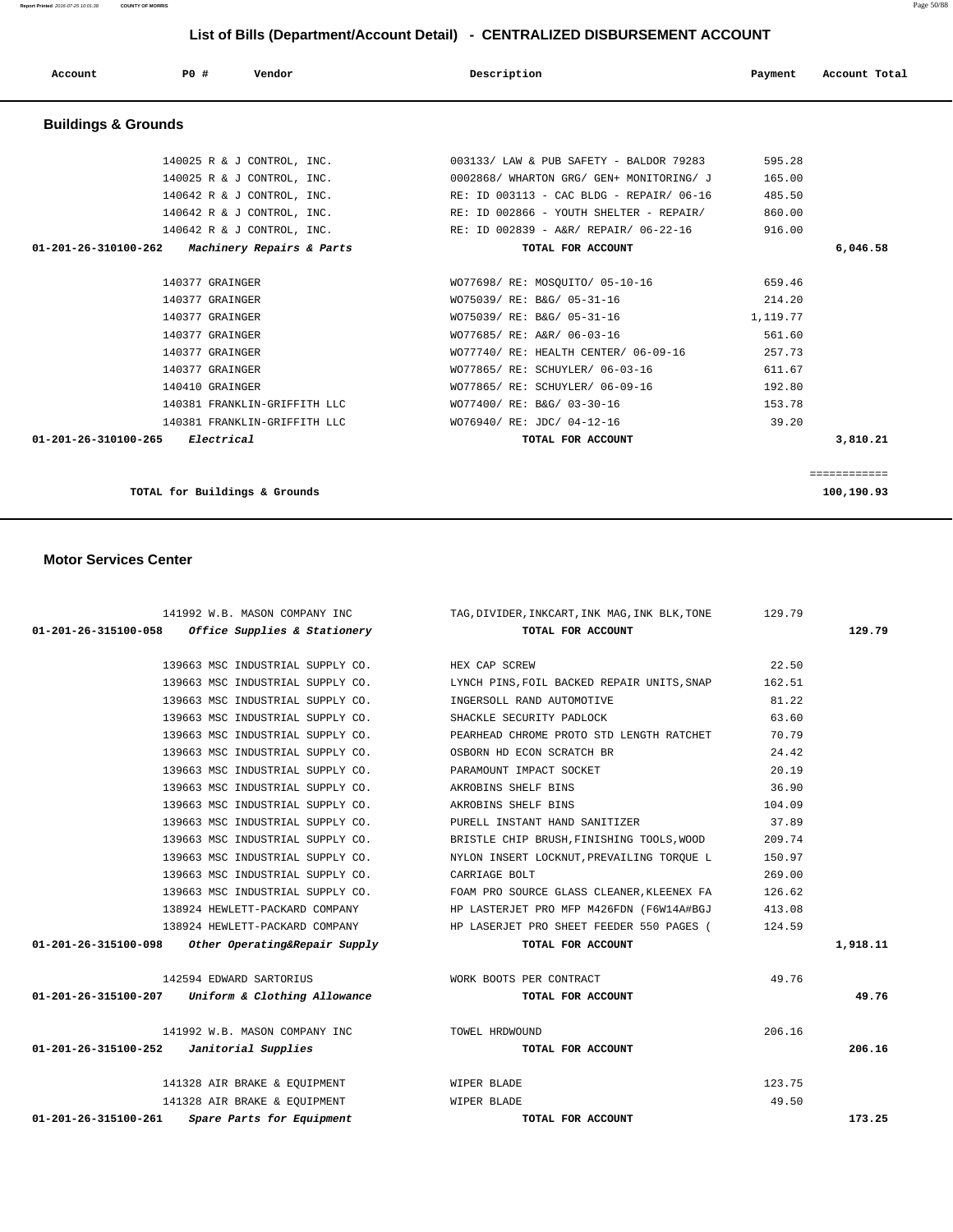# List of Bills (Department/Account Detail) - CENTRALIZED DISBURSEMENT ACCOUNT

| Account | PO # | Vendor | Description | Payment | Account Total |
|---|---|---|---|---|---|

## Buildings & Grounds

| Account | PO # | Vendor | Description | Payment | Account Total |
|---|---|---|---|---|---|
| | 140025 | R & J CONTROL, INC. | 003133/ LAW & PUB SAFETY - BALDOR 79283 | 595.28 | |
| | 140025 | R & J CONTROL, INC. | 0002868/ WHARTON GRG/ GEN+ MONITORING/ J | 165.00 | |
| | 140642 | R & J CONTROL, INC. | RE: ID 003113 - CAC BLDG - REPAIR/ 06-16 | 485.50 | |
| | 140642 | R & J CONTROL, INC. | RE: ID 002866 - YOUTH SHELTER - REPAIR/ | 860.00 | |
| | 140642 | R & J CONTROL, INC. | RE: ID 002839 - A&R/ REPAIR/ 06-22-16 | 916.00 | |
| **01-201-26-310100-262** | | ***Machinery Repairs & Parts*** | **TOTAL FOR ACCOUNT** | | **6,046.58** |
| | 140377 | GRAINGER | WO77698/ RE: MOSQUITO/ 05-10-16 | 659.46 | |
| | 140377 | GRAINGER | WO75039/ RE: B&G/ 05-31-16 | 214.20 | |
| | 140377 | GRAINGER | WO75039/ RE: B&G/ 05-31-16 | 1,119.77 | |
| | 140377 | GRAINGER | WO77685/ RE: A&R/ 06-03-16 | 561.60 | |
| | 140377 | GRAINGER | WO77740/ RE: HEALTH CENTER/ 06-09-16 | 257.73 | |
| | 140377 | GRAINGER | WO77865/ RE: SCHUYLER/ 06-03-16 | 611.67 | |
| | 140410 | GRAINGER | WO77865/ RE: SCHUYLER/ 06-09-16 | 192.80 | |
| | 140381 | FRANKLIN-GRIFFITH LLC | WO77400/ RE: B&G/ 03-30-16 | 153.78 | |
| | 140381 | FRANKLIN-GRIFFITH LLC | WO76940/ RE: JDC/ 04-12-16 | 39.20 | |
| **01-201-26-310100-265** | | ***Electrical*** | **TOTAL FOR ACCOUNT** | | **3,810.21** |
| | | | | | ============ |
| | | **TOTAL for Buildings & Grounds** | | | **100,190.93** |

## Motor Services Center

| Account | PO # | Vendor | Description | Payment | Account Total |
|---|---|---|---|---|---|
| | 141992 | W.B. MASON COMPANY INC | TAG,DIVIDER,INKCART,INK MAG,INK BLK,TONE | 129.79 | |
| **01-201-26-315100-058** | | ***Office Supplies & Stationery*** | **TOTAL FOR ACCOUNT** | | **129.79** |
| | 139663 | MSC INDUSTRIAL SUPPLY CO. | HEX CAP SCREW | 22.50 | |
| | 139663 | MSC INDUSTRIAL SUPPLY CO. | LYNCH PINS,FOIL BACKED REPAIR UNITS,SNAP | 162.51 | |
| | 139663 | MSC INDUSTRIAL SUPPLY CO. | INGERSOLL RAND AUTOMOTIVE | 81.22 | |
| | 139663 | MSC INDUSTRIAL SUPPLY CO. | SHACKLE SECURITY PADLOCK | 63.60 | |
| | 139663 | MSC INDUSTRIAL SUPPLY CO. | PEARHEAD CHROME PROTO STD LENGTH RATCHET | 70.79 | |
| | 139663 | MSC INDUSTRIAL SUPPLY CO. | OSBORN HD ECON SCRATCH BR | 24.42 | |
| | 139663 | MSC INDUSTRIAL SUPPLY CO. | PARAMOUNT IMPACT SOCKET | 20.19 | |
| | 139663 | MSC INDUSTRIAL SUPPLY CO. | AKROBINS SHELF BINS | 36.90 | |
| | 139663 | MSC INDUSTRIAL SUPPLY CO. | AKROBINS SHELF BINS | 104.09 | |
| | 139663 | MSC INDUSTRIAL SUPPLY CO. | PURELL INSTANT HAND SANITIZER | 37.89 | |
| | 139663 | MSC INDUSTRIAL SUPPLY CO. | BRISTLE CHIP BRUSH,FINISHING TOOLS,WOOD | 209.74 | |
| | 139663 | MSC INDUSTRIAL SUPPLY CO. | NYLON INSERT LOCKNUT,PREVAILING TORQUE L | 150.97 | |
| | 139663 | MSC INDUSTRIAL SUPPLY CO. | CARRIAGE BOLT | 269.00 | |
| | 139663 | MSC INDUSTRIAL SUPPLY CO. | FOAM PRO SOURCE GLASS CLEANER,KLEENEX FA | 126.62 | |
| | 138924 | HEWLETT-PACKARD COMPANY | HP LASTERJET PRO MFP M426FDN (F6W14A#BGJ | 413.08 | |
| | 138924 | HEWLETT-PACKARD COMPANY | HP LASERJET PRO SHEET FEEDER 550 PAGES ( | 124.59 | |
| **01-201-26-315100-098** | | ***Other Operating&Repair Supply*** | **TOTAL FOR ACCOUNT** | | **1,918.11** |
| | 142594 | EDWARD SARTORIUS | WORK BOOTS PER CONTRACT | 49.76 | |
| **01-201-26-315100-207** | | ***Uniform & Clothing Allowance*** | **TOTAL FOR ACCOUNT** | | **49.76** |
| | 141992 | W.B. MASON COMPANY INC | TOWEL HRDWOUND | 206.16 | |
| **01-201-26-315100-252** | | ***Janitorial Supplies*** | **TOTAL FOR ACCOUNT** | | **206.16** |
| | 141328 | AIR BRAKE & EQUIPMENT | WIPER BLADE | 123.75 | |
| | 141328 | AIR BRAKE & EQUIPMENT | WIPER BLADE | 49.50 | |
| **01-201-26-315100-261** | | ***Spare Parts for Equipment*** | **TOTAL FOR ACCOUNT** | | **173.25** |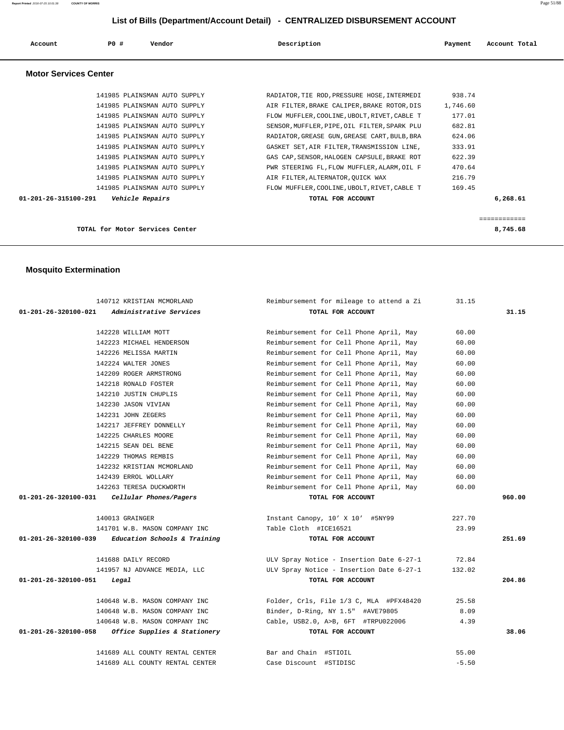# List of Bills (Department/Account Detail) - CENTRALIZED DISBURSEMENT ACCOUNT

| Account | PO # | Vendor | Description | Payment | Account Total |
|---|---|---|---|---|---|

## Motor Services Center

| Account | PO # | Vendor | Description | Payment | Account Total |
|---|---|---|---|---|---|
| | 141985 | PLAINSMAN AUTO SUPPLY | RADIATOR,TIE ROD,PRESSURE HOSE,INTERMEDI | 938.74 | |
| | 141985 | PLAINSMAN AUTO SUPPLY | AIR FILTER,BRAKE CALIPER,BRAKE ROTOR,DIS | 1,746.60 | |
| | 141985 | PLAINSMAN AUTO SUPPLY | FLOW MUFFLER,COOLINE,UBOLT,RIVET,CABLE T | 177.01 | |
| | 141985 | PLAINSMAN AUTO SUPPLY | SENSOR,MUFFLER,PIPE,OIL FILTER,SPARK PLU | 682.81 | |
| | 141985 | PLAINSMAN AUTO SUPPLY | RADIATOR,GREASE GUN,GREASE CART,BULB,BRA | 624.06 | |
| | 141985 | PLAINSMAN AUTO SUPPLY | GASKET SET,AIR FILTER,TRANSMISSION LINE, | 333.91 | |
| | 141985 | PLAINSMAN AUTO SUPPLY | GAS CAP,SENSOR,HALOGEN CAPSULE,BRAKE ROT | 622.39 | |
| | 141985 | PLAINSMAN AUTO SUPPLY | PWR STEERING FL,FLOW MUFFLER,ALARM,OIL F | 470.64 | |
| | 141985 | PLAINSMAN AUTO SUPPLY | AIR FILTER,ALTERNATOR,QUICK WAX | 216.79 | |
| | 141985 | PLAINSMAN AUTO SUPPLY | FLOW MUFFLER,COOLINE,UBOLT,RIVET,CABLE T | 169.45 | |
| **01-201-26-315100-291** | | *Vehicle Repairs* | **TOTAL FOR ACCOUNT** | | **6,268.61** |

**TOTAL for Motor Services Center** ============ **8,745.68**

## Mosquito Extermination

| Account | PO # | Vendor | Description | Payment | Account Total |
|---|---|---|---|---|---|
| | 140712 | KRISTIAN MCMORLAND | Reimbursement for mileage to attend a Zi | 31.15 | |
| **01-201-26-320100-021** | | *Administrative Services* | **TOTAL FOR ACCOUNT** | | **31.15** |
| | 142228 | WILLIAM MOTT | Reimbursement for Cell Phone April, May | 60.00 | |
| | 142223 | MICHAEL HENDERSON | Reimbursement for Cell Phone April, May | 60.00 | |
| | 142226 | MELISSA MARTIN | Reimbursement for Cell Phone April, May | 60.00 | |
| | 142224 | WALTER JONES | Reimbursement for Cell Phone April, May | 60.00 | |
| | 142209 | ROGER ARMSTRONG | Reimbursement for Cell Phone April, May | 60.00 | |
| | 142218 | RONALD FOSTER | Reimbursement for Cell Phone April, May | 60.00 | |
| | 142210 | JUSTIN CHUPLIS | Reimbursement for Cell Phone April, May | 60.00 | |
| | 142230 | JASON VIVIAN | Reimbursement for Cell Phone April, May | 60.00 | |
| | 142231 | JOHN ZEGERS | Reimbursement for Cell Phone April, May | 60.00 | |
| | 142217 | JEFFREY DONNELLY | Reimbursement for Cell Phone April, May | 60.00 | |
| | 142225 | CHARLES MOORE | Reimbursement for Cell Phone April, May | 60.00 | |
| | 142215 | SEAN DEL BENE | Reimbursement for Cell Phone April, May | 60.00 | |
| | 142229 | THOMAS REMBIS | Reimbursement for Cell Phone April, May | 60.00 | |
| | 142232 | KRISTIAN MCMORLAND | Reimbursement for Cell Phone April, May | 60.00 | |
| | 142439 | ERROL WOLLARY | Reimbursement for Cell Phone April, May | 60.00 | |
| | 142263 | TERESA DUCKWORTH | Reimbursement for Cell Phone April, May | 60.00 | |
| **01-201-26-320100-031** | | *Cellular Phones/Pagers* | **TOTAL FOR ACCOUNT** | | **960.00** |
| | 140013 | GRAINGER | Instant Canopy, 10' X 10' #5NY99 | 227.70 | |
| | 141701 | W.B. MASON COMPANY INC | Table Cloth #ICE16521 | 23.99 | |
| **01-201-26-320100-039** | | *Education Schools & Training* | **TOTAL FOR ACCOUNT** | | **251.69** |
| | 141688 | DAILY RECORD | ULV Spray Notice - Insertion Date 6-27-1 | 72.84 | |
| | 141957 | NJ ADVANCE MEDIA, LLC | ULV Spray Notice - Insertion Date 6-27-1 | 132.02 | |
| **01-201-26-320100-051** | | *Legal* | **TOTAL FOR ACCOUNT** | | **204.86** |
| | 140648 | W.B. MASON COMPANY INC | Folder, Crls, File 1/3 C, MLA #PFX48420 | 25.58 | |
| | 140648 | W.B. MASON COMPANY INC | Binder, D-Ring, NY 1.5" #AVE79805 | 8.09 | |
| | 140648 | W.B. MASON COMPANY INC | Cable, USB2.0, A>B, 6FT #TRPU022006 | 4.39 | |
| **01-201-26-320100-058** | | *Office Supplies & Stationery* | **TOTAL FOR ACCOUNT** | | **38.06** |
| | 141689 | ALL COUNTY RENTAL CENTER | Bar and Chain #STIOIL | 55.00 | |
| | 141689 | ALL COUNTY RENTAL CENTER | Case Discount #STIDISC | -5.50 | |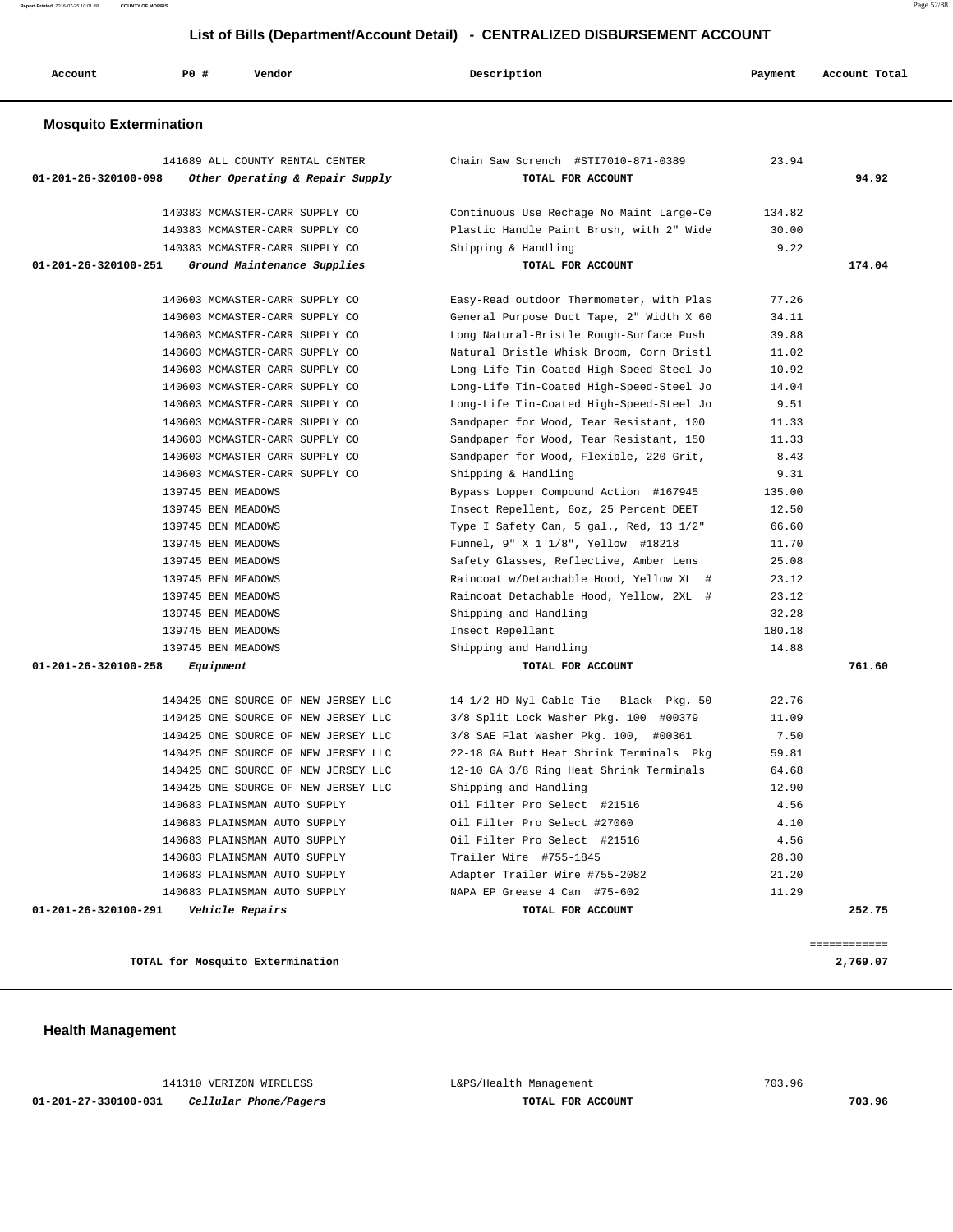## List of Bills (Department/Account Detail) - CENTRALIZED DISBURSEMENT ACCOUNT

| Account | PO # | Vendor | Description | Payment | Account Total |
|---|---|---|---|---|---|

### Mosquito Extermination

| Account | PO # | Vendor | Description | Payment | Account Total |
|---|---|---|---|---|---|
| | 141689 | ALL COUNTY RENTAL CENTER | Chain Saw Scrench #STI7010-871-0389 | 23.94 | |
| 01-201-26-320100-098 | | *Other Operating & Repair Supply* | TOTAL FOR ACCOUNT | | 94.92 |
| | 140383 | MCMASTER-CARR SUPPLY CO | Continuous Use Rechage No Maint Large-Ce | 134.82 | |
| | 140383 | MCMASTER-CARR SUPPLY CO | Plastic Handle Paint Brush, with 2" Wide | 30.00 | |
| | 140383 | MCMASTER-CARR SUPPLY CO | Shipping & Handling | 9.22 | |
| 01-201-26-320100-251 | | *Ground Maintenance Supplies* | TOTAL FOR ACCOUNT | | 174.04 |
| | 140603 | MCMASTER-CARR SUPPLY CO | Easy-Read outdoor Thermometer, with Plas | 77.26 | |
| | 140603 | MCMASTER-CARR SUPPLY CO | General Purpose Duct Tape, 2" Width X 60 | 34.11 | |
| | 140603 | MCMASTER-CARR SUPPLY CO | Long Natural-Bristle Rough-Surface Push | 39.88 | |
| | 140603 | MCMASTER-CARR SUPPLY CO | Natural Bristle Whisk Broom, Corn Bristl | 11.02 | |
| | 140603 | MCMASTER-CARR SUPPLY CO | Long-Life Tin-Coated High-Speed-Steel Jo | 10.92 | |
| | 140603 | MCMASTER-CARR SUPPLY CO | Long-Life Tin-Coated High-Speed-Steel Jo | 14.04 | |
| | 140603 | MCMASTER-CARR SUPPLY CO | Long-Life Tin-Coated High-Speed-Steel Jo | 9.51 | |
| | 140603 | MCMASTER-CARR SUPPLY CO | Sandpaper for Wood, Tear Resistant, 100 | 11.33 | |
| | 140603 | MCMASTER-CARR SUPPLY CO | Sandpaper for Wood, Tear Resistant, 150 | 11.33 | |
| | 140603 | MCMASTER-CARR SUPPLY CO | Sandpaper for Wood, Flexible, 220 Grit, | 8.43 | |
| | 140603 | MCMASTER-CARR SUPPLY CO | Shipping & Handling | 9.31 | |
| | 139745 | BEN MEADOWS | Bypass Lopper Compound Action #167945 | 135.00 | |
| | 139745 | BEN MEADOWS | Insect Repellent, 6oz, 25 Percent DEET | 12.50 | |
| | 139745 | BEN MEADOWS | Type I Safety Can, 5 gal., Red, 13 1/2" | 66.60 | |
| | 139745 | BEN MEADOWS | Funnel, 9" X 1 1/8", Yellow #18218 | 11.70 | |
| | 139745 | BEN MEADOWS | Safety Glasses, Reflective, Amber Lens | 25.08 | |
| | 139745 | BEN MEADOWS | Raincoat w/Detachable Hood, Yellow XL # | 23.12 | |
| | 139745 | BEN MEADOWS | Raincoat Detachable Hood, Yellow, 2XL # | 23.12 | |
| | 139745 | BEN MEADOWS | Shipping and Handling | 32.28 | |
| | 139745 | BEN MEADOWS | Insect Repellant | 180.18 | |
| | 139745 | BEN MEADOWS | Shipping and Handling | 14.88 | |
| 01-201-26-320100-258 | | *Equipment* | TOTAL FOR ACCOUNT | | 761.60 |
| | 140425 | ONE SOURCE OF NEW JERSEY LLC | 14-1/2 HD Nyl Cable Tie - Black Pkg. 50 | 22.76 | |
| | 140425 | ONE SOURCE OF NEW JERSEY LLC | 3/8 Split Lock Washer Pkg. 100 #00379 | 11.09 | |
| | 140425 | ONE SOURCE OF NEW JERSEY LLC | 3/8 SAE Flat Washer Pkg. 100, #00361 | 7.50 | |
| | 140425 | ONE SOURCE OF NEW JERSEY LLC | 22-18 GA Butt Heat Shrink Terminals Pkg | 59.81 | |
| | 140425 | ONE SOURCE OF NEW JERSEY LLC | 12-10 GA 3/8 Ring Heat Shrink Terminals | 64.68 | |
| | 140425 | ONE SOURCE OF NEW JERSEY LLC | Shipping and Handling | 12.90 | |
| | 140683 | PLAINSMAN AUTO SUPPLY | Oil Filter Pro Select #21516 | 4.56 | |
| | 140683 | PLAINSMAN AUTO SUPPLY | Oil Filter Pro Select #27060 | 4.10 | |
| | 140683 | PLAINSMAN AUTO SUPPLY | Oil Filter Pro Select #21516 | 4.56 | |
| | 140683 | PLAINSMAN AUTO SUPPLY | Trailer Wire #755-1845 | 28.30 | |
| | 140683 | PLAINSMAN AUTO SUPPLY | Adapter Trailer Wire #755-2082 | 21.20 | |
| | 140683 | PLAINSMAN AUTO SUPPLY | NAPA EP Grease 4 Can #75-602 | 11.29 | |
| 01-201-26-320100-291 | | *Vehicle Repairs* | TOTAL FOR ACCOUNT | | 252.75 |

**TOTAL for Mosquito Extermination** 2,769.07

### Health Management

| Account | PO # | Vendor | Description | Payment | Account Total |
|---|---|---|---|---|---|
| | 141310 | VERIZON WIRELESS | L&PS/Health Management | 703.96 | |
| 01-201-27-330100-031 | | *Cellular Phone/Pagers* | TOTAL FOR ACCOUNT | | 703.96 |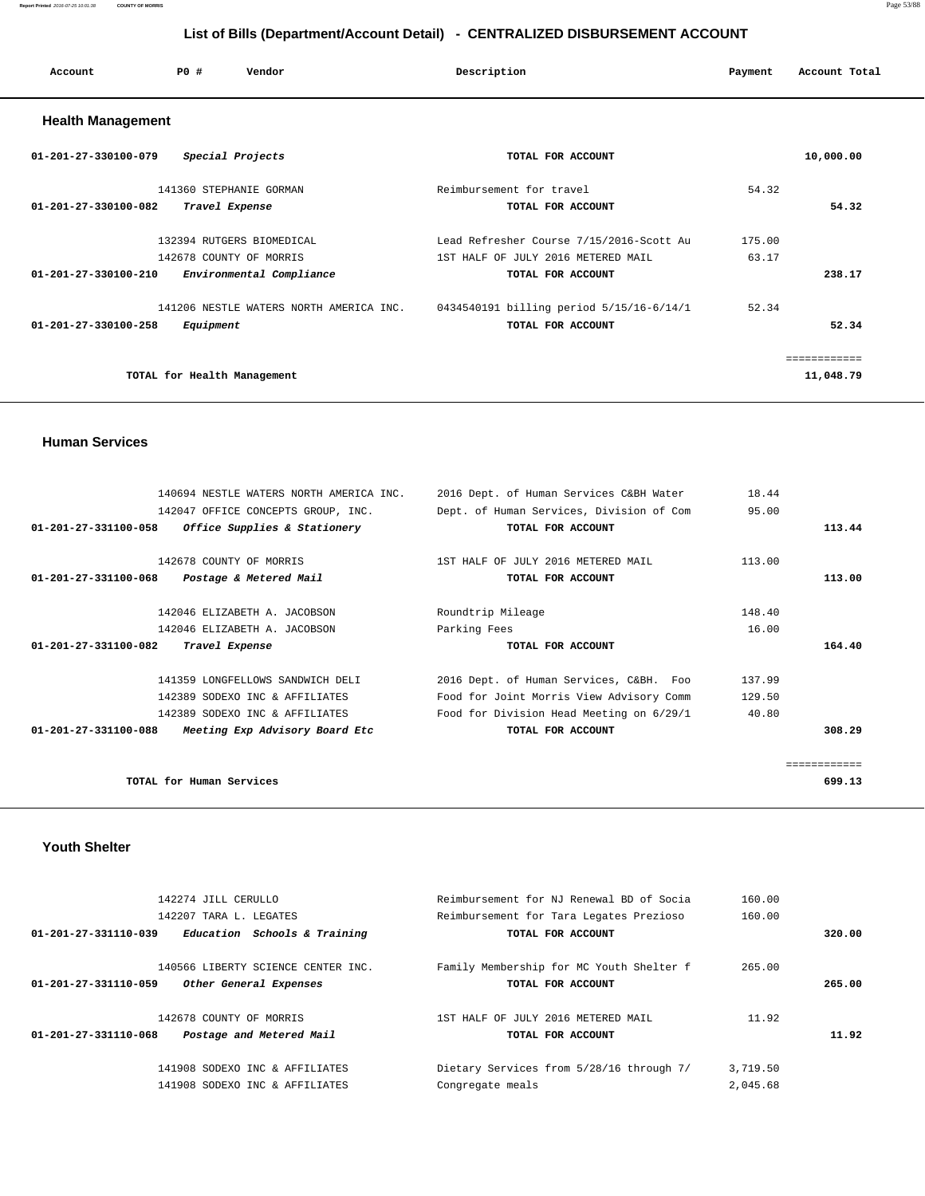## List of Bills (Department/Account Detail) - CENTRALIZED DISBURSEMENT ACCOUNT

| Account | PO # | Vendor | Description | Payment | Account Total |
|---|---|---|---|---|---|

### Health Management

| Account | PO # | Vendor | Description | Payment | Account Total |
|---|---|---|---|---|---|
| 01-201-27-330100-079 | | *Special Projects* | TOTAL FOR ACCOUNT | | 10,000.00 |
| | 141360 | STEPHANIE GORMAN | Reimbursement for travel | 54.32 | |
| 01-201-27-330100-082 | | *Travel Expense* | TOTAL FOR ACCOUNT | | 54.32 |
| | 132394 | RUTGERS BIOMEDICAL | Lead Refresher Course 7/15/2016-Scott Au | 175.00 | |
| | 142678 | COUNTY OF MORRIS | 1ST HALF OF JULY 2016 METERED MAIL | 63.17 | |
| 01-201-27-330100-210 | | *Environmental Compliance* | TOTAL FOR ACCOUNT | | 238.17 |
| | 141206 | NESTLE WATERS NORTH AMERICA INC. | 0434540191 billing period 5/15/16-6/14/1 | 52.34 | |
| 01-201-27-330100-258 | | *Equipment* | TOTAL FOR ACCOUNT | | 52.34 |
| | | | | | ============ |
| | | TOTAL for Health Management | | | 11,048.79 |

### Human Services

| Account | PO # | Vendor | Description | Payment | Account Total |
|---|---|---|---|---|---|
| | 140694 | NESTLE WATERS NORTH AMERICA INC. | 2016 Dept. of Human Services C&BH Water | 18.44 | |
| | 142047 | OFFICE CONCEPTS GROUP, INC. | Dept. of Human Services, Division of Com | 95.00 | |
| 01-201-27-331100-058 | | *Office Supplies & Stationery* | TOTAL FOR ACCOUNT | | 113.44 |
| | 142678 | COUNTY OF MORRIS | 1ST HALF OF JULY 2016 METERED MAIL | 113.00 | |
| 01-201-27-331100-068 | | *Postage & Metered Mail* | TOTAL FOR ACCOUNT | | 113.00 |
| | 142046 | ELIZABETH A. JACOBSON | Roundtrip Mileage | 148.40 | |
| | 142046 | ELIZABETH A. JACOBSON | Parking Fees | 16.00 | |
| 01-201-27-331100-082 | | *Travel Expense* | TOTAL FOR ACCOUNT | | 164.40 |
| | 141359 | LONGFELLOWS SANDWICH DELI | 2016 Dept. of Human Services, C&BH. Foo | 137.99 | |
| | 142389 | SODEXO INC & AFFILIATES | Food for Joint Morris View Advisory Comm | 129.50 | |
| | 142389 | SODEXO INC & AFFILIATES | Food for Division Head Meeting on 6/29/1 | 40.80 | |
| 01-201-27-331100-088 | | *Meeting Exp Advisory Board Etc* | TOTAL FOR ACCOUNT | | 308.29 |
| | | | | | ============ |
| | | TOTAL for Human Services | | | 699.13 |

### Youth Shelter

| Account | PO # | Vendor | Description | Payment | Account Total |
|---|---|---|---|---|---|
| | 142274 | JILL CERULLO | Reimbursement for NJ Renewal BD of Socia | 160.00 | |
| | 142207 | TARA L. LEGATES | Reimbursement for Tara Legates Prezioso | 160.00 | |
| 01-201-27-331110-039 | | *Education Schools & Training* | TOTAL FOR ACCOUNT | | 320.00 |
| | 140566 | LIBERTY SCIENCE CENTER INC. | Family Membership for MC Youth Shelter f | 265.00 | |
| 01-201-27-331110-059 | | *Other General Expenses* | TOTAL FOR ACCOUNT | | 265.00 |
| | 142678 | COUNTY OF MORRIS | 1ST HALF OF JULY 2016 METERED MAIL | 11.92 | |
| 01-201-27-331110-068 | | *Postage and Metered Mail* | TOTAL FOR ACCOUNT | | 11.92 |
| | 141908 | SODEXO INC & AFFILIATES | Dietary Services from 5/28/16 through 7/ | 3,719.50 | |
| | 141908 | SODEXO INC & AFFILIATES | Congregate meals | 2,045.68 | |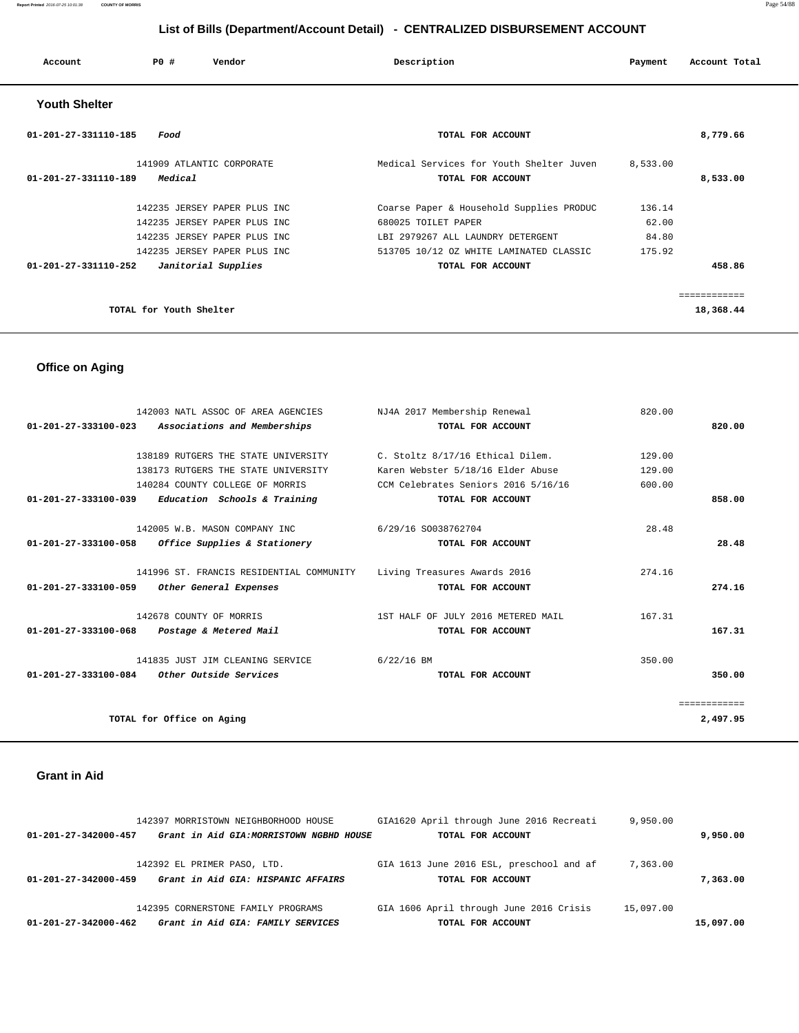## List of Bills (Department/Account Detail) - CENTRALIZED DISBURSEMENT ACCOUNT

| Account | PO # | Vendor | Description | Payment | Account Total |
|---|---|---|---|---|---|

### Youth Shelter

| Account | PO # | Vendor | Description | Payment | Account Total |
|---|---|---|---|---|---|
| 01-201-27-331110-185 | | *Food* | TOTAL FOR ACCOUNT | | 8,779.66 |
| | 141909 | ATLANTIC CORPORATE | Medical Services for Youth Shelter Juven | 8,533.00 | |
| 01-201-27-331110-189 | | *Medical* | TOTAL FOR ACCOUNT | | 8,533.00 |
| | 142235 | JERSEY PAPER PLUS INC | Coarse Paper & Household Supplies PRODUC | 136.14 | |
| | 142235 | JERSEY PAPER PLUS INC | 680025 TOILET PAPER | 62.00 | |
| | 142235 | JERSEY PAPER PLUS INC | LBI 2979267 ALL LAUNDRY DETERGENT | 84.80 | |
| | 142235 | JERSEY PAPER PLUS INC | 513705 10/12 OZ WHITE LAMINATED CLASSIC | 175.92 | |
| 01-201-27-331110-252 | | *Janitorial Supplies* | TOTAL FOR ACCOUNT | | 458.86 |
| | | TOTAL for Youth Shelter | | | 18,368.44 |

### Office on Aging

| Account | PO # | Vendor | Description | Payment | Account Total |
|---|---|---|---|---|---|
| | 142003 | NATL ASSOC OF AREA AGENCIES | NJ4A 2017 Membership Renewal | 820.00 | |
| 01-201-27-333100-023 | | *Associations and Memberships* | TOTAL FOR ACCOUNT | | 820.00 |
| | 138189 | RUTGERS THE STATE UNIVERSITY | C. Stoltz 8/17/16 Ethical Dilem. | 129.00 | |
| | 138173 | RUTGERS THE STATE UNIVERSITY | Karen Webster 5/18/16 Elder Abuse | 129.00 | |
| | 140284 | COUNTY COLLEGE OF MORRIS | CCM Celebrates Seniors 2016 5/16/16 | 600.00 | |
| 01-201-27-333100-039 | | *Education Schools & Training* | TOTAL FOR ACCOUNT | | 858.00 |
| | 142005 | W.B. MASON COMPANY INC | 6/29/16 SO038762704 | 28.48 | |
| 01-201-27-333100-058 | | *Office Supplies & Stationery* | TOTAL FOR ACCOUNT | | 28.48 |
| | 141996 | ST. FRANCIS RESIDENTIAL COMMUNITY | Living Treasures Awards 2016 | 274.16 | |
| 01-201-27-333100-059 | | *Other General Expenses* | TOTAL FOR ACCOUNT | | 274.16 |
| | 142678 | COUNTY OF MORRIS | 1ST HALF OF JULY 2016 METERED MAIL | 167.31 | |
| 01-201-27-333100-068 | | *Postage & Metered Mail* | TOTAL FOR ACCOUNT | | 167.31 |
| | 141835 | JUST JIM CLEANING SERVICE | 6/22/16 BM | 350.00 | |
| 01-201-27-333100-084 | | *Other Outside Services* | TOTAL FOR ACCOUNT | | 350.00 |
| | | TOTAL for Office on Aging | | | 2,497.95 |

### Grant in Aid

| Account | PO # | Vendor | Description | Payment | Account Total |
|---|---|---|---|---|---|
| | 142397 | MORRISTOWN NEIGHBORHOOD HOUSE | GIA1620 April through June 2016 Recreati | 9,950.00 | |
| 01-201-27-342000-457 | | *Grant in Aid GIA:MORRISTOWN NGBHD HOUSE* | TOTAL FOR ACCOUNT | | 9,950.00 |
| | 142392 | EL PRIMER PASO, LTD. | GIA 1613 June 2016 ESL, preschool and af | 7,363.00 | |
| 01-201-27-342000-459 | | *Grant in Aid GIA: HISPANIC AFFAIRS* | TOTAL FOR ACCOUNT | | 7,363.00 |
| | 142395 | CORNERSTONE FAMILY PROGRAMS | GIA 1606 April through June 2016 Crisis | 15,097.00 | |
| 01-201-27-342000-462 | | *Grant in Aid GIA: FAMILY SERVICES* | TOTAL FOR ACCOUNT | | 15,097.00 |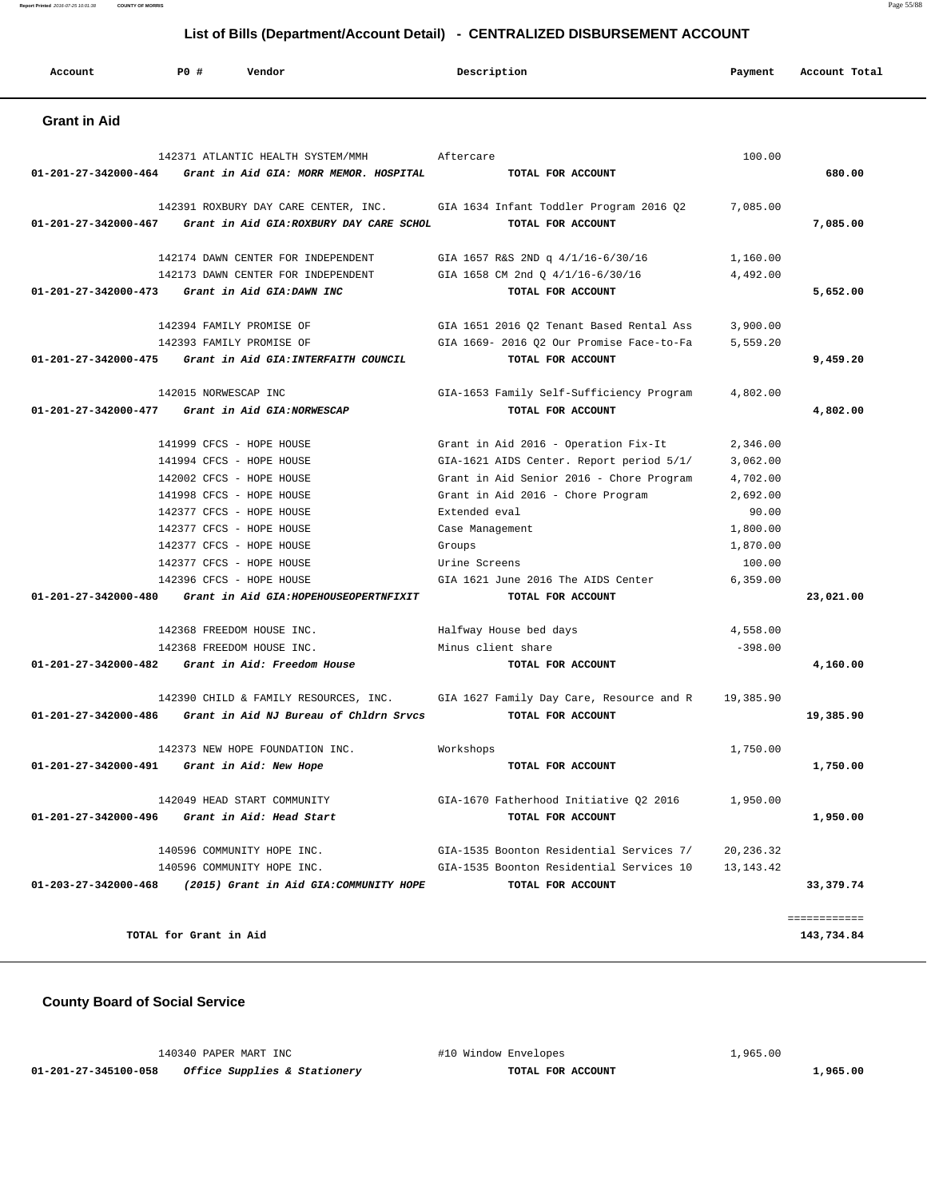## List of Bills (Department/Account Detail) - CENTRALIZED DISBURSEMENT ACCOUNT

| Account | PO # | Vendor | Description | Payment | Account Total |
|---|---|---|---|---|---|

### Grant in Aid

| Account | PO # | Vendor | Description | Payment | Account Total |
|---|---|---|---|---|---|
| | 142371 | ATLANTIC HEALTH SYSTEM/MMH | Aftercare | 100.00 | |
| **01-201-27-342000-464** | | *Grant in Aid GIA: MORR MEMOR. HOSPITAL* | **TOTAL FOR ACCOUNT** | | **680.00** |
| | 142391 | ROXBURY DAY CARE CENTER, INC. | GIA 1634 Infant Toddler Program 2016 Q2 | 7,085.00 | |
| **01-201-27-342000-467** | | *Grant in Aid GIA:ROXBURY DAY CARE SCHOL* | **TOTAL FOR ACCOUNT** | | **7,085.00** |
| | 142174 | DAWN CENTER FOR INDEPENDENT | GIA 1657 R&S 2ND q 4/1/16-6/30/16 | 1,160.00 | |
| | 142173 | DAWN CENTER FOR INDEPENDENT | GIA 1658 CM 2nd Q 4/1/16-6/30/16 | 4,492.00 | |
| **01-201-27-342000-473** | | *Grant in Aid GIA:DAWN INC* | **TOTAL FOR ACCOUNT** | | **5,652.00** |
| | 142394 | FAMILY PROMISE OF | GIA 1651 2016 Q2 Tenant Based Rental Ass | 3,900.00 | |
| | 142393 | FAMILY PROMISE OF | GIA 1669- 2016 Q2 Our Promise Face-to-Fa | 5,559.20 | |
| **01-201-27-342000-475** | | *Grant in Aid GIA:INTERFAITH COUNCIL* | **TOTAL FOR ACCOUNT** | | **9,459.20** |
| | 142015 | NORWESCAP INC | GIA-1653 Family Self-Sufficiency Program | 4,802.00 | |
| **01-201-27-342000-477** | | *Grant in Aid GIA:NORWESCAP* | **TOTAL FOR ACCOUNT** | | **4,802.00** |
| | 141999 | CFCS - HOPE HOUSE | Grant in Aid 2016 - Operation Fix-It | 2,346.00 | |
| | 141994 | CFCS - HOPE HOUSE | GIA-1621 AIDS Center. Report period 5/1/ | 3,062.00 | |
| | 142002 | CFCS - HOPE HOUSE | Grant in Aid Senior 2016 - Chore Program | 4,702.00 | |
| | 141998 | CFCS - HOPE HOUSE | Grant in Aid 2016 - Chore Program | 2,692.00 | |
| | 142377 | CFCS - HOPE HOUSE | Extended eval | 90.00 | |
| | 142377 | CFCS - HOPE HOUSE | Case Management | 1,800.00 | |
| | 142377 | CFCS - HOPE HOUSE | Groups | 1,870.00 | |
| | 142377 | CFCS - HOPE HOUSE | Urine Screens | 100.00 | |
| | 142396 | CFCS - HOPE HOUSE | GIA 1621 June 2016 The AIDS Center | 6,359.00 | |
| **01-201-27-342000-480** | | *Grant in Aid GIA:HOPEHOUSEOPERTNFIXIT* | **TOTAL FOR ACCOUNT** | | **23,021.00** |
| | 142368 | FREEDOM HOUSE INC. | Halfway House bed days | 4,558.00 | |
| | 142368 | FREEDOM HOUSE INC. | Minus client share | -398.00 | |
| **01-201-27-342000-482** | | *Grant in Aid: Freedom House* | **TOTAL FOR ACCOUNT** | | **4,160.00** |
| | 142390 | CHILD & FAMILY RESOURCES, INC. | GIA 1627 Family Day Care, Resource and R | 19,385.90 | |
| **01-201-27-342000-486** | | *Grant in Aid NJ Bureau of Chldrn Srvcs* | **TOTAL FOR ACCOUNT** | | **19,385.90** |
| | 142373 | NEW HOPE FOUNDATION INC. | Workshops | 1,750.00 | |
| **01-201-27-342000-491** | | *Grant in Aid: New Hope* | **TOTAL FOR ACCOUNT** | | **1,750.00** |
| | 142049 | HEAD START COMMUNITY | GIA-1670 Fatherhood Initiative Q2 2016 | 1,950.00 | |
| **01-201-27-342000-496** | | *Grant in Aid: Head Start* | **TOTAL FOR ACCOUNT** | | **1,950.00** |
| | 140596 | COMMUNITY HOPE INC. | GIA-1535 Boonton Residential Services 7/ | 20,236.32 | |
| | 140596 | COMMUNITY HOPE INC. | GIA-1535 Boonton Residential Services 10 | 13,143.42 | |
| **01-203-27-342000-468** | | *(2015) Grant in Aid GIA:COMMUNITY HOPE* | **TOTAL FOR ACCOUNT** | | **33,379.74** |
| | | | | | ============ |
| | | **TOTAL for Grant in Aid** | | | **143,734.84** |

### County Board of Social Service

| Account | PO # | Vendor | Description | Payment | Account Total |
|---|---|---|---|---|---|
| | 140340 | PAPER MART INC | #10 Window Envelopes | 1,965.00 | |
| **01-201-27-345100-058** | | *Office Supplies & Stationery* | **TOTAL FOR ACCOUNT** | | **1,965.00** |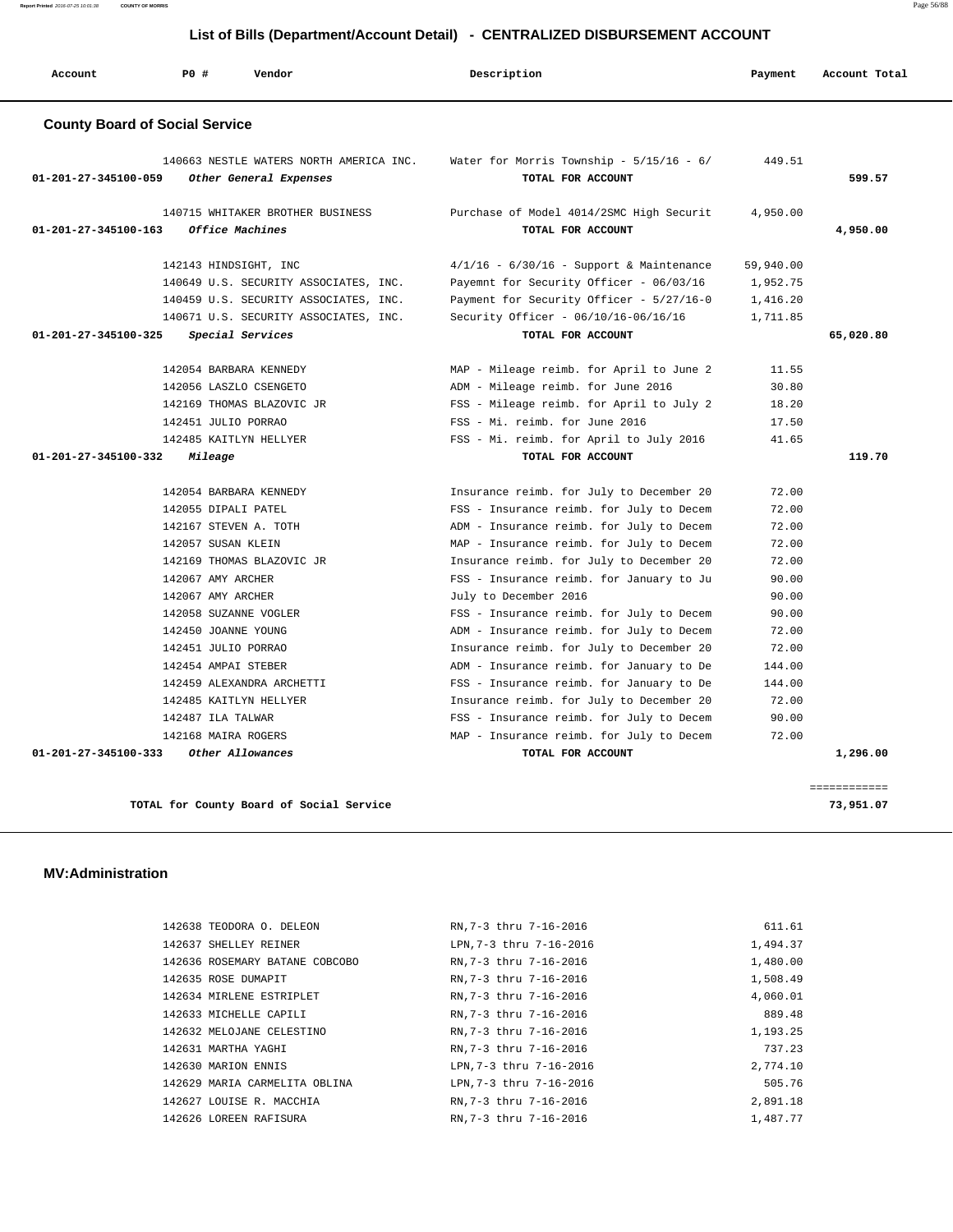## List of Bills (Department/Account Detail) - CENTRALIZED DISBURSEMENT ACCOUNT

| Account | PO # | Vendor | Description | Payment | Account Total |
|---|---|---|---|---|---|

### County Board of Social Service

| Account | PO # | Vendor | Description | Payment | Account Total |
|---|---|---|---|---|---|
| | 140663 | NESTLE WATERS NORTH AMERICA INC. | Water for Morris Township - 5/15/16 - 6/ | 449.51 | |
| 01-201-27-345100-059 | | *Other General Expenses* | TOTAL FOR ACCOUNT | | 599.57 |
| | 140715 | WHITAKER BROTHER BUSINESS | Purchase of Model 4014/2SMC High Securit | 4,950.00 | |
| 01-201-27-345100-163 | | *Office Machines* | TOTAL FOR ACCOUNT | | 4,950.00 |
| | 142143 | HINDSIGHT, INC | 4/1/16 - 6/30/16 - Support & Maintenance | 59,940.00 | |
| | 140649 | U.S. SECURITY ASSOCIATES, INC. | Payemnt for Security Officer - 06/03/16 | 1,952.75 | |
| | 140459 | U.S. SECURITY ASSOCIATES, INC. | Payment for Security Officer - 5/27/16-0 | 1,416.20 | |
| | 140671 | U.S. SECURITY ASSOCIATES, INC. | Security Officer - 06/10/16-06/16/16 | 1,711.85 | |
| 01-201-27-345100-325 | | *Special Services* | TOTAL FOR ACCOUNT | | 65,020.80 |
| | 142054 | BARBARA KENNEDY | MAP - Mileage reimb. for April to June 2 | 11.55 | |
| | 142056 | LASZLO CSENGETO | ADM - Mileage reimb. for June 2016 | 30.80 | |
| | 142169 | THOMAS BLAZOVIC JR | FSS - Mileage reimb. for April to July 2 | 18.20 | |
| | 142451 | JULIO PORRAO | FSS - Mi. reimb. for June 2016 | 17.50 | |
| | 142485 | KAITLYN HELLYER | FSS - Mi. reimb. for April to July 2016 | 41.65 | |
| 01-201-27-345100-332 | | *Mileage* | TOTAL FOR ACCOUNT | | 119.70 |
| | 142054 | BARBARA KENNEDY | Insurance reimb. for July to December 20 | 72.00 | |
| | 142055 | DIPALI PATEL | FSS - Insurance reimb. for July to Decem | 72.00 | |
| | 142167 | STEVEN A. TOTH | ADM - Insurance reimb. for July to Decem | 72.00 | |
| | 142057 | SUSAN KLEIN | MAP - Insurance reimb. for July to Decem | 72.00 | |
| | 142169 | THOMAS BLAZOVIC JR | Insurance reimb. for July to December 20 | 72.00 | |
| | 142067 | AMY ARCHER | FSS - Insurance reimb. for January to Ju | 90.00 | |
| | 142067 | AMY ARCHER | July to December 2016 | 90.00 | |
| | 142058 | SUZANNE VOGLER | FSS - Insurance reimb. for July to Decem | 90.00 | |
| | 142450 | JOANNE YOUNG | ADM - Insurance reimb. for July to Decem | 72.00 | |
| | 142451 | JULIO PORRAO | Insurance reimb. for July to December 20 | 72.00 | |
| | 142454 | AMPAI STEBER | ADM - Insurance reimb. for January to De | 144.00 | |
| | 142459 | ALEXANDRA ARCHETTI | FSS - Insurance reimb. for January to De | 144.00 | |
| | 142485 | KAITLYN HELLYER | Insurance reimb. for July to December 20 | 72.00 | |
| | 142487 | ILA TALWAR | FSS - Insurance reimb. for July to Decem | 90.00 | |
| | 142168 | MAIRA ROGERS | MAP - Insurance reimb. for July to Decem | 72.00 | |
| 01-201-27-345100-333 | | *Other Allowances* | TOTAL FOR ACCOUNT | | 1,296.00 |
| | | | | | ============ |
| | | TOTAL for County Board of Social Service | | | 73,951.07 |

### MV:Administration

| Account | PO # | Vendor | Description | Payment | Account Total |
|---|---|---|---|---|---|
| | 142638 | TEODORA O. DELEON | RN,7-3 thru 7-16-2016 | 611.61 | |
| | 142637 | SHELLEY REINER | LPN,7-3 thru 7-16-2016 | 1,494.37 | |
| | 142636 | ROSEMARY BATANE COBCOBO | RN,7-3 thru 7-16-2016 | 1,480.00 | |
| | 142635 | ROSE DUMAPIT | RN,7-3 thru 7-16-2016 | 1,508.49 | |
| | 142634 | MIRLENE ESTRIPLET | RN,7-3 thru 7-16-2016 | 4,060.01 | |
| | 142633 | MICHELLE CAPILI | RN,7-3 thru 7-16-2016 | 889.48 | |
| | 142632 | MELOJANE CELESTINO | RN,7-3 thru 7-16-2016 | 1,193.25 | |
| | 142631 | MARTHA YAGHI | RN,7-3 thru 7-16-2016 | 737.23 | |
| | 142630 | MARION ENNIS | LPN,7-3 thru 7-16-2016 | 2,774.10 | |
| | 142629 | MARIA CARMELITA OBLINA | LPN,7-3 thru 7-16-2016 | 505.76 | |
| | 142627 | LOUISE R. MACCHIA | RN,7-3 thru 7-16-2016 | 2,891.18 | |
| | 142626 | LOREEN RAFISURA | RN,7-3 thru 7-16-2016 | 1,487.77 | |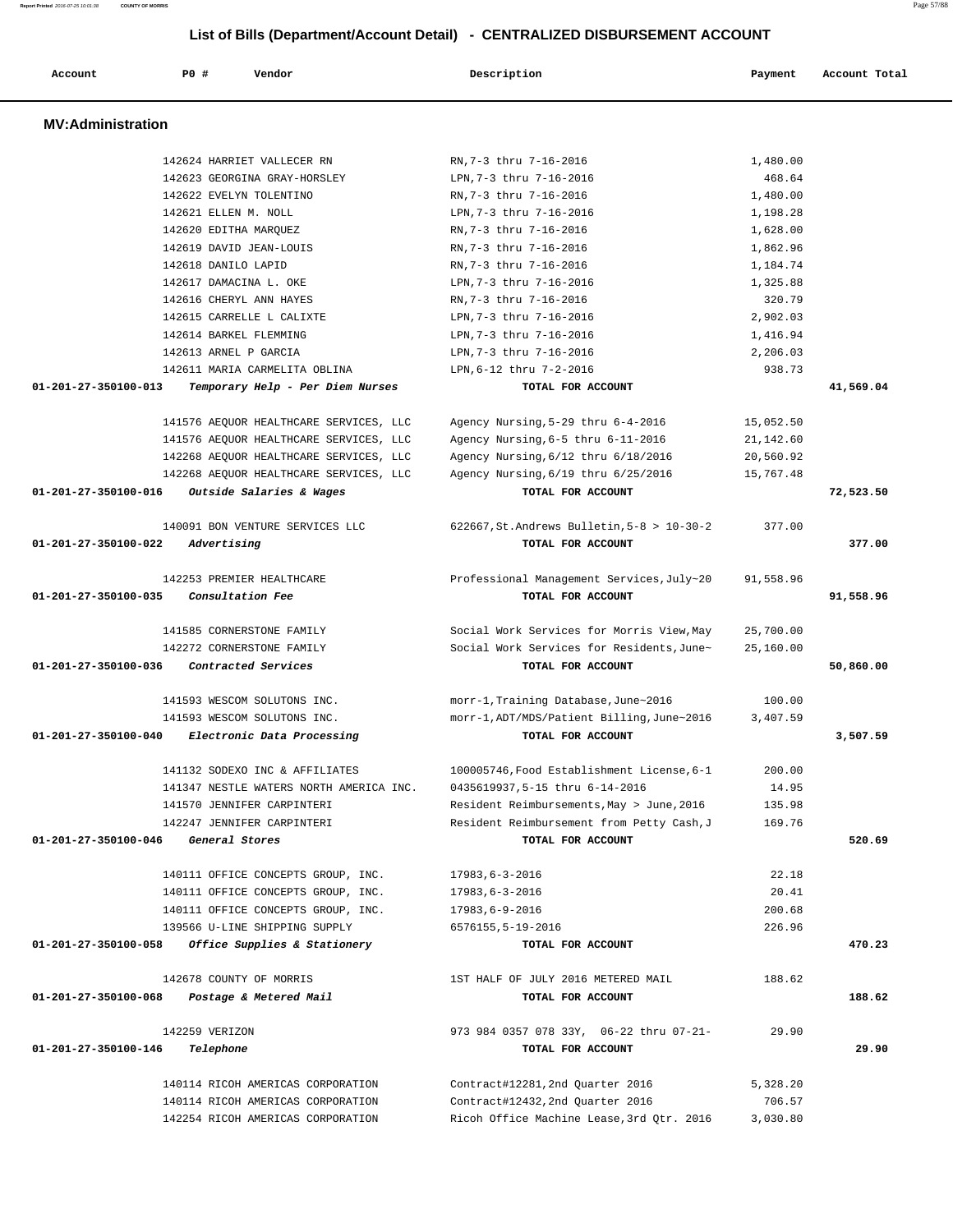## List of Bills (Department/Account Detail) - CENTRALIZED DISBURSEMENT ACCOUNT

| Account | PO # | Vendor | Description | Payment | Account Total |
|---|---|---|---|---|---|

### MV:Administration

| Account | PO # | Vendor | Description | Payment | Account Total |
|---|---|---|---|---|---|
| | 142624 | HARRIET VALLECER RN | RN,7-3 thru 7-16-2016 | 1,480.00 | |
| | 142623 | GEORGINA GRAY-HORSLEY | LPN,7-3 thru 7-16-2016 | 468.64 | |
| | 142622 | EVELYN TOLENTINO | RN,7-3 thru 7-16-2016 | 1,480.00 | |
| | 142621 | ELLEN M. NOLL | LPN,7-3 thru 7-16-2016 | 1,198.28 | |
| | 142620 | EDITHA MARQUEZ | RN,7-3 thru 7-16-2016 | 1,628.00 | |
| | 142619 | DAVID JEAN-LOUIS | RN,7-3 thru 7-16-2016 | 1,862.96 | |
| | 142618 | DANILO LAPID | RN,7-3 thru 7-16-2016 | 1,184.74 | |
| | 142617 | DAMACINA L. OKE | LPN,7-3 thru 7-16-2016 | 1,325.88 | |
| | 142616 | CHERYL ANN HAYES | RN,7-3 thru 7-16-2016 | 320.79 | |
| | 142615 | CARRELLE L CALIXTE | LPN,7-3 thru 7-16-2016 | 2,902.03 | |
| | 142614 | BARKEL FLEMMING | LPN,7-3 thru 7-16-2016 | 1,416.94 | |
| | 142613 | ARNEL P GARCIA | LPN,7-3 thru 7-16-2016 | 2,206.03 | |
| | 142611 | MARIA CARMELITA OBLINA | LPN,6-12 thru 7-2-2016 | 938.73 | |
| **01-201-27-350100-013** | | *Temporary Help - Per Diem Nurses* | **TOTAL FOR ACCOUNT** | | **41,569.04** |
| | 141576 | AEQUOR HEALTHCARE SERVICES, LLC | Agency Nursing,5-29 thru 6-4-2016 | 15,052.50 | |
| | 141576 | AEQUOR HEALTHCARE SERVICES, LLC | Agency Nursing,6-5 thru 6-11-2016 | 21,142.60 | |
| | 142268 | AEQUOR HEALTHCARE SERVICES, LLC | Agency Nursing,6/12 thru 6/18/2016 | 20,560.92 | |
| | 142268 | AEQUOR HEALTHCARE SERVICES, LLC | Agency Nursing,6/19 thru 6/25/2016 | 15,767.48 | |
| **01-201-27-350100-016** | | *Outside Salaries & Wages* | **TOTAL FOR ACCOUNT** | | **72,523.50** |
| | 140091 | BON VENTURE SERVICES LLC | 622667,St.Andrews Bulletin,5-8 > 10-30-2 | 377.00 | |
| **01-201-27-350100-022** | | *Advertising* | **TOTAL FOR ACCOUNT** | | **377.00** |
| | 142253 | PREMIER HEALTHCARE | Professional Management Services,July~20 | 91,558.96 | |
| **01-201-27-350100-035** | | *Consultation Fee* | **TOTAL FOR ACCOUNT** | | **91,558.96** |
| | 141585 | CORNERSTONE FAMILY | Social Work Services for Morris View,May | 25,700.00 | |
| | 142272 | CORNERSTONE FAMILY | Social Work Services for Residents,June~ | 25,160.00 | |
| **01-201-27-350100-036** | | *Contracted Services* | **TOTAL FOR ACCOUNT** | | **50,860.00** |
| | 141593 | WESCOM SOLUTONS INC. | morr-1,Training Database,June~2016 | 100.00 | |
| | 141593 | WESCOM SOLUTONS INC. | morr-1,ADT/MDS/Patient Billing,June~2016 | 3,407.59 | |
| **01-201-27-350100-040** | | *Electronic Data Processing* | **TOTAL FOR ACCOUNT** | | **3,507.59** |
| | 141132 | SODEXO INC & AFFILIATES | 100005746,Food Establishment License,6-1 | 200.00 | |
| | 141347 | NESTLE WATERS NORTH AMERICA INC. | 0435619937,5-15 thru 6-14-2016 | 14.95 | |
| | 141570 | JENNIFER CARPINTERI | Resident Reimbursements,May > June,2016 | 135.98 | |
| | 142247 | JENNIFER CARPINTERI | Resident Reimbursement from Petty Cash,J | 169.76 | |
| **01-201-27-350100-046** | | *General Stores* | **TOTAL FOR ACCOUNT** | | **520.69** |
| | 140111 | OFFICE CONCEPTS GROUP, INC. | 17983,6-3-2016 | 22.18 | |
| | 140111 | OFFICE CONCEPTS GROUP, INC. | 17983,6-3-2016 | 20.41 | |
| | 140111 | OFFICE CONCEPTS GROUP, INC. | 17983,6-9-2016 | 200.68 | |
| | 139566 | U-LINE SHIPPING SUPPLY | 6576155,5-19-2016 | 226.96 | |
| **01-201-27-350100-058** | | *Office Supplies & Stationery* | **TOTAL FOR ACCOUNT** | | **470.23** |
| | 142678 | COUNTY OF MORRIS | 1ST HALF OF JULY 2016 METERED MAIL | 188.62 | |
| **01-201-27-350100-068** | | *Postage & Metered Mail* | **TOTAL FOR ACCOUNT** | | **188.62** |
| | 142259 | VERIZON | 973 984 0357 078 33Y, 06-22 thru 07-21- | 29.90 | |
| **01-201-27-350100-146** | | *Telephone* | **TOTAL FOR ACCOUNT** | | **29.90** |
| | 140114 | RICOH AMERICAS CORPORATION | Contract#12281,2nd Quarter 2016 | 5,328.20 | |
| | 140114 | RICOH AMERICAS CORPORATION | Contract#12432,2nd Quarter 2016 | 706.57 | |
| | 142254 | RICOH AMERICAS CORPORATION | Ricoh Office Machine Lease,3rd Qtr. 2016 | 3,030.80 | |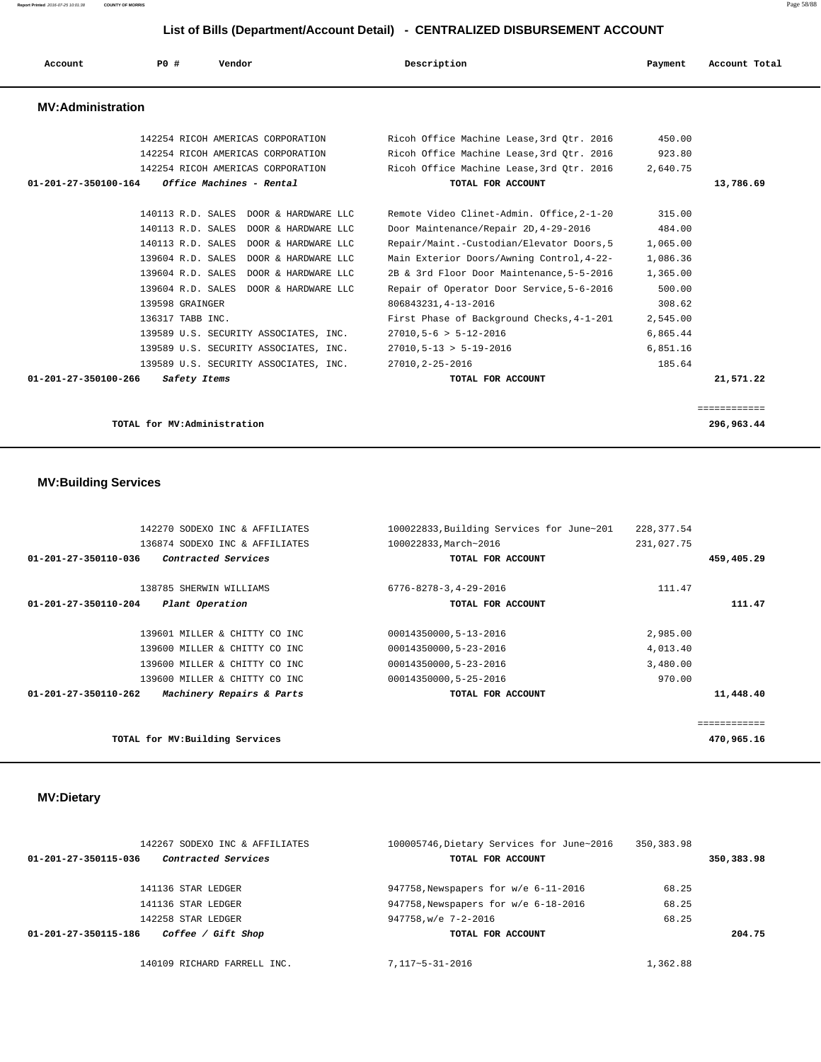## List of Bills (Department/Account Detail) - CENTRALIZED DISBURSEMENT ACCOUNT

| Account | PO # | Vendor | Description | Payment | Account Total |
|---|---|---|---|---|---|

### MV:Administration

| Account | PO # | Vendor | Description | Payment | Account Total |
|---|---|---|---|---|---|
| | 142254 | RICOH AMERICAS CORPORATION | Ricoh Office Machine Lease,3rd Qtr. 2016 | 450.00 | |
| | 142254 | RICOH AMERICAS CORPORATION | Ricoh Office Machine Lease,3rd Qtr. 2016 | 923.80 | |
| | 142254 | RICOH AMERICAS CORPORATION | Ricoh Office Machine Lease,3rd Qtr. 2016 | 2,640.75 | |
| **01-201-27-350100-164** | | ***Office Machines - Rental*** | **TOTAL FOR ACCOUNT** | | **13,786.69** |
| | 140113 | R.D. SALES DOOR & HARDWARE LLC | Remote Video Clinet-Admin. Office,2-1-20 | 315.00 | |
| | 140113 | R.D. SALES DOOR & HARDWARE LLC | Door Maintenance/Repair 2D,4-29-2016 | 484.00 | |
| | 140113 | R.D. SALES DOOR & HARDWARE LLC | Repair/Maint.-Custodian/Elevator Doors,5 | 1,065.00 | |
| | 139604 | R.D. SALES DOOR & HARDWARE LLC | Main Exterior Doors/Awning Control,4-22- | 1,086.36 | |
| | 139604 | R.D. SALES DOOR & HARDWARE LLC | 2B & 3rd Floor Door Maintenance,5-5-2016 | 1,365.00 | |
| | 139604 | R.D. SALES DOOR & HARDWARE LLC | Repair of Operator Door Service,5-6-2016 | 500.00 | |
| | 139598 | GRAINGER | 806843231,4-13-2016 | 308.62 | |
| | 136317 | TABB INC. | First Phase of Background Checks,4-1-201 | 2,545.00 | |
| | 139589 | U.S. SECURITY ASSOCIATES, INC. | 27010,5-6 > 5-12-2016 | 6,865.44 | |
| | 139589 | U.S. SECURITY ASSOCIATES, INC. | 27010,5-13 > 5-19-2016 | 6,851.16 | |
| | 139589 | U.S. SECURITY ASSOCIATES, INC. | 27010,2-25-2016 | 185.64 | |
| **01-201-27-350100-266** | | ***Safety Items*** | **TOTAL FOR ACCOUNT** | | **21,571.22** |
| | | **TOTAL for MV:Administration** | | | **296,963.44** |

### MV:Building Services

| Account | PO # | Vendor | Description | Payment | Account Total |
|---|---|---|---|---|---|
| | 142270 | SODEXO INC & AFFILIATES | 100022833,Building Services for June~201 | 228,377.54 | |
| | 136874 | SODEXO INC & AFFILIATES | 100022833,March~2016 | 231,027.75 | |
| **01-201-27-350110-036** | | ***Contracted Services*** | **TOTAL FOR ACCOUNT** | | **459,405.29** |
| | 138785 | SHERWIN WILLIAMS | 6776-8278-3,4-29-2016 | 111.47 | |
| **01-201-27-350110-204** | | ***Plant Operation*** | **TOTAL FOR ACCOUNT** | | **111.47** |
| | 139601 | MILLER & CHITTY CO INC | 00014350000,5-13-2016 | 2,985.00 | |
| | 139600 | MILLER & CHITTY CO INC | 00014350000,5-23-2016 | 4,013.40 | |
| | 139600 | MILLER & CHITTY CO INC | 00014350000,5-23-2016 | 3,480.00 | |
| | 139600 | MILLER & CHITTY CO INC | 00014350000,5-25-2016 | 970.00 | |
| **01-201-27-350110-262** | | ***Machinery Repairs & Parts*** | **TOTAL FOR ACCOUNT** | | **11,448.40** |
| | | **TOTAL for MV:Building Services** | | | **470,965.16** |

### MV:Dietary

| Account | PO # | Vendor | Description | Payment | Account Total |
|---|---|---|---|---|---|
| | 142267 | SODEXO INC & AFFILIATES | 100005746,Dietary Services for June~2016 | 350,383.98 | |
| **01-201-27-350115-036** | | ***Contracted Services*** | **TOTAL FOR ACCOUNT** | | **350,383.98** |
| | 141136 | STAR LEDGER | 947758,Newspapers for w/e 6-11-2016 | 68.25 | |
| | 141136 | STAR LEDGER | 947758,Newspapers for w/e 6-18-2016 | 68.25 | |
| | 142258 | STAR LEDGER | 947758,w/e 7-2-2016 | 68.25 | |
| **01-201-27-350115-186** | | ***Coffee / Gift Shop*** | **TOTAL FOR ACCOUNT** | | **204.75** |
| | 140109 | RICHARD FARRELL INC. | 7,117~5-31-2016 | 1,362.88 | |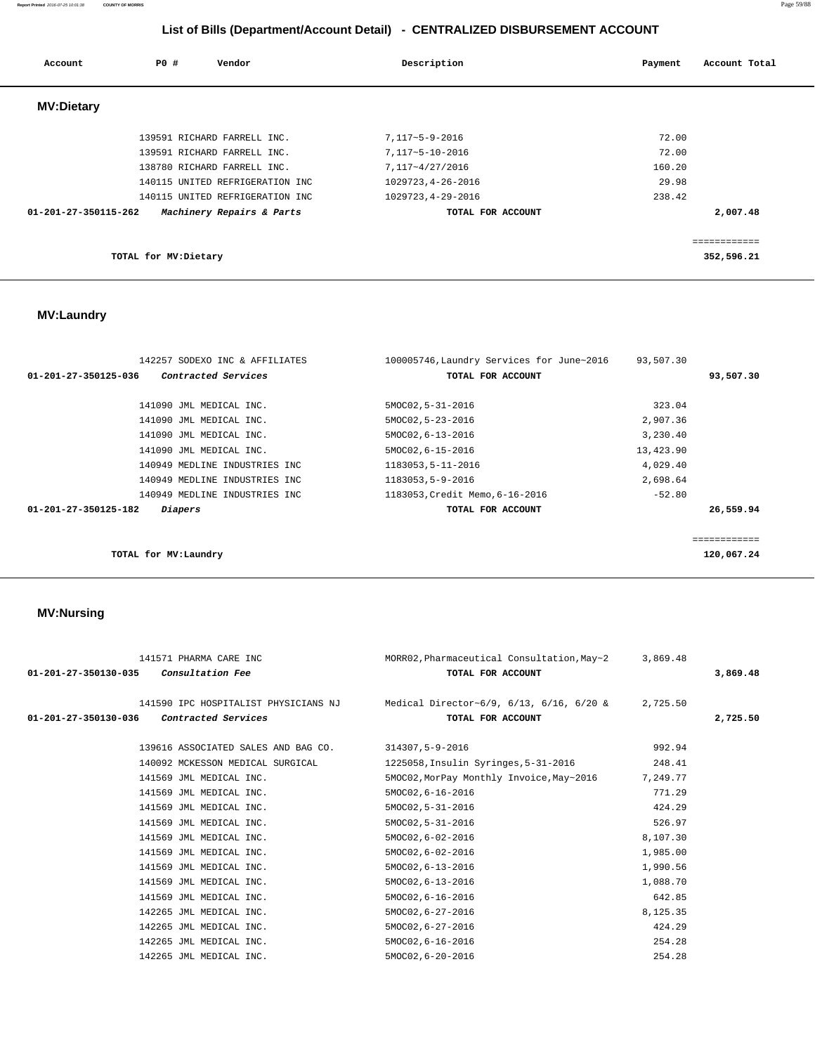## List of Bills (Department/Account Detail) - CENTRALIZED DISBURSEMENT ACCOUNT

| Account | PO # | Vendor | Description | Payment | Account Total |
|---|---|---|---|---|---|

### MV:Dietary

| Account | PO # | Vendor | Description | Payment | Account Total |
|---|---|---|---|---|---|
| | 139591 | RICHARD FARRELL INC. | 7,117~5-9-2016 | 72.00 | |
| | 139591 | RICHARD FARRELL INC. | 7,117~5-10-2016 | 72.00 | |
| | 138780 | RICHARD FARRELL INC. | 7,117~4/27/2016 | 160.20 | |
| | 140115 | UNITED REFRIGERATION INC | 1029723,4-26-2016 | 29.98 | |
| | 140115 | UNITED REFRIGERATION INC | 1029723,4-29-2016 | 238.42 | |
| **01-201-27-350115-262** | | ***Machinery Repairs & Parts*** | **TOTAL FOR ACCOUNT** | | **2,007.48** |

**TOTAL for MV:Dietary** ============ **352,596.21**

### MV:Laundry

| Account | PO # | Vendor | Description | Payment | Account Total |
|---|---|---|---|---|---|
| | 142257 | SODEXO INC & AFFILIATES | 100005746,Laundry Services for June~2016 | 93,507.30 | |
| **01-201-27-350125-036** | | ***Contracted Services*** | **TOTAL FOR ACCOUNT** | | **93,507.30** |
| | 141090 | JML MEDICAL INC. | 5MOC02,5-31-2016 | 323.04 | |
| | 141090 | JML MEDICAL INC. | 5MOC02,5-23-2016 | 2,907.36 | |
| | 141090 | JML MEDICAL INC. | 5MOC02,6-13-2016 | 3,230.40 | |
| | 141090 | JML MEDICAL INC. | 5MOC02,6-15-2016 | 13,423.90 | |
| | 140949 | MEDLINE INDUSTRIES INC | 1183053,5-11-2016 | 4,029.40 | |
| | 140949 | MEDLINE INDUSTRIES INC | 1183053,5-9-2016 | 2,698.64 | |
| | 140949 | MEDLINE INDUSTRIES INC | 1183053,Credit Memo,6-16-2016 | -52.80 | |
| **01-201-27-350125-182** | | ***Diapers*** | **TOTAL FOR ACCOUNT** | | **26,559.94** |

**TOTAL for MV:Laundry** ============ **120,067.24**

### MV:Nursing

| Account | PO # | Vendor | Description | Payment | Account Total |
|---|---|---|---|---|---|
| | 141571 | PHARMA CARE INC | MORR02,Pharmaceutical Consultation,May~2 | 3,869.48 | |
| **01-201-27-350130-035** | | ***Consultation Fee*** | **TOTAL FOR ACCOUNT** | | **3,869.48** |
| | 141590 | IPC HOSPITALIST PHYSICIANS NJ | Medical Director~6/9, 6/13, 6/16, 6/20 & | 2,725.50 | |
| **01-201-27-350130-036** | | ***Contracted Services*** | **TOTAL FOR ACCOUNT** | | **2,725.50** |
| | 139616 | ASSOCIATED SALES AND BAG CO. | 314307,5-9-2016 | 992.94 | |
| | 140092 | MCKESSON MEDICAL SURGICAL | 1225058,Insulin Syringes,5-31-2016 | 248.41 | |
| | 141569 | JML MEDICAL INC. | 5MOC02,MorPay Monthly Invoice,May~2016 | 7,249.77 | |
| | 141569 | JML MEDICAL INC. | 5MOC02,6-16-2016 | 771.29 | |
| | 141569 | JML MEDICAL INC. | 5MOC02,5-31-2016 | 424.29 | |
| | 141569 | JML MEDICAL INC. | 5MOC02,5-31-2016 | 526.97 | |
| | 141569 | JML MEDICAL INC. | 5MOC02,6-02-2016 | 8,107.30 | |
| | 141569 | JML MEDICAL INC. | 5MOC02,6-02-2016 | 1,985.00 | |
| | 141569 | JML MEDICAL INC. | 5MOC02,6-13-2016 | 1,990.56 | |
| | 141569 | JML MEDICAL INC. | 5MOC02,6-13-2016 | 1,088.70 | |
| | 141569 | JML MEDICAL INC. | 5MOC02,6-16-2016 | 642.85 | |
| | 142265 | JML MEDICAL INC. | 5MOC02,6-27-2016 | 8,125.35 | |
| | 142265 | JML MEDICAL INC. | 5MOC02,6-27-2016 | 424.29 | |
| | 142265 | JML MEDICAL INC. | 5MOC02,6-16-2016 | 254.28 | |
| | 142265 | JML MEDICAL INC. | 5MOC02,6-20-2016 | 254.28 | |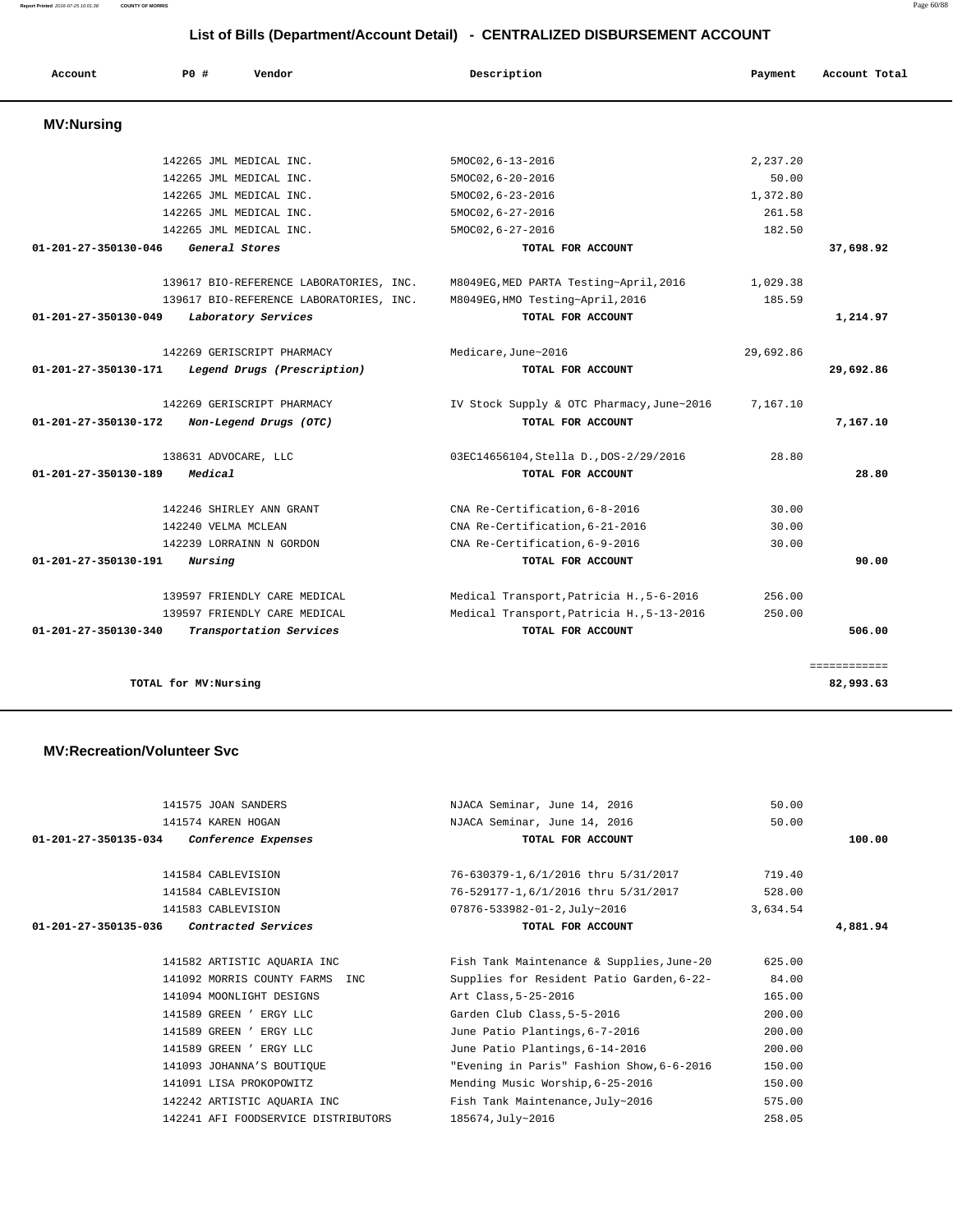## List of Bills (Department/Account Detail) - CENTRALIZED DISBURSEMENT ACCOUNT

| Account | PO # | Vendor | Description | Payment | Account Total |
|---|---|---|---|---|---|

### MV:Nursing

| Account | PO # | Vendor | Description | Payment | Account Total |
|---|---|---|---|---|---|
| | 142265 | JML MEDICAL INC. | 5MOC02,6-13-2016 | 2,237.20 | |
| | 142265 | JML MEDICAL INC. | 5MOC02,6-20-2016 | 50.00 | |
| | 142265 | JML MEDICAL INC. | 5MOC02,6-23-2016 | 1,372.80 | |
| | 142265 | JML MEDICAL INC. | 5MOC02,6-27-2016 | 261.58 | |
| | 142265 | JML MEDICAL INC. | 5MOC02,6-27-2016 | 182.50 | |
| **01-201-27-350130-046** | | *General Stores* | **TOTAL FOR ACCOUNT** | | **37,698.92** |
| | 139617 | BIO-REFERENCE LABORATORIES, INC. | M8049EG,MED PARTA Testing~April,2016 | 1,029.38 | |
| | 139617 | BIO-REFERENCE LABORATORIES, INC. | M8049EG,HMO Testing~April,2016 | 185.59 | |
| **01-201-27-350130-049** | | *Laboratory Services* | **TOTAL FOR ACCOUNT** | | **1,214.97** |
| | 142269 | GERISCRIPT PHARMACY | Medicare,June~2016 | 29,692.86 | |
| **01-201-27-350130-171** | | *Legend Drugs (Prescription)* | **TOTAL FOR ACCOUNT** | | **29,692.86** |
| | 142269 | GERISCRIPT PHARMACY | IV Stock Supply & OTC Pharmacy,June~2016 | 7,167.10 | |
| **01-201-27-350130-172** | | *Non-Legend Drugs (OTC)* | **TOTAL FOR ACCOUNT** | | **7,167.10** |
| | 138631 | ADVOCARE, LLC | 03EC14656104,Stella D.,DOS-2/29/2016 | 28.80 | |
| **01-201-27-350130-189** | | *Medical* | **TOTAL FOR ACCOUNT** | | **28.80** |
| | 142246 | SHIRLEY ANN GRANT | CNA Re-Certification,6-8-2016 | 30.00 | |
| | 142240 | VELMA MCLEAN | CNA Re-Certification,6-21-2016 | 30.00 | |
| | 142239 | LORRAINN N GORDON | CNA Re-Certification,6-9-2016 | 30.00 | |
| **01-201-27-350130-191** | | *Nursing* | **TOTAL FOR ACCOUNT** | | **90.00** |
| | 139597 | FRIENDLY CARE MEDICAL | Medical Transport,Patricia H.,5-6-2016 | 256.00 | |
| | 139597 | FRIENDLY CARE MEDICAL | Medical Transport,Patricia H.,5-13-2016 | 250.00 | |
| **01-201-27-350130-340** | | *Transportation Services* | **TOTAL FOR ACCOUNT** | | **506.00** |
| | | | | | ============ |
| | | **TOTAL for MV:Nursing** | | | **82,993.63** |

### MV:Recreation/Volunteer Svc

| Account | PO # | Vendor | Description | Payment | Account Total |
|---|---|---|---|---|---|
| | 141575 | JOAN SANDERS | NJACA Seminar, June 14, 2016 | 50.00 | |
| | 141574 | KAREN HOGAN | NJACA Seminar, June 14, 2016 | 50.00 | |
| **01-201-27-350135-034** | | *Conference Expenses* | **TOTAL FOR ACCOUNT** | | **100.00** |
| | 141584 | CABLEVISION | 76-630379-1,6/1/2016 thru 5/31/2017 | 719.40 | |
| | 141584 | CABLEVISION | 76-529177-1,6/1/2016 thru 5/31/2017 | 528.00 | |
| | 141583 | CABLEVISION | 07876-533982-01-2,July~2016 | 3,634.54 | |
| **01-201-27-350135-036** | | *Contracted Services* | **TOTAL FOR ACCOUNT** | | **4,881.94** |
| | 141582 | ARTISTIC AQUARIA INC | Fish Tank Maintenance & Supplies,June-20 | 625.00 | |
| | 141092 | MORRIS COUNTY FARMS INC | Supplies for Resident Patio Garden,6-22- | 84.00 | |
| | 141094 | MOONLIGHT DESIGNS | Art Class,5-25-2016 | 165.00 | |
| | 141589 | GREEN ' ERGY LLC | Garden Club Class,5-5-2016 | 200.00 | |
| | 141589 | GREEN ' ERGY LLC | June Patio Plantings,6-7-2016 | 200.00 | |
| | 141589 | GREEN ' ERGY LLC | June Patio Plantings,6-14-2016 | 200.00 | |
| | 141093 | JOHANNA'S BOUTIQUE | "Evening in Paris" Fashion Show,6-6-2016 | 150.00 | |
| | 141091 | LISA PROKOPOWITZ | Mending Music Worship,6-25-2016 | 150.00 | |
| | 142242 | ARTISTIC AQUARIA INC | Fish Tank Maintenance,July~2016 | 575.00 | |
| | 142241 | AFI FOODSERVICE DISTRIBUTORS | 185674,July~2016 | 258.05 | |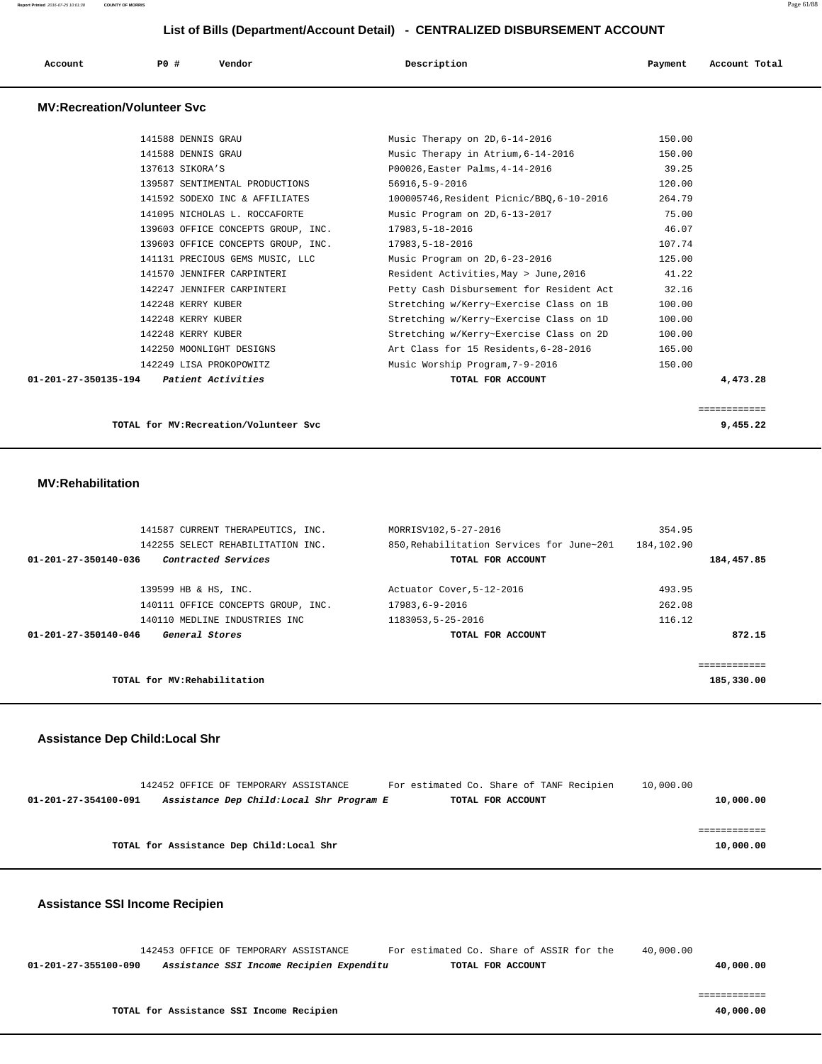## List of Bills (Department/Account Detail) - CENTRALIZED DISBURSEMENT ACCOUNT

| Account | PO # | Vendor | Description | Payment | Account Total |
|---|---|---|---|---|---|

### MV:Recreation/Volunteer Svc

| Account | PO # | Vendor | Description | Payment | Account Total |
|---|---|---|---|---|---|
| | 141588 | DENNIS GRAU | Music Therapy on 2D,6-14-2016 | 150.00 | |
| | 141588 | DENNIS GRAU | Music Therapy in Atrium,6-14-2016 | 150.00 | |
| | 137613 | SIKORA'S | P00026,Easter Palms,4-14-2016 | 39.25 | |
| | 139587 | SENTIMENTAL PRODUCTIONS | 56916,5-9-2016 | 120.00 | |
| | 141592 | SODEXO INC & AFFILIATES | 100005746,Resident Picnic/BBQ,6-10-2016 | 264.79 | |
| | 141095 | NICHOLAS L. ROCCAFORTE | Music Program on 2D,6-13-2017 | 75.00 | |
| | 139603 | OFFICE CONCEPTS GROUP, INC. | 17983,5-18-2016 | 46.07 | |
| | 139603 | OFFICE CONCEPTS GROUP, INC. | 17983,5-18-2016 | 107.74 | |
| | 141131 | PRECIOUS GEMS MUSIC, LLC | Music Program on 2D,6-23-2016 | 125.00 | |
| | 141570 | JENNIFER CARPINTERI | Resident Activities,May > June,2016 | 41.22 | |
| | 142247 | JENNIFER CARPINTERI | Petty Cash Disbursement for Resident Act | 32.16 | |
| | 142248 | KERRY KUBER | Stretching w/Kerry~Exercise Class on 1B | 100.00 | |
| | 142248 | KERRY KUBER | Stretching w/Kerry~Exercise Class on 1D | 100.00 | |
| | 142248 | KERRY KUBER | Stretching w/Kerry~Exercise Class on 2D | 100.00 | |
| | 142250 | MOONLIGHT DESIGNS | Art Class for 15 Residents,6-28-2016 | 165.00 | |
| | 142249 | LISA PROKOPOWITZ | Music Worship Program,7-9-2016 | 150.00 | |
| **01-201-27-350135-194** | | *Patient Activities* | **TOTAL FOR ACCOUNT** | | **4,473.28** |

**TOTAL for MV:Recreation/Volunteer Svc** — **9,455.22**

### MV:Rehabilitation

| Account | PO # | Vendor | Description | Payment | Account Total |
|---|---|---|---|---|---|
| | 141587 | CURRENT THERAPEUTICS, INC. | MORRISV102,5-27-2016 | 354.95 | |
| | 142255 | SELECT REHABILITATION INC. | 850,Rehabilitation Services for June~201 | 184,102.90 | |
| **01-201-27-350140-036** | | *Contracted Services* | **TOTAL FOR ACCOUNT** | | **184,457.85** |
| | 139599 | HB & HS, INC. | Actuator Cover,5-12-2016 | 493.95 | |
| | 140111 | OFFICE CONCEPTS GROUP, INC. | 17983,6-9-2016 | 262.08 | |
| | 140110 | MEDLINE INDUSTRIES INC | 1183053,5-25-2016 | 116.12 | |
| **01-201-27-350140-046** | | *General Stores* | **TOTAL FOR ACCOUNT** | | **872.15** |

**TOTAL for MV:Rehabilitation** — **185,330.00**

### Assistance Dep Child:Local Shr

| Account | PO # | Vendor | Description | Payment | Account Total |
|---|---|---|---|---|---|
| | 142452 | OFFICE OF TEMPORARY ASSISTANCE | For estimated Co. Share of TANF Recipien | 10,000.00 | |
| **01-201-27-354100-091** | | *Assistance Dep Child:Local Shr Program E* | **TOTAL FOR ACCOUNT** | | **10,000.00** |

**TOTAL for Assistance Dep Child:Local Shr** — **10,000.00**

### Assistance SSI Income Recipien

| Account | PO # | Vendor | Description | Payment | Account Total |
|---|---|---|---|---|---|
| | 142453 | OFFICE OF TEMPORARY ASSISTANCE | For estimated Co. Share of ASSIR for the | 40,000.00 | |
| **01-201-27-355100-090** | | *Assistance SSI Income Recipien Expenditu* | **TOTAL FOR ACCOUNT** | | **40,000.00** |

**TOTAL for Assistance SSI Income Recipien** — **40,000.00**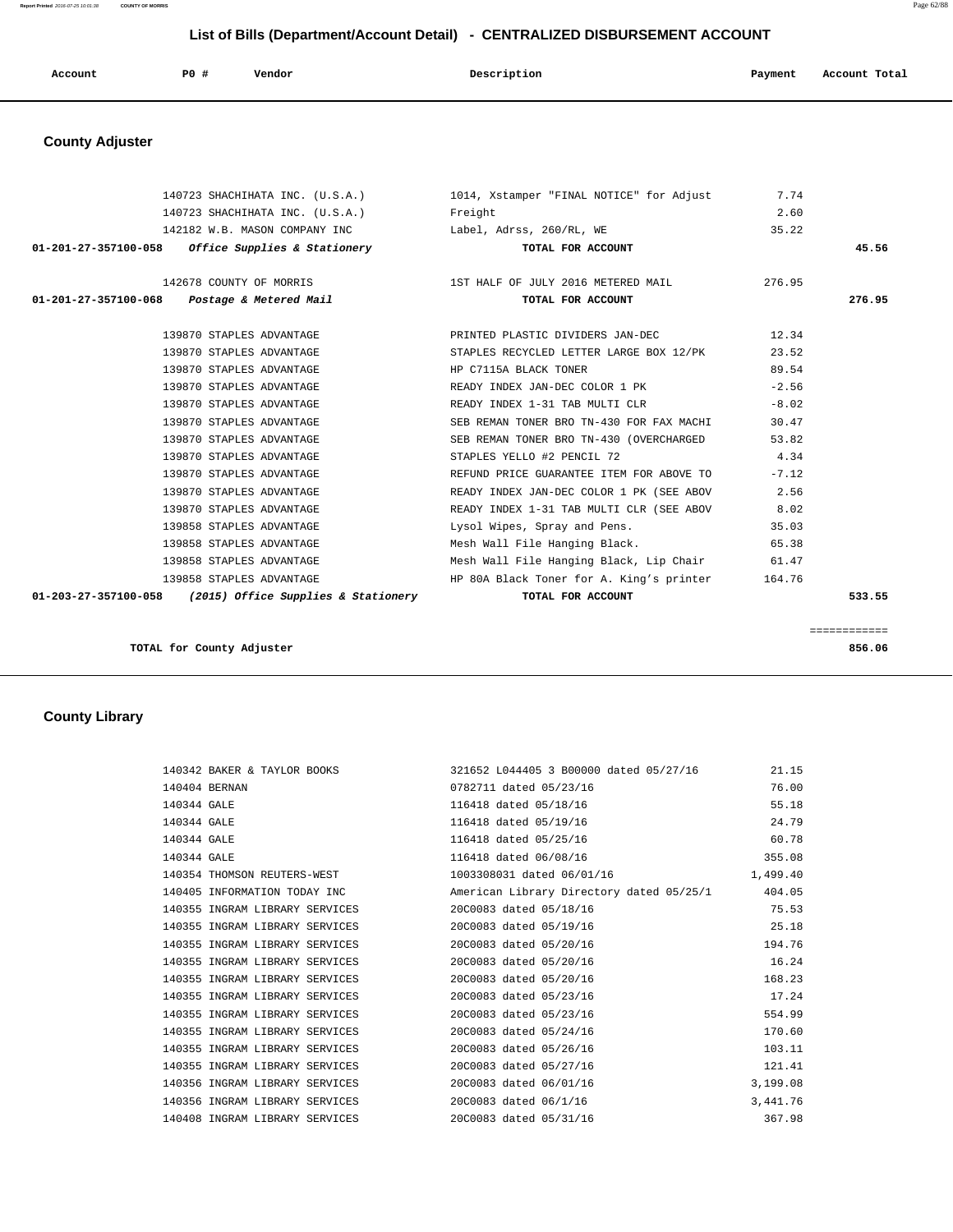## List of Bills (Department/Account Detail) - CENTRALIZED DISBURSEMENT ACCOUNT

| Account | PO # | Vendor | Description | Payment | Account Total |
|---|---|---|---|---|---|

### County Adjuster

| Account | PO # | Vendor | Description | Payment | Account Total |
|---|---|---|---|---|---|
| | 140723 | SHACHIHATA INC. (U.S.A.) | 1014, Xstamper "FINAL NOTICE" for Adjust | 7.74 | |
| | 140723 | SHACHIHATA INC. (U.S.A.) | Freight | 2.60 | |
| | 142182 | W.B. MASON COMPANY INC | Label, Adrss, 260/RL, WE | 35.22 | |
| **01-201-27-357100-058** | | ***Office Supplies & Stationery*** | **TOTAL FOR ACCOUNT** | | **45.56** |
| | 142678 | COUNTY OF MORRIS | 1ST HALF OF JULY 2016 METERED MAIL | 276.95 | |
| **01-201-27-357100-068** | | ***Postage & Metered Mail*** | **TOTAL FOR ACCOUNT** | | **276.95** |
| | 139870 | STAPLES ADVANTAGE | PRINTED PLASTIC DIVIDERS JAN-DEC | 12.34 | |
| | 139870 | STAPLES ADVANTAGE | STAPLES RECYCLED LETTER LARGE BOX 12/PK | 23.52 | |
| | 139870 | STAPLES ADVANTAGE | HP C7115A BLACK TONER | 89.54 | |
| | 139870 | STAPLES ADVANTAGE | READY INDEX JAN-DEC COLOR 1 PK | -2.56 | |
| | 139870 | STAPLES ADVANTAGE | READY INDEX 1-31 TAB MULTI CLR | -8.02 | |
| | 139870 | STAPLES ADVANTAGE | SEB REMAN TONER BRO TN-430 FOR FAX MACHI | 30.47 | |
| | 139870 | STAPLES ADVANTAGE | SEB REMAN TONER BRO TN-430 (OVERCHARGED | 53.82 | |
| | 139870 | STAPLES ADVANTAGE | STAPLES YELLO #2 PENCIL 72 | 4.34 | |
| | 139870 | STAPLES ADVANTAGE | REFUND PRICE GUARANTEE ITEM FOR ABOVE TO | -7.12 | |
| | 139870 | STAPLES ADVANTAGE | READY INDEX JAN-DEC COLOR 1 PK (SEE ABOV | 2.56 | |
| | 139870 | STAPLES ADVANTAGE | READY INDEX 1-31 TAB MULTI CLR (SEE ABOV | 8.02 | |
| | 139858 | STAPLES ADVANTAGE | Lysol Wipes, Spray and Pens. | 35.03 | |
| | 139858 | STAPLES ADVANTAGE | Mesh Wall File Hanging Black. | 65.38 | |
| | 139858 | STAPLES ADVANTAGE | Mesh Wall File Hanging Black, Lip Chair | 61.47 | |
| | 139858 | STAPLES ADVANTAGE | HP 80A Black Toner for A. King's printer | 164.76 | |
| **01-203-27-357100-058** | | ***(2015) Office Supplies & Stationery*** | **TOTAL FOR ACCOUNT** | | **533.55** |
| | | **TOTAL for County Adjuster** | | | **856.06** |

### County Library

| Account | PO # | Vendor | Description | Payment | Account Total |
|---|---|---|---|---|---|
| | 140342 | BAKER & TAYLOR BOOKS | 321652 L044405 3 B00000 dated 05/27/16 | 21.15 | |
| | 140404 | BERNAN | 0782711 dated 05/23/16 | 76.00 | |
| | 140344 | GALE | 116418 dated 05/18/16 | 55.18 | |
| | 140344 | GALE | 116418 dated 05/19/16 | 24.79 | |
| | 140344 | GALE | 116418 dated 05/25/16 | 60.78 | |
| | 140344 | GALE | 116418 dated 06/08/16 | 355.08 | |
| | 140354 | THOMSON REUTERS-WEST | 1003308031 dated 06/01/16 | 1,499.40 | |
| | 140405 | INFORMATION TODAY INC | American Library Directory dated 05/25/1 | 404.05 | |
| | 140355 | INGRAM LIBRARY SERVICES | 20C0083 dated 05/18/16 | 75.53 | |
| | 140355 | INGRAM LIBRARY SERVICES | 20C0083 dated 05/19/16 | 25.18 | |
| | 140355 | INGRAM LIBRARY SERVICES | 20C0083 dated 05/20/16 | 194.76 | |
| | 140355 | INGRAM LIBRARY SERVICES | 20C0083 dated 05/20/16 | 16.24 | |
| | 140355 | INGRAM LIBRARY SERVICES | 20C0083 dated 05/20/16 | 168.23 | |
| | 140355 | INGRAM LIBRARY SERVICES | 20C0083 dated 05/23/16 | 17.24 | |
| | 140355 | INGRAM LIBRARY SERVICES | 20C0083 dated 05/23/16 | 554.99 | |
| | 140355 | INGRAM LIBRARY SERVICES | 20C0083 dated 05/24/16 | 170.60 | |
| | 140355 | INGRAM LIBRARY SERVICES | 20C0083 dated 05/26/16 | 103.11 | |
| | 140355 | INGRAM LIBRARY SERVICES | 20C0083 dated 05/27/16 | 121.41 | |
| | 140356 | INGRAM LIBRARY SERVICES | 20C0083 dated 06/01/16 | 3,199.08 | |
| | 140356 | INGRAM LIBRARY SERVICES | 20C0083 dated 06/1/16 | 3,441.76 | |
| | 140408 | INGRAM LIBRARY SERVICES | 20C0083 dated 05/31/16 | 367.98 | |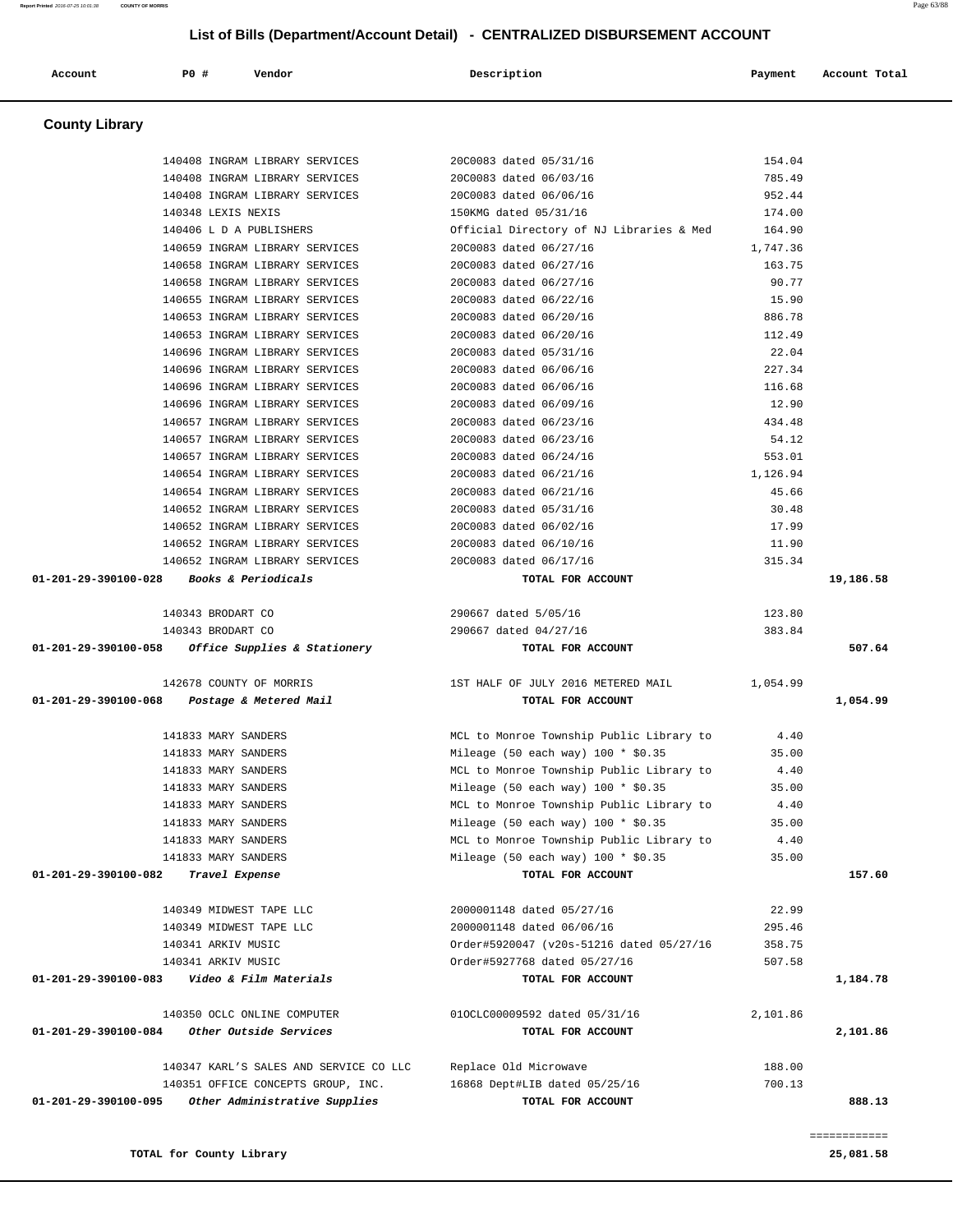## List of Bills (Department/Account Detail) - CENTRALIZED DISBURSEMENT ACCOUNT

| Account | PO # | Vendor | Description | Payment | Account Total |
|---|---|---|---|---|---|

### County Library

| Account | PO # | Vendor | Description | Payment | Account Total |
|---|---|---|---|---|---|
| | 140408 | INGRAM LIBRARY SERVICES | 20C0083 dated 05/31/16 | 154.04 | |
| | 140408 | INGRAM LIBRARY SERVICES | 20C0083 dated 06/03/16 | 785.49 | |
| | 140408 | INGRAM LIBRARY SERVICES | 20C0083 dated 06/06/16 | 952.44 | |
| | 140348 | LEXIS NEXIS | 150KMG dated 05/31/16 | 174.00 | |
| | 140406 | L D A PUBLISHERS | Official Directory of NJ Libraries & Med | 164.90 | |
| | 140659 | INGRAM LIBRARY SERVICES | 20C0083 dated 06/27/16 | 1,747.36 | |
| | 140658 | INGRAM LIBRARY SERVICES | 20C0083 dated 06/27/16 | 163.75 | |
| | 140658 | INGRAM LIBRARY SERVICES | 20C0083 dated 06/27/16 | 90.77 | |
| | 140655 | INGRAM LIBRARY SERVICES | 20C0083 dated 06/22/16 | 15.90 | |
| | 140653 | INGRAM LIBRARY SERVICES | 20C0083 dated 06/20/16 | 886.78 | |
| | 140653 | INGRAM LIBRARY SERVICES | 20C0083 dated 06/20/16 | 112.49 | |
| | 140696 | INGRAM LIBRARY SERVICES | 20C0083 dated 05/31/16 | 22.04 | |
| | 140696 | INGRAM LIBRARY SERVICES | 20C0083 dated 06/06/16 | 227.34 | |
| | 140696 | INGRAM LIBRARY SERVICES | 20C0083 dated 06/06/16 | 116.68 | |
| | 140696 | INGRAM LIBRARY SERVICES | 20C0083 dated 06/09/16 | 12.90 | |
| | 140657 | INGRAM LIBRARY SERVICES | 20C0083 dated 06/23/16 | 434.48 | |
| | 140657 | INGRAM LIBRARY SERVICES | 20C0083 dated 06/23/16 | 54.12 | |
| | 140657 | INGRAM LIBRARY SERVICES | 20C0083 dated 06/24/16 | 553.01 | |
| | 140654 | INGRAM LIBRARY SERVICES | 20C0083 dated 06/21/16 | 1,126.94 | |
| | 140654 | INGRAM LIBRARY SERVICES | 20C0083 dated 06/21/16 | 45.66 | |
| | 140652 | INGRAM LIBRARY SERVICES | 20C0083 dated 05/31/16 | 30.48 | |
| | 140652 | INGRAM LIBRARY SERVICES | 20C0083 dated 06/02/16 | 17.99 | |
| | 140652 | INGRAM LIBRARY SERVICES | 20C0083 dated 06/10/16 | 11.90 | |
| | 140652 | INGRAM LIBRARY SERVICES | 20C0083 dated 06/17/16 | 315.34 | |
| **01-201-29-390100-028** | | ***Books & Periodicals*** | **TOTAL FOR ACCOUNT** | | **19,186.58** |
| | 140343 | BRODART CO | 290667 dated 5/05/16 | 123.80 | |
| | 140343 | BRODART CO | 290667 dated 04/27/16 | 383.84 | |
| **01-201-29-390100-058** | | ***Office Supplies & Stationery*** | **TOTAL FOR ACCOUNT** | | **507.64** |
| | 142678 | COUNTY OF MORRIS | 1ST HALF OF JULY 2016 METERED MAIL | 1,054.99 | |
| **01-201-29-390100-068** | | ***Postage & Metered Mail*** | **TOTAL FOR ACCOUNT** | | **1,054.99** |
| | 141833 | MARY SANDERS | MCL to Monroe Township Public Library to | 4.40 | |
| | 141833 | MARY SANDERS | Mileage (50 each way) 100 * $0.35 | 35.00 | |
| | 141833 | MARY SANDERS | MCL to Monroe Township Public Library to | 4.40 | |
| | 141833 | MARY SANDERS | Mileage (50 each way) 100 * $0.35 | 35.00 | |
| | 141833 | MARY SANDERS | MCL to Monroe Township Public Library to | 4.40 | |
| | 141833 | MARY SANDERS | Mileage (50 each way) 100 * $0.35 | 35.00 | |
| | 141833 | MARY SANDERS | MCL to Monroe Township Public Library to | 4.40 | |
| | 141833 | MARY SANDERS | Mileage (50 each way) 100 * $0.35 | 35.00 | |
| **01-201-29-390100-082** | | ***Travel Expense*** | **TOTAL FOR ACCOUNT** | | **157.60** |
| | 140349 | MIDWEST TAPE LLC | 2000001148 dated 05/27/16 | 22.99 | |
| | 140349 | MIDWEST TAPE LLC | 2000001148 dated 06/06/16 | 295.46 | |
| | 140341 | ARKIV MUSIC | Order#5920047 (v20s-51216 dated 05/27/16 | 358.75 | |
| | 140341 | ARKIV MUSIC | Order#5927768 dated 05/27/16 | 507.58 | |
| **01-201-29-390100-083** | | ***Video & Film Materials*** | **TOTAL FOR ACCOUNT** | | **1,184.78** |
| | 140350 | OCLC ONLINE COMPUTER | 01OCLC00009592 dated 05/31/16 | 2,101.86 | |
| **01-201-29-390100-084** | | ***Other Outside Services*** | **TOTAL FOR ACCOUNT** | | **2,101.86** |
| | 140347 | KARL'S SALES AND SERVICE CO LLC | Replace Old Microwave | 188.00 | |
| | 140351 | OFFICE CONCEPTS GROUP, INC. | 16868 Dept#LIB dated 05/25/16 | 700.13 | |
| **01-201-29-390100-095** | | ***Other Administrative Supplies*** | **TOTAL FOR ACCOUNT** | | **888.13** |
| | | | | | ============ |
| **TOTAL for County Library** | | | | | **25,081.58** |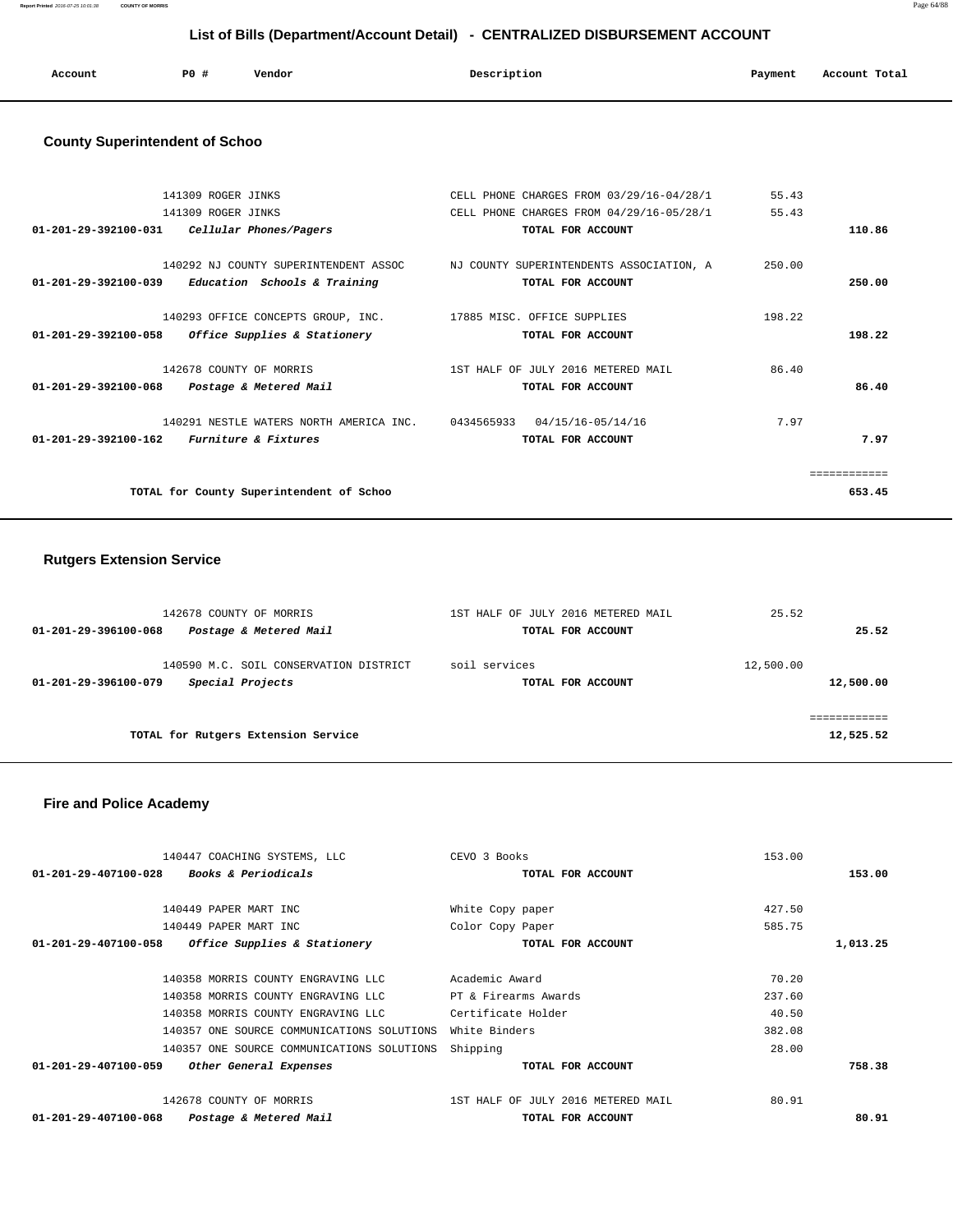## List of Bills (Department/Account Detail) - CENTRALIZED DISBURSEMENT ACCOUNT

| Account | PO # | Vendor | Description | Payment | Account Total |
|---|---|---|---|---|---|

### County Superintendent of Schoo

| Account | PO # | Vendor | Description | Payment | Account Total |
|---|---|---|---|---|---|
| | 141309 | ROGER JINKS | CELL PHONE CHARGES FROM 03/29/16-04/28/1 | 55.43 | |
| | 141309 | ROGER JINKS | CELL PHONE CHARGES FROM 04/29/16-05/28/1 | 55.43 | |
| **01-201-29-392100-031** | | ***Cellular Phones/Pagers*** | **TOTAL FOR ACCOUNT** | | **110.86** |
| | 140292 | NJ COUNTY SUPERINTENDENT ASSOC | NJ COUNTY SUPERINTENDENTS ASSOCIATION, A | 250.00 | |
| **01-201-29-392100-039** | | ***Education Schools & Training*** | **TOTAL FOR ACCOUNT** | | **250.00** |
| | 140293 | OFFICE CONCEPTS GROUP, INC. | 17885 MISC. OFFICE SUPPLIES | 198.22 | |
| **01-201-29-392100-058** | | ***Office Supplies & Stationery*** | **TOTAL FOR ACCOUNT** | | **198.22** |
| | 142678 | COUNTY OF MORRIS | 1ST HALF OF JULY 2016 METERED MAIL | 86.40 | |
| **01-201-29-392100-068** | | ***Postage & Metered Mail*** | **TOTAL FOR ACCOUNT** | | **86.40** |
| | 140291 | NESTLE WATERS NORTH AMERICA INC. | 0434565933 04/15/16-05/14/16 | 7.97 | |
| **01-201-29-392100-162** | | ***Furniture & Fixtures*** | **TOTAL FOR ACCOUNT** | | **7.97** |
| | | **TOTAL for County Superintendent of Schoo** | | | **653.45** |

### Rutgers Extension Service

| Account | PO # | Vendor | Description | Payment | Account Total |
|---|---|---|---|---|---|
| | 142678 | COUNTY OF MORRIS | 1ST HALF OF JULY 2016 METERED MAIL | 25.52 | |
| **01-201-29-396100-068** | | ***Postage & Metered Mail*** | **TOTAL FOR ACCOUNT** | | **25.52** |
| | 140590 | M.C. SOIL CONSERVATION DISTRICT | soil services | 12,500.00 | |
| **01-201-29-396100-079** | | ***Special Projects*** | **TOTAL FOR ACCOUNT** | | **12,500.00** |
| | | **TOTAL for Rutgers Extension Service** | | | **12,525.52** |

### Fire and Police Academy

| Account | PO # | Vendor | Description | Payment | Account Total |
|---|---|---|---|---|---|
| | 140447 | COACHING SYSTEMS, LLC | CEVO 3 Books | 153.00 | |
| **01-201-29-407100-028** | | ***Books & Periodicals*** | **TOTAL FOR ACCOUNT** | | **153.00** |
| | 140449 | PAPER MART INC | White Copy paper | 427.50 | |
| | 140449 | PAPER MART INC | Color Copy Paper | 585.75 | |
| **01-201-29-407100-058** | | ***Office Supplies & Stationery*** | **TOTAL FOR ACCOUNT** | | **1,013.25** |
| | 140358 | MORRIS COUNTY ENGRAVING LLC | Academic Award | 70.20 | |
| | 140358 | MORRIS COUNTY ENGRAVING LLC | PT & Firearms Awards | 237.60 | |
| | 140358 | MORRIS COUNTY ENGRAVING LLC | Certificate Holder | 40.50 | |
| | 140357 | ONE SOURCE COMMUNICATIONS SOLUTIONS | White Binders | 382.08 | |
| | 140357 | ONE SOURCE COMMUNICATIONS SOLUTIONS | Shipping | 28.00 | |
| **01-201-29-407100-059** | | ***Other General Expenses*** | **TOTAL FOR ACCOUNT** | | **758.38** |
| | 142678 | COUNTY OF MORRIS | 1ST HALF OF JULY 2016 METERED MAIL | 80.91 | |
| **01-201-29-407100-068** | | ***Postage & Metered Mail*** | **TOTAL FOR ACCOUNT** | | **80.91** |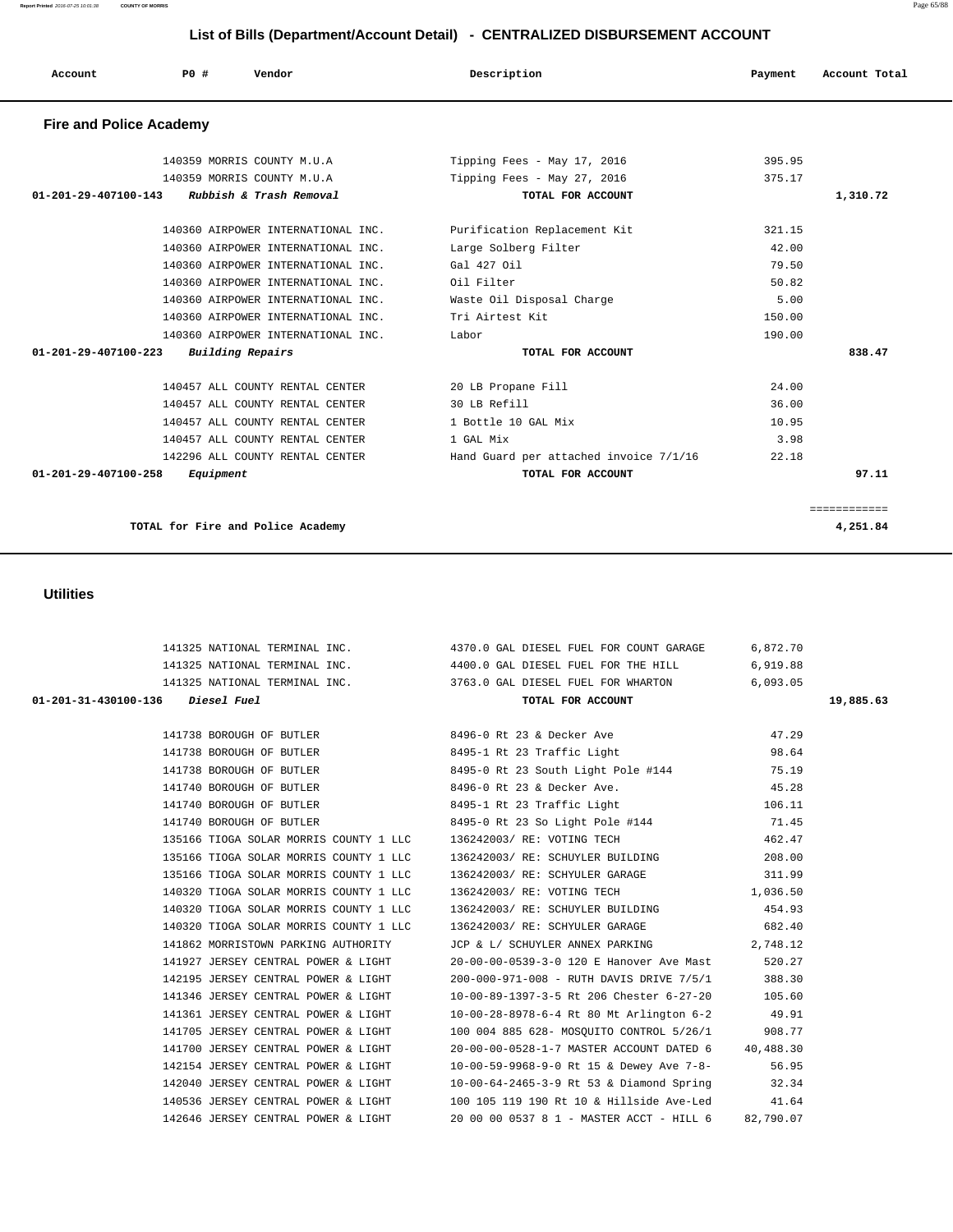## List of Bills (Department/Account Detail) - CENTRALIZED DISBURSEMENT ACCOUNT

| Account | PO # | Vendor | Description | Payment | Account Total |
|---|---|---|---|---|---|

### Fire and Police Academy

| Account | PO # | Vendor | Description | Payment | Account Total |
|---|---|---|---|---|---|
| | 140359 | MORRIS COUNTY M.U.A | Tipping Fees - May 17, 2016 | 395.95 | |
| | 140359 | MORRIS COUNTY M.U.A | Tipping Fees - May 27, 2016 | 375.17 | |
| **01-201-29-407100-143** | | ***Rubbish & Trash Removal*** | **TOTAL FOR ACCOUNT** | | **1,310.72** |
| | 140360 | AIRPOWER INTERNATIONAL INC. | Purification Replacement Kit | 321.15 | |
| | 140360 | AIRPOWER INTERNATIONAL INC. | Large Solberg Filter | 42.00 | |
| | 140360 | AIRPOWER INTERNATIONAL INC. | Gal 427 Oil | 79.50 | |
| | 140360 | AIRPOWER INTERNATIONAL INC. | Oil Filter | 50.82 | |
| | 140360 | AIRPOWER INTERNATIONAL INC. | Waste Oil Disposal Charge | 5.00 | |
| | 140360 | AIRPOWER INTERNATIONAL INC. | Tri Airtest Kit | 150.00 | |
| | 140360 | AIRPOWER INTERNATIONAL INC. | Labor | 190.00 | |
| **01-201-29-407100-223** | | ***Building Repairs*** | **TOTAL FOR ACCOUNT** | | **838.47** |
| | 140457 | ALL COUNTY RENTAL CENTER | 20 LB Propane Fill | 24.00 | |
| | 140457 | ALL COUNTY RENTAL CENTER | 30 LB Refill | 36.00 | |
| | 140457 | ALL COUNTY RENTAL CENTER | 1 Bottle 10 GAL Mix | 10.95 | |
| | 140457 | ALL COUNTY RENTAL CENTER | 1 GAL Mix | 3.98 | |
| | 142296 | ALL COUNTY RENTAL CENTER | Hand Guard per attached invoice 7/1/16 | 22.18 | |
| **01-201-29-407100-258** | | ***Equipment*** | **TOTAL FOR ACCOUNT** | | **97.11** |
| | | | | | ============ |
| | | **TOTAL for Fire and Police Academy** | | | **4,251.84** |

### Utilities

| Account | PO # | Vendor | Description | Payment | Account Total |
|---|---|---|---|---|---|
| | 141325 | NATIONAL TERMINAL INC. | 4370.0 GAL DIESEL FUEL FOR COUNT GARAGE | 6,872.70 | |
| | 141325 | NATIONAL TERMINAL INC. | 4400.0 GAL DIESEL FUEL FOR THE HILL | 6,919.88 | |
| | 141325 | NATIONAL TERMINAL INC. | 3763.0 GAL DIESEL FUEL FOR WHARTON | 6,093.05 | |
| **01-201-31-430100-136** | | ***Diesel Fuel*** | **TOTAL FOR ACCOUNT** | | **19,885.63** |
| | 141738 | BOROUGH OF BUTLER | 8496-0 Rt 23 & Decker Ave | 47.29 | |
| | 141738 | BOROUGH OF BUTLER | 8495-1 Rt 23 Traffic Light | 98.64 | |
| | 141738 | BOROUGH OF BUTLER | 8495-0 Rt 23 South Light Pole #144 | 75.19 | |
| | 141740 | BOROUGH OF BUTLER | 8496-0 Rt 23 & Decker Ave. | 45.28 | |
| | 141740 | BOROUGH OF BUTLER | 8495-1 Rt 23 Traffic Light | 106.11 | |
| | 141740 | BOROUGH OF BUTLER | 8495-0 Rt 23 So Light Pole #144 | 71.45 | |
| | 135166 | TIOGA SOLAR MORRIS COUNTY 1 LLC | 136242003/ RE: VOTING TECH | 462.47 | |
| | 135166 | TIOGA SOLAR MORRIS COUNTY 1 LLC | 136242003/ RE: SCHUYLER BUILDING | 208.00 | |
| | 135166 | TIOGA SOLAR MORRIS COUNTY 1 LLC | 136242003/ RE: SCHYULER GARAGE | 311.99 | |
| | 140320 | TIOGA SOLAR MORRIS COUNTY 1 LLC | 136242003/ RE: VOTING TECH | 1,036.50 | |
| | 140320 | TIOGA SOLAR MORRIS COUNTY 1 LLC | 136242003/ RE: SCHUYLER BUILDING | 454.93 | |
| | 140320 | TIOGA SOLAR MORRIS COUNTY 1 LLC | 136242003/ RE: SCHYULER GARAGE | 682.40 | |
| | 141862 | MORRISTOWN PARKING AUTHORITY | JCP & L/ SCHUYLER ANNEX PARKING | 2,748.12 | |
| | 141927 | JERSEY CENTRAL POWER & LIGHT | 20-00-00-0539-3-0 120 E Hanover Ave Mast | 520.27 | |
| | 142195 | JERSEY CENTRAL POWER & LIGHT | 200-000-971-008 - RUTH DAVIS DRIVE 7/5/1 | 388.30 | |
| | 141346 | JERSEY CENTRAL POWER & LIGHT | 10-00-89-1397-3-5 Rt 206 Chester 6-27-20 | 105.60 | |
| | 141361 | JERSEY CENTRAL POWER & LIGHT | 10-00-28-8978-6-4 Rt 80 Mt Arlington 6-2 | 49.91 | |
| | 141705 | JERSEY CENTRAL POWER & LIGHT | 100 004 885 628- MOSQUITO CONTROL 5/26/1 | 908.77 | |
| | 141700 | JERSEY CENTRAL POWER & LIGHT | 20-00-00-0528-1-7 MASTER ACCOUNT DATED 6 | 40,488.30 | |
| | 142154 | JERSEY CENTRAL POWER & LIGHT | 10-00-59-9968-9-0 Rt 15 & Dewey Ave 7-8- | 56.95 | |
| | 142040 | JERSEY CENTRAL POWER & LIGHT | 10-00-64-2465-3-9 Rt 53 & Diamond Spring | 32.34 | |
| | 140536 | JERSEY CENTRAL POWER & LIGHT | 100 105 119 190 Rt 10 & Hillside Ave-Led | 41.64 | |
| | 142646 | JERSEY CENTRAL POWER & LIGHT | 20 00 00 0537 8 1 - MASTER ACCT - HILL 6 | 82,790.07 | |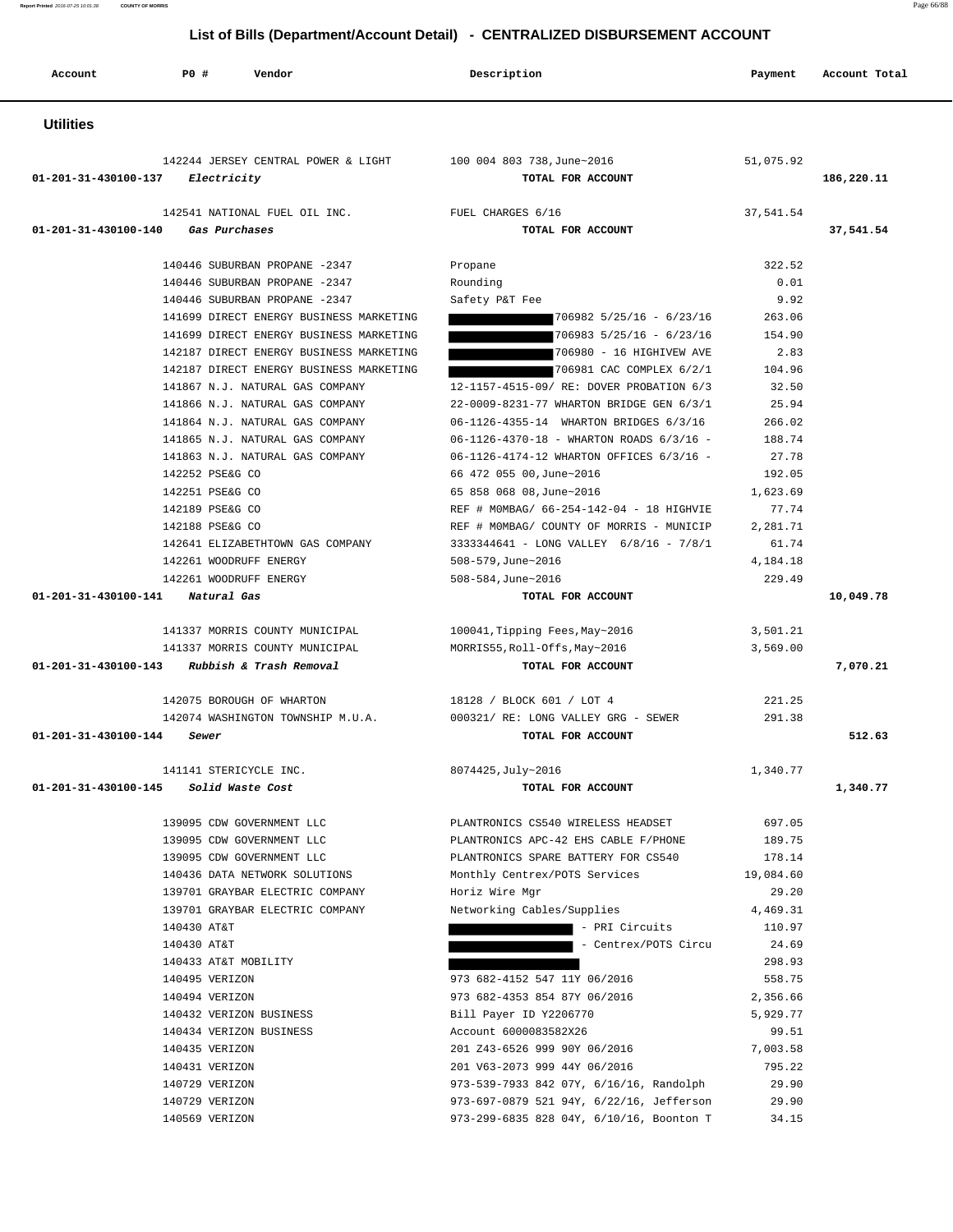# List of Bills (Department/Account Detail) - CENTRALIZED DISBURSEMENT ACCOUNT

| Account | PO # | Vendor | Description | Payment | Account Total |
|---|---|---|---|---|---|

## Utilities

| Account | PO # | Vendor | Description | Payment | Account Total |
|---|---|---|---|---|---|
| | 142244 | JERSEY CENTRAL POWER & LIGHT | 100 004 803 738,June~2016 | 51,075.92 | |
| 01-201-31-430100-137 | | *Electricity* | TOTAL FOR ACCOUNT | | 186,220.11 |
| | 142541 | NATIONAL FUEL OIL INC. | FUEL CHARGES 6/16 | 37,541.54 | |
| 01-201-31-430100-140 | | *Gas Purchases* | TOTAL FOR ACCOUNT | | 37,541.54 |
| | 140446 | SUBURBAN PROPANE -2347 | Propane | 322.52 | |
| | 140446 | SUBURBAN PROPANE -2347 | Rounding | 0.01 | |
| | 140446 | SUBURBAN PROPANE -2347 | Safety P&T Fee | 9.92 | |
| | 141699 | DIRECT ENERGY BUSINESS MARKETING | 706982 5/25/16 - 6/23/16 | 263.06 | |
| | 141699 | DIRECT ENERGY BUSINESS MARKETING | 706983 5/25/16 - 6/23/16 | 154.90 | |
| | 142187 | DIRECT ENERGY BUSINESS MARKETING | 706980 - 16 HIGHIVEW AVE | 2.83 | |
| | 142187 | DIRECT ENERGY BUSINESS MARKETING | 706981 CAC COMPLEX 6/2/1 | 104.96 | |
| | 141867 | N.J. NATURAL GAS COMPANY | 12-1157-4515-09/ RE: DOVER PROBATION 6/3 | 32.50 | |
| | 141866 | N.J. NATURAL GAS COMPANY | 22-0009-8231-77 WHARTON BRIDGE GEN 6/3/1 | 25.94 | |
| | 141864 | N.J. NATURAL GAS COMPANY | 06-1126-4355-14 WHARTON BRIDGES 6/3/16 | 266.02 | |
| | 141865 | N.J. NATURAL GAS COMPANY | 06-1126-4370-18 - WHARTON ROADS 6/3/16 - | 188.74 | |
| | 141863 | N.J. NATURAL GAS COMPANY | 06-1126-4174-12 WHARTON OFFICES 6/3/16 - | 27.78 | |
| | 142252 | PSE&G CO | 66 472 055 00,June~2016 | 192.05 | |
| | 142251 | PSE&G CO | 65 858 068 08,June~2016 | 1,623.69 | |
| | 142189 | PSE&G CO | REF # M0MBAG/ 66-254-142-04 - 18 HIGHVIE | 77.74 | |
| | 142188 | PSE&G CO | REF # M0MBAG/ COUNTY OF MORRIS - MUNICIP | 2,281.71 | |
| | 142641 | ELIZABETHTOWN GAS COMPANY | 3333344641 - LONG VALLEY 6/8/16 - 7/8/1 | 61.74 | |
| | 142261 | WOODRUFF ENERGY | 508-579,June~2016 | 4,184.18 | |
| | 142261 | WOODRUFF ENERGY | 508-584,June~2016 | 229.49 | |
| 01-201-31-430100-141 | | *Natural Gas* | TOTAL FOR ACCOUNT | | 10,049.78 |
| | 141337 | MORRIS COUNTY MUNICIPAL | 100041,Tipping Fees,May~2016 | 3,501.21 | |
| | 141337 | MORRIS COUNTY MUNICIPAL | MORRIS55,Roll-Offs,May~2016 | 3,569.00 | |
| 01-201-31-430100-143 | | *Rubbish & Trash Removal* | TOTAL FOR ACCOUNT | | 7,070.21 |
| | 142075 | BOROUGH OF WHARTON | 18128 / BLOCK 601 / LOT 4 | 221.25 | |
| | 142074 | WASHINGTON TOWNSHIP M.U.A. | 000321/ RE: LONG VALLEY GRG - SEWER | 291.38 | |
| 01-201-31-430100-144 | | *Sewer* | TOTAL FOR ACCOUNT | | 512.63 |
| | 141141 | STERICYCLE INC. | 8074425,July~2016 | 1,340.77 | |
| 01-201-31-430100-145 | | *Solid Waste Cost* | TOTAL FOR ACCOUNT | | 1,340.77 |
| | 139095 | CDW GOVERNMENT LLC | PLANTRONICS CS540 WIRELESS HEADSET | 697.05 | |
| | 139095 | CDW GOVERNMENT LLC | PLANTRONICS APC-42 EHS CABLE F/PHONE | 189.75 | |
| | 139095 | CDW GOVERNMENT LLC | PLANTRONICS SPARE BATTERY FOR CS540 | 178.14 | |
| | 140436 | DATA NETWORK SOLUTIONS | Monthly Centrex/POTS Services | 19,084.60 | |
| | 139701 | GRAYBAR ELECTRIC COMPANY | Horiz Wire Mgr | 29.20 | |
| | 139701 | GRAYBAR ELECTRIC COMPANY | Networking Cables/Supplies | 4,469.31 | |
| | 140430 | AT&T | - PRI Circuits | 110.97 | |
| | 140430 | AT&T | - Centrex/POTS Circu | 24.69 | |
| | 140433 | AT&T MOBILITY | | 298.93 | |
| | 140495 | VERIZON | 973 682-4152 547 11Y 06/2016 | 558.75 | |
| | 140494 | VERIZON | 973 682-4353 854 87Y 06/2016 | 2,356.66 | |
| | 140432 | VERIZON BUSINESS | Bill Payer ID Y2206770 | 5,929.77 | |
| | 140434 | VERIZON BUSINESS | Account 6000083582X26 | 99.51 | |
| | 140435 | VERIZON | 201 Z43-6526 999 90Y 06/2016 | 7,003.58 | |
| | 140431 | VERIZON | 201 V63-2073 999 44Y 06/2016 | 795.22 | |
| | 140729 | VERIZON | 973-539-7933 842 07Y, 6/16/16, Randolph | 29.90 | |
| | 140729 | VERIZON | 973-697-0879 521 94Y, 6/22/16, Jefferson | 29.90 | |
| | 140569 | VERIZON | 973-299-6835 828 04Y, 6/10/16, Boonton T | 34.15 | |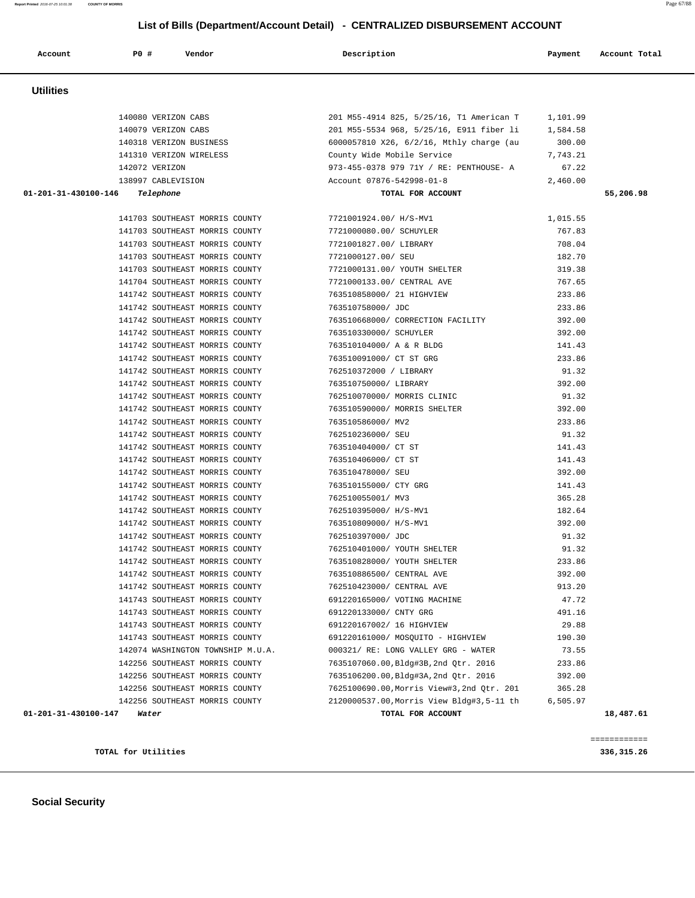## List of Bills (Department/Account Detail) - CENTRALIZED DISBURSEMENT ACCOUNT

| Account | PO # | Vendor | Description | Payment | Account Total |
|---|---|---|---|---|---|

### Utilities

| Account | PO # | Vendor | Description | Payment | Account Total |
|---|---|---|---|---|---|
| | 140080 | VERIZON CABS | 201 M55-4914 825, 5/25/16, T1 American T | 1,101.99 | |
| | 140079 | VERIZON CABS | 201 M55-5534 968, 5/25/16, E911 fiber li | 1,584.58 | |
| | 140318 | VERIZON BUSINESS | 6000057810 X26, 6/2/16, Mthly charge (au | 300.00 | |
| | 141310 | VERIZON WIRELESS | County Wide Mobile Service | 7,743.21 | |
| | 142072 | VERIZON | 973-455-0378 979 71Y / RE: PENTHOUSE- A | 67.22 | |
| | 138997 | CABLEVISION | Account 07876-542998-01-8 | 2,460.00 | |
| **01-201-31-430100-146** | | *Telephone* | **TOTAL FOR ACCOUNT** | | **55,206.98** |
| | 141703 | SOUTHEAST MORRIS COUNTY | 7721001924.00/ H/S-MV1 | 1,015.55 | |
| | 141703 | SOUTHEAST MORRIS COUNTY | 7721000080.00/ SCHUYLER | 767.83 | |
| | 141703 | SOUTHEAST MORRIS COUNTY | 7721001827.00/ LIBRARY | 708.04 | |
| | 141703 | SOUTHEAST MORRIS COUNTY | 7721000127.00/ SEU | 182.70 | |
| | 141703 | SOUTHEAST MORRIS COUNTY | 7721000131.00/ YOUTH SHELTER | 319.38 | |
| | 141704 | SOUTHEAST MORRIS COUNTY | 7721000133.00/ CENTRAL AVE | 767.65 | |
| | 141742 | SOUTHEAST MORRIS COUNTY | 763510858000/ 21 HIGHVIEW | 233.86 | |
| | 141742 | SOUTHEAST MORRIS COUNTY | 763510758000/ JDC | 233.86 | |
| | 141742 | SOUTHEAST MORRIS COUNTY | 763510668000/ CORRECTION FACILITY | 392.00 | |
| | 141742 | SOUTHEAST MORRIS COUNTY | 763510330000/ SCHUYLER | 392.00 | |
| | 141742 | SOUTHEAST MORRIS COUNTY | 763510104000/ A & R BLDG | 141.43 | |
| | 141742 | SOUTHEAST MORRIS COUNTY | 763510091000/ CT ST GRG | 233.86 | |
| | 141742 | SOUTHEAST MORRIS COUNTY | 762510372000 / LIBRARY | 91.32 | |
| | 141742 | SOUTHEAST MORRIS COUNTY | 763510750000/ LIBRARY | 392.00 | |
| | 141742 | SOUTHEAST MORRIS COUNTY | 762510070000/ MORRIS CLINIC | 91.32 | |
| | 141742 | SOUTHEAST MORRIS COUNTY | 763510590000/ MORRIS SHELTER | 392.00 | |
| | 141742 | SOUTHEAST MORRIS COUNTY | 763510586000/ MV2 | 233.86 | |
| | 141742 | SOUTHEAST MORRIS COUNTY | 762510236000/ SEU | 91.32 | |
| | 141742 | SOUTHEAST MORRIS COUNTY | 763510404000/ CT ST | 141.43 | |
| | 141742 | SOUTHEAST MORRIS COUNTY | 763510406000/ CT ST | 141.43 | |
| | 141742 | SOUTHEAST MORRIS COUNTY | 763510478000/ SEU | 392.00 | |
| | 141742 | SOUTHEAST MORRIS COUNTY | 763510155000/ CTY GRG | 141.43 | |
| | 141742 | SOUTHEAST MORRIS COUNTY | 762510055001/ MV3 | 365.28 | |
| | 141742 | SOUTHEAST MORRIS COUNTY | 762510395000/ H/S-MV1 | 182.64 | |
| | 141742 | SOUTHEAST MORRIS COUNTY | 763510809000/ H/S-MV1 | 392.00 | |
| | 141742 | SOUTHEAST MORRIS COUNTY | 762510397000/ JDC | 91.32 | |
| | 141742 | SOUTHEAST MORRIS COUNTY | 762510401000/ YOUTH SHELTER | 91.32 | |
| | 141742 | SOUTHEAST MORRIS COUNTY | 763510828000/ YOUTH SHELTER | 233.86 | |
| | 141742 | SOUTHEAST MORRIS COUNTY | 763510886500/ CENTRAL AVE | 392.00 | |
| | 141742 | SOUTHEAST MORRIS COUNTY | 762510423000/ CENTRAL AVE | 913.20 | |
| | 141743 | SOUTHEAST MORRIS COUNTY | 691220165000/ VOTING MACHINE | 47.72 | |
| | 141743 | SOUTHEAST MORRIS COUNTY | 691220133000/ CNTY GRG | 491.16 | |
| | 141743 | SOUTHEAST MORRIS COUNTY | 691220167002/ 16 HIGHVIEW | 29.88 | |
| | 141743 | SOUTHEAST MORRIS COUNTY | 691220161000/ MOSQUITO - HIGHVIEW | 190.30 | |
| | 142074 | WASHINGTON TOWNSHIP M.U.A. | 000321/ RE: LONG VALLEY GRG - WATER | 73.55 | |
| | 142256 | SOUTHEAST MORRIS COUNTY | 7635107060.00,Bldg#3B,2nd Qtr. 2016 | 233.86 | |
| | 142256 | SOUTHEAST MORRIS COUNTY | 7635106200.00,Bldg#3A,2nd Qtr. 2016 | 392.00 | |
| | 142256 | SOUTHEAST MORRIS COUNTY | 7625100690.00,Morris View#3,2nd Qtr. 201 | 365.28 | |
| | 142256 | SOUTHEAST MORRIS COUNTY | 2120000537.00,Morris View Bldg#3,5-11 th | 6,505.97 | |
| **01-201-31-430100-147** | | *Water* | **TOTAL FOR ACCOUNT** | | **18,487.61** |

**TOTAL for Utilities** — **336,315.26**

### Social Security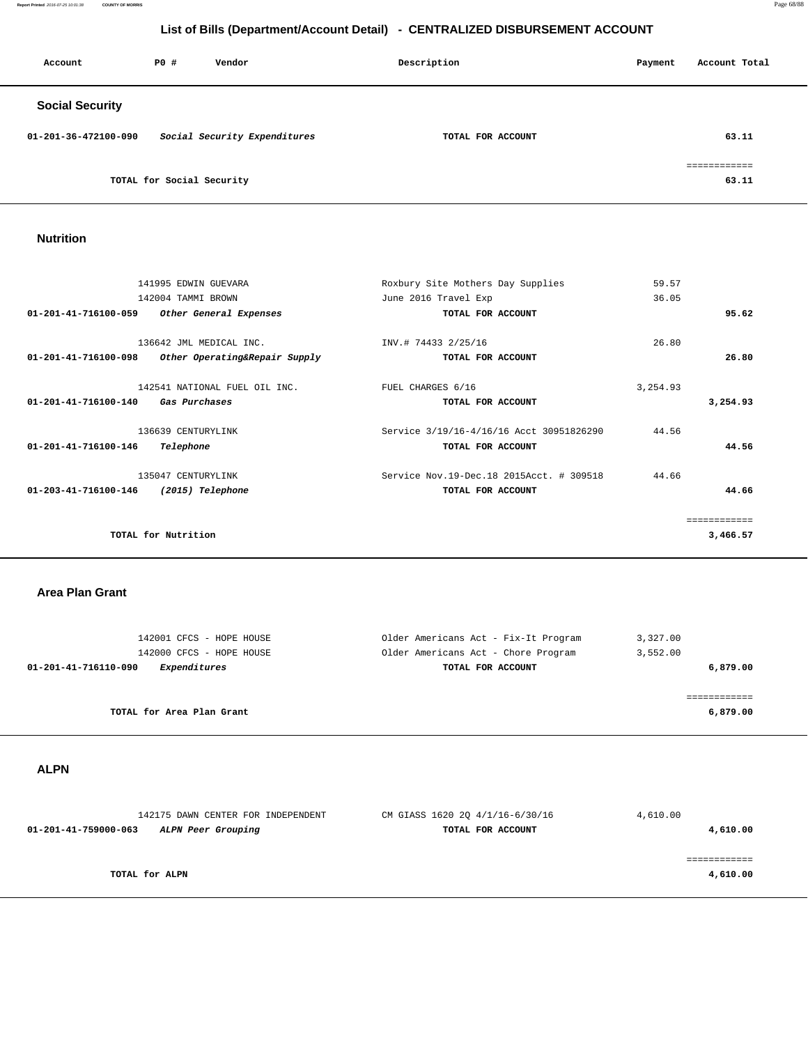# List of Bills (Department/Account Detail) - CENTRALIZED DISBURSEMENT ACCOUNT

| Account | PO # | Vendor | Description | Payment | Account Total |
|---|---|---|---|---|---|

## Social Security

| Account | PO # | Vendor | Description | Payment | Account Total |
|---|---|---|---|---|---|
| 01-201-36-472100-090 | | *Social Security Expenditures* | TOTAL FOR ACCOUNT | | 63.11 |
| | | | | | ============ |
| | | TOTAL for Social Security | | | 63.11 |

## Nutrition

| Account | PO # | Vendor | Description | Payment | Account Total |
|---|---|---|---|---|---|
| | 141995 | EDWIN GUEVARA | Roxbury Site Mothers Day Supplies | 59.57 | |
| | 142004 | TAMMI BROWN | June 2016 Travel Exp | 36.05 | |
| 01-201-41-716100-059 | | *Other General Expenses* | TOTAL FOR ACCOUNT | | 95.62 |
| | 136642 | JML MEDICAL INC. | INV.# 74433 2/25/16 | 26.80 | |
| 01-201-41-716100-098 | | *Other Operating&Repair Supply* | TOTAL FOR ACCOUNT | | 26.80 |
| | 142541 | NATIONAL FUEL OIL INC. | FUEL CHARGES 6/16 | 3,254.93 | |
| 01-201-41-716100-140 | | *Gas Purchases* | TOTAL FOR ACCOUNT | | 3,254.93 |
| | 136639 | CENTURYLINK | Service 3/19/16-4/16/16 Acct 30951826290 | 44.56 | |
| 01-201-41-716100-146 | | *Telephone* | TOTAL FOR ACCOUNT | | 44.56 |
| | 135047 | CENTURYLINK | Service Nov.19-Dec.18 2015Acct. # 309518 | 44.66 | |
| 01-203-41-716100-146 | | *(2015) Telephone* | TOTAL FOR ACCOUNT | | 44.66 |
| | | | | | ============ |
| | | TOTAL for Nutrition | | | 3,466.57 |

## Area Plan Grant

| Account | PO # | Vendor | Description | Payment | Account Total |
|---|---|---|---|---|---|
| | 142001 | CFCS - HOPE HOUSE | Older Americans Act - Fix-It Program | 3,327.00 | |
| | 142000 | CFCS - HOPE HOUSE | Older Americans Act - Chore Program | 3,552.00 | |
| 01-201-41-716110-090 | | *Expenditures* | TOTAL FOR ACCOUNT | | 6,879.00 |
| | | | | | ============ |
| | | TOTAL for Area Plan Grant | | | 6,879.00 |

## ALPN

| Account | PO # | Vendor | Description | Payment | Account Total |
|---|---|---|---|---|---|
| | 142175 | DAWN CENTER FOR INDEPENDENT | CM GIASS 1620 2Q 4/1/16-6/30/16 | 4,610.00 | |
| 01-201-41-759000-063 | | *ALPN Peer Grouping* | TOTAL FOR ACCOUNT | | 4,610.00 |
| | | | | | ============ |
| | | TOTAL for ALPN | | | 4,610.00 |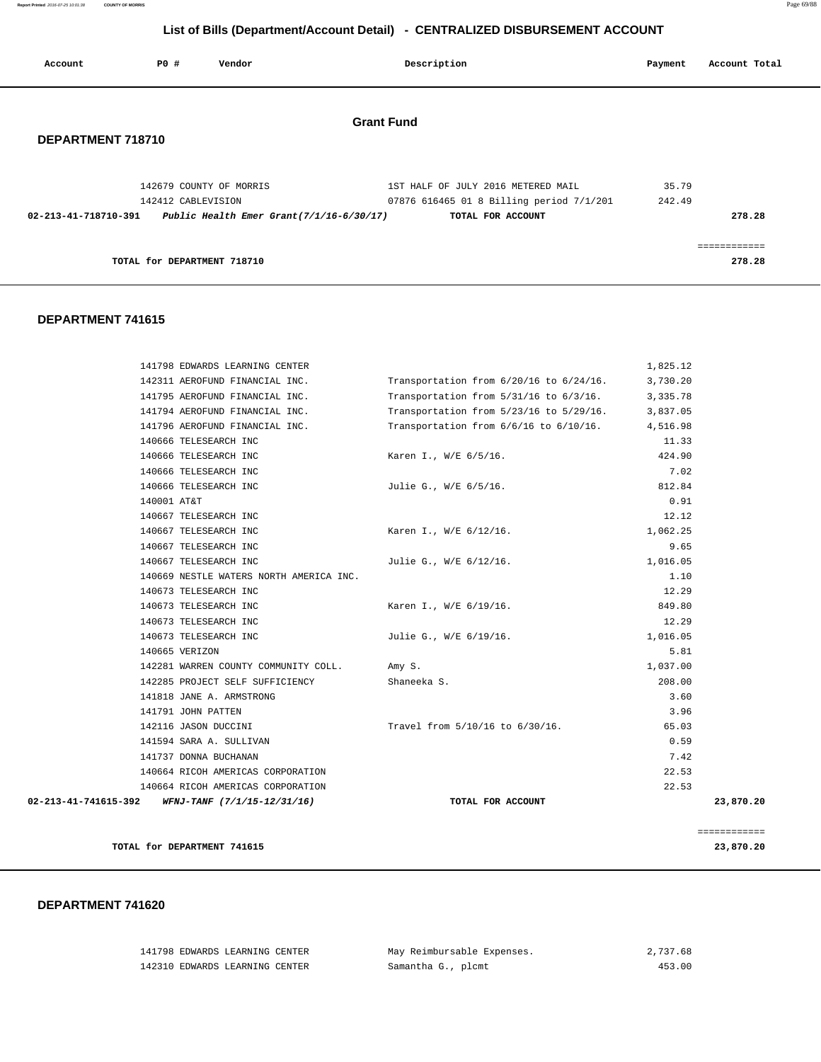## List of Bills (Department/Account Detail) - CENTRALIZED DISBURSEMENT ACCOUNT

### Grant Fund

**DEPARTMENT 718710**

| Account | PO # | Vendor | Description | Payment | Account Total |
|---|---|---|---|---|---|
| | 142679 | COUNTY OF MORRIS | 1ST HALF OF JULY 2016 METERED MAIL | 35.79 | |
| | 142412 | CABLEVISION | 07876 616465 01 8 Billing period 7/1/201 | 242.49 | |
| **02-213-41-718710-391** | | ***Public Health Emer Grant(7/1/16-6/30/17)*** | **TOTAL FOR ACCOUNT** | | **278.28** |

**TOTAL for DEPARTMENT 718710** — **278.28**

**DEPARTMENT 741615**

| Account | PO # | Vendor | Description | Payment | Account Total |
|---|---|---|---|---|---|
| | 141798 | EDWARDS LEARNING CENTER | | 1,825.12 | |
| | 142311 | AEROFUND FINANCIAL INC. | Transportation from 6/20/16 to 6/24/16. | 3,730.20 | |
| | 141795 | AEROFUND FINANCIAL INC. | Transportation from 5/31/16 to 6/3/16. | 3,335.78 | |
| | 141794 | AEROFUND FINANCIAL INC. | Transportation from 5/23/16 to 5/29/16. | 3,837.05 | |
| | 141796 | AEROFUND FINANCIAL INC. | Transportation from 6/6/16 to 6/10/16. | 4,516.98 | |
| | 140666 | TELESEARCH INC | | 11.33 | |
| | 140666 | TELESEARCH INC | Karen I., W/E 6/5/16. | 424.90 | |
| | 140666 | TELESEARCH INC | | 7.02 | |
| | 140666 | TELESEARCH INC | Julie G., W/E 6/5/16. | 812.84 | |
| | 140001 | AT&T | | 0.91 | |
| | 140667 | TELESEARCH INC | | 12.12 | |
| | 140667 | TELESEARCH INC | Karen I., W/E 6/12/16. | 1,062.25 | |
| | 140667 | TELESEARCH INC | | 9.65 | |
| | 140667 | TELESEARCH INC | Julie G., W/E 6/12/16. | 1,016.05 | |
| | 140669 | NESTLE WATERS NORTH AMERICA INC. | | 1.10 | |
| | 140673 | TELESEARCH INC | | 12.29 | |
| | 140673 | TELESEARCH INC | Karen I., W/E 6/19/16. | 849.80 | |
| | 140673 | TELESEARCH INC | | 12.29 | |
| | 140673 | TELESEARCH INC | Julie G., W/E 6/19/16. | 1,016.05 | |
| | 140665 | VERIZON | | 5.81 | |
| | 142281 | WARREN COUNTY COMMUNITY COLL. | Amy S. | 1,037.00 | |
| | 142285 | PROJECT SELF SUFFICIENCY | Shaneeka S. | 208.00 | |
| | 141818 | JANE A. ARMSTRONG | | 3.60 | |
| | 141791 | JOHN PATTEN | | 3.96 | |
| | 142116 | JASON DUCCINI | Travel from 5/10/16 to 6/30/16. | 65.03 | |
| | 141594 | SARA A. SULLIVAN | | 0.59 | |
| | 141737 | DONNA BUCHANAN | | 7.42 | |
| | 140664 | RICOH AMERICAS CORPORATION | | 22.53 | |
| | 140664 | RICOH AMERICAS CORPORATION | | 22.53 | |
| **02-213-41-741615-392** | | ***WFNJ-TANF (7/1/15-12/31/16)*** | **TOTAL FOR ACCOUNT** | | **23,870.20** |

**TOTAL for DEPARTMENT 741615** — **23,870.20**

**DEPARTMENT 741620**

| Account | PO # | Vendor | Description | Payment | Account Total |
|---|---|---|---|---|---|
| | 141798 | EDWARDS LEARNING CENTER | May Reimbursable Expenses. | 2,737.68 | |
| | 142310 | EDWARDS LEARNING CENTER | Samantha G., plcmt | 453.00 | |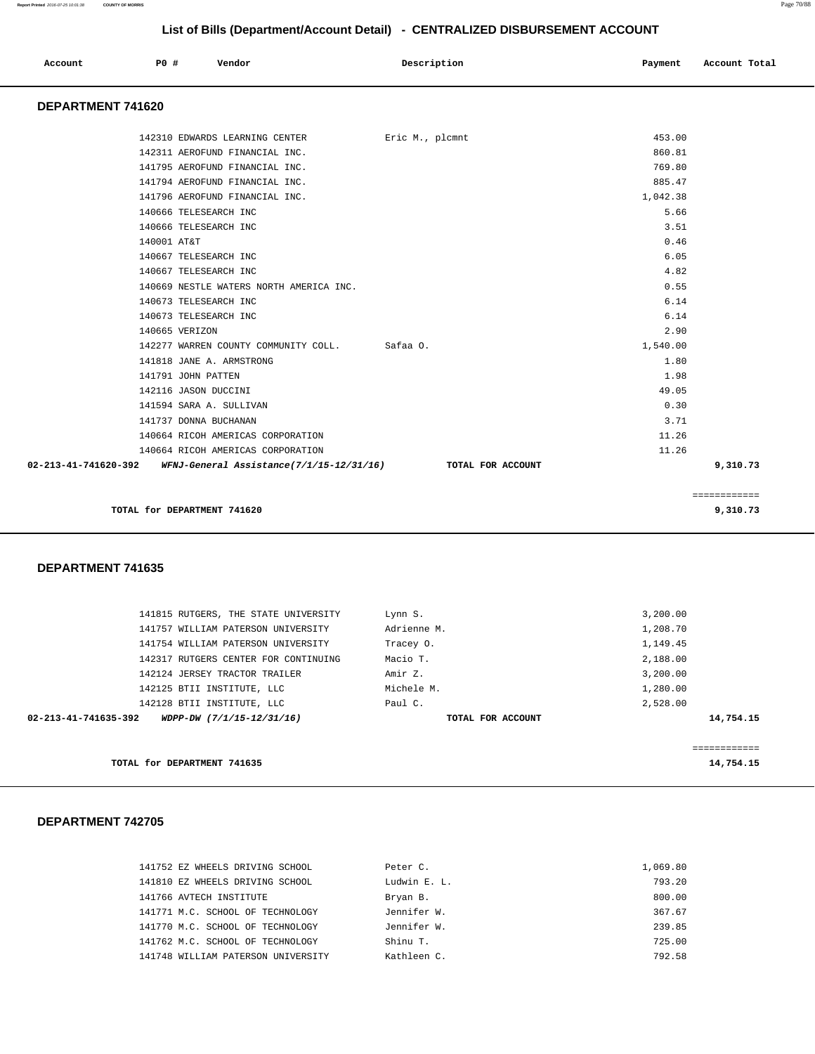## List of Bills (Department/Account Detail) - CENTRALIZED DISBURSEMENT ACCOUNT

| Account | PO # | Vendor | Description | Payment | Account Total |
|---|---|---|---|---|---|

### DEPARTMENT 741620

| Account | PO # | Vendor | Description | Payment | Account Total |
|---|---|---|---|---|---|
| | 142310 | EDWARDS LEARNING CENTER | Eric M., plcmnt | 453.00 | |
| | 142311 | AEROFUND FINANCIAL INC. | | 860.81 | |
| | 141795 | AEROFUND FINANCIAL INC. | | 769.80 | |
| | 141794 | AEROFUND FINANCIAL INC. | | 885.47 | |
| | 141796 | AEROFUND FINANCIAL INC. | | 1,042.38 | |
| | 140666 | TELESEARCH INC | | 5.66 | |
| | 140666 | TELESEARCH INC | | 3.51 | |
| | 140001 | AT&T | | 0.46 | |
| | 140667 | TELESEARCH INC | | 6.05 | |
| | 140667 | TELESEARCH INC | | 4.82 | |
| | 140669 | NESTLE WATERS NORTH AMERICA INC. | | 0.55 | |
| | 140673 | TELESEARCH INC | | 6.14 | |
| | 140673 | TELESEARCH INC | | 6.14 | |
| | 140665 | VERIZON | | 2.90 | |
| | 142277 | WARREN COUNTY COMMUNITY COLL. | Safaa O. | 1,540.00 | |
| | 141818 | JANE A. ARMSTRONG | | 1.80 | |
| | 141791 | JOHN PATTEN | | 1.98 | |
| | 142116 | JASON DUCCINI | | 49.05 | |
| | 141594 | SARA A. SULLIVAN | | 0.30 | |
| | 141737 | DONNA BUCHANAN | | 3.71 | |
| | 140664 | RICOH AMERICAS CORPORATION | | 11.26 | |
| | 140664 | RICOH AMERICAS CORPORATION | | 11.26 | |
| **02-213-41-741620-392** | | ***WFNJ-General Assistance(7/1/15-12/31/16)*** | **TOTAL FOR ACCOUNT** | | **9,310.73** |

**TOTAL for DEPARTMENT 741620** — **9,310.73**

### DEPARTMENT 741635

| Account | PO # | Vendor | Description | Payment | Account Total |
|---|---|---|---|---|---|
| | 141815 | RUTGERS, THE STATE UNIVERSITY | Lynn S. | 3,200.00 | |
| | 141757 | WILLIAM PATERSON UNIVERSITY | Adrienne M. | 1,208.70 | |
| | 141754 | WILLIAM PATERSON UNIVERSITY | Tracey O. | 1,149.45 | |
| | 142317 | RUTGERS CENTER FOR CONTINUING | Macio T. | 2,188.00 | |
| | 142124 | JERSEY TRACTOR TRAILER | Amir Z. | 3,200.00 | |
| | 142125 | BTII INSTITUTE, LLC | Michele M. | 1,280.00 | |
| | 142128 | BTII INSTITUTE, LLC | Paul C. | 2,528.00 | |
| **02-213-41-741635-392** | | ***WDPP-DW (7/1/15-12/31/16)*** | **TOTAL FOR ACCOUNT** | | **14,754.15** |

**TOTAL for DEPARTMENT 741635** — **14,754.15**

### DEPARTMENT 742705

| Account | PO # | Vendor | Description | Payment | Account Total |
|---|---|---|---|---|---|
| | 141752 | EZ WHEELS DRIVING SCHOOL | Peter C. | 1,069.80 | |
| | 141810 | EZ WHEELS DRIVING SCHOOL | Ludwin E. L. | 793.20 | |
| | 141766 | AVTECH INSTITUTE | Bryan B. | 800.00 | |
| | 141771 | M.C. SCHOOL OF TECHNOLOGY | Jennifer W. | 367.67 | |
| | 141770 | M.C. SCHOOL OF TECHNOLOGY | Jennifer W. | 239.85 | |
| | 141762 | M.C. SCHOOL OF TECHNOLOGY | Shinu T. | 725.00 | |
| | 141748 | WILLIAM PATERSON UNIVERSITY | Kathleen C. | 792.58 | |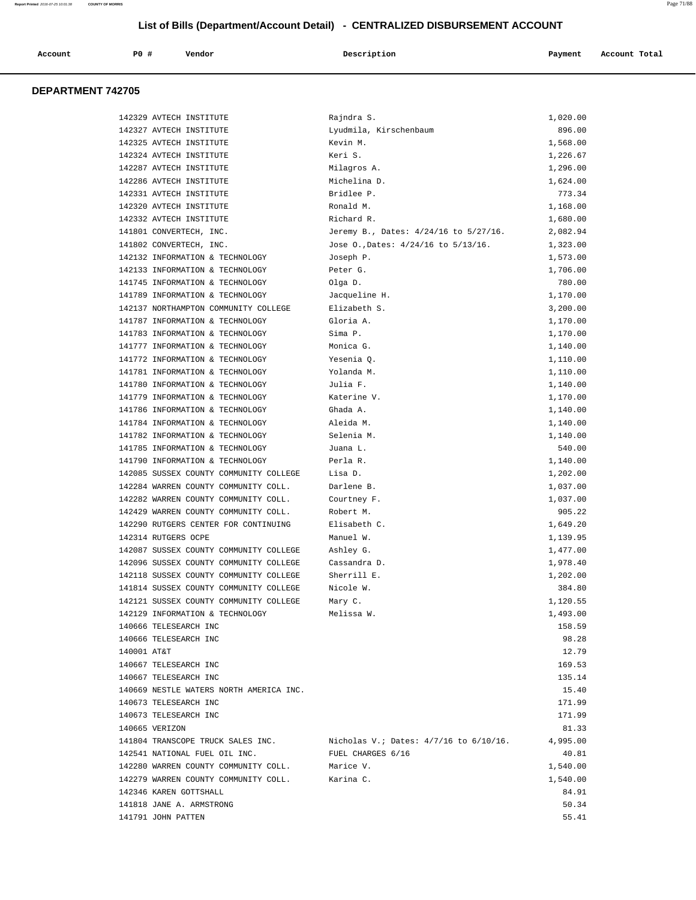# List of Bills (Department/Account Detail) - CENTRALIZED DISBURSEMENT ACCOUNT

## DEPARTMENT 742705

| Account | PO # | Vendor | Description | Payment | Account Total |
|---|---|---|---|---|---|
| | 142329 | AVTECH INSTITUTE | Rajndra S. | 1,020.00 | |
| | 142327 | AVTECH INSTITUTE | Lyudmila, Kirschenbaum | 896.00 | |
| | 142325 | AVTECH INSTITUTE | Kevin M. | 1,568.00 | |
| | 142324 | AVTECH INSTITUTE | Keri S. | 1,226.67 | |
| | 142287 | AVTECH INSTITUTE | Milagros A. | 1,296.00 | |
| | 142286 | AVTECH INSTITUTE | Michelina D. | 1,624.00 | |
| | 142331 | AVTECH INSTITUTE | Bridlee P. | 773.34 | |
| | 142320 | AVTECH INSTITUTE | Ronald M. | 1,168.00 | |
| | 142332 | AVTECH INSTITUTE | Richard R. | 1,680.00 | |
| | 141801 | CONVERTECH, INC. | Jeremy B., Dates: 4/24/16 to 5/27/16. | 2,082.94 | |
| | 141802 | CONVERTECH, INC. | Jose O.,Dates: 4/24/16 to 5/13/16. | 1,323.00 | |
| | 142132 | INFORMATION & TECHNOLOGY | Joseph P. | 1,573.00 | |
| | 142133 | INFORMATION & TECHNOLOGY | Peter G. | 1,706.00 | |
| | 141745 | INFORMATION & TECHNOLOGY | Olga D. | 780.00 | |
| | 141789 | INFORMATION & TECHNOLOGY | Jacqueline H. | 1,170.00 | |
| | 142137 | NORTHAMPTON COMMUNITY COLLEGE | Elizabeth S. | 3,200.00 | |
| | 141787 | INFORMATION & TECHNOLOGY | Gloria A. | 1,170.00 | |
| | 141783 | INFORMATION & TECHNOLOGY | Sima P. | 1,170.00 | |
| | 141777 | INFORMATION & TECHNOLOGY | Monica G. | 1,140.00 | |
| | 141772 | INFORMATION & TECHNOLOGY | Yesenia Q. | 1,110.00 | |
| | 141781 | INFORMATION & TECHNOLOGY | Yolanda M. | 1,110.00 | |
| | 141780 | INFORMATION & TECHNOLOGY | Julia F. | 1,140.00 | |
| | 141779 | INFORMATION & TECHNOLOGY | Katerine V. | 1,170.00 | |
| | 141786 | INFORMATION & TECHNOLOGY | Ghada A. | 1,140.00 | |
| | 141784 | INFORMATION & TECHNOLOGY | Aleida M. | 1,140.00 | |
| | 141782 | INFORMATION & TECHNOLOGY | Selenia M. | 1,140.00 | |
| | 141785 | INFORMATION & TECHNOLOGY | Juana L. | 540.00 | |
| | 141790 | INFORMATION & TECHNOLOGY | Perla R. | 1,140.00 | |
| | 142085 | SUSSEX COUNTY COMMUNITY COLLEGE | Lisa D. | 1,202.00 | |
| | 142284 | WARREN COUNTY COMMUNITY COLL. | Darlene B. | 1,037.00 | |
| | 142282 | WARREN COUNTY COMMUNITY COLL. | Courtney F. | 1,037.00 | |
| | 142429 | WARREN COUNTY COMMUNITY COLL. | Robert M. | 905.22 | |
| | 142290 | RUTGERS CENTER FOR CONTINUING | Elisabeth C. | 1,649.20 | |
| | 142314 | RUTGERS OCPE | Manuel W. | 1,139.95 | |
| | 142087 | SUSSEX COUNTY COMMUNITY COLLEGE | Ashley G. | 1,477.00 | |
| | 142096 | SUSSEX COUNTY COMMUNITY COLLEGE | Cassandra D. | 1,978.40 | |
| | 142118 | SUSSEX COUNTY COMMUNITY COLLEGE | Sherrill E. | 1,202.00 | |
| | 141814 | SUSSEX COUNTY COMMUNITY COLLEGE | Nicole W. | 384.80 | |
| | 142121 | SUSSEX COUNTY COMMUNITY COLLEGE | Mary C. | 1,120.55 | |
| | 142129 | INFORMATION & TECHNOLOGY | Melissa W. | 1,493.00 | |
| | 140666 | TELESEARCH INC | | 158.59 | |
| | 140666 | TELESEARCH INC | | 98.28 | |
| | 140001 | AT&T | | 12.79 | |
| | 140667 | TELESEARCH INC | | 169.53 | |
| | 140667 | TELESEARCH INC | | 135.14 | |
| | 140669 | NESTLE WATERS NORTH AMERICA INC. | | 15.40 | |
| | 140673 | TELESEARCH INC | | 171.99 | |
| | 140673 | TELESEARCH INC | | 171.99 | |
| | 140665 | VERIZON | | 81.33 | |
| | 141804 | TRANSCOPE TRUCK SALES INC. | Nicholas V.; Dates: 4/7/16 to 6/10/16. | 4,995.00 | |
| | 142541 | NATIONAL FUEL OIL INC. | FUEL CHARGES 6/16 | 40.81 | |
| | 142280 | WARREN COUNTY COMMUNITY COLL. | Marice V. | 1,540.00 | |
| | 142279 | WARREN COUNTY COMMUNITY COLL. | Karina C. | 1,540.00 | |
| | 142346 | KAREN GOTTSHALL | | 84.91 | |
| | 141818 | JANE A. ARMSTRONG | | 50.34 | |
| | 141791 | JOHN PATTEN | | 55.41 | |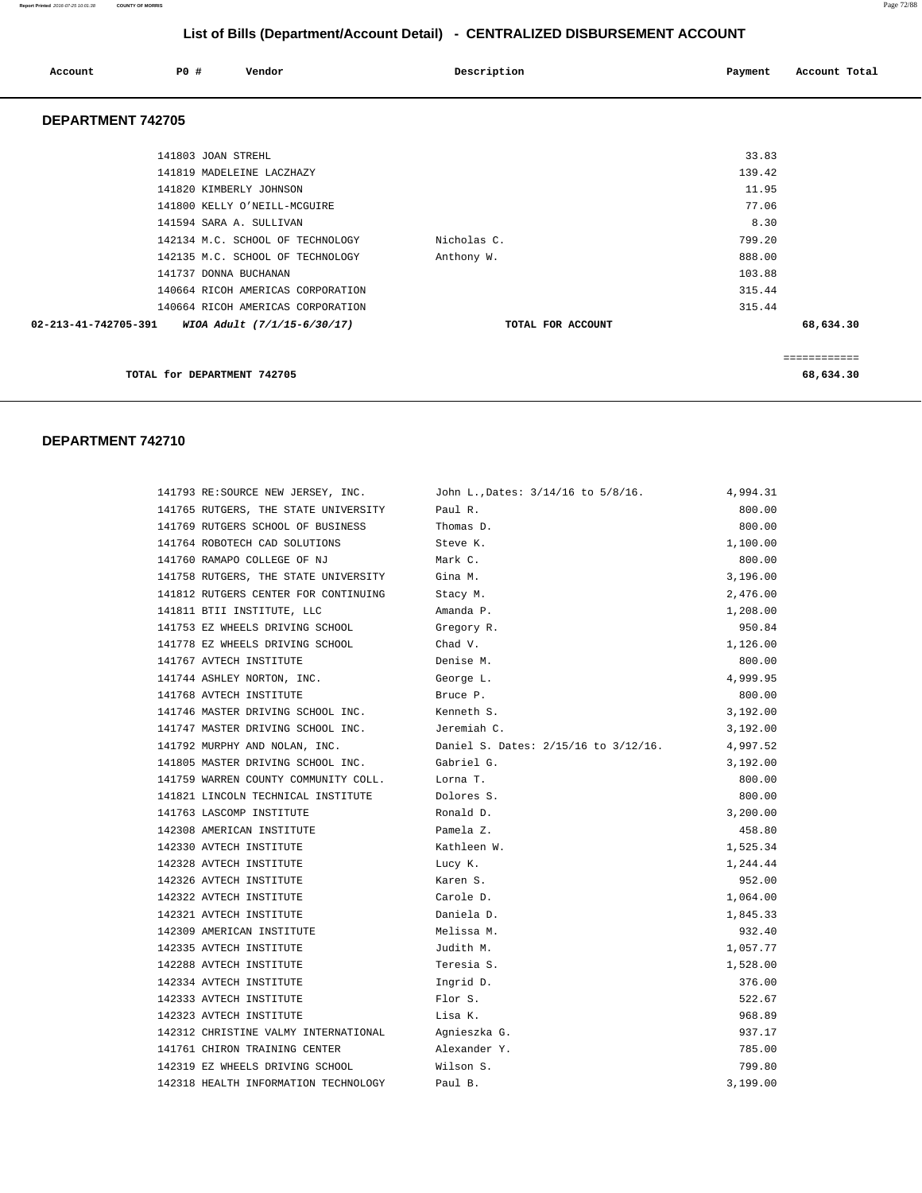## List of Bills (Department/Account Detail) - CENTRALIZED DISBURSEMENT ACCOUNT

| Account | PO # | Vendor | Description | Payment | Account Total |
|---|---|---|---|---|---|

### DEPARTMENT 742705

| Account | PO # | Vendor | Description | Payment | Account Total |
|---|---|---|---|---|---|
| | 141803 | JOAN STREHL | | 33.83 | |
| | 141819 | MADELEINE LACZHAZY | | 139.42 | |
| | 141820 | KIMBERLY JOHNSON | | 11.95 | |
| | 141800 | KELLY O'NEILL-MCGUIRE | | 77.06 | |
| | 141594 | SARA A. SULLIVAN | | 8.30 | |
| | 142134 | M.C. SCHOOL OF TECHNOLOGY | Nicholas C. | 799.20 | |
| | 142135 | M.C. SCHOOL OF TECHNOLOGY | Anthony W. | 888.00 | |
| | 141737 | DONNA BUCHANAN | | 103.88 | |
| | 140664 | RICOH AMERICAS CORPORATION | | 315.44 | |
| | 140664 | RICOH AMERICAS CORPORATION | | 315.44 | |
| **02-213-41-742705-391** | | ***WIOA Adult (7/1/15-6/30/17)*** | **TOTAL FOR ACCOUNT** | | **68,634.30** |

============

**TOTAL for DEPARTMENT 742705** **68,634.30**

### DEPARTMENT 742710

| Account | PO # | Vendor | Description | Payment | Account Total |
|---|---|---|---|---|---|
| | 141793 | RE:SOURCE NEW JERSEY, INC. | John L.,Dates: 3/14/16 to 5/8/16. | 4,994.31 | |
| | 141765 | RUTGERS, THE STATE UNIVERSITY | Paul R. | 800.00 | |
| | 141769 | RUTGERS SCHOOL OF BUSINESS | Thomas D. | 800.00 | |
| | 141764 | ROBOTECH CAD SOLUTIONS | Steve K. | 1,100.00 | |
| | 141760 | RAMAPO COLLEGE OF NJ | Mark C. | 800.00 | |
| | 141758 | RUTGERS, THE STATE UNIVERSITY | Gina M. | 3,196.00 | |
| | 141812 | RUTGERS CENTER FOR CONTINUING | Stacy M. | 2,476.00 | |
| | 141811 | BTII INSTITUTE, LLC | Amanda P. | 1,208.00 | |
| | 141753 | EZ WHEELS DRIVING SCHOOL | Gregory R. | 950.84 | |
| | 141778 | EZ WHEELS DRIVING SCHOOL | Chad V. | 1,126.00 | |
| | 141767 | AVTECH INSTITUTE | Denise M. | 800.00 | |
| | 141744 | ASHLEY NORTON, INC. | George L. | 4,999.95 | |
| | 141768 | AVTECH INSTITUTE | Bruce P. | 800.00 | |
| | 141746 | MASTER DRIVING SCHOOL INC. | Kenneth S. | 3,192.00 | |
| | 141747 | MASTER DRIVING SCHOOL INC. | Jeremiah C. | 3,192.00 | |
| | 141792 | MURPHY AND NOLAN, INC. | Daniel S. Dates: 2/15/16 to 3/12/16. | 4,997.52 | |
| | 141805 | MASTER DRIVING SCHOOL INC. | Gabriel G. | 3,192.00 | |
| | 141759 | WARREN COUNTY COMMUNITY COLL. | Lorna T. | 800.00 | |
| | 141821 | LINCOLN TECHNICAL INSTITUTE | Dolores S. | 800.00 | |
| | 141763 | LASCOMP INSTITUTE | Ronald D. | 3,200.00 | |
| | 142308 | AMERICAN INSTITUTE | Pamela Z. | 458.80 | |
| | 142330 | AVTECH INSTITUTE | Kathleen W. | 1,525.34 | |
| | 142328 | AVTECH INSTITUTE | Lucy K. | 1,244.44 | |
| | 142326 | AVTECH INSTITUTE | Karen S. | 952.00 | |
| | 142322 | AVTECH INSTITUTE | Carole D. | 1,064.00 | |
| | 142321 | AVTECH INSTITUTE | Daniela D. | 1,845.33 | |
| | 142309 | AMERICAN INSTITUTE | Melissa M. | 932.40 | |
| | 142335 | AVTECH INSTITUTE | Judith M. | 1,057.77 | |
| | 142288 | AVTECH INSTITUTE | Teresia S. | 1,528.00 | |
| | 142334 | AVTECH INSTITUTE | Ingrid D. | 376.00 | |
| | 142333 | AVTECH INSTITUTE | Flor S. | 522.67 | |
| | 142323 | AVTECH INSTITUTE | Lisa K. | 968.89 | |
| | 142312 | CHRISTINE VALMY INTERNATIONAL | Agnieszka G. | 937.17 | |
| | 141761 | CHIRON TRAINING CENTER | Alexander Y. | 785.00 | |
| | 142319 | EZ WHEELS DRIVING SCHOOL | Wilson S. | 799.80 | |
| | 142318 | HEALTH INFORMATION TECHNOLOGY | Paul B. | 3,199.00 | |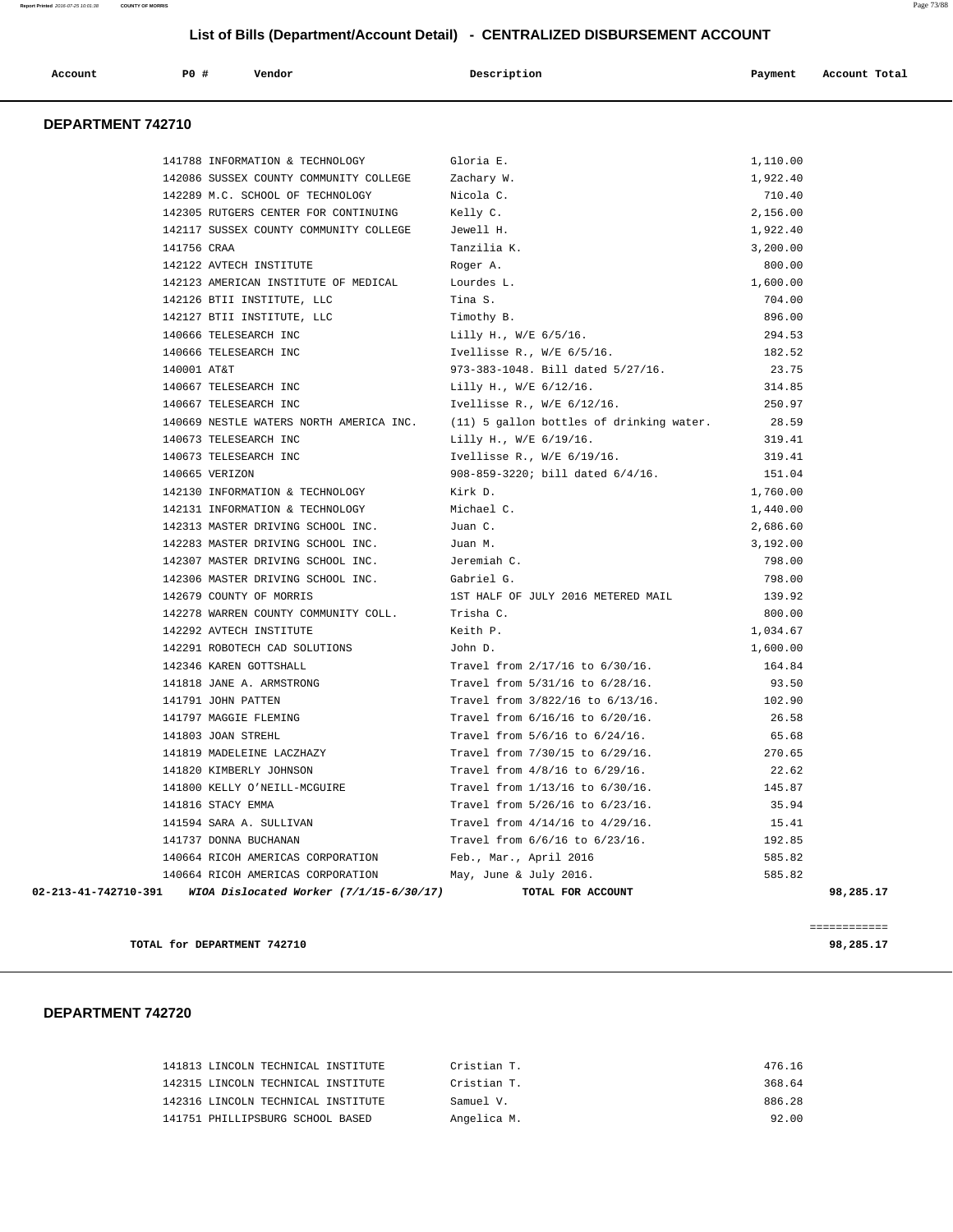## List of Bills (Department/Account Detail) - CENTRALIZED DISBURSEMENT ACCOUNT

| Account | PO # | Vendor | Description | Payment | Account Total |
|---|---|---|---|---|---|

### DEPARTMENT 742710

| Account | PO # | Vendor | Description | Payment | Account Total |
|---|---|---|---|---|---|
| | 141788 | INFORMATION & TECHNOLOGY | Gloria E. | 1,110.00 | |
| | 142086 | SUSSEX COUNTY COMMUNITY COLLEGE | Zachary W. | 1,922.40 | |
| | 142289 | M.C. SCHOOL OF TECHNOLOGY | Nicola C. | 710.40 | |
| | 142305 | RUTGERS CENTER FOR CONTINUING | Kelly C. | 2,156.00 | |
| | 142117 | SUSSEX COUNTY COMMUNITY COLLEGE | Jewell H. | 1,922.40 | |
| | 141756 | CRAA | Tanzilia K. | 3,200.00 | |
| | 142122 | AVTECH INSTITUTE | Roger A. | 800.00 | |
| | 142123 | AMERICAN INSTITUTE OF MEDICAL | Lourdes L. | 1,600.00 | |
| | 142126 | BTII INSTITUTE, LLC | Tina S. | 704.00 | |
| | 142127 | BTII INSTITUTE, LLC | Timothy B. | 896.00 | |
| | 140666 | TELESEARCH INC | Lilly H., W/E 6/5/16. | 294.53 | |
| | 140666 | TELESEARCH INC | Ivellisse R., W/E 6/5/16. | 182.52 | |
| | 140001 | AT&T | 973-383-1048. Bill dated 5/27/16. | 23.75 | |
| | 140667 | TELESEARCH INC | Lilly H., W/E 6/12/16. | 314.85 | |
| | 140667 | TELESEARCH INC | Ivellisse R., W/E 6/12/16. | 250.97 | |
| | 140669 | NESTLE WATERS NORTH AMERICA INC. | (11) 5 gallon bottles of drinking water. | 28.59 | |
| | 140673 | TELESEARCH INC | Lilly H., W/E 6/19/16. | 319.41 | |
| | 140673 | TELESEARCH INC | Ivellisse R., W/E 6/19/16. | 319.41 | |
| | 140665 | VERIZON | 908-859-3220; bill dated 6/4/16. | 151.04 | |
| | 142130 | INFORMATION & TECHNOLOGY | Kirk D. | 1,760.00 | |
| | 142131 | INFORMATION & TECHNOLOGY | Michael C. | 1,440.00 | |
| | 142313 | MASTER DRIVING SCHOOL INC. | Juan C. | 2,686.60 | |
| | 142283 | MASTER DRIVING SCHOOL INC. | Juan M. | 3,192.00 | |
| | 142307 | MASTER DRIVING SCHOOL INC. | Jeremiah C. | 798.00 | |
| | 142306 | MASTER DRIVING SCHOOL INC. | Gabriel G. | 798.00 | |
| | 142679 | COUNTY OF MORRIS | 1ST HALF OF JULY 2016 METERED MAIL | 139.92 | |
| | 142278 | WARREN COUNTY COMMUNITY COLL. | Trisha C. | 800.00 | |
| | 142292 | AVTECH INSTITUTE | Keith P. | 1,034.67 | |
| | 142291 | ROBOTECH CAD SOLUTIONS | John D. | 1,600.00 | |
| | 142346 | KAREN GOTTSHALL | Travel from 2/17/16 to 6/30/16. | 164.84 | |
| | 141818 | JANE A. ARMSTRONG | Travel from 5/31/16 to 6/28/16. | 93.50 | |
| | 141791 | JOHN PATTEN | Travel from 3/822/16 to 6/13/16. | 102.90 | |
| | 141797 | MAGGIE FLEMING | Travel from 6/16/16 to 6/20/16. | 26.58 | |
| | 141803 | JOAN STREHL | Travel from 5/6/16 to 6/24/16. | 65.68 | |
| | 141819 | MADELEINE LACZHAZY | Travel from 7/30/15 to 6/29/16. | 270.65 | |
| | 141820 | KIMBERLY JOHNSON | Travel from 4/8/16 to 6/29/16. | 22.62 | |
| | 141800 | KELLY O'NEILL-MCGUIRE | Travel from 1/13/16 to 6/30/16. | 145.87 | |
| | 141816 | STACY EMMA | Travel from 5/26/16 to 6/23/16. | 35.94 | |
| | 141594 | SARA A. SULLIVAN | Travel from 4/14/16 to 4/29/16. | 15.41 | |
| | 141737 | DONNA BUCHANAN | Travel from 6/6/16 to 6/23/16. | 192.85 | |
| | 140664 | RICOH AMERICAS CORPORATION | Feb., Mar., April 2016 | 585.82 | |
| | 140664 | RICOH AMERICAS CORPORATION | May, June & July 2016. | 585.82 | |
| **02-213-41-742710-391** | | ***WIOA Dislocated Worker (7/1/15-6/30/17)*** | **TOTAL FOR ACCOUNT** | | **98,285.17** |

**TOTAL for DEPARTMENT 742710** — **98,285.17**

### DEPARTMENT 742720

| Account | PO # | Vendor | Description | Payment | Account Total |
|---|---|---|---|---|---|
| | 141813 | LINCOLN TECHNICAL INSTITUTE | Cristian T. | 476.16 | |
| | 142315 | LINCOLN TECHNICAL INSTITUTE | Cristian T. | 368.64 | |
| | 142316 | LINCOLN TECHNICAL INSTITUTE | Samuel V. | 886.28 | |
| | 141751 | PHILLIPSBURG SCHOOL BASED | Angelica M. | 92.00 | |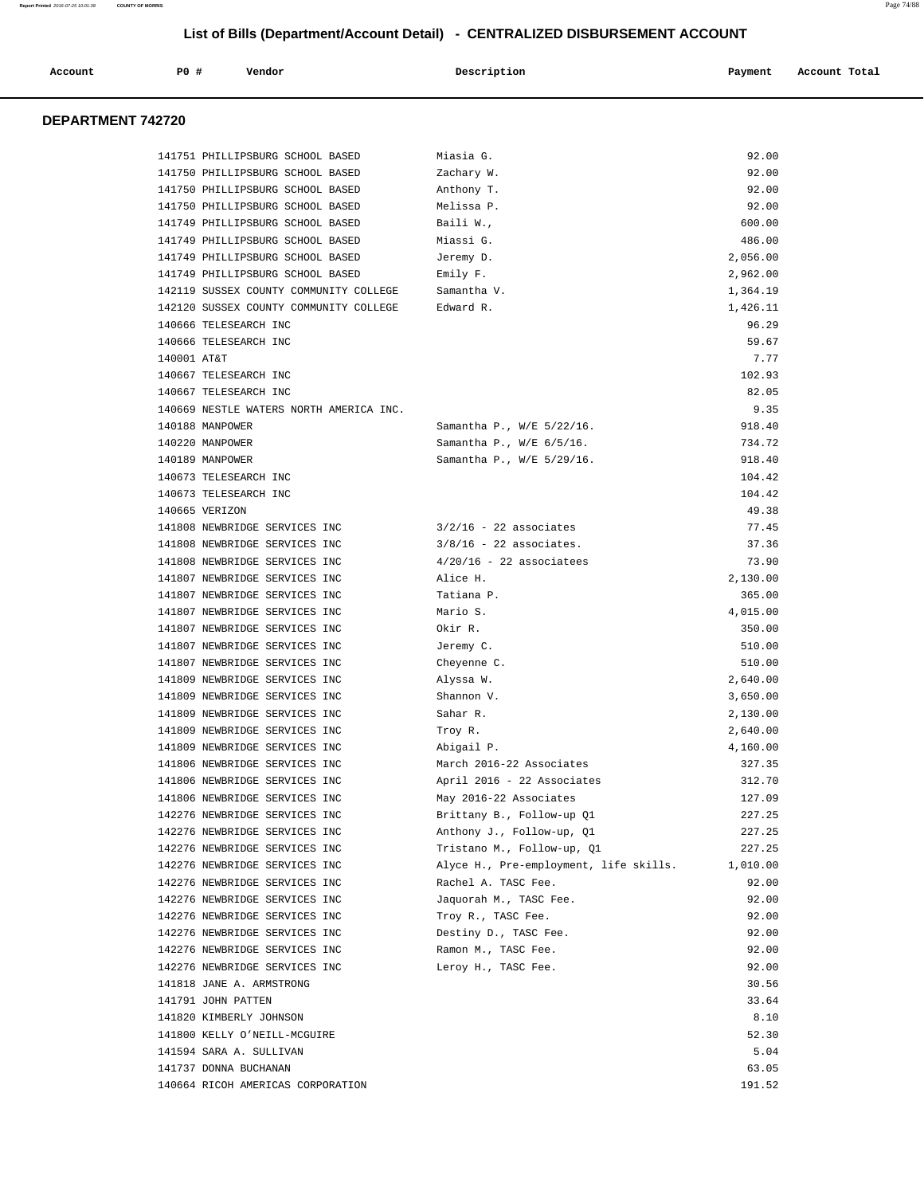# List of Bills (Department/Account Detail) - CENTRALIZED DISBURSEMENT ACCOUNT

## DEPARTMENT 742720

| Account | PO # | Vendor | Description | Payment | Account Total |
|---|---|---|---|---|---|
| | 141751 | PHILLIPSBURG SCHOOL BASED | Miasia G. | 92.00 | |
| | 141750 | PHILLIPSBURG SCHOOL BASED | Zachary W. | 92.00 | |
| | 141750 | PHILLIPSBURG SCHOOL BASED | Anthony T. | 92.00 | |
| | 141750 | PHILLIPSBURG SCHOOL BASED | Melissa P. | 92.00 | |
| | 141749 | PHILLIPSBURG SCHOOL BASED | Baili W., | 600.00 | |
| | 141749 | PHILLIPSBURG SCHOOL BASED | Miassi G. | 486.00 | |
| | 141749 | PHILLIPSBURG SCHOOL BASED | Jeremy D. | 2,056.00 | |
| | 141749 | PHILLIPSBURG SCHOOL BASED | Emily F. | 2,962.00 | |
| | 142119 | SUSSEX COUNTY COMMUNITY COLLEGE | Samantha V. | 1,364.19 | |
| | 142120 | SUSSEX COUNTY COMMUNITY COLLEGE | Edward R. | 1,426.11 | |
| | 140666 | TELESEARCH INC | | 96.29 | |
| | 140666 | TELESEARCH INC | | 59.67 | |
| | 140001 | AT&T | | 7.77 | |
| | 140667 | TELESEARCH INC | | 102.93 | |
| | 140667 | TELESEARCH INC | | 82.05 | |
| | 140669 | NESTLE WATERS NORTH AMERICA INC. | | 9.35 | |
| | 140188 | MANPOWER | Samantha P., W/E 5/22/16. | 918.40 | |
| | 140220 | MANPOWER | Samantha P., W/E 6/5/16. | 734.72 | |
| | 140189 | MANPOWER | Samantha P., W/E 5/29/16. | 918.40 | |
| | 140673 | TELESEARCH INC | | 104.42 | |
| | 140673 | TELESEARCH INC | | 104.42 | |
| | 140665 | VERIZON | | 49.38 | |
| | 141808 | NEWBRIDGE SERVICES INC | 3/2/16 - 22 associates | 77.45 | |
| | 141808 | NEWBRIDGE SERVICES INC | 3/8/16 - 22 associates. | 37.36 | |
| | 141808 | NEWBRIDGE SERVICES INC | 4/20/16 - 22 associatees | 73.90 | |
| | 141807 | NEWBRIDGE SERVICES INC | Alice H. | 2,130.00 | |
| | 141807 | NEWBRIDGE SERVICES INC | Tatiana P. | 365.00 | |
| | 141807 | NEWBRIDGE SERVICES INC | Mario S. | 4,015.00 | |
| | 141807 | NEWBRIDGE SERVICES INC | Okir R. | 350.00 | |
| | 141807 | NEWBRIDGE SERVICES INC | Jeremy C. | 510.00 | |
| | 141807 | NEWBRIDGE SERVICES INC | Cheyenne C. | 510.00 | |
| | 141809 | NEWBRIDGE SERVICES INC | Alyssa W. | 2,640.00 | |
| | 141809 | NEWBRIDGE SERVICES INC | Shannon V. | 3,650.00 | |
| | 141809 | NEWBRIDGE SERVICES INC | Sahar R. | 2,130.00 | |
| | 141809 | NEWBRIDGE SERVICES INC | Troy R. | 2,640.00 | |
| | 141809 | NEWBRIDGE SERVICES INC | Abigail P. | 4,160.00 | |
| | 141806 | NEWBRIDGE SERVICES INC | March 2016-22 Associates | 327.35 | |
| | 141806 | NEWBRIDGE SERVICES INC | April 2016 - 22 Associates | 312.70 | |
| | 141806 | NEWBRIDGE SERVICES INC | May 2016-22 Associates | 127.09 | |
| | 142276 | NEWBRIDGE SERVICES INC | Brittany B., Follow-up Q1 | 227.25 | |
| | 142276 | NEWBRIDGE SERVICES INC | Anthony J., Follow-up, Q1 | 227.25 | |
| | 142276 | NEWBRIDGE SERVICES INC | Tristano M., Follow-up, Q1 | 227.25 | |
| | 142276 | NEWBRIDGE SERVICES INC | Alyce H., Pre-employment, life skills. | 1,010.00 | |
| | 142276 | NEWBRIDGE SERVICES INC | Rachel A. TASC Fee. | 92.00 | |
| | 142276 | NEWBRIDGE SERVICES INC | Jaquorah M., TASC Fee. | 92.00 | |
| | 142276 | NEWBRIDGE SERVICES INC | Troy R., TASC Fee. | 92.00 | |
| | 142276 | NEWBRIDGE SERVICES INC | Destiny D., TASC Fee. | 92.00 | |
| | 142276 | NEWBRIDGE SERVICES INC | Ramon M., TASC Fee. | 92.00 | |
| | 142276 | NEWBRIDGE SERVICES INC | Leroy H., TASC Fee. | 92.00 | |
| | 141818 | JANE A. ARMSTRONG | | 30.56 | |
| | 141791 | JOHN PATTEN | | 33.64 | |
| | 141820 | KIMBERLY JOHNSON | | 8.10 | |
| | 141800 | KELLY O'NEILL-MCGUIRE | | 52.30 | |
| | 141594 | SARA A. SULLIVAN | | 5.04 | |
| | 141737 | DONNA BUCHANAN | | 63.05 | |
| | 140664 | RICOH AMERICAS CORPORATION | | 191.52 | |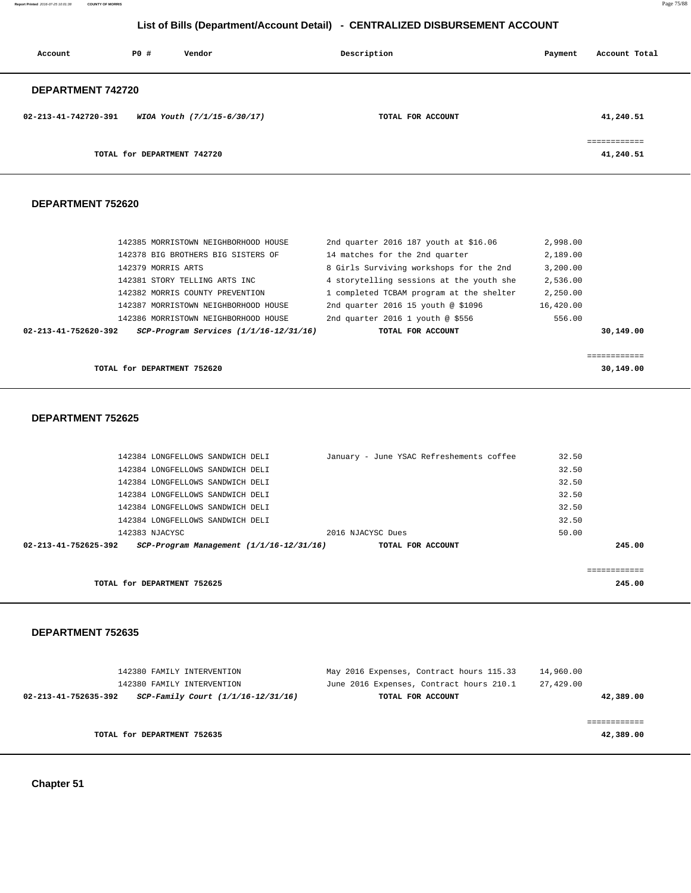## List of Bills (Department/Account Detail) - CENTRALIZED DISBURSEMENT ACCOUNT

| Account | PO # | Vendor | Description | Payment | Account Total |
|---|---|---|---|---|---|

### DEPARTMENT 742720

| Account | PO # | Vendor | Description | Payment | Account Total |
|---|---|---|---|---|---|
| **02-213-41-742720-391** | | ***WIOA Youth (7/1/15-6/30/17)*** | **TOTAL FOR ACCOUNT** | | **41,240.51** |
| | | | | | ============ |
| | | **TOTAL for DEPARTMENT 742720** | | | **41,240.51** |

### DEPARTMENT 752620

| Account | PO # | Vendor | Description | Payment | Account Total |
|---|---|---|---|---|---|
| | 142385 | MORRISTOWN NEIGHBORHOOD HOUSE | 2nd quarter 2016 187 youth at $16.06 | 2,998.00 | |
| | 142378 | BIG BROTHERS BIG SISTERS OF | 14 matches for the 2nd quarter | 2,189.00 | |
| | 142379 | MORRIS ARTS | 8 Girls Surviving workshops for the 2nd | 3,200.00 | |
| | 142381 | STORY TELLING ARTS INC | 4 storytelling sessions at the youth she | 2,536.00 | |
| | 142382 | MORRIS COUNTY PREVENTION | 1 completed TCBAM program at the shelter | 2,250.00 | |
| | 142387 | MORRISTOWN NEIGHBORHOOD HOUSE | 2nd quarter 2016 15 youth @ $1096 | 16,420.00 | |
| | 142386 | MORRISTOWN NEIGHBORHOOD HOUSE | 2nd quarter 2016 1 youth @ $556 | 556.00 | |
| **02-213-41-752620-392** | | ***SCP-Program Services (1/1/16-12/31/16)*** | **TOTAL FOR ACCOUNT** | | **30,149.00** |
| | | | | | ============ |
| | | **TOTAL for DEPARTMENT 752620** | | | **30,149.00** |

### DEPARTMENT 752625

| Account | PO # | Vendor | Description | Payment | Account Total |
|---|---|---|---|---|---|
| | 142384 | LONGFELLOWS SANDWICH DELI | January - June YSAC Refreshements coffee | 32.50 | |
| | 142384 | LONGFELLOWS SANDWICH DELI | | 32.50 | |
| | 142384 | LONGFELLOWS SANDWICH DELI | | 32.50 | |
| | 142384 | LONGFELLOWS SANDWICH DELI | | 32.50 | |
| | 142384 | LONGFELLOWS SANDWICH DELI | | 32.50 | |
| | 142384 | LONGFELLOWS SANDWICH DELI | | 32.50 | |
| | 142383 | NJACYSC | 2016 NJACYSC Dues | 50.00 | |
| **02-213-41-752625-392** | | ***SCP-Program Management (1/1/16-12/31/16)*** | **TOTAL FOR ACCOUNT** | | **245.00** |
| | | | | | ============ |
| | | **TOTAL for DEPARTMENT 752625** | | | **245.00** |

### DEPARTMENT 752635

| Account | PO # | Vendor | Description | Payment | Account Total |
|---|---|---|---|---|---|
| | 142380 | FAMILY INTERVENTION | May 2016 Expenses, Contract hours 115.33 | 14,960.00 | |
| | 142380 | FAMILY INTERVENTION | June 2016 Expenses, Contract hours 210.1 | 27,429.00 | |
| **02-213-41-752635-392** | | ***SCP-Family Court (1/1/16-12/31/16)*** | **TOTAL FOR ACCOUNT** | | **42,389.00** |
| | | | | | ============ |
| | | **TOTAL for DEPARTMENT 752635** | | | **42,389.00** |

**Chapter 51**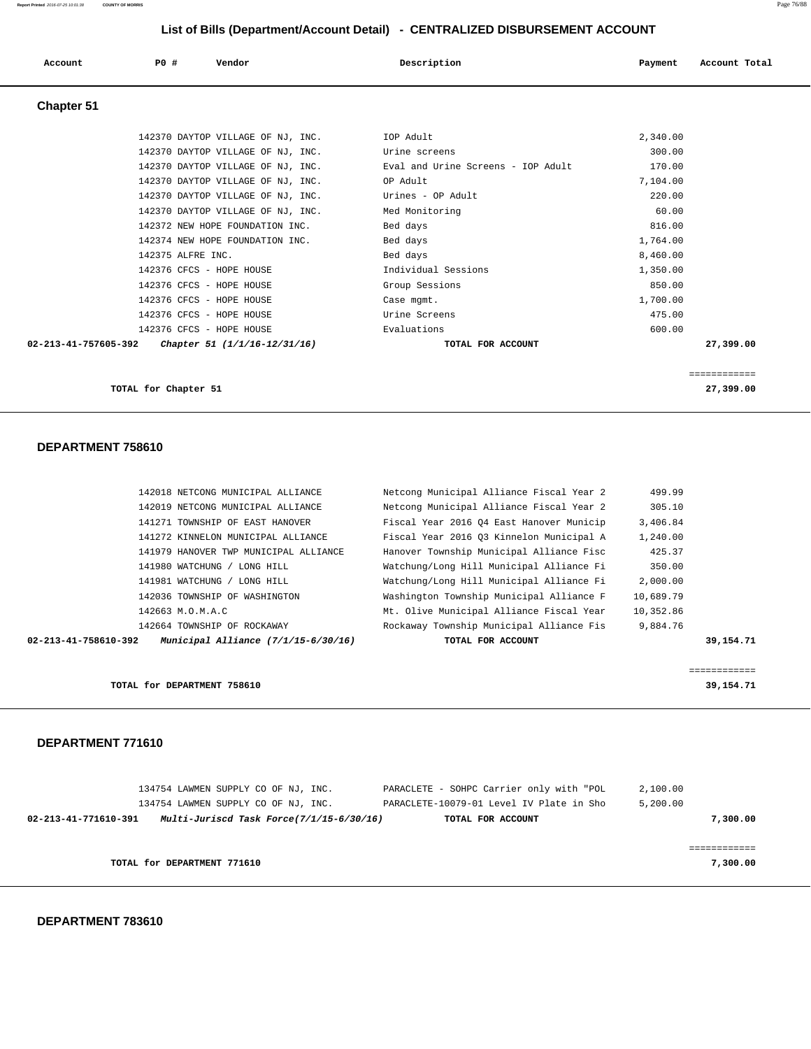## List of Bills (Department/Account Detail) - CENTRALIZED DISBURSEMENT ACCOUNT

| Account | PO # | Vendor | Description | Payment | Account Total |
|---|---|---|---|---|---|

### Chapter 51

| Account | PO # | Vendor | Description | Payment | Account Total |
|---|---|---|---|---|---|
| | 142370 | DAYTOP VILLAGE OF NJ, INC. | IOP Adult | 2,340.00 | |
| | 142370 | DAYTOP VILLAGE OF NJ, INC. | Urine screens | 300.00 | |
| | 142370 | DAYTOP VILLAGE OF NJ, INC. | Eval and Urine Screens - IOP Adult | 170.00 | |
| | 142370 | DAYTOP VILLAGE OF NJ, INC. | OP Adult | 7,104.00 | |
| | 142370 | DAYTOP VILLAGE OF NJ, INC. | Urines - OP Adult | 220.00 | |
| | 142370 | DAYTOP VILLAGE OF NJ, INC. | Med Monitoring | 60.00 | |
| | 142372 | NEW HOPE FOUNDATION INC. | Bed days | 816.00 | |
| | 142374 | NEW HOPE FOUNDATION INC. | Bed days | 1,764.00 | |
| | 142375 | ALFRE INC. | Bed days | 8,460.00 | |
| | 142376 | CFCS - HOPE HOUSE | Individual Sessions | 1,350.00 | |
| | 142376 | CFCS - HOPE HOUSE | Group Sessions | 850.00 | |
| | 142376 | CFCS - HOPE HOUSE | Case mgmt. | 1,700.00 | |
| | 142376 | CFCS - HOPE HOUSE | Urine Screens | 475.00 | |
| | 142376 | CFCS - HOPE HOUSE | Evaluations | 600.00 | |
| **02-213-41-757605-392** | | ***Chapter 51 (1/1/16-12/31/16)*** | **TOTAL FOR ACCOUNT** | | **27,399.00** |

**TOTAL for Chapter 51** ............ **27,399.00**

### DEPARTMENT 758610

| Account | PO # | Vendor | Description | Payment | Account Total |
|---|---|---|---|---|---|
| | 142018 | NETCONG MUNICIPAL ALLIANCE | Netcong Municipal Alliance Fiscal Year 2 | 499.99 | |
| | 142019 | NETCONG MUNICIPAL ALLIANCE | Netcong Municipal Alliance Fiscal Year 2 | 305.10 | |
| | 141271 | TOWNSHIP OF EAST HANOVER | Fiscal Year 2016 Q4 East Hanover Municip | 3,406.84 | |
| | 141272 | KINNELON MUNICIPAL ALLIANCE | Fiscal Year 2016 Q3 Kinnelon Municipal A | 1,240.00 | |
| | 141979 | HANOVER TWP MUNICIPAL ALLIANCE | Hanover Township Municipal Alliance Fisc | 425.37 | |
| | 141980 | WATCHUNG / LONG HILL | Watchung/Long Hill Municipal Alliance Fi | 350.00 | |
| | 141981 | WATCHUNG / LONG HILL | Watchung/Long Hill Municipal Alliance Fi | 2,000.00 | |
| | 142036 | TOWNSHIP OF WASHINGTON | Washington Township Municipal Alliance F | 10,689.79 | |
| | 142663 | M.O.M.A.C | Mt. Olive Municipal Alliance Fiscal Year | 10,352.86 | |
| | 142664 | TOWNSHIP OF ROCKAWAY | Rockaway Township Municipal Alliance Fis | 9,884.76 | |
| **02-213-41-758610-392** | | ***Municipal Alliance (7/1/15-6/30/16)*** | **TOTAL FOR ACCOUNT** | | **39,154.71** |

**TOTAL for DEPARTMENT 758610** ............ **39,154.71**

### DEPARTMENT 771610

| Account | PO # | Vendor | Description | Payment | Account Total |
|---|---|---|---|---|---|
| | 134754 | LAWMEN SUPPLY CO OF NJ, INC. | PARACLETE - SOHPC Carrier only with "POL | 2,100.00 | |
| | 134754 | LAWMEN SUPPLY CO OF NJ, INC. | PARACLETE-10079-01 Level IV Plate in Sho | 5,200.00 | |
| **02-213-41-771610-391** | | ***Multi-Jurisd Task Force(7/1/15-6/30/16)*** | **TOTAL FOR ACCOUNT** | | **7,300.00** |

**TOTAL for DEPARTMENT 771610** ............ **7,300.00**

### DEPARTMENT 783610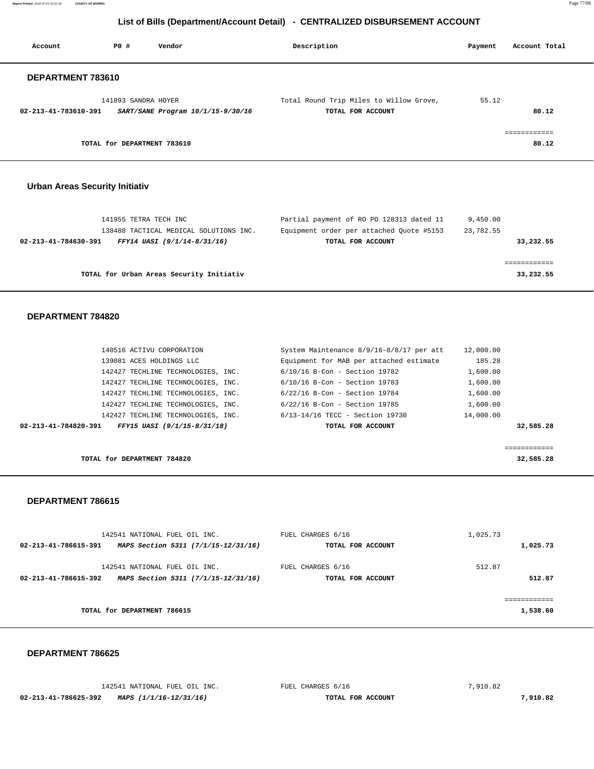## List of Bills (Department/Account Detail) - CENTRALIZED DISBURSEMENT ACCOUNT

| Account | PO # | Vendor | Description | Payment | Account Total |
|---|---|---|---|---|---|

### DEPARTMENT 783610

| Account | PO # | Vendor | Description | Payment | Account Total |
|---|---|---|---|---|---|
| | 141893 | SANDRA HOYER | Total Round Trip Miles to Willow Grove, | 55.12 | |
| 02-213-41-783610-391 | | *SART/SANE Program 10/1/15-9/30/16* | TOTAL FOR ACCOUNT | | 80.12 |
| | | TOTAL for DEPARTMENT 783610 | | | 80.12 |

### Urban Areas Security Initiativ

| Account | PO # | Vendor | Description | Payment | Account Total |
|---|---|---|---|---|---|
| | 141955 | TETRA TECH INC | Partial payment of RO PO 128313 dated 11 | 9,450.00 | |
| | 138488 | TACTICAL MEDICAL SOLUTIONS INC. | Equipment order per attached Quote #5153 | 23,782.55 | |
| 02-213-41-784630-391 | | *FFY14 UASI (9/1/14-8/31/16)* | TOTAL FOR ACCOUNT | | 33,232.55 |
| | | TOTAL for Urban Areas Security Initiativ | | | 33,232.55 |

### DEPARTMENT 784820

| Account | PO # | Vendor | Description | Payment | Account Total |
|---|---|---|---|---|---|
| | 140516 | ACTIVU CORPORATION | System Maintenance 8/9/16-8/8/17 per att | 12,000.00 | |
| | 139081 | ACES HOLDINGS LLC | Equipment for MAB per attached estimate | 185.28 | |
| | 142427 | TECHLINE TECHNOLOGIES, INC. | 6/10/16 B-Con - Section 19782 | 1,600.00 | |
| | 142427 | TECHLINE TECHNOLOGIES, INC. | 6/10/16 B-Con - Section 19783 | 1,600.00 | |
| | 142427 | TECHLINE TECHNOLOGIES, INC. | 6/22/16 B-Con - Section 19784 | 1,600.00 | |
| | 142427 | TECHLINE TECHNOLOGIES, INC. | 6/22/16 B-Con - Section 19785 | 1,600.00 | |
| | 142427 | TECHLINE TECHNOLOGIES, INC. | 6/13-14/16 TECC - Section 19730 | 14,000.00 | |
| 02-213-41-784820-391 | | *FFY15 UASI (9/1/15-8/31/18)* | TOTAL FOR ACCOUNT | | 32,585.28 |
| | | TOTAL for DEPARTMENT 784820 | | | 32,585.28 |

### DEPARTMENT 786615

| Account | PO # | Vendor | Description | Payment | Account Total |
|---|---|---|---|---|---|
| | 142541 | NATIONAL FUEL OIL INC. | FUEL CHARGES 6/16 | 1,025.73 | |
| 02-213-41-786615-391 | | *MAPS Section 5311 (7/1/15-12/31/16)* | TOTAL FOR ACCOUNT | | 1,025.73 |
| | 142541 | NATIONAL FUEL OIL INC. | FUEL CHARGES 6/16 | 512.87 | |
| 02-213-41-786615-392 | | *MAPS Section 5311 (7/1/15-12/31/16)* | TOTAL FOR ACCOUNT | | 512.87 |
| | | TOTAL for DEPARTMENT 786615 | | | 1,538.60 |

### DEPARTMENT 786625

| Account | PO # | Vendor | Description | Payment | Account Total |
|---|---|---|---|---|---|
| | 142541 | NATIONAL FUEL OIL INC. | FUEL CHARGES 6/16 | 7,910.82 | |
| 02-213-41-786625-392 | | *MAPS (1/1/16-12/31/16)* | TOTAL FOR ACCOUNT | | 7,910.82 |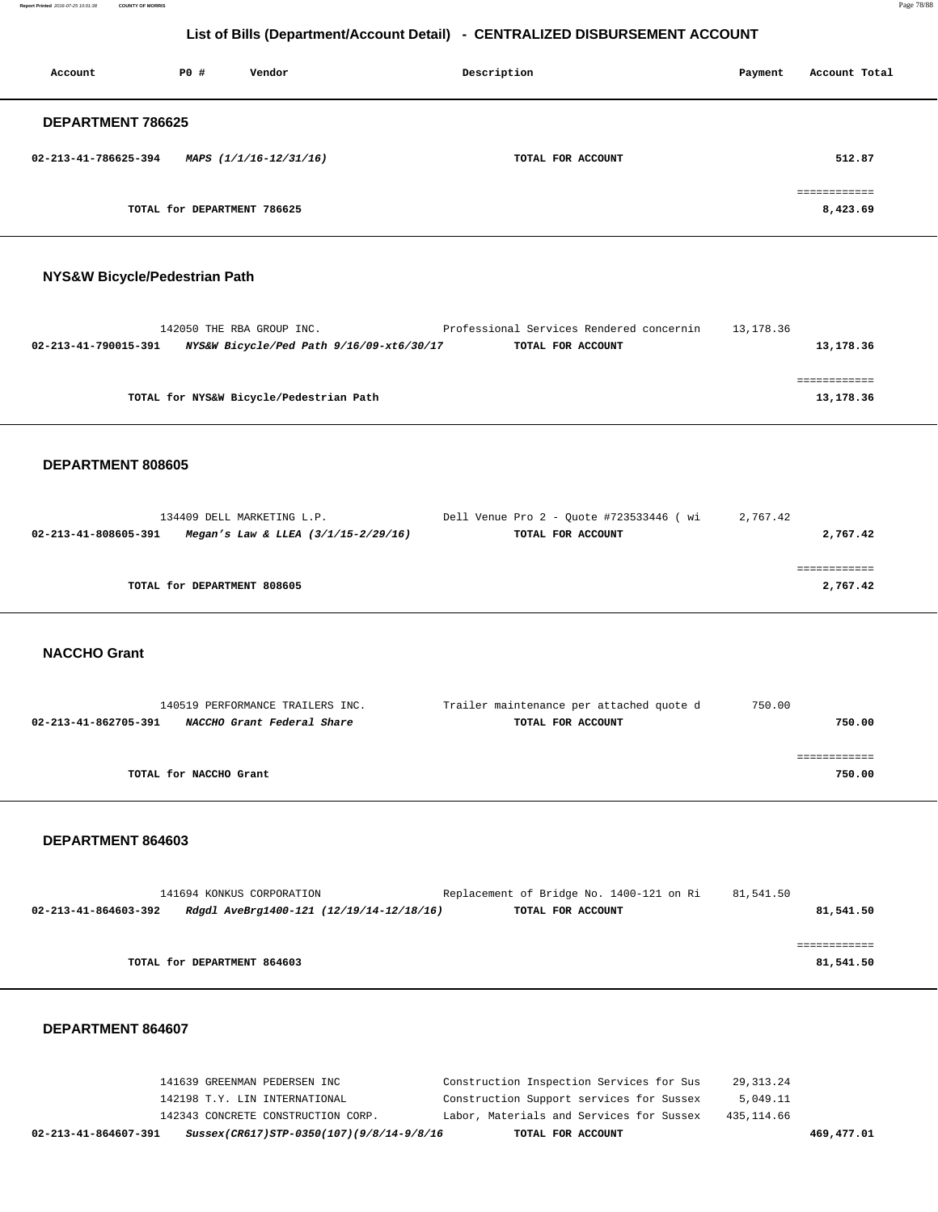## List of Bills (Department/Account Detail) - CENTRALIZED DISBURSEMENT ACCOUNT

| Account | PO # | Vendor | Description | Payment | Account Total |
|---|---|---|---|---|---|

### DEPARTMENT 786625

| Account | PO # | Vendor | Description | Payment | Account Total |
|---|---|---|---|---|---|
| **02-213-41-786625-394** | | ***MAPS (1/1/16-12/31/16)*** | **TOTAL FOR ACCOUNT** | | **512.87** |
| | | | | | ============ |
| | **TOTAL for DEPARTMENT 786625** | | | | **8,423.69** |

### NYS&W Bicycle/Pedestrian Path

| Account | PO # | Vendor | Description | Payment | Account Total |
|---|---|---|---|---|---|
| | 142050 | THE RBA GROUP INC. | Professional Services Rendered concernin | 13,178.36 | |
| **02-213-41-790015-391** | | ***NYS&W Bicycle/Ped Path 9/16/09-xt6/30/17*** | **TOTAL FOR ACCOUNT** | | **13,178.36** |
| | | | | | ============ |
| | **TOTAL for NYS&W Bicycle/Pedestrian Path** | | | | **13,178.36** |

### DEPARTMENT 808605

| Account | PO # | Vendor | Description | Payment | Account Total |
|---|---|---|---|---|---|
| | 134409 | DELL MARKETING L.P. | Dell Venue Pro 2 - Quote #723533446 ( wi | 2,767.42 | |
| **02-213-41-808605-391** | | ***Megan's Law & LLEA (3/1/15-2/29/16)*** | **TOTAL FOR ACCOUNT** | | **2,767.42** |
| | | | | | ============ |
| | **TOTAL for DEPARTMENT 808605** | | | | **2,767.42** |

### NACCHO Grant

| Account | PO # | Vendor | Description | Payment | Account Total |
|---|---|---|---|---|---|
| | 140519 | PERFORMANCE TRAILERS INC. | Trailer maintenance per attached quote d | 750.00 | |
| **02-213-41-862705-391** | | ***NACCHO Grant Federal Share*** | **TOTAL FOR ACCOUNT** | | **750.00** |
| | | | | | ============ |
| | **TOTAL for NACCHO Grant** | | | | **750.00** |

### DEPARTMENT 864603

| Account | PO # | Vendor | Description | Payment | Account Total |
|---|---|---|---|---|---|
| | 141694 | KONKUS CORPORATION | Replacement of Bridge No. 1400-121 on Ri | 81,541.50 | |
| **02-213-41-864603-392** | | ***Rdgdl AveBrg1400-121 (12/19/14-12/18/16)*** | **TOTAL FOR ACCOUNT** | | **81,541.50** |
| | | | | | ============ |
| | **TOTAL for DEPARTMENT 864603** | | | | **81,541.50** |

### DEPARTMENT 864607

| Account | PO # | Vendor | Description | Payment | Account Total |
|---|---|---|---|---|---|
| | 141639 | GREENMAN PEDERSEN INC | Construction Inspection Services for Sus | 29,313.24 | |
| | 142198 | T.Y. LIN INTERNATIONAL | Construction Support services for Sussex | 5,049.11 | |
| | 142343 | CONCRETE CONSTRUCTION CORP. | Labor, Materials and Services for Sussex | 435,114.66 | |
| **02-213-41-864607-391** | | ***Sussex(CR617)STP-0350(107)(9/8/14-9/8/16*** | **TOTAL FOR ACCOUNT** | | **469,477.01** |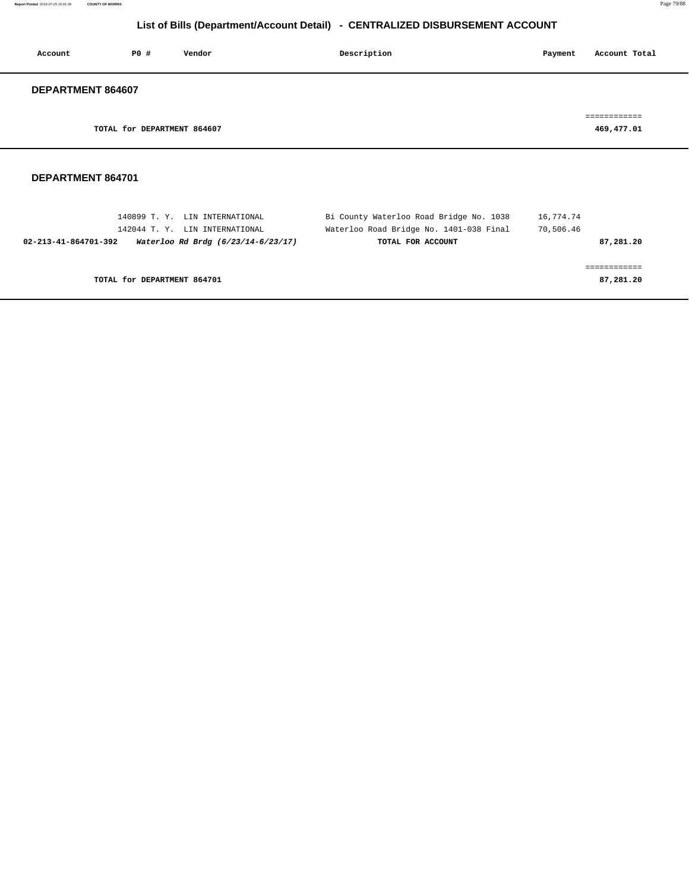## List of Bills (Department/Account Detail) - CENTRALIZED DISBURSEMENT ACCOUNT

| Account | PO # | Vendor | Description | Payment | Account Total |
|---|---|---|---|---|---|

### DEPARTMENT 864607

| | | | | | |
|---|---|---|---|---|---|
| | TOTAL for DEPARTMENT 864607 | | | | ============ 469,477.01 |

### DEPARTMENT 864701

| Account | PO # | Vendor | Description | Payment | Account Total |
|---|---|---|---|---|---|
| | 140899 | T. Y. LIN INTERNATIONAL | Bi County Waterloo Road Bridge No. 1038 | 16,774.74 | |
| | 142044 | T. Y. LIN INTERNATIONAL | Waterloo Road Bridge No. 1401-038 Final | 70,506.46 | |
| **02-213-41-864701-392** | ***Waterloo Rd Brdg (6/23/14-6/23/17)*** | | **TOTAL FOR ACCOUNT** | | **87,281.20** |
| | **TOTAL for DEPARTMENT 864701** | | | | ============ **87,281.20** |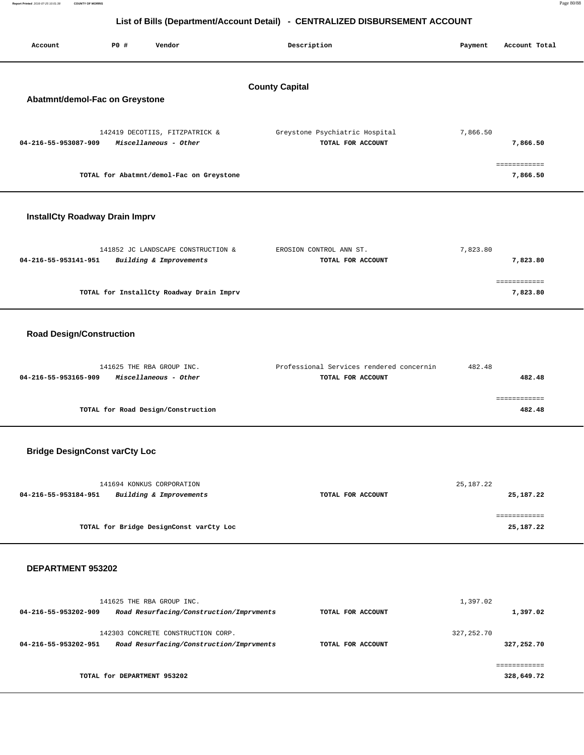## List of Bills (Department/Account Detail) - CENTRALIZED DISBURSEMENT ACCOUNT

| Account | PO # | Vendor | Description | Payment | Account Total |
|---|---|---|---|---|---|

### County Capital

#### Abatmnt/demol-Fac on Greystone

| Account | PO # | Vendor | Description | Payment | Account Total |
|---|---|---|---|---|---|
| | 142419 | DECOTIIS, FITZPATRICK & | Greystone Psychiatric Hospital | 7,866.50 | |
| **04-216-55-953087-909** | | ***Miscellaneous - Other*** | **TOTAL FOR ACCOUNT** | | **7,866.50** |
| | | **TOTAL for Abatmnt/demol-Fac on Greystone** | | | **7,866.50** |

#### InstallCty Roadway Drain Imprv

| Account | PO # | Vendor | Description | Payment | Account Total |
|---|---|---|---|---|---|
| | 141852 | JC LANDSCAPE CONSTRUCTION & | EROSION CONTROL ANN ST. | 7,823.80 | |
| **04-216-55-953141-951** | | ***Building & Improvements*** | **TOTAL FOR ACCOUNT** | | **7,823.80** |
| | | **TOTAL for InstallCty Roadway Drain Imprv** | | | **7,823.80** |

#### Road Design/Construction

| Account | PO # | Vendor | Description | Payment | Account Total |
|---|---|---|---|---|---|
| | 141625 | THE RBA GROUP INC. | Professional Services rendered concernin | 482.48 | |
| **04-216-55-953165-909** | | ***Miscellaneous - Other*** | **TOTAL FOR ACCOUNT** | | **482.48** |
| | | **TOTAL for Road Design/Construction** | | | **482.48** |

#### Bridge DesignConst varCty Loc

| Account | PO # | Vendor | Description | Payment | Account Total |
|---|---|---|---|---|---|
| | 141694 | KONKUS CORPORATION | | 25,187.22 | |
| **04-216-55-953184-951** | | ***Building & Improvements*** | **TOTAL FOR ACCOUNT** | | **25,187.22** |
| | | **TOTAL for Bridge DesignConst varCty Loc** | | | **25,187.22** |

#### DEPARTMENT 953202

| Account | PO # | Vendor | Description | Payment | Account Total |
|---|---|---|---|---|---|
| | 141625 | THE RBA GROUP INC. | | 1,397.02 | |
| **04-216-55-953202-909** | | ***Road Resurfacing/Construction/Imprvments*** | **TOTAL FOR ACCOUNT** | | **1,397.02** |
| | 142303 | CONCRETE CONSTRUCTION CORP. | | 327,252.70 | |
| **04-216-55-953202-951** | | ***Road Resurfacing/Construction/Imprvments*** | **TOTAL FOR ACCOUNT** | | **327,252.70** |
| | | **TOTAL for DEPARTMENT 953202** | | | **328,649.72** |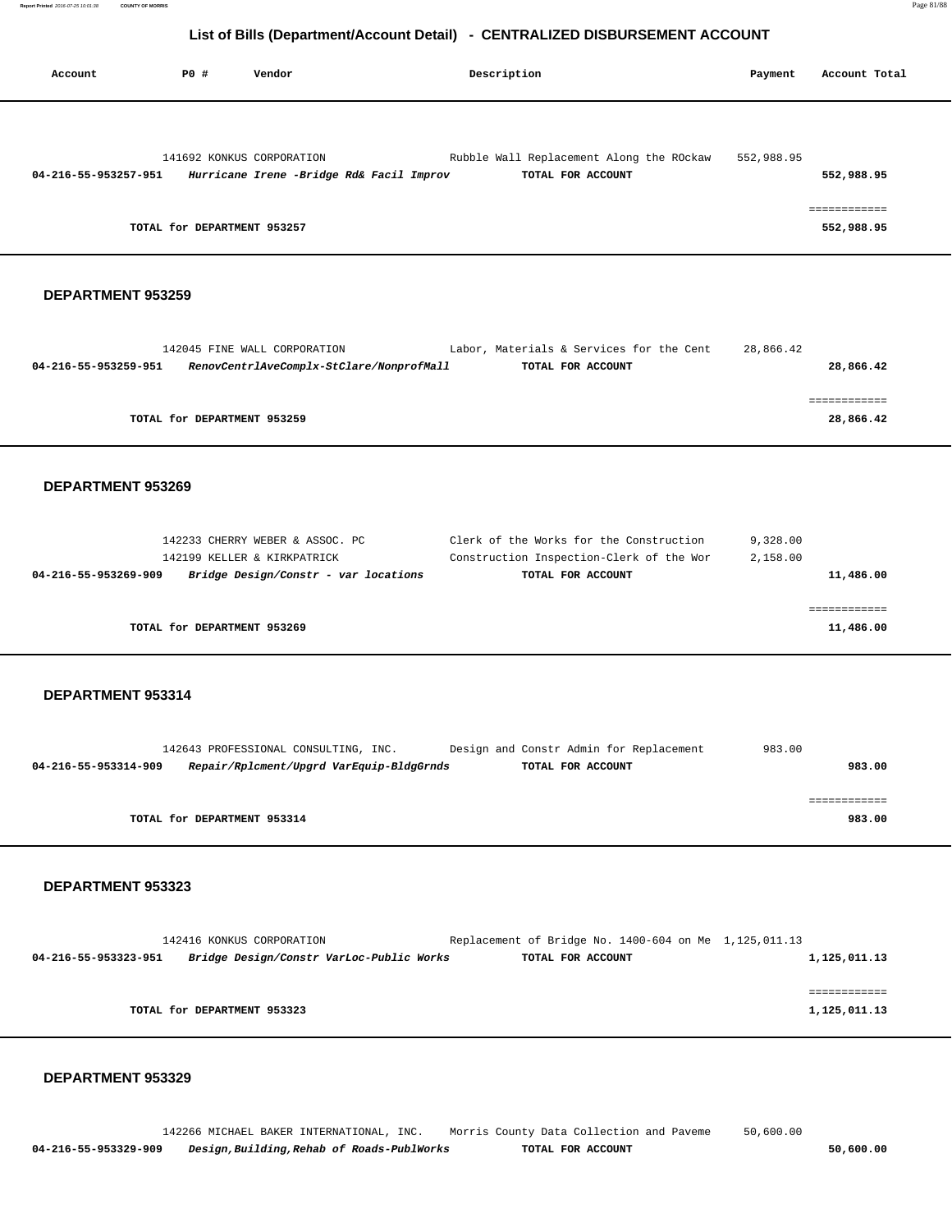## List of Bills (Department/Account Detail) - CENTRALIZED DISBURSEMENT ACCOUNT

| Account | PO # | Vendor | Description | Payment | Account Total |
|---|---|---|---|---|---|
| | 141692 | KONKUS CORPORATION | Rubble Wall Replacement Along the ROckaw | 552,988.95 | |
| **04-216-55-953257-951** | | ***Hurricane Irene -Bridge Rd& Facil Improv*** | **TOTAL FOR ACCOUNT** | | **552,988.95** |
| | | | | | ============ |
| | **TOTAL for DEPARTMENT 953257** | | | | **552,988.95** |

### DEPARTMENT 953259

| Account | PO # | Vendor | Description | Payment | Account Total |
|---|---|---|---|---|---|
| | 142045 | FINE WALL CORPORATION | Labor, Materials & Services for the Cent | 28,866.42 | |
| **04-216-55-953259-951** | | ***RenovCentrlAveComplx-StClare/NonprofMall*** | **TOTAL FOR ACCOUNT** | | **28,866.42** |
| | | | | | ============ |
| | **TOTAL for DEPARTMENT 953259** | | | | **28,866.42** |

### DEPARTMENT 953269

| Account | PO # | Vendor | Description | Payment | Account Total |
|---|---|---|---|---|---|
| | 142233 | CHERRY WEBER & ASSOC. PC | Clerk of the Works for the Construction | 9,328.00 | |
| | 142199 | KELLER & KIRKPATRICK | Construction Inspection-Clerk of the Wor | 2,158.00 | |
| **04-216-55-953269-909** | | ***Bridge Design/Constr - var locations*** | **TOTAL FOR ACCOUNT** | | **11,486.00** |
| | | | | | ============ |
| | **TOTAL for DEPARTMENT 953269** | | | | **11,486.00** |

### DEPARTMENT 953314

| Account | PO # | Vendor | Description | Payment | Account Total |
|---|---|---|---|---|---|
| | 142643 | PROFESSIONAL CONSULTING, INC. | Design and Constr Admin for Replacement | 983.00 | |
| **04-216-55-953314-909** | | ***Repair/Rplcment/Upgrd VarEquip-BldgGrnds*** | **TOTAL FOR ACCOUNT** | | **983.00** |
| | | | | | ============ |
| | **TOTAL for DEPARTMENT 953314** | | | | **983.00** |

### DEPARTMENT 953323

| Account | PO # | Vendor | Description | Payment | Account Total |
|---|---|---|---|---|---|
| | 142416 | KONKUS CORPORATION | Replacement of Bridge No. 1400-604 on Me | 1,125,011.13 | |
| **04-216-55-953323-951** | | ***Bridge Design/Constr VarLoc-Public Works*** | **TOTAL FOR ACCOUNT** | | **1,125,011.13** |
| | | | | | ============ |
| | **TOTAL for DEPARTMENT 953323** | | | | **1,125,011.13** |

### DEPARTMENT 953329

| Account | PO # | Vendor | Description | Payment | Account Total |
|---|---|---|---|---|---|
| | 142266 | MICHAEL BAKER INTERNATIONAL, INC. | Morris County Data Collection and Paveme | 50,600.00 | |
| **04-216-55-953329-909** | | ***Design,Building,Rehab of Roads-PublWorks*** | **TOTAL FOR ACCOUNT** | | **50,600.00** |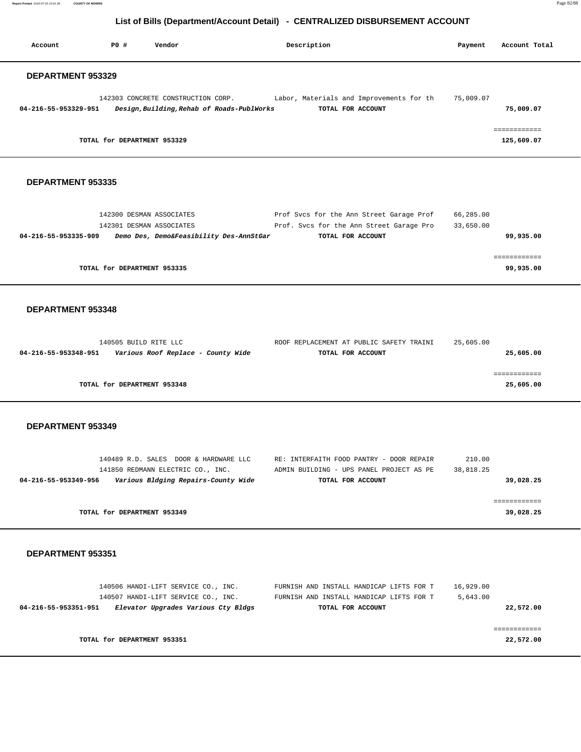# List of Bills (Department/Account Detail) - CENTRALIZED DISBURSEMENT ACCOUNT

| Account | PO # | Vendor | Description | Payment | Account Total |
|---|---|---|---|---|---|

## DEPARTMENT 953329

| Account | PO # | Vendor | Description | Payment | Account Total |
|---|---|---|---|---|---|
| | 142303 | CONCRETE CONSTRUCTION CORP. | Labor, Materials and Improvements for th | 75,009.07 | |
| **04-216-55-953329-951** | | ***Design,Building,Rehab of Roads-PublWorks*** | **TOTAL FOR ACCOUNT** | | **75,009.07** |
| | | | | | ============ |
| | **TOTAL for DEPARTMENT 953329** | | | | **125,609.07** |

## DEPARTMENT 953335

| Account | PO # | Vendor | Description | Payment | Account Total |
|---|---|---|---|---|---|
| | 142300 | DESMAN ASSOCIATES | Prof Svcs for the Ann Street Garage Prof | 66,285.00 | |
| | 142301 | DESMAN ASSOCIATES | Prof. Svcs for the Ann Street Garage Pro | 33,650.00 | |
| **04-216-55-953335-909** | | ***Demo Des, Demo&Feasibility Des-AnnStGar*** | **TOTAL FOR ACCOUNT** | | **99,935.00** |
| | | | | | ============ |
| | **TOTAL for DEPARTMENT 953335** | | | | **99,935.00** |

## DEPARTMENT 953348

| Account | PO # | Vendor | Description | Payment | Account Total |
|---|---|---|---|---|---|
| | 140505 | BUILD RITE LLC | ROOF REPLACEMENT AT PUBLIC SAFETY TRAINI | 25,605.00 | |
| **04-216-55-953348-951** | | ***Various Roof Replace - County Wide*** | **TOTAL FOR ACCOUNT** | | **25,605.00** |
| | | | | | ============ |
| | **TOTAL for DEPARTMENT 953348** | | | | **25,605.00** |

## DEPARTMENT 953349

| Account | PO # | Vendor | Description | Payment | Account Total |
|---|---|---|---|---|---|
| | 140489 | R.D. SALES DOOR & HARDWARE LLC | RE: INTERFAITH FOOD PANTRY - DOOR REPAIR | 210.00 | |
| | 141850 | REDMANN ELECTRIC CO., INC. | ADMIN BUILDING - UPS PANEL PROJECT AS PE | 38,818.25 | |
| **04-216-55-953349-956** | | ***Various Bldging Repairs-County Wide*** | **TOTAL FOR ACCOUNT** | | **39,028.25** |
| | | | | | ============ |
| | **TOTAL for DEPARTMENT 953349** | | | | **39,028.25** |

## DEPARTMENT 953351

| Account | PO # | Vendor | Description | Payment | Account Total |
|---|---|---|---|---|---|
| | 140506 | HANDI-LIFT SERVICE CO., INC. | FURNISH AND INSTALL HANDICAP LIFTS FOR T | 16,929.00 | |
| | 140507 | HANDI-LIFT SERVICE CO., INC. | FURNISH AND INSTALL HANDICAP LIFTS FOR T | 5,643.00 | |
| **04-216-55-953351-951** | | ***Elevator Upgrades Various Cty Bldgs*** | **TOTAL FOR ACCOUNT** | | **22,572.00** |
| | | | | | ============ |
| | **TOTAL for DEPARTMENT 953351** | | | | **22,572.00** |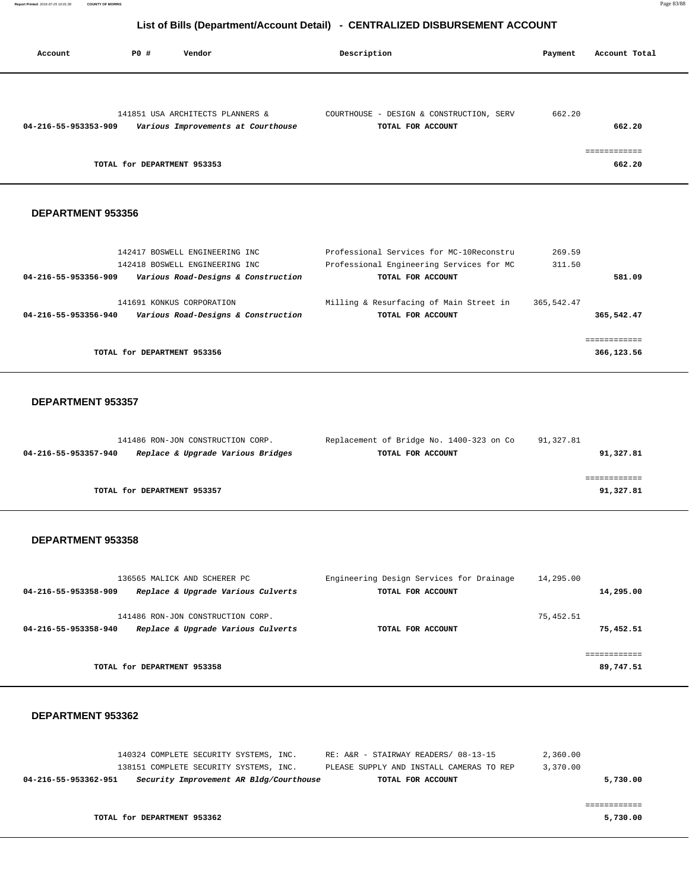# List of Bills (Department/Account Detail) - CENTRALIZED DISBURSEMENT ACCOUNT

| Account | PO # | Vendor | Description | Payment | Account Total |
|---|---|---|---|---|---|
| | 141851 | USA ARCHITECTS PLANNERS & | COURTHOUSE - DESIGN & CONSTRUCTION, SERV | 662.20 | |
| **04-216-55-953353-909** | | ***Various Improvements at Courthouse*** | **TOTAL FOR ACCOUNT** | | **662.20** |
| | | | | | ============ |
| | | **TOTAL for DEPARTMENT 953353** | | | **662.20** |

## DEPARTMENT 953356

| Account | PO # | Vendor | Description | Payment | Account Total |
|---|---|---|---|---|---|
| | 142417 | BOSWELL ENGINEERING INC | Professional Services for MC-10Reconstru | 269.59 | |
| | 142418 | BOSWELL ENGINEERING INC | Professional Engineering Services for MC | 311.50 | |
| **04-216-55-953356-909** | | ***Various Road-Designs & Construction*** | **TOTAL FOR ACCOUNT** | | **581.09** |
| | 141691 | KONKUS CORPORATION | Milling & Resurfacing of Main Street in | 365,542.47 | |
| **04-216-55-953356-940** | | ***Various Road-Designs & Construction*** | **TOTAL FOR ACCOUNT** | | **365,542.47** |
| | | | | | ============ |
| | | **TOTAL for DEPARTMENT 953356** | | | **366,123.56** |

## DEPARTMENT 953357

| Account | PO # | Vendor | Description | Payment | Account Total |
|---|---|---|---|---|---|
| | 141486 | RON-JON CONSTRUCTION CORP. | Replacement of Bridge No. 1400-323 on Co | 91,327.81 | |
| **04-216-55-953357-940** | | ***Replace & Upgrade Various Bridges*** | **TOTAL FOR ACCOUNT** | | **91,327.81** |
| | | | | | ============ |
| | | **TOTAL for DEPARTMENT 953357** | | | **91,327.81** |

## DEPARTMENT 953358

| Account | PO # | Vendor | Description | Payment | Account Total |
|---|---|---|---|---|---|
| | 136565 | MALICK AND SCHERER PC | Engineering Design Services for Drainage | 14,295.00 | |
| **04-216-55-953358-909** | | ***Replace & Upgrade Various Culverts*** | **TOTAL FOR ACCOUNT** | | **14,295.00** |
| | 141486 | RON-JON CONSTRUCTION CORP. | | 75,452.51 | |
| **04-216-55-953358-940** | | ***Replace & Upgrade Various Culverts*** | **TOTAL FOR ACCOUNT** | | **75,452.51** |
| | | | | | ============ |
| | | **TOTAL for DEPARTMENT 953358** | | | **89,747.51** |

## DEPARTMENT 953362

| Account | PO # | Vendor | Description | Payment | Account Total |
|---|---|---|---|---|---|
| | 140324 | COMPLETE SECURITY SYSTEMS, INC. | RE: A&R - STAIRWAY READERS/ 08-13-15 | 2,360.00 | |
| | 138151 | COMPLETE SECURITY SYSTEMS, INC. | PLEASE SUPPLY AND INSTALL CAMERAS TO REP | 3,370.00 | |
| **04-216-55-953362-951** | | ***Security Improvement AR Bldg/Courthouse*** | **TOTAL FOR ACCOUNT** | | **5,730.00** |
| | | | | | ============ |
| | | **TOTAL for DEPARTMENT 953362** | | | **5,730.00** |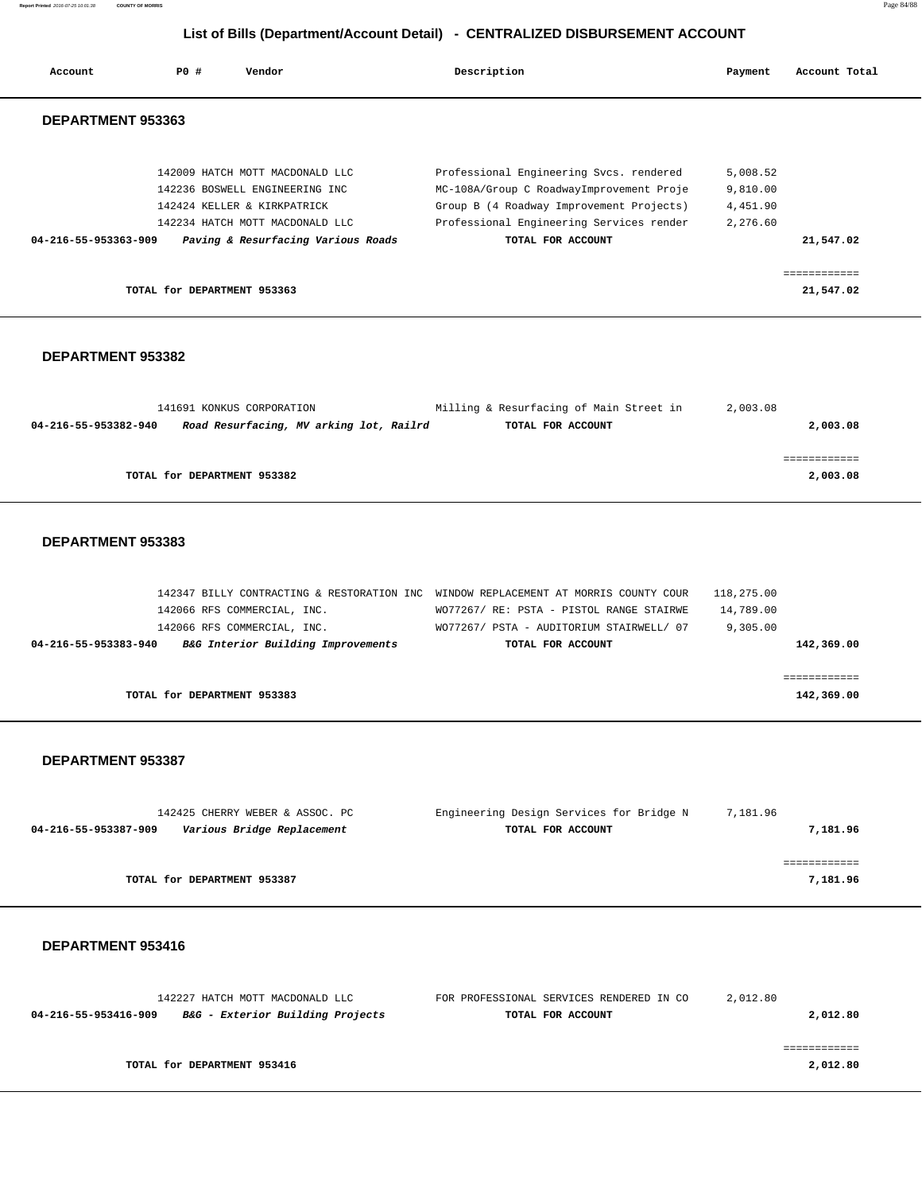## List of Bills (Department/Account Detail) - CENTRALIZED DISBURSEMENT ACCOUNT

| Account | PO # | Vendor | Description | Payment | Account Total |
|---|---|---|---|---|---|

### DEPARTMENT 953363

| Account | PO # | Vendor | Description | Payment | Account Total |
|---|---|---|---|---|---|
| | 142009 | HATCH MOTT MACDONALD LLC | Professional Engineering Svcs. rendered | 5,008.52 | |
| | 142236 | BOSWELL ENGINEERING INC | MC-108A/Group C RoadwayImprovement Proje | 9,810.00 | |
| | 142424 | KELLER & KIRKPATRICK | Group B (4 Roadway Improvement Projects) | 4,451.90 | |
| | 142234 | HATCH MOTT MACDONALD LLC | Professional Engineering Services render | 2,276.60 | |
| **04-216-55-953363-909** | | ***Paving & Resurfacing Various Roads*** | **TOTAL FOR ACCOUNT** | | **21,547.02** |

**TOTAL for DEPARTMENT 953363** — **21,547.02**

### DEPARTMENT 953382

| Account | PO # | Vendor | Description | Payment | Account Total |
|---|---|---|---|---|---|
| | 141691 | KONKUS CORPORATION | Milling & Resurfacing of Main Street in | 2,003.08 | |
| **04-216-55-953382-940** | | ***Road Resurfacing, MV arking lot, Railrd*** | **TOTAL FOR ACCOUNT** | | **2,003.08** |

**TOTAL for DEPARTMENT 953382** — **2,003.08**

### DEPARTMENT 953383

| Account | PO # | Vendor | Description | Payment | Account Total |
|---|---|---|---|---|---|
| | 142347 | BILLY CONTRACTING & RESTORATION INC | WINDOW REPLACEMENT AT MORRIS COUNTY COUR | 118,275.00 | |
| | 142066 | RFS COMMERCIAL, INC. | WO77267/ RE: PSTA - PISTOL RANGE STAIRWE | 14,789.00 | |
| | 142066 | RFS COMMERCIAL, INC. | WO77267/ PSTA - AUDITORIUM STAIRWELL/ 07 | 9,305.00 | |
| **04-216-55-953383-940** | | ***B&G Interior Building Improvements*** | **TOTAL FOR ACCOUNT** | | **142,369.00** |

**TOTAL for DEPARTMENT 953383** — **142,369.00**

### DEPARTMENT 953387

| Account | PO # | Vendor | Description | Payment | Account Total |
|---|---|---|---|---|---|
| | 142425 | CHERRY WEBER & ASSOC. PC | Engineering Design Services for Bridge N | 7,181.96 | |
| **04-216-55-953387-909** | | ***Various Bridge Replacement*** | **TOTAL FOR ACCOUNT** | | **7,181.96** |

**TOTAL for DEPARTMENT 953387** — **7,181.96**

### DEPARTMENT 953416

| Account | PO # | Vendor | Description | Payment | Account Total |
|---|---|---|---|---|---|
| | 142227 | HATCH MOTT MACDONALD LLC | FOR PROFESSIONAL SERVICES RENDERED IN CO | 2,012.80 | |
| **04-216-55-953416-909** | | ***B&G - Exterior Building Projects*** | **TOTAL FOR ACCOUNT** | | **2,012.80** |

**TOTAL for DEPARTMENT 953416** — **2,012.80**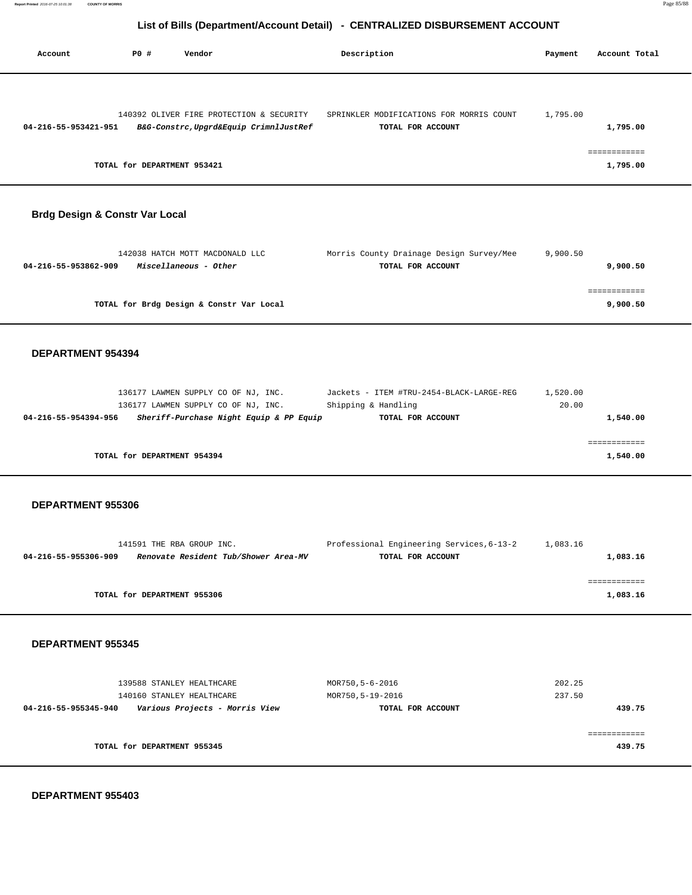# List of Bills (Department/Account Detail) - CENTRALIZED DISBURSEMENT ACCOUNT

| Account | PO # | Vendor | Description | Payment | Account Total |
|---|---|---|---|---|---|
| | 140392 | OLIVER FIRE PROTECTION & SECURITY | SPRINKLER MODIFICATIONS FOR MORRIS COUNT | 1,795.00 | |
| **04-216-55-953421-951** | | ***B&G-Constrc,Upgrd&Equip CrimnlJustRef*** | **TOTAL FOR ACCOUNT** | | **1,795.00** |
| | | | | | ============ |
| | **TOTAL for DEPARTMENT 953421** | | | | **1,795.00** |

## Brdg Design & Constr Var Local

| Account | PO # | Vendor | Description | Payment | Account Total |
|---|---|---|---|---|---|
| | 142038 | HATCH MOTT MACDONALD LLC | Morris County Drainage Design Survey/Mee | 9,900.50 | |
| **04-216-55-953862-909** | | ***Miscellaneous - Other*** | **TOTAL FOR ACCOUNT** | | **9,900.50** |
| | | | | | ============ |
| | **TOTAL for Brdg Design & Constr Var Local** | | | | **9,900.50** |

## DEPARTMENT 954394

| Account | PO # | Vendor | Description | Payment | Account Total |
|---|---|---|---|---|---|
| | 136177 | LAWMEN SUPPLY CO OF NJ, INC. | Jackets - ITEM #TRU-2454-BLACK-LARGE-REG | 1,520.00 | |
| | 136177 | LAWMEN SUPPLY CO OF NJ, INC. | Shipping & Handling | 20.00 | |
| **04-216-55-954394-956** | | ***Sheriff-Purchase Night Equip & PP Equip*** | **TOTAL FOR ACCOUNT** | | **1,540.00** |
| | | | | | ============ |
| | **TOTAL for DEPARTMENT 954394** | | | | **1,540.00** |

## DEPARTMENT 955306

| Account | PO # | Vendor | Description | Payment | Account Total |
|---|---|---|---|---|---|
| | 141591 | THE RBA GROUP INC. | Professional Engineering Services,6-13-2 | 1,083.16 | |
| **04-216-55-955306-909** | | ***Renovate Resident Tub/Shower Area-MV*** | **TOTAL FOR ACCOUNT** | | **1,083.16** |
| | | | | | ============ |
| | **TOTAL for DEPARTMENT 955306** | | | | **1,083.16** |

## DEPARTMENT 955345

| Account | PO # | Vendor | Description | Payment | Account Total |
|---|---|---|---|---|---|
| | 139588 | STANLEY HEALTHCARE | MOR750,5-6-2016 | 202.25 | |
| | 140160 | STANLEY HEALTHCARE | MOR750,5-19-2016 | 237.50 | |
| **04-216-55-955345-940** | | ***Various Projects - Morris View*** | **TOTAL FOR ACCOUNT** | | **439.75** |
| | | | | | ============ |
| | **TOTAL for DEPARTMENT 955345** | | | | **439.75** |

## DEPARTMENT 955403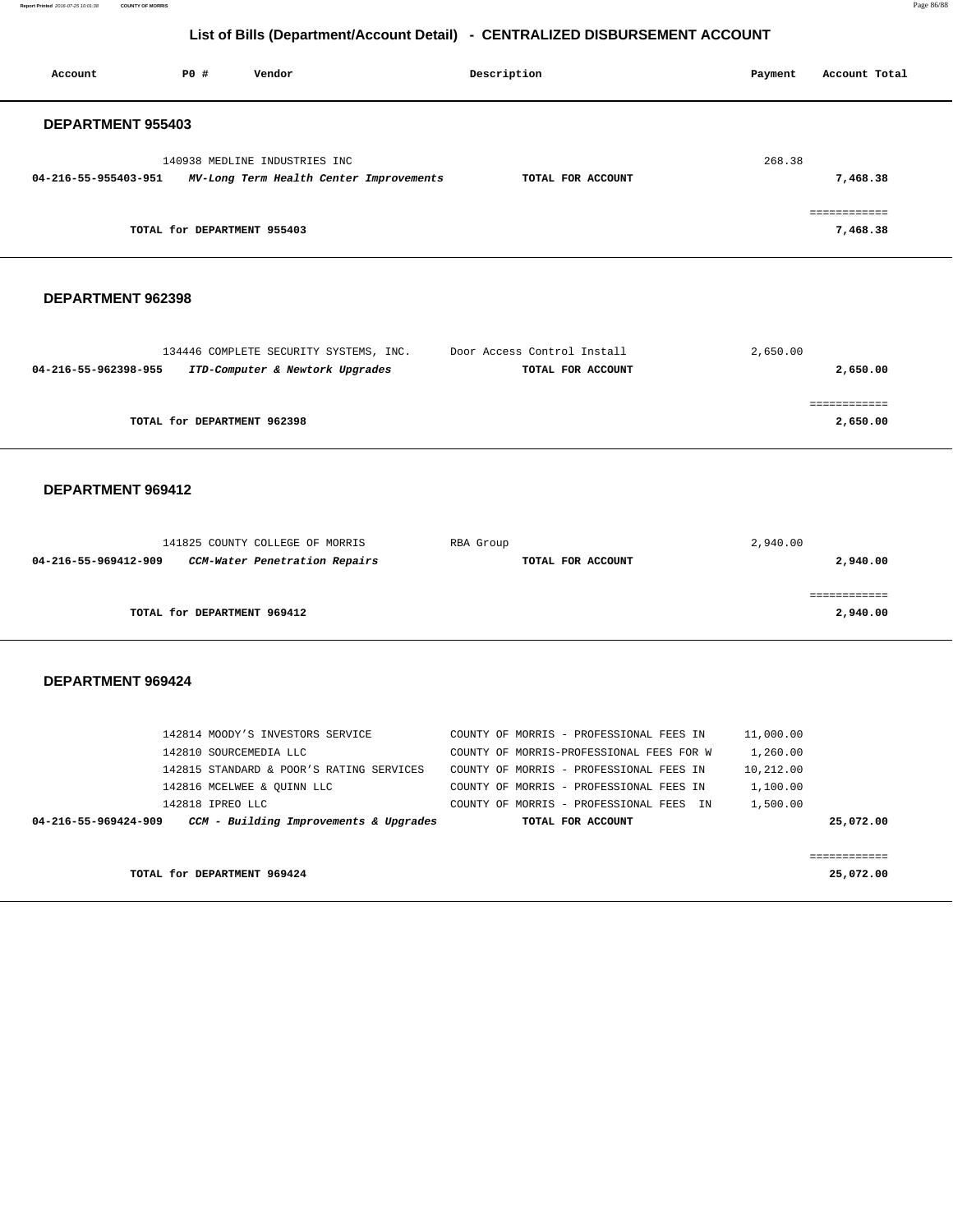# List of Bills (Department/Account Detail) - CENTRALIZED DISBURSEMENT ACCOUNT

| Account | PO # | Vendor | Description | Payment | Account Total |
|---|---|---|---|---|---|

## DEPARTMENT 955403

| Account | PO # | Vendor | Description | Payment | Account Total |
|---|---|---|---|---|---|
| | 140938 | MEDLINE INDUSTRIES INC | | 268.38 | |
| **04-216-55-955403-951** | | ***MV-Long Term Health Center Improvements*** | **TOTAL FOR ACCOUNT** | | **7,468.38** |
| | | | | | ============ |
| | | **TOTAL for DEPARTMENT 955403** | | | **7,468.38** |

## DEPARTMENT 962398

| Account | PO # | Vendor | Description | Payment | Account Total |
|---|---|---|---|---|---|
| | 134446 | COMPLETE SECURITY SYSTEMS, INC. | Door Access Control Install | 2,650.00 | |
| **04-216-55-962398-955** | | ***ITD-Computer & Newtork Upgrades*** | **TOTAL FOR ACCOUNT** | | **2,650.00** |
| | | | | | ============ |
| | | **TOTAL for DEPARTMENT 962398** | | | **2,650.00** |

## DEPARTMENT 969412

| Account | PO # | Vendor | Description | Payment | Account Total |
|---|---|---|---|---|---|
| | 141825 | COUNTY COLLEGE OF MORRIS | RBA Group | 2,940.00 | |
| **04-216-55-969412-909** | | ***CCM-Water Penetration Repairs*** | **TOTAL FOR ACCOUNT** | | **2,940.00** |
| | | | | | ============ |
| | | **TOTAL for DEPARTMENT 969412** | | | **2,940.00** |

## DEPARTMENT 969424

| Account | PO # | Vendor | Description | Payment | Account Total |
|---|---|---|---|---|---|
| | 142814 | MOODY'S INVESTORS SERVICE | COUNTY OF MORRIS - PROFESSIONAL FEES IN | 11,000.00 | |
| | 142810 | SOURCEMEDIA LLC | COUNTY OF MORRIS-PROFESSIONAL FEES FOR W | 1,260.00 | |
| | 142815 | STANDARD & POOR'S RATING SERVICES | COUNTY OF MORRIS - PROFESSIONAL FEES IN | 10,212.00 | |
| | 142816 | MCELWEE & QUINN LLC | COUNTY OF MORRIS - PROFESSIONAL FEES IN | 1,100.00 | |
| | 142818 | IPREO LLC | COUNTY OF MORRIS - PROFESSIONAL FEES IN | 1,500.00 | |
| **04-216-55-969424-909** | | ***CCM - Building Improvements & Upgrades*** | **TOTAL FOR ACCOUNT** | | **25,072.00** |
| | | | | | ============ |
| | | **TOTAL for DEPARTMENT 969424** | | | **25,072.00** |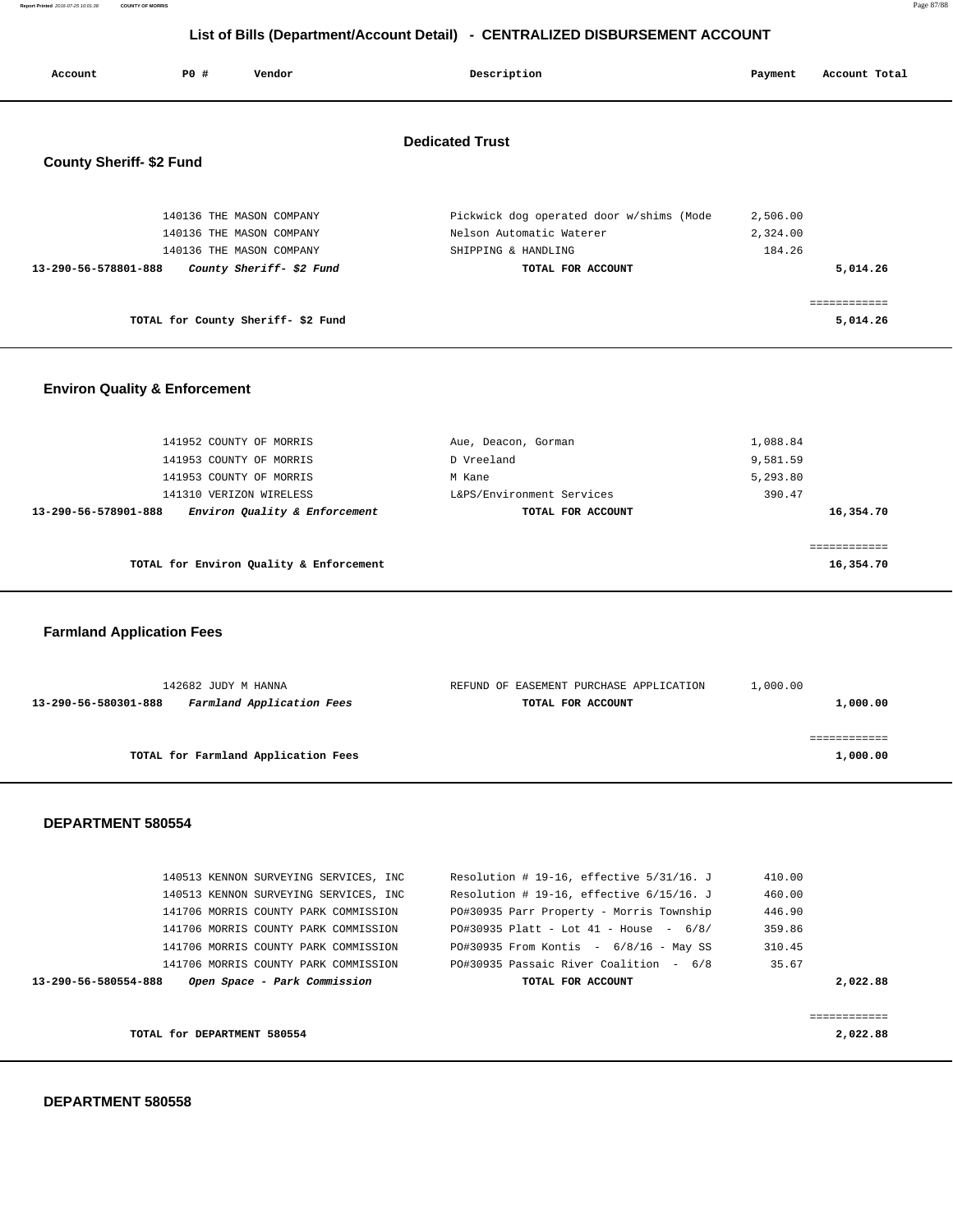# List of Bills (Department/Account Detail) - CENTRALIZED DISBURSEMENT ACCOUNT

| Account | PO # | Vendor | Description | Payment | Account Total |
|---|---|---|---|---|---|

## Dedicated Trust

### County Sheriff- $2 Fund

| Account | PO # | Vendor | Description | Payment | Account Total |
|---|---|---|---|---|---|
| | 140136 | THE MASON COMPANY | Pickwick dog operated door w/shims (Mode | 2,506.00 | |
| | 140136 | THE MASON COMPANY | Nelson Automatic Waterer | 2,324.00 | |
| | 140136 | THE MASON COMPANY | SHIPPING & HANDLING | 184.26 | |
| 13-290-56-578801-888 | | *County Sheriff- $2 Fund* | TOTAL FOR ACCOUNT | | 5,014.26 |
| | | TOTAL for County Sheriff- $2 Fund | | | 5,014.26 |

### Environ Quality & Enforcement

| Account | PO # | Vendor | Description | Payment | Account Total |
|---|---|---|---|---|---|
| | 141952 | COUNTY OF MORRIS | Aue, Deacon, Gorman | 1,088.84 | |
| | 141953 | COUNTY OF MORRIS | D Vreeland | 9,581.59 | |
| | 141953 | COUNTY OF MORRIS | M Kane | 5,293.80 | |
| | 141310 | VERIZON WIRELESS | L&PS/Environment Services | 390.47 | |
| 13-290-56-578901-888 | | *Environ Quality & Enforcement* | TOTAL FOR ACCOUNT | | 16,354.70 |
| | | TOTAL for Environ Quality & Enforcement | | | 16,354.70 |

### Farmland Application Fees

| Account | PO # | Vendor | Description | Payment | Account Total |
|---|---|---|---|---|---|
| | 142682 | JUDY M HANNA | REFUND OF EASEMENT PURCHASE APPLICATION | 1,000.00 | |
| 13-290-56-580301-888 | | *Farmland Application Fees* | TOTAL FOR ACCOUNT | | 1,000.00 |
| | | TOTAL for Farmland Application Fees | | | 1,000.00 |

### DEPARTMENT 580554

| Account | PO # | Vendor | Description | Payment | Account Total |
|---|---|---|---|---|---|
| | 140513 | KENNON SURVEYING SERVICES, INC | Resolution # 19-16, effective 5/31/16. J | 410.00 | |
| | 140513 | KENNON SURVEYING SERVICES, INC | Resolution # 19-16, effective 6/15/16. J | 460.00 | |
| | 141706 | MORRIS COUNTY PARK COMMISSION | PO#30935 Parr Property - Morris Township | 446.90 | |
| | 141706 | MORRIS COUNTY PARK COMMISSION | PO#30935 Platt - Lot 41 - House - 6/8/ | 359.86 | |
| | 141706 | MORRIS COUNTY PARK COMMISSION | PO#30935 From Kontis - 6/8/16 - May SS | 310.45 | |
| | 141706 | MORRIS COUNTY PARK COMMISSION | PO#30935 Passaic River Coalition - 6/8 | 35.67 | |
| 13-290-56-580554-888 | | *Open Space - Park Commission* | TOTAL FOR ACCOUNT | | 2,022.88 |
| | | TOTAL for DEPARTMENT 580554 | | | 2,022.88 |

### DEPARTMENT 580558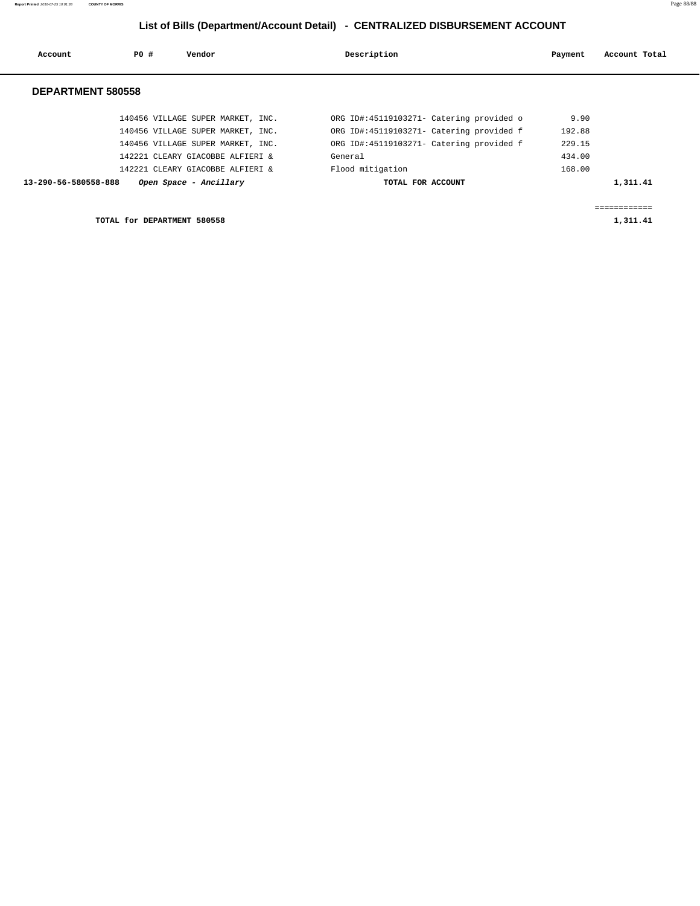## List of Bills (Department/Account Detail) - CENTRALIZED DISBURSEMENT ACCOUNT

| Account | PO # | Vendor | Description | Payment | Account Total |
|---|---|---|---|---|---|

### DEPARTMENT 580558

| Account | PO # | Vendor | Description | Payment | Account Total |
|---|---|---|---|---|---|
| | 140456 | VILLAGE SUPER MARKET, INC. | ORG ID#:45119103271- Catering provided o | 9.90 | |
| | 140456 | VILLAGE SUPER MARKET, INC. | ORG ID#:45119103271- Catering provided f | 192.88 | |
| | 140456 | VILLAGE SUPER MARKET, INC. | ORG ID#:45119103271- Catering provided f | 229.15 | |
| | 142221 | CLEARY GIACOBBE ALFIERI & | General | 434.00 | |
| | 142221 | CLEARY GIACOBBE ALFIERI & | Flood mitigation | 168.00 | |
| **13-290-56-580558-888** | ***Open Space - Ancillary*** | | **TOTAL FOR ACCOUNT** | | **1,311.41** |

============

**TOTAL for DEPARTMENT 580558** **1,311.41**